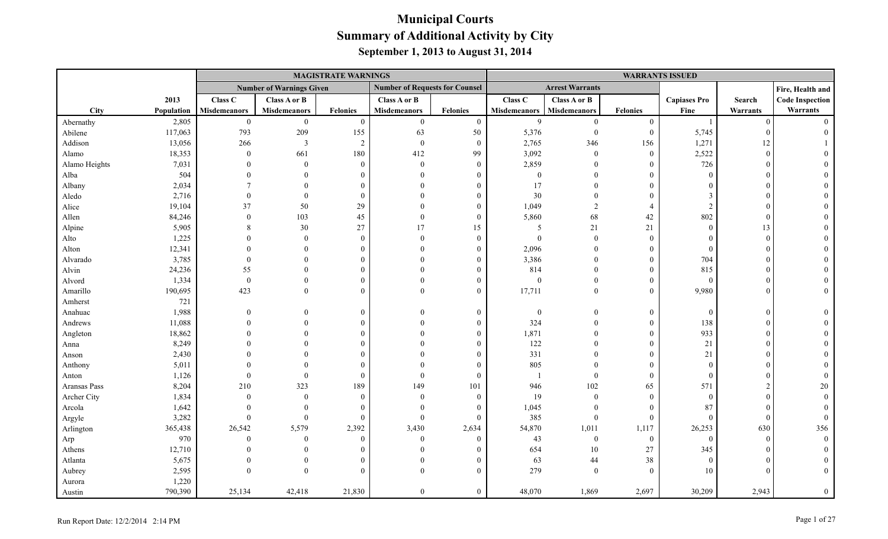# Municipal Courts

## Summary of Additional Activity by City

### September 1, 2013 to August 31, 2014

| | | MAGISTRATE WARNINGS | | | | | WARRANTS ISSUED | | | | | |
|---|---|---|---|---|---|---|---|---|---|---|---|---|
| | | Number of Warnings Given | | | Number of Requests for Counsel | | Arrest Warrants | | | | | Fire, Health and |
| City | 2013 Population | Class C Misdemeanors | Class A or B Misdemeanors | Felonies | Class A or B Misdemeanors | Felonies | Class C Misdemeanors | Class A or B Misdemeanors | Felonies | Capiases Pro Fine | Search Warrants | Code Inspection Warrants |
| Abernathy | 2,805 | 0 | 0 | 0 | 0 | 0 | 9 | 0 | 0 | 1 | 0 | 0 |
| Abilene | 117,063 | 793 | 209 | 155 | 63 | 50 | 5,376 | 0 | 0 | 5,745 | 0 | 0 |
| Addison | 13,056 | 266 | 3 | 2 | 0 | 0 | 2,765 | 346 | 156 | 1,271 | 12 | 1 |
| Alamo | 18,353 | 0 | 661 | 180 | 412 | 99 | 3,092 | 0 | 0 | 2,522 | 0 | 0 |
| Alamo Heights | 7,031 | 0 | 0 | 0 | 0 | 0 | 2,859 | 0 | 0 | 726 | 0 | 0 |
| Alba | 504 | 0 | 0 | 0 | 0 | 0 | 0 | 0 | 0 | 0 | 0 | 0 |
| Albany | 2,034 | 7 | 0 | 0 | 0 | 0 | 17 | 0 | 0 | 0 | 0 | 0 |
| Aledo | 2,716 | 0 | 0 | 0 | 0 | 0 | 30 | 0 | 0 | 3 | 0 | 0 |
| Alice | 19,104 | 37 | 50 | 29 | 0 | 0 | 1,049 | 2 | 4 | 2 | 0 | 0 |
| Allen | 84,246 | 0 | 103 | 45 | 0 | 0 | 5,860 | 68 | 42 | 802 | 0 | 0 |
| Alpine | 5,905 | 8 | 30 | 27 | 17 | 15 | 5 | 21 | 21 | 0 | 13 | 0 |
| Alto | 1,225 | 0 | 0 | 0 | 0 | 0 | 0 | 0 | 0 | 0 | 0 | 0 |
| Alton | 12,341 | 0 | 0 | 0 | 0 | 0 | 2,096 | 0 | 0 | 0 | 0 | 0 |
| Alvarado | 3,785 | 0 | 0 | 0 | 0 | 0 | 3,386 | 0 | 0 | 704 | 0 | 0 |
| Alvin | 24,236 | 55 | 0 | 0 | 0 | 0 | 814 | 0 | 0 | 815 | 0 | 0 |
| Alvord | 1,334 | 0 | 0 | 0 | 0 | 0 | 0 | 0 | 0 | 0 | 0 | 0 |
| Amarillo | 190,695 | 423 | 0 | 0 | 0 | 0 | 17,711 | 0 | 0 | 9,980 | 0 | 0 |
| Amherst | 721 | | | | | | | | | | | |
| Anahuac | 1,988 | 0 | 0 | 0 | 0 | 0 | 0 | 0 | 0 | 0 | 0 | 0 |
| Andrews | 11,088 | 0 | 0 | 0 | 0 | 0 | 324 | 0 | 0 | 138 | 0 | 0 |
| Angleton | 18,862 | 0 | 0 | 0 | 0 | 0 | 1,871 | 0 | 0 | 933 | 0 | 0 |
| Anna | 8,249 | 0 | 0 | 0 | 0 | 0 | 122 | 0 | 0 | 21 | 0 | 0 |
| Anson | 2,430 | 0 | 0 | 0 | 0 | 0 | 331 | 0 | 0 | 21 | 0 | 0 |
| Anthony | 5,011 | 0 | 0 | 0 | 0 | 0 | 805 | 0 | 0 | 0 | 0 | 0 |
| Anton | 1,126 | 0 | 0 | 0 | 0 | 0 | 1 | 0 | 0 | 0 | 0 | 0 |
| Aransas Pass | 8,204 | 210 | 323 | 189 | 149 | 101 | 946 | 102 | 65 | 571 | 2 | 20 |
| Archer City | 1,834 | 0 | 0 | 0 | 0 | 0 | 19 | 0 | 0 | 0 | 0 | 0 |
| Arcola | 1,642 | 0 | 0 | 0 | 0 | 0 | 1,045 | 0 | 0 | 87 | 0 | 0 |
| Argyle | 3,282 | 0 | 0 | 0 | 0 | 0 | 385 | 0 | 0 | 0 | 0 | 0 |
| Arlington | 365,438 | 26,542 | 5,579 | 2,392 | 3,430 | 2,634 | 54,870 | 1,011 | 1,117 | 26,253 | 630 | 356 |
| Arp | 970 | 0 | 0 | 0 | 0 | 0 | 43 | 0 | 0 | 0 | 0 | 0 |
| Athens | 12,710 | 0 | 0 | 0 | 0 | 0 | 654 | 10 | 27 | 345 | 0 | 0 |
| Atlanta | 5,675 | 0 | 0 | 0 | 0 | 0 | 63 | 44 | 38 | 0 | 0 | 0 |
| Aubrey | 2,595 | 0 | 0 | 0 | 0 | 0 | 279 | 0 | 0 | 10 | 0 | 0 |
| Aurora | 1,220 | | | | | | | | | | | |
| Austin | 790,390 | 25,134 | 42,418 | 21,830 | 0 | 0 | 48,070 | 1,869 | 2,697 | 30,209 | 2,943 | 0 |

Run Report Date: 12/2/2014 2:14 PM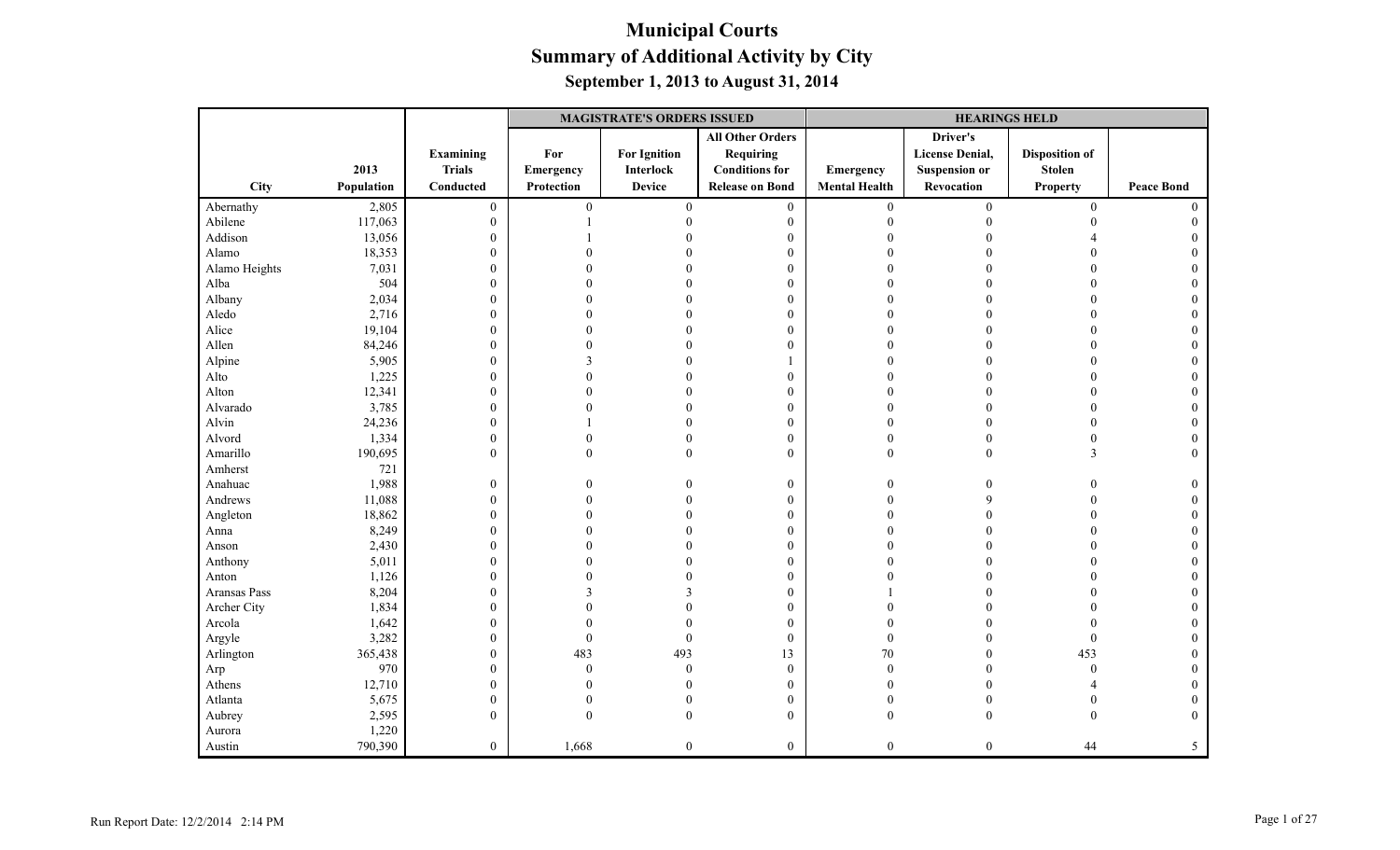# Municipal Courts

## Summary of Additional Activity by City

### September 1, 2013 to August 31, 2014

| City | 2013 Population | Examining Trials Conducted | MAGISTRATE'S ORDERS ISSUED | | | HEARINGS HELD | | | |
|---|---|---|---|---|---|---|---|---|---|
| | | | For Emergency Protection | For Ignition Interlock Device | All Other Orders Requiring Conditions for Release on Bond | Emergency Mental Health | Driver's License Denial, Suspension or Revocation | Disposition of Stolen Property | Peace Bond |
| Abernathy | 2,805 | 0 | 0 | 0 | 0 | 0 | 0 | 0 | 0 |
| Abilene | 117,063 | 0 | 1 | 0 | 0 | 0 | 0 | 0 | 0 |
| Addison | 13,056 | 0 | 1 | 0 | 0 | 0 | 0 | 4 | 0 |
| Alamo | 18,353 | 0 | 0 | 0 | 0 | 0 | 0 | 0 | 0 |
| Alamo Heights | 7,031 | 0 | 0 | 0 | 0 | 0 | 0 | 0 | 0 |
| Alba | 504 | 0 | 0 | 0 | 0 | 0 | 0 | 0 | 0 |
| Albany | 2,034 | 0 | 0 | 0 | 0 | 0 | 0 | 0 | 0 |
| Aledo | 2,716 | 0 | 0 | 0 | 0 | 0 | 0 | 0 | 0 |
| Alice | 19,104 | 0 | 0 | 0 | 0 | 0 | 0 | 0 | 0 |
| Allen | 84,246 | 0 | 0 | 0 | 0 | 0 | 0 | 0 | 0 |
| Alpine | 5,905 | 0 | 3 | 0 | 1 | 0 | 0 | 0 | 0 |
| Alto | 1,225 | 0 | 0 | 0 | 0 | 0 | 0 | 0 | 0 |
| Alton | 12,341 | 0 | 0 | 0 | 0 | 0 | 0 | 0 | 0 |
| Alvarado | 3,785 | 0 | 0 | 0 | 0 | 0 | 0 | 0 | 0 |
| Alvin | 24,236 | 0 | 1 | 0 | 0 | 0 | 0 | 0 | 0 |
| Alvord | 1,334 | 0 | 0 | 0 | 0 | 0 | 0 | 0 | 0 |
| Amarillo | 190,695 | 0 | 0 | 0 | 0 | 0 | 0 | 3 | 0 |
| Amherst | 721 | | | | | | | | |
| Anahuac | 1,988 | 0 | 0 | 0 | 0 | 0 | 0 | 0 | 0 |
| Andrews | 11,088 | 0 | 0 | 0 | 0 | 0 | 9 | 0 | 0 |
| Angleton | 18,862 | 0 | 0 | 0 | 0 | 0 | 0 | 0 | 0 |
| Anna | 8,249 | 0 | 0 | 0 | 0 | 0 | 0 | 0 | 0 |
| Anson | 2,430 | 0 | 0 | 0 | 0 | 0 | 0 | 0 | 0 |
| Anthony | 5,011 | 0 | 0 | 0 | 0 | 0 | 0 | 0 | 0 |
| Anton | 1,126 | 0 | 0 | 0 | 0 | 0 | 0 | 0 | 0 |
| Aransas Pass | 8,204 | 0 | 3 | 3 | 0 | 1 | 0 | 0 | 0 |
| Archer City | 1,834 | 0 | 0 | 0 | 0 | 0 | 0 | 0 | 0 |
| Arcola | 1,642 | 0 | 0 | 0 | 0 | 0 | 0 | 0 | 0 |
| Argyle | 3,282 | 0 | 0 | 0 | 0 | 0 | 0 | 0 | 0 |
| Arlington | 365,438 | 0 | 483 | 493 | 13 | 70 | 0 | 453 | 0 |
| Arp | 970 | 0 | 0 | 0 | 0 | 0 | 0 | 0 | 0 |
| Athens | 12,710 | 0 | 0 | 0 | 0 | 0 | 0 | 4 | 0 |
| Atlanta | 5,675 | 0 | 0 | 0 | 0 | 0 | 0 | 0 | 0 |
| Aubrey | 2,595 | 0 | 0 | 0 | 0 | 0 | 0 | 0 | 0 |
| Aurora | 1,220 | | | | | | | | |
| Austin | 790,390 | 0 | 1,668 | 0 | 0 | 0 | 0 | 44 | 5 |

Run Report Date: 12/2/2014 2:14 PM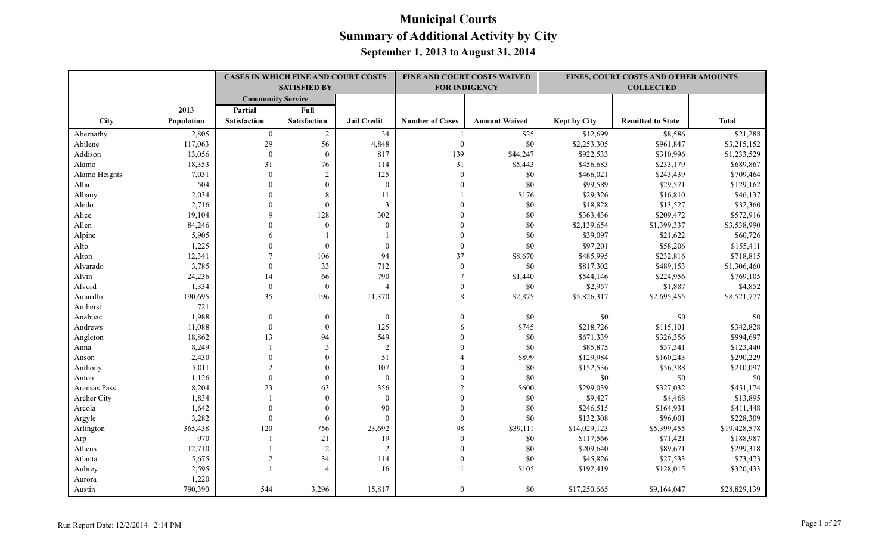# Municipal Courts
## Summary of Additional Activity by City
### September 1, 2013 to August 31, 2014

| | | CASES IN WHICH FINE AND COURT COSTS SATISFIED BY | | | FINE AND COURT COSTS WAIVED FOR INDIGENCY | | FINES, COURT COSTS AND OTHER AMOUNTS COLLECTED | | |
|---|---|---|---|---|---|---|---|---|---|
| | | Community Service | | | | | | | |
| City | 2013 Population | Partial Satisfaction | Full Satisfaction | Jail Credit | Number of Cases | Amount Waived | Kept by City | Remitted to State | Total |
| Abernathy | 2,805 | 0 | 2 | 34 | 1 | $25 | $12,699 | $8,586 | $21,288 |
| Abilene | 117,063 | 29 | 56 | 4,848 | 0 | $0 | $2,253,305 | $961,847 | $3,215,152 |
| Addison | 13,056 | 0 | 0 | 817 | 139 | $44,247 | $922,533 | $310,996 | $1,233,529 |
| Alamo | 18,353 | 31 | 76 | 114 | 31 | $5,443 | $456,683 | $233,179 | $689,867 |
| Alamo Heights | 7,031 | 0 | 2 | 125 | 0 | $0 | $466,021 | $243,439 | $709,464 |
| Alba | 504 | 0 | 0 | 0 | 0 | $0 | $99,589 | $29,571 | $129,162 |
| Albany | 2,034 | 0 | 8 | 11 | 1 | $176 | $29,326 | $16,810 | $46,137 |
| Aledo | 2,716 | 0 | 0 | 3 | 0 | $0 | $18,828 | $13,527 | $32,360 |
| Alice | 19,104 | 9 | 128 | 302 | 0 | $0 | $363,436 | $209,472 | $572,916 |
| Allen | 84,246 | 0 | 0 | 0 | 0 | $0 | $2,139,654 | $1,399,337 | $3,538,990 |
| Alpine | 5,905 | 6 | 1 | 1 | 0 | $0 | $39,097 | $21,622 | $60,726 |
| Alto | 1,225 | 0 | 0 | 0 | 0 | $0 | $97,201 | $58,206 | $155,411 |
| Alton | 12,341 | 7 | 106 | 94 | 37 | $8,670 | $485,995 | $232,816 | $718,815 |
| Alvarado | 3,785 | 0 | 33 | 712 | 0 | $0 | $817,302 | $489,153 | $1,306,460 |
| Alvin | 24,236 | 14 | 66 | 790 | 7 | $1,440 | $544,146 | $224,956 | $769,105 |
| Alvord | 1,334 | 0 | 0 | 4 | 0 | $0 | $2,957 | $1,887 | $4,852 |
| Amarillo | 190,695 | 35 | 196 | 11,370 | 8 | $2,875 | $5,826,317 | $2,695,455 | $8,521,777 |
| Amherst | 721 | | | | | | | | |
| Anahuac | 1,988 | 0 | 0 | 0 | 0 | $0 | $0 | $0 | $0 |
| Andrews | 11,088 | 0 | 0 | 125 | 6 | $745 | $218,726 | $115,101 | $342,828 |
| Angleton | 18,862 | 13 | 94 | 549 | 0 | $0 | $671,339 | $326,356 | $994,697 |
| Anna | 8,249 | 1 | 3 | 2 | 0 | $0 | $85,875 | $37,341 | $123,440 |
| Anson | 2,430 | 0 | 0 | 51 | 4 | $899 | $129,984 | $160,243 | $290,229 |
| Anthony | 5,011 | 2 | 0 | 107 | 0 | $0 | $152,536 | $56,388 | $210,097 |
| Anton | 1,126 | 0 | 0 | 0 | 0 | $0 | $0 | $0 | $0 |
| Aransas Pass | 8,204 | 23 | 63 | 356 | 2 | $600 | $299,039 | $327,032 | $451,174 |
| Archer City | 1,834 | 1 | 0 | 0 | 0 | $0 | $9,427 | $4,468 | $13,895 |
| Arcola | 1,642 | 0 | 0 | 90 | 0 | $0 | $246,515 | $164,931 | $411,448 |
| Argyle | 3,282 | 0 | 0 | 0 | 0 | $0 | $132,308 | $96,001 | $228,309 |
| Arlington | 365,438 | 120 | 756 | 23,692 | 98 | $39,111 | $14,029,123 | $5,399,455 | $19,428,578 |
| Arp | 970 | 1 | 21 | 19 | 0 | $0 | $117,566 | $71,421 | $188,987 |
| Athens | 12,710 | 1 | 2 | 2 | 0 | $0 | $209,640 | $89,671 | $299,318 |
| Atlanta | 5,675 | 2 | 34 | 114 | 0 | $0 | $45,826 | $27,533 | $73,473 |
| Aubrey | 2,595 | 1 | 4 | 16 | 1 | $105 | $192,419 | $128,015 | $320,433 |
| Aurora | 1,220 | | | | | | | | |
| Austin | 790,390 | 544 | 3,296 | 15,817 | 0 | $0 | $17,250,665 | $9,164,047 | $28,829,139 |

Run Report Date: 12/2/2014 2:14 PM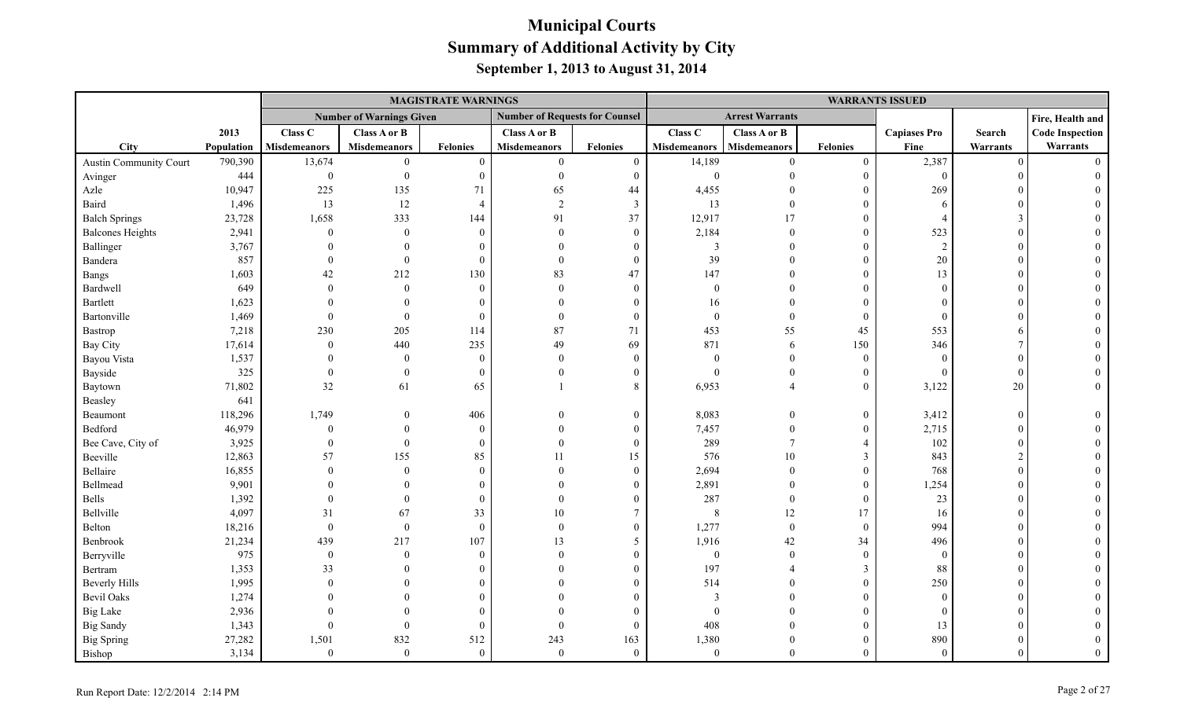# Municipal Courts
## Summary of Additional Activity by City
### September 1, 2013 to August 31, 2014

| | | MAGISTRATE WARNINGS | | | | | WARRANTS ISSUED | | | | | |
|---|---|---|---|---|---|---|---|---|---|---|---|---|
| | | Number of Warnings Given | | | Number of Requests for Counsel | | Arrest Warrants | | | | | Fire, Health and |
| | 2013 | Class C | Class A or B | | Class A or B | | Class C | Class A or B | | Capiases Pro | Search | Code Inspection |
| City | Population | Misdemeanors | Misdemeanors | Felonies | Misdemeanors | Felonies | Misdemeanors | Misdemeanors | Felonies | Fine | Warrants | Warrants |
| Austin Community Court | 790,390 | 13,674 | 0 | 0 | 0 | 0 | 14,189 | 0 | 0 | 2,387 | 0 | 0 |
| Avinger | 444 | 0 | 0 | 0 | 0 | 0 | 0 | 0 | 0 | 0 | 0 | 0 |
| Azle | 10,947 | 225 | 135 | 71 | 65 | 44 | 4,455 | 0 | 0 | 269 | 0 | 0 |
| Baird | 1,496 | 13 | 12 | 4 | 2 | 3 | 13 | 0 | 0 | 6 | 0 | 0 |
| Balch Springs | 23,728 | 1,658 | 333 | 144 | 91 | 37 | 12,917 | 17 | 0 | 4 | 3 | 0 |
| Balcones Heights | 2,941 | 0 | 0 | 0 | 0 | 0 | 2,184 | 0 | 0 | 523 | 0 | 0 |
| Ballinger | 3,767 | 0 | 0 | 0 | 0 | 0 | 3 | 0 | 0 | 2 | 0 | 0 |
| Bandera | 857 | 0 | 0 | 0 | 0 | 0 | 39 | 0 | 0 | 20 | 0 | 0 |
| Bangs | 1,603 | 42 | 212 | 130 | 83 | 47 | 147 | 0 | 0 | 13 | 0 | 0 |
| Bardwell | 649 | 0 | 0 | 0 | 0 | 0 | 0 | 0 | 0 | 0 | 0 | 0 |
| Bartlett | 1,623 | 0 | 0 | 0 | 0 | 0 | 16 | 0 | 0 | 0 | 0 | 0 |
| Bartonville | 1,469 | 0 | 0 | 0 | 0 | 0 | 0 | 0 | 0 | 0 | 0 | 0 |
| Bastrop | 7,218 | 230 | 205 | 114 | 87 | 71 | 453 | 55 | 45 | 553 | 6 | 0 |
| Bay City | 17,614 | 0 | 440 | 235 | 49 | 69 | 871 | 6 | 150 | 346 | 7 | 0 |
| Bayou Vista | 1,537 | 0 | 0 | 0 | 0 | 0 | 0 | 0 | 0 | 0 | 0 | 0 |
| Bayside | 325 | 0 | 0 | 0 | 0 | 0 | 0 | 0 | 0 | 0 | 0 | 0 |
| Baytown | 71,802 | 32 | 61 | 65 | 1 | 8 | 6,953 | 4 | 0 | 3,122 | 20 | 0 |
| Beasley | 641 | | | | | | | | | | | |
| Beaumont | 118,296 | 1,749 | 0 | 406 | 0 | 0 | 8,083 | 0 | 0 | 3,412 | 0 | 0 |
| Bedford | 46,979 | 0 | 0 | 0 | 0 | 0 | 7,457 | 0 | 0 | 2,715 | 0 | 0 |
| Bee Cave, City of | 3,925 | 0 | 0 | 0 | 0 | 0 | 289 | 7 | 4 | 102 | 0 | 0 |
| Beeville | 12,863 | 57 | 155 | 85 | 11 | 15 | 576 | 10 | 3 | 843 | 2 | 0 |
| Bellaire | 16,855 | 0 | 0 | 0 | 0 | 0 | 2,694 | 0 | 0 | 768 | 0 | 0 |
| Bellmead | 9,901 | 0 | 0 | 0 | 0 | 0 | 2,891 | 0 | 0 | 1,254 | 0 | 0 |
| Bells | 1,392 | 0 | 0 | 0 | 0 | 0 | 287 | 0 | 0 | 23 | 0 | 0 |
| Bellville | 4,097 | 31 | 67 | 33 | 10 | 7 | 8 | 12 | 17 | 16 | 0 | 0 |
| Belton | 18,216 | 0 | 0 | 0 | 0 | 0 | 1,277 | 0 | 0 | 994 | 0 | 0 |
| Benbrook | 21,234 | 439 | 217 | 107 | 13 | 5 | 1,916 | 42 | 34 | 496 | 0 | 0 |
| Berryville | 975 | 0 | 0 | 0 | 0 | 0 | 0 | 0 | 0 | 0 | 0 | 0 |
| Bertram | 1,353 | 33 | 0 | 0 | 0 | 0 | 197 | 4 | 3 | 88 | 0 | 0 |
| Beverly Hills | 1,995 | 0 | 0 | 0 | 0 | 0 | 514 | 0 | 0 | 250 | 0 | 0 |
| Bevil Oaks | 1,274 | 0 | 0 | 0 | 0 | 0 | 3 | 0 | 0 | 0 | 0 | 0 |
| Big Lake | 2,936 | 0 | 0 | 0 | 0 | 0 | 0 | 0 | 0 | 0 | 0 | 0 |
| Big Sandy | 1,343 | 0 | 0 | 0 | 0 | 0 | 408 | 0 | 0 | 13 | 0 | 0 |
| Big Spring | 27,282 | 1,501 | 832 | 512 | 243 | 163 | 1,380 | 0 | 0 | 890 | 0 | 0 |
| Bishop | 3,134 | 0 | 0 | 0 | 0 | 0 | 0 | 0 | 0 | 0 | 0 | 0 |

Run Report Date: 12/2/2014 2:14 PM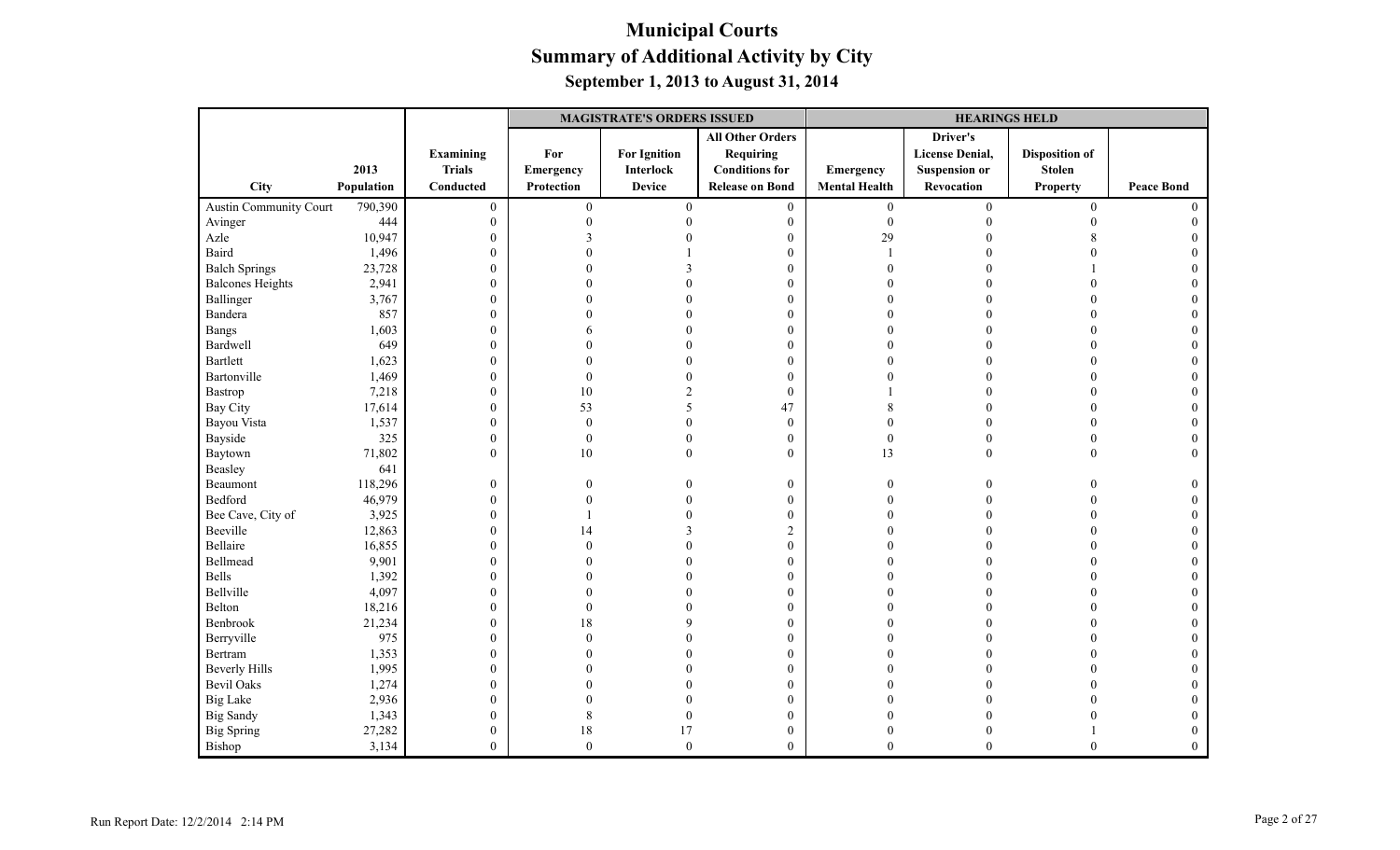# Municipal Courts
## Summary of Additional Activity by City
### September 1, 2013 to August 31, 2014

| | | | MAGISTRATE'S ORDERS ISSUED | | | HEARINGS HELD | | | |
|---|---|---|---|---|---|---|---|---|---|
| City | 2013 Population | Examining Trials Conducted | For Emergency Protection | For Ignition Interlock Device | All Other Orders Requiring Conditions for Release on Bond | Emergency Mental Health | Driver's License Denial, Suspension or Revocation | Disposition of Stolen Property | Peace Bond |
| Austin Community Court | 790,390 | 0 | 0 | 0 | 0 | 0 | 0 | 0 | 0 |
| Avinger | 444 | 0 | 0 | 0 | 0 | 0 | 0 | 0 | 0 |
| Azle | 10,947 | 0 | 3 | 0 | 0 | 29 | 0 | 8 | 0 |
| Baird | 1,496 | 0 | 0 | 1 | 0 | 1 | 0 | 0 | 0 |
| Balch Springs | 23,728 | 0 | 0 | 3 | 0 | 0 | 0 | 1 | 0 |
| Balcones Heights | 2,941 | 0 | 0 | 0 | 0 | 0 | 0 | 0 | 0 |
| Ballinger | 3,767 | 0 | 0 | 0 | 0 | 0 | 0 | 0 | 0 |
| Bandera | 857 | 0 | 0 | 0 | 0 | 0 | 0 | 0 | 0 |
| Bangs | 1,603 | 0 | 6 | 0 | 0 | 0 | 0 | 0 | 0 |
| Bardwell | 649 | 0 | 0 | 0 | 0 | 0 | 0 | 0 | 0 |
| Bartlett | 1,623 | 0 | 0 | 0 | 0 | 0 | 0 | 0 | 0 |
| Bartonville | 1,469 | 0 | 0 | 0 | 0 | 0 | 0 | 0 | 0 |
| Bastrop | 7,218 | 0 | 10 | 2 | 0 | 1 | 0 | 0 | 0 |
| Bay City | 17,614 | 0 | 53 | 5 | 47 | 8 | 0 | 0 | 0 |
| Bayou Vista | 1,537 | 0 | 0 | 0 | 0 | 0 | 0 | 0 | 0 |
| Bayside | 325 | 0 | 0 | 0 | 0 | 0 | 0 | 0 | 0 |
| Baytown | 71,802 | 0 | 10 | 0 | 0 | 13 | 0 | 0 | 0 |
| Beasley | 641 | | | | | | | | |
| Beaumont | 118,296 | 0 | 0 | 0 | 0 | 0 | 0 | 0 | 0 |
| Bedford | 46,979 | 0 | 0 | 0 | 0 | 0 | 0 | 0 | 0 |
| Bee Cave, City of | 3,925 | 0 | 1 | 0 | 0 | 0 | 0 | 0 | 0 |
| Beeville | 12,863 | 0 | 14 | 3 | 2 | 0 | 0 | 0 | 0 |
| Bellaire | 16,855 | 0 | 0 | 0 | 0 | 0 | 0 | 0 | 0 |
| Bellmead | 9,901 | 0 | 0 | 0 | 0 | 0 | 0 | 0 | 0 |
| Bells | 1,392 | 0 | 0 | 0 | 0 | 0 | 0 | 0 | 0 |
| Bellville | 4,097 | 0 | 0 | 0 | 0 | 0 | 0 | 0 | 0 |
| Belton | 18,216 | 0 | 0 | 0 | 0 | 0 | 0 | 0 | 0 |
| Benbrook | 21,234 | 0 | 18 | 9 | 0 | 0 | 0 | 0 | 0 |
| Berryville | 975 | 0 | 0 | 0 | 0 | 0 | 0 | 0 | 0 |
| Bertram | 1,353 | 0 | 0 | 0 | 0 | 0 | 0 | 0 | 0 |
| Beverly Hills | 1,995 | 0 | 0 | 0 | 0 | 0 | 0 | 0 | 0 |
| Bevil Oaks | 1,274 | 0 | 0 | 0 | 0 | 0 | 0 | 0 | 0 |
| Big Lake | 2,936 | 0 | 0 | 0 | 0 | 0 | 0 | 0 | 0 |
| Big Sandy | 1,343 | 0 | 8 | 0 | 0 | 0 | 0 | 0 | 0 |
| Big Spring | 27,282 | 0 | 18 | 17 | 0 | 0 | 0 | 1 | 0 |
| Bishop | 3,134 | 0 | 0 | 0 | 0 | 0 | 0 | 0 | 0 |

Run Report Date: 12/2/2014 2:14 PM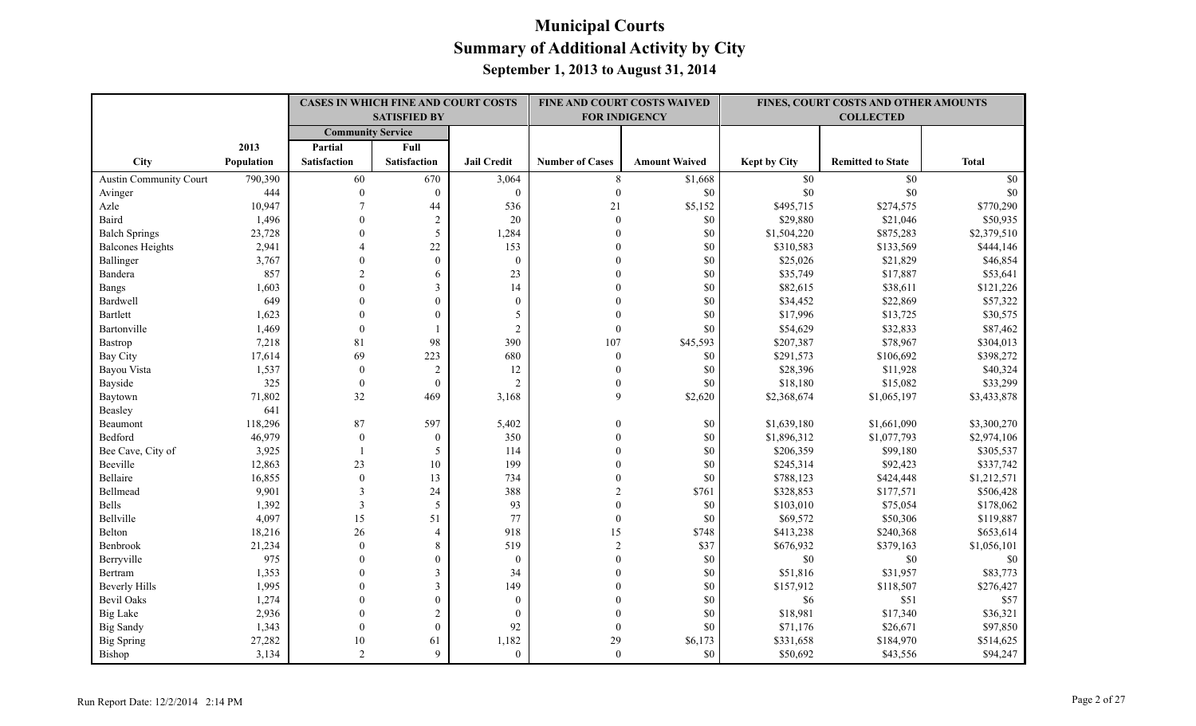# Municipal Courts
## Summary of Additional Activity by City
### September 1, 2013 to August 31, 2014

| | | CASES IN WHICH FINE AND COURT COSTS SATISFIED BY | | | FINE AND COURT COSTS WAIVED FOR INDIGENCY | | FINES, COURT COSTS AND OTHER AMOUNTS COLLECTED | | |
|---|---|---|---|---|---|---|---|---|---|
| | | Community Service | | | | | | | |
| City | 2013 Population | Partial Satisfaction | Full Satisfaction | Jail Credit | Number of Cases | Amount Waived | Kept by City | Remitted to State | Total |
| Austin Community Court | 790,390 | 60 | 670 | 3,064 | 8 | $1,668 | $0 | $0 | $0 |
| Avinger | 444 | 0 | 0 | 0 | 0 | $0 | $0 | $0 | $0 |
| Azle | 10,947 | 7 | 44 | 536 | 21 | $5,152 | $495,715 | $274,575 | $770,290 |
| Baird | 1,496 | 0 | 2 | 20 | 0 | $0 | $29,880 | $21,046 | $50,935 |
| Balch Springs | 23,728 | 0 | 5 | 1,284 | 0 | $0 | $1,504,220 | $875,283 | $2,379,510 |
| Balcones Heights | 2,941 | 4 | 22 | 153 | 0 | $0 | $310,583 | $133,569 | $444,146 |
| Ballinger | 3,767 | 0 | 0 | 0 | 0 | $0 | $25,026 | $21,829 | $46,854 |
| Bandera | 857 | 2 | 6 | 23 | 0 | $0 | $35,749 | $17,887 | $53,641 |
| Bangs | 1,603 | 0 | 3 | 14 | 0 | $0 | $82,615 | $38,611 | $121,226 |
| Bardwell | 649 | 0 | 0 | 0 | 0 | $0 | $34,452 | $22,869 | $57,322 |
| Bartlett | 1,623 | 0 | 0 | 5 | 0 | $0 | $17,996 | $13,725 | $30,575 |
| Bartonville | 1,469 | 0 | 1 | 2 | 0 | $0 | $54,629 | $32,833 | $87,462 |
| Bastrop | 7,218 | 81 | 98 | 390 | 107 | $45,593 | $207,387 | $78,967 | $304,013 |
| Bay City | 17,614 | 69 | 223 | 680 | 0 | $0 | $291,573 | $106,692 | $398,272 |
| Bayou Vista | 1,537 | 0 | 2 | 12 | 0 | $0 | $28,396 | $11,928 | $40,324 |
| Bayside | 325 | 0 | 0 | 2 | 0 | $0 | $18,180 | $15,082 | $33,299 |
| Baytown | 71,802 | 32 | 469 | 3,168 | 9 | $2,620 | $2,368,674 | $1,065,197 | $3,433,878 |
| Beasley | 641 | | | | | | | | |
| Beaumont | 118,296 | 87 | 597 | 5,402 | 0 | $0 | $1,639,180 | $1,661,090 | $3,300,270 |
| Bedford | 46,979 | 0 | 0 | 350 | 0 | $0 | $1,896,312 | $1,077,793 | $2,974,106 |
| Bee Cave, City of | 3,925 | 1 | 5 | 114 | 0 | $0 | $206,359 | $99,180 | $305,537 |
| Beeville | 12,863 | 23 | 10 | 199 | 0 | $0 | $245,314 | $92,423 | $337,742 |
| Bellaire | 16,855 | 0 | 13 | 734 | 0 | $0 | $788,123 | $424,448 | $1,212,571 |
| Bellmead | 9,901 | 3 | 24 | 388 | 2 | $761 | $328,853 | $177,571 | $506,428 |
| Bells | 1,392 | 3 | 5 | 93 | 0 | $0 | $103,010 | $75,054 | $178,062 |
| Bellville | 4,097 | 15 | 51 | 77 | 0 | $0 | $69,572 | $50,306 | $119,887 |
| Belton | 18,216 | 26 | 4 | 918 | 15 | $748 | $413,238 | $240,368 | $653,614 |
| Benbrook | 21,234 | 0 | 8 | 519 | 2 | $37 | $676,932 | $379,163 | $1,056,101 |
| Berryville | 975 | 0 | 0 | 0 | 0 | $0 | $0 | $0 | $0 |
| Bertram | 1,353 | 0 | 3 | 34 | 0 | $0 | $51,816 | $31,957 | $83,773 |
| Beverly Hills | 1,995 | 0 | 3 | 149 | 0 | $0 | $157,912 | $118,507 | $276,427 |
| Bevil Oaks | 1,274 | 0 | 0 | 0 | 0 | $0 | $6 | $51 | $57 |
| Big Lake | 2,936 | 0 | 2 | 0 | 0 | $0 | $18,981 | $17,340 | $36,321 |
| Big Sandy | 1,343 | 0 | 0 | 92 | 0 | $0 | $71,176 | $26,671 | $97,850 |
| Big Spring | 27,282 | 10 | 61 | 1,182 | 29 | $6,173 | $331,658 | $184,970 | $514,625 |
| Bishop | 3,134 | 2 | 9 | 0 | 0 | $0 | $50,692 | $43,556 | $94,247 |

Run Report Date: 12/2/2014 2:14 PM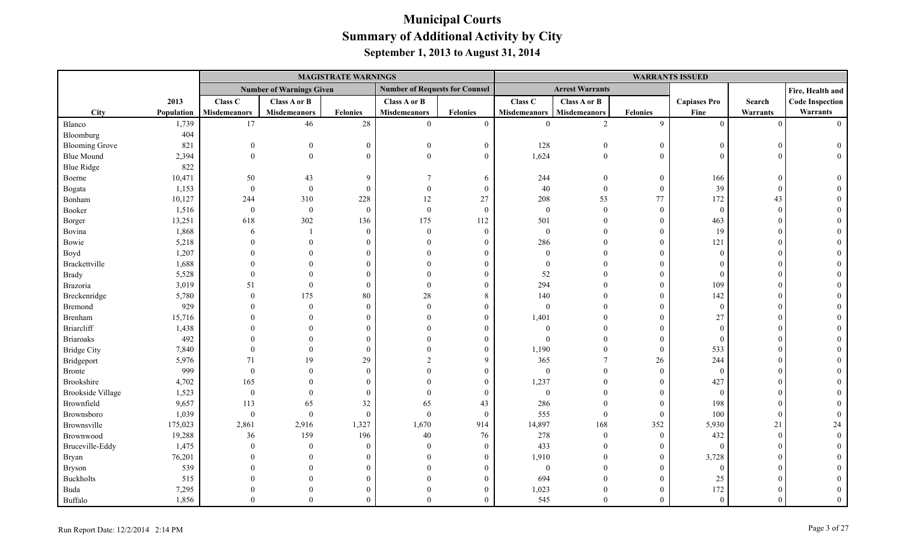# Municipal Courts
## Summary of Additional Activity by City
### September 1, 2013 to August 31, 2014

| | | MAGISTRATE WARNINGS | | | | | WARRANTS ISSUED | | | | | |
|---|---|---|---|---|---|---|---|---|---|---|---|---|
| | | Number of Warnings Given | | | Number of Requests for Counsel | | Arrest Warrants | | | | | |
| City | 2013 Population | Class C Misdemeanors | Class A or B Misdemeanors | Felonies | Class A or B Misdemeanors | Felonies | Class C Misdemeanors | Class A or B Misdemeanors | Felonies | Capiases Pro Fine | Search Warrants | Fire, Health and Code Inspection Warrants |
| Blanco | 1,739 | 17 | 46 | 28 | 0 | 0 | 0 | 2 | 9 | 0 | 0 | 0 |
| Bloomburg | 404 | | | | | | | | | | | |
| Blooming Grove | 821 | 0 | 0 | 0 | 0 | 0 | 128 | 0 | 0 | 0 | 0 | 0 |
| Blue Mound | 2,394 | 0 | 0 | 0 | 0 | 0 | 1,624 | 0 | 0 | 0 | 0 | 0 |
| Blue Ridge | 822 | | | | | | | | | | | |
| Boerne | 10,471 | 50 | 43 | 9 | 7 | 6 | 244 | 0 | 0 | 166 | 0 | 0 |
| Bogata | 1,153 | 0 | 0 | 0 | 0 | 0 | 40 | 0 | 0 | 39 | 0 | 0 |
| Bonham | 10,127 | 244 | 310 | 228 | 12 | 27 | 208 | 53 | 77 | 172 | 43 | 0 |
| Booker | 1,516 | 0 | 0 | 0 | 0 | 0 | 0 | 0 | 0 | 0 | 0 | 0 |
| Borger | 13,251 | 618 | 302 | 136 | 175 | 112 | 501 | 0 | 0 | 463 | 0 | 0 |
| Bovina | 1,868 | 6 | 1 | 0 | 0 | 0 | 0 | 0 | 0 | 19 | 0 | 0 |
| Bowie | 5,218 | 0 | 0 | 0 | 0 | 0 | 286 | 0 | 0 | 121 | 0 | 0 |
| Boyd | 1,207 | 0 | 0 | 0 | 0 | 0 | 0 | 0 | 0 | 0 | 0 | 0 |
| Brackettville | 1,688 | 0 | 0 | 0 | 0 | 0 | 0 | 0 | 0 | 0 | 0 | 0 |
| Brady | 5,528 | 0 | 0 | 0 | 0 | 0 | 52 | 0 | 0 | 0 | 0 | 0 |
| Brazoria | 3,019 | 51 | 0 | 0 | 0 | 0 | 294 | 0 | 0 | 109 | 0 | 0 |
| Breckenridge | 5,780 | 0 | 175 | 80 | 28 | 8 | 140 | 0 | 0 | 142 | 0 | 0 |
| Bremond | 929 | 0 | 0 | 0 | 0 | 0 | 0 | 0 | 0 | 0 | 0 | 0 |
| Brenham | 15,716 | 0 | 0 | 0 | 0 | 0 | 1,401 | 0 | 0 | 27 | 0 | 0 |
| Briarcliff | 1,438 | 0 | 0 | 0 | 0 | 0 | 0 | 0 | 0 | 0 | 0 | 0 |
| Briaroaks | 492 | 0 | 0 | 0 | 0 | 0 | 0 | 0 | 0 | 0 | 0 | 0 |
| Bridge City | 7,840 | 0 | 0 | 0 | 0 | 0 | 1,190 | 0 | 0 | 533 | 0 | 0 |
| Bridgeport | 5,976 | 71 | 19 | 29 | 2 | 9 | 365 | 7 | 26 | 244 | 0 | 0 |
| Bronte | 999 | 0 | 0 | 0 | 0 | 0 | 0 | 0 | 0 | 0 | 0 | 0 |
| Brookshire | 4,702 | 165 | 0 | 0 | 0 | 0 | 1,237 | 0 | 0 | 427 | 0 | 0 |
| Brookside Village | 1,523 | 0 | 0 | 0 | 0 | 0 | 0 | 0 | 0 | 0 | 0 | 0 |
| Brownfield | 9,657 | 113 | 65 | 32 | 65 | 43 | 286 | 0 | 0 | 198 | 0 | 0 |
| Brownsboro | 1,039 | 0 | 0 | 0 | 0 | 0 | 555 | 0 | 0 | 100 | 0 | 0 |
| Brownsville | 175,023 | 2,861 | 2,916 | 1,327 | 1,670 | 914 | 14,897 | 168 | 352 | 5,930 | 21 | 24 |
| Brownwood | 19,288 | 36 | 159 | 196 | 40 | 76 | 278 | 0 | 0 | 432 | 0 | 0 |
| Bruceville-Eddy | 1,475 | 0 | 0 | 0 | 0 | 0 | 433 | 0 | 0 | 0 | 0 | 0 |
| Bryan | 76,201 | 0 | 0 | 0 | 0 | 0 | 1,910 | 0 | 0 | 3,728 | 0 | 0 |
| Bryson | 539 | 0 | 0 | 0 | 0 | 0 | 0 | 0 | 0 | 0 | 0 | 0 |
| Buckholts | 515 | 0 | 0 | 0 | 0 | 0 | 694 | 0 | 0 | 25 | 0 | 0 |
| Buda | 7,295 | 0 | 0 | 0 | 0 | 0 | 1,023 | 0 | 0 | 172 | 0 | 0 |
| Buffalo | 1,856 | 0 | 0 | 0 | 0 | 0 | 545 | 0 | 0 | 0 | 0 | 0 |

Run Report Date: 12/2/2014 2:14 PM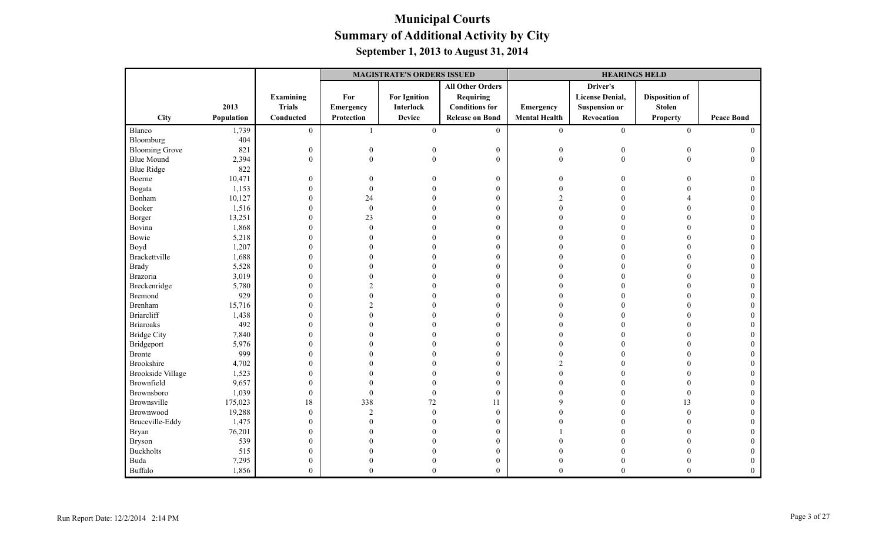# Municipal Courts
## Summary of Additional Activity by City
### September 1, 2013 to August 31, 2014

| City | 2013 Population | Examining Trials Conducted | MAGISTRATE'S ORDERS ISSUED: For Emergency Protection | MAGISTRATE'S ORDERS ISSUED: For Ignition Interlock Device | MAGISTRATE'S ORDERS ISSUED: All Other Orders Requiring Conditions for Release on Bond | HEARINGS HELD: Emergency Mental Health | HEARINGS HELD: Driver's License Denial, Suspension or Revocation | HEARINGS HELD: Disposition of Stolen Property | HEARINGS HELD: Peace Bond |
|---|---|---|---|---|---|---|---|---|---|
| Blanco | 1,739 | 0 | 1 | 0 | 0 | 0 | 0 | 0 | 0 |
| Bloomburg | 404 | | | | | | | | |
| Blooming Grove | 821 | 0 | 0 | 0 | 0 | 0 | 0 | 0 | 0 |
| Blue Mound | 2,394 | 0 | 0 | 0 | 0 | 0 | 0 | 0 | 0 |
| Blue Ridge | 822 | | | | | | | | |
| Boerne | 10,471 | 0 | 0 | 0 | 0 | 0 | 0 | 0 | 0 |
| Bogata | 1,153 | 0 | 0 | 0 | 0 | 0 | 0 | 0 | 0 |
| Bonham | 10,127 | 0 | 24 | 0 | 0 | 2 | 0 | 4 | 0 |
| Booker | 1,516 | 0 | 0 | 0 | 0 | 0 | 0 | 0 | 0 |
| Borger | 13,251 | 0 | 23 | 0 | 0 | 0 | 0 | 0 | 0 |
| Bovina | 1,868 | 0 | 0 | 0 | 0 | 0 | 0 | 0 | 0 |
| Bowie | 5,218 | 0 | 0 | 0 | 0 | 0 | 0 | 0 | 0 |
| Boyd | 1,207 | 0 | 0 | 0 | 0 | 0 | 0 | 0 | 0 |
| Brackettville | 1,688 | 0 | 0 | 0 | 0 | 0 | 0 | 0 | 0 |
| Brady | 5,528 | 0 | 0 | 0 | 0 | 0 | 0 | 0 | 0 |
| Brazoria | 3,019 | 0 | 0 | 0 | 0 | 0 | 0 | 0 | 0 |
| Breckenridge | 5,780 | 0 | 2 | 0 | 0 | 0 | 0 | 0 | 0 |
| Bremond | 929 | 0 | 0 | 0 | 0 | 0 | 0 | 0 | 0 |
| Brenham | 15,716 | 0 | 2 | 0 | 0 | 0 | 0 | 0 | 0 |
| Briarcliff | 1,438 | 0 | 0 | 0 | 0 | 0 | 0 | 0 | 0 |
| Briaroaks | 492 | 0 | 0 | 0 | 0 | 0 | 0 | 0 | 0 |
| Bridge City | 7,840 | 0 | 0 | 0 | 0 | 0 | 0 | 0 | 0 |
| Bridgeport | 5,976 | 0 | 0 | 0 | 0 | 0 | 0 | 0 | 0 |
| Bronte | 999 | 0 | 0 | 0 | 0 | 0 | 0 | 0 | 0 |
| Brookshire | 4,702 | 0 | 0 | 0 | 0 | 2 | 0 | 0 | 0 |
| Brookside Village | 1,523 | 0 | 0 | 0 | 0 | 0 | 0 | 0 | 0 |
| Brownfield | 9,657 | 0 | 0 | 0 | 0 | 0 | 0 | 0 | 0 |
| Brownsboro | 1,039 | 0 | 0 | 0 | 0 | 0 | 0 | 0 | 0 |
| Brownsville | 175,023 | 18 | 338 | 72 | 11 | 9 | 0 | 13 | 0 |
| Brownwood | 19,288 | 0 | 2 | 0 | 0 | 0 | 0 | 0 | 0 |
| Bruceville-Eddy | 1,475 | 0 | 0 | 0 | 0 | 0 | 0 | 0 | 0 |
| Bryan | 76,201 | 0 | 0 | 0 | 0 | 1 | 0 | 0 | 0 |
| Bryson | 539 | 0 | 0 | 0 | 0 | 0 | 0 | 0 | 0 |
| Buckholts | 515 | 0 | 0 | 0 | 0 | 0 | 0 | 0 | 0 |
| Buda | 7,295 | 0 | 0 | 0 | 0 | 0 | 0 | 0 | 0 |
| Buffalo | 1,856 | 0 | 0 | 0 | 0 | 0 | 0 | 0 | 0 |

Run Report Date: 12/2/2014 2:14 PM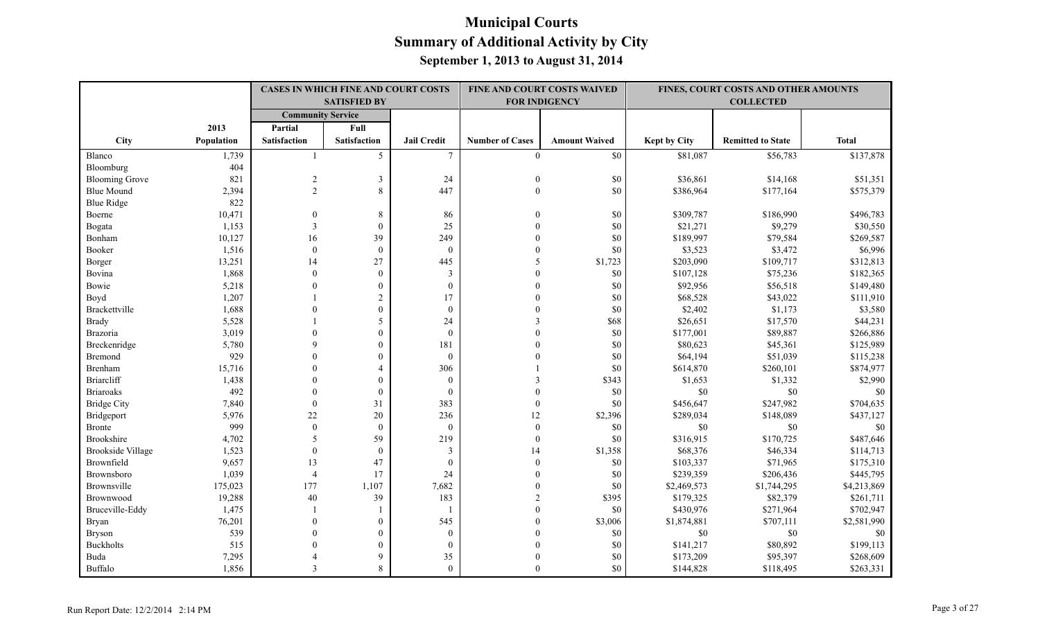# Municipal Courts
## Summary of Additional Activity by City
### September 1, 2013 to August 31, 2014

| | | CASES IN WHICH FINE AND COURT COSTS SATISFIED BY | | | FINE AND COURT COSTS WAIVED FOR INDIGENCY | | FINES, COURT COSTS AND OTHER AMOUNTS COLLECTED | | |
|---|---|---|---|---|---|---|---|---|---|
| | | Community Service | | | | | | | |
| City | 2013 Population | Partial Satisfaction | Full Satisfaction | Jail Credit | Number of Cases | Amount Waived | Kept by City | Remitted to State | Total |
| Blanco | 1,739 | 1 | 5 | 7 | 0 | $0 | $81,087 | $56,783 | $137,878 |
| Bloomburg | 404 | | | | | | | | |
| Blooming Grove | 821 | 2 | 3 | 24 | 0 | $0 | $36,861 | $14,168 | $51,351 |
| Blue Mound | 2,394 | 2 | 8 | 447 | 0 | $0 | $386,964 | $177,164 | $575,379 |
| Blue Ridge | 822 | | | | | | | | |
| Boerne | 10,471 | 0 | 8 | 86 | 0 | $0 | $309,787 | $186,990 | $496,783 |
| Bogata | 1,153 | 3 | 0 | 25 | 0 | $0 | $21,271 | $9,279 | $30,550 |
| Bonham | 10,127 | 16 | 39 | 249 | 0 | $0 | $189,997 | $79,584 | $269,587 |
| Booker | 1,516 | 0 | 0 | 0 | 0 | $0 | $3,523 | $3,472 | $6,996 |
| Borger | 13,251 | 14 | 27 | 445 | 5 | $1,723 | $203,090 | $109,717 | $312,813 |
| Bovina | 1,868 | 0 | 0 | 3 | 0 | $0 | $107,128 | $75,236 | $182,365 |
| Bowie | 5,218 | 0 | 0 | 0 | 0 | $0 | $92,956 | $56,518 | $149,480 |
| Boyd | 1,207 | 1 | 2 | 17 | 0 | $0 | $68,528 | $43,022 | $111,910 |
| Brackettville | 1,688 | 0 | 0 | 0 | 0 | $0 | $2,402 | $1,173 | $3,580 |
| Brady | 5,528 | 1 | 5 | 24 | 3 | $68 | $26,651 | $17,570 | $44,231 |
| Brazoria | 3,019 | 0 | 0 | 0 | 0 | $0 | $177,001 | $89,887 | $266,886 |
| Breckenridge | 5,780 | 9 | 0 | 181 | 0 | $0 | $80,623 | $45,361 | $125,989 |
| Bremond | 929 | 0 | 0 | 0 | 0 | $0 | $64,194 | $51,039 | $115,238 |
| Brenham | 15,716 | 0 | 4 | 306 | 1 | $0 | $614,870 | $260,101 | $874,977 |
| Briarcliff | 1,438 | 0 | 0 | 0 | 3 | $343 | $1,653 | $1,332 | $2,990 |
| Briaroaks | 492 | 0 | 0 | 0 | 0 | $0 | $0 | $0 | $0 |
| Bridge City | 7,840 | 0 | 31 | 383 | 0 | $0 | $456,647 | $247,982 | $704,635 |
| Bridgeport | 5,976 | 22 | 20 | 236 | 12 | $2,396 | $289,034 | $148,089 | $437,127 |
| Bronte | 999 | 0 | 0 | 0 | 0 | $0 | $0 | $0 | $0 |
| Brookshire | 4,702 | 5 | 59 | 219 | 0 | $0 | $316,915 | $170,725 | $487,646 |
| Brookside Village | 1,523 | 0 | 0 | 3 | 14 | $1,358 | $68,376 | $46,334 | $114,713 |
| Brownfield | 9,657 | 13 | 47 | 0 | 0 | $0 | $103,337 | $71,965 | $175,310 |
| Brownsboro | 1,039 | 4 | 17 | 24 | 0 | $0 | $239,359 | $206,436 | $445,795 |
| Brownsville | 175,023 | 177 | 1,107 | 7,682 | 0 | $0 | $2,469,573 | $1,744,295 | $4,213,869 |
| Brownwood | 19,288 | 40 | 39 | 183 | 2 | $395 | $179,325 | $82,379 | $261,711 |
| Bruceville-Eddy | 1,475 | 1 | 1 | 1 | 0 | $0 | $430,976 | $271,964 | $702,947 |
| Bryan | 76,201 | 0 | 0 | 545 | 0 | $3,006 | $1,874,881 | $707,111 | $2,581,990 |
| Bryson | 539 | 0 | 0 | 0 | 0 | $0 | $0 | $0 | $0 |
| Buckholts | 515 | 0 | 0 | 0 | 0 | $0 | $141,217 | $80,892 | $199,113 |
| Buda | 7,295 | 4 | 9 | 35 | 0 | $0 | $173,209 | $95,397 | $268,609 |
| Buffalo | 1,856 | 3 | 8 | 0 | 0 | $0 | $144,828 | $118,495 | $263,331 |

Run Report Date: 12/2/2014 2:14 PM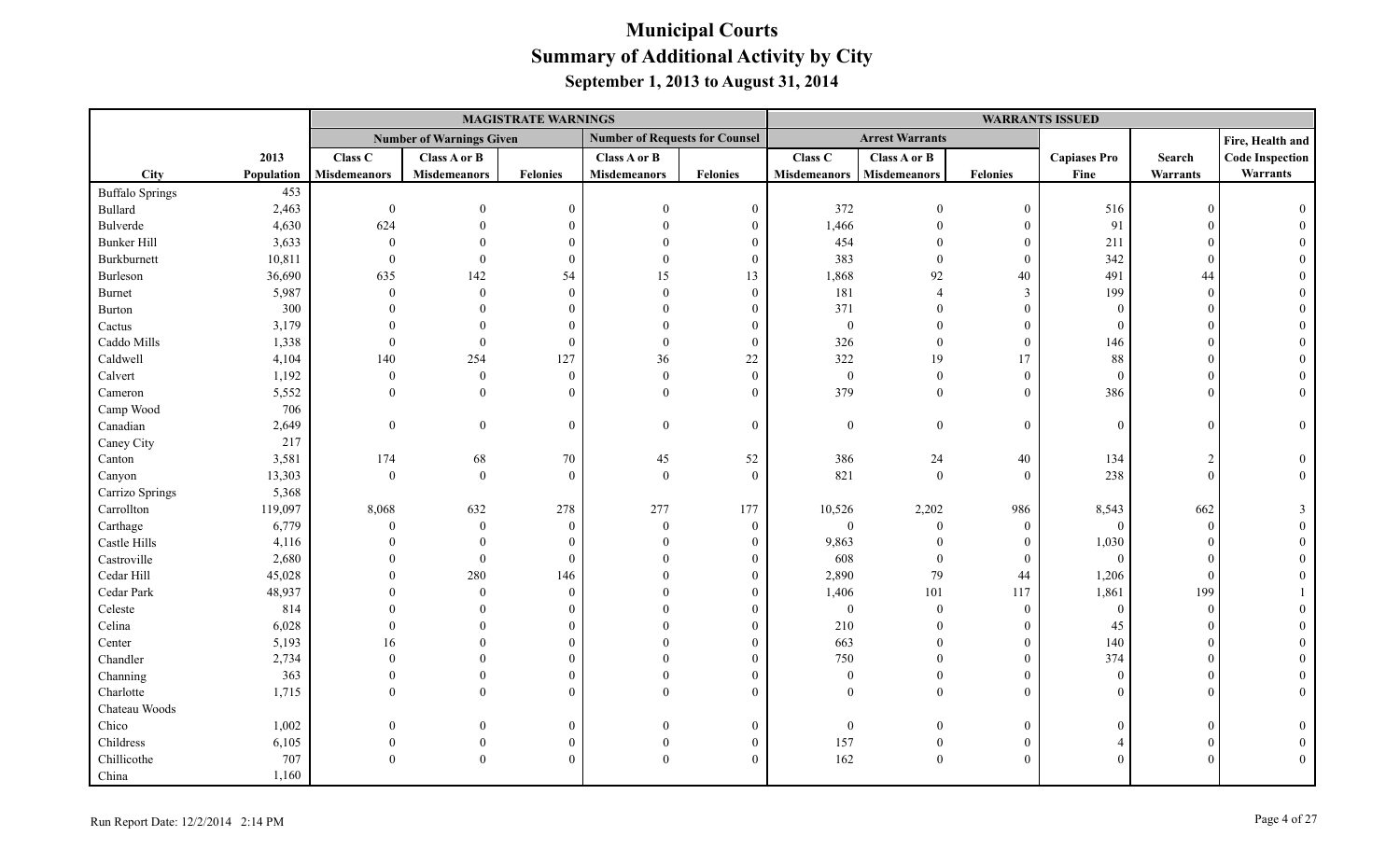# Municipal Courts
## Summary of Additional Activity by City
### September 1, 2013 to August 31, 2014

| | | MAGISTRATE WARNINGS | | | | | WARRANTS ISSUED | | | | | |
|---|---|---|---|---|---|---|---|---|---|---|---|---|
| | | Number of Warnings Given | | | Number of Requests for Counsel | | Arrest Warrants | | | | | Fire, Health and |
| City | 2013 Population | Class C Misdemeanors | Class A or B Misdemeanors | Felonies | Class A or B Misdemeanors | Felonies | Class C Misdemeanors | Class A or B Misdemeanors | Felonies | Capiases Pro Fine | Search Warrants | Code Inspection Warrants |
| Buffalo Springs | 453 | | | | | | | | | | | |
| Bullard | 2,463 | 0 | 0 | 0 | 0 | 0 | 372 | 0 | 0 | 516 | 0 | 0 |
| Bulverde | 4,630 | 624 | 0 | 0 | 0 | 0 | 1,466 | 0 | 0 | 91 | 0 | 0 |
| Bunker Hill | 3,633 | 0 | 0 | 0 | 0 | 0 | 454 | 0 | 0 | 211 | 0 | 0 |
| Burkburnett | 10,811 | 0 | 0 | 0 | 0 | 0 | 383 | 0 | 0 | 342 | 0 | 0 |
| Burleson | 36,690 | 635 | 142 | 54 | 15 | 13 | 1,868 | 92 | 40 | 491 | 44 | 0 |
| Burnet | 5,987 | 0 | 0 | 0 | 0 | 0 | 181 | 4 | 3 | 199 | 0 | 0 |
| Burton | 300 | 0 | 0 | 0 | 0 | 0 | 371 | 0 | 0 | 0 | 0 | 0 |
| Cactus | 3,179 | 0 | 0 | 0 | 0 | 0 | 0 | 0 | 0 | 0 | 0 | 0 |
| Caddo Mills | 1,338 | 0 | 0 | 0 | 0 | 0 | 326 | 0 | 0 | 146 | 0 | 0 |
| Caldwell | 4,104 | 140 | 254 | 127 | 36 | 22 | 322 | 19 | 17 | 88 | 0 | 0 |
| Calvert | 1,192 | 0 | 0 | 0 | 0 | 0 | 0 | 0 | 0 | 0 | 0 | 0 |
| Cameron | 5,552 | 0 | 0 | 0 | 0 | 0 | 379 | 0 | 0 | 386 | 0 | 0 |
| Camp Wood | 706 | | | | | | | | | | | |
| Canadian | 2,649 | 0 | 0 | 0 | 0 | 0 | 0 | 0 | 0 | 0 | 0 | 0 |
| Caney City | 217 | | | | | | | | | | | |
| Canton | 3,581 | 174 | 68 | 70 | 45 | 52 | 386 | 24 | 40 | 134 | 2 | 0 |
| Canyon | 13,303 | 0 | 0 | 0 | 0 | 0 | 821 | 0 | 0 | 238 | 0 | 0 |
| Carrizo Springs | 5,368 | | | | | | | | | | | |
| Carrollton | 119,097 | 8,068 | 632 | 278 | 277 | 177 | 10,526 | 2,202 | 986 | 8,543 | 662 | 3 |
| Carthage | 6,779 | 0 | 0 | 0 | 0 | 0 | 0 | 0 | 0 | 0 | 0 | 0 |
| Castle Hills | 4,116 | 0 | 0 | 0 | 0 | 0 | 9,863 | 0 | 0 | 1,030 | 0 | 0 |
| Castroville | 2,680 | 0 | 0 | 0 | 0 | 0 | 608 | 0 | 0 | 0 | 0 | 0 |
| Cedar Hill | 45,028 | 0 | 280 | 146 | 0 | 0 | 2,890 | 79 | 44 | 1,206 | 0 | 0 |
| Cedar Park | 48,937 | 0 | 0 | 0 | 0 | 0 | 1,406 | 101 | 117 | 1,861 | 199 | 1 |
| Celeste | 814 | 0 | 0 | 0 | 0 | 0 | 0 | 0 | 0 | 0 | 0 | 0 |
| Celina | 6,028 | 0 | 0 | 0 | 0 | 0 | 210 | 0 | 0 | 45 | 0 | 0 |
| Center | 5,193 | 16 | 0 | 0 | 0 | 0 | 663 | 0 | 0 | 140 | 0 | 0 |
| Chandler | 2,734 | 0 | 0 | 0 | 0 | 0 | 750 | 0 | 0 | 374 | 0 | 0 |
| Channing | 363 | 0 | 0 | 0 | 0 | 0 | 0 | 0 | 0 | 0 | 0 | 0 |
| Charlotte | 1,715 | 0 | 0 | 0 | 0 | 0 | 0 | 0 | 0 | 0 | 0 | 0 |
| Chateau Woods | | | | | | | | | | | | |
| Chico | 1,002 | 0 | 0 | 0 | 0 | 0 | 0 | 0 | 0 | 0 | 0 | 0 |
| Childress | 6,105 | 0 | 0 | 0 | 0 | 0 | 157 | 0 | 0 | 4 | 0 | 0 |
| Chillicothe | 707 | 0 | 0 | 0 | 0 | 0 | 162 | 0 | 0 | 0 | 0 | 0 |
| China | 1,160 | | | | | | | | | | | |

Run Report Date: 12/2/2014 2:14 PM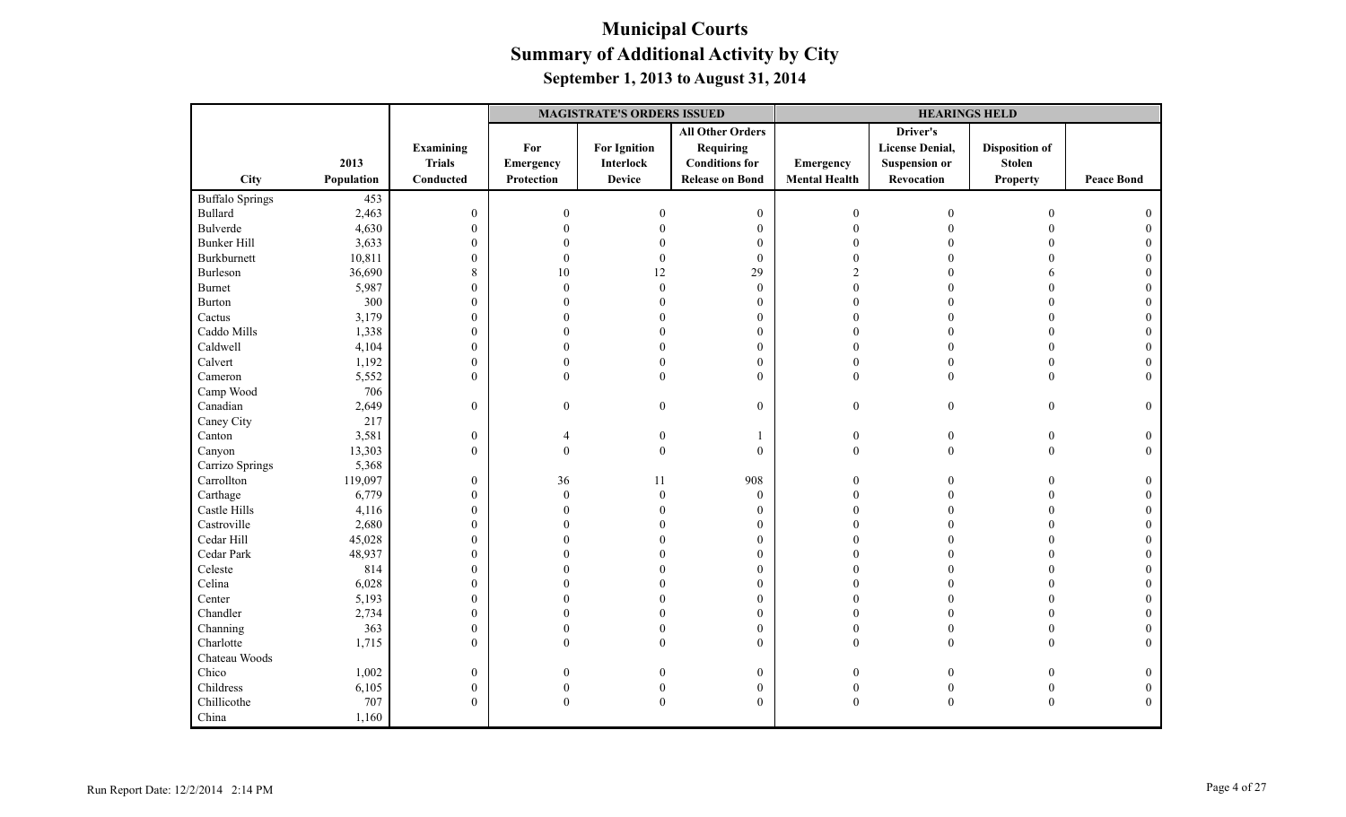# Municipal Courts

## Summary of Additional Activity by City

### September 1, 2013 to August 31, 2014

| | | | MAGISTRATE'S ORDERS ISSUED | | | HEARINGS HELD | | | |
|---|---|---|---|---|---|---|---|---|---|
| City | 2013 Population | Examining Trials Conducted | For Emergency Protection | For Ignition Interlock Device | All Other Orders Requiring Conditions for Release on Bond | Emergency Mental Health | Driver's License Denial, Suspension or Revocation | Disposition of Stolen Property | Peace Bond |
| Buffalo Springs | 453 | | | | | | | | |
| Bullard | 2,463 | 0 | 0 | 0 | 0 | 0 | 0 | 0 | 0 |
| Bulverde | 4,630 | 0 | 0 | 0 | 0 | 0 | 0 | 0 | 0 |
| Bunker Hill | 3,633 | 0 | 0 | 0 | 0 | 0 | 0 | 0 | 0 |
| Burkburnett | 10,811 | 0 | 0 | 0 | 0 | 0 | 0 | 0 | 0 |
| Burleson | 36,690 | 8 | 10 | 12 | 29 | 2 | 0 | 6 | 0 |
| Burnet | 5,987 | 0 | 0 | 0 | 0 | 0 | 0 | 0 | 0 |
| Burton | 300 | 0 | 0 | 0 | 0 | 0 | 0 | 0 | 0 |
| Cactus | 3,179 | 0 | 0 | 0 | 0 | 0 | 0 | 0 | 0 |
| Caddo Mills | 1,338 | 0 | 0 | 0 | 0 | 0 | 0 | 0 | 0 |
| Caldwell | 4,104 | 0 | 0 | 0 | 0 | 0 | 0 | 0 | 0 |
| Calvert | 1,192 | 0 | 0 | 0 | 0 | 0 | 0 | 0 | 0 |
| Cameron | 5,552 | 0 | 0 | 0 | 0 | 0 | 0 | 0 | 0 |
| Camp Wood | 706 | | | | | | | | |
| Canadian | 2,649 | 0 | 0 | 0 | 0 | 0 | 0 | 0 | 0 |
| Caney City | 217 | | | | | | | | |
| Canton | 3,581 | 0 | 4 | 0 | 1 | 0 | 0 | 0 | 0 |
| Canyon | 13,303 | 0 | 0 | 0 | 0 | 0 | 0 | 0 | 0 |
| Carrizo Springs | 5,368 | | | | | | | | |
| Carrollton | 119,097 | 0 | 36 | 11 | 908 | 0 | 0 | 0 | 0 |
| Carthage | 6,779 | 0 | 0 | 0 | 0 | 0 | 0 | 0 | 0 |
| Castle Hills | 4,116 | 0 | 0 | 0 | 0 | 0 | 0 | 0 | 0 |
| Castroville | 2,680 | 0 | 0 | 0 | 0 | 0 | 0 | 0 | 0 |
| Cedar Hill | 45,028 | 0 | 0 | 0 | 0 | 0 | 0 | 0 | 0 |
| Cedar Park | 48,937 | 0 | 0 | 0 | 0 | 0 | 0 | 0 | 0 |
| Celeste | 814 | 0 | 0 | 0 | 0 | 0 | 0 | 0 | 0 |
| Celina | 6,028 | 0 | 0 | 0 | 0 | 0 | 0 | 0 | 0 |
| Center | 5,193 | 0 | 0 | 0 | 0 | 0 | 0 | 0 | 0 |
| Chandler | 2,734 | 0 | 0 | 0 | 0 | 0 | 0 | 0 | 0 |
| Channing | 363 | 0 | 0 | 0 | 0 | 0 | 0 | 0 | 0 |
| Charlotte | 1,715 | 0 | 0 | 0 | 0 | 0 | 0 | 0 | 0 |
| Chateau Woods | | | | | | | | | |
| Chico | 1,002 | 0 | 0 | 0 | 0 | 0 | 0 | 0 | 0 |
| Childress | 6,105 | 0 | 0 | 0 | 0 | 0 | 0 | 0 | 0 |
| Chillicothe | 707 | 0 | 0 | 0 | 0 | 0 | 0 | 0 | 0 |
| China | 1,160 | | | | | | | | |

Run Report Date: 12/2/2014 2:14 PM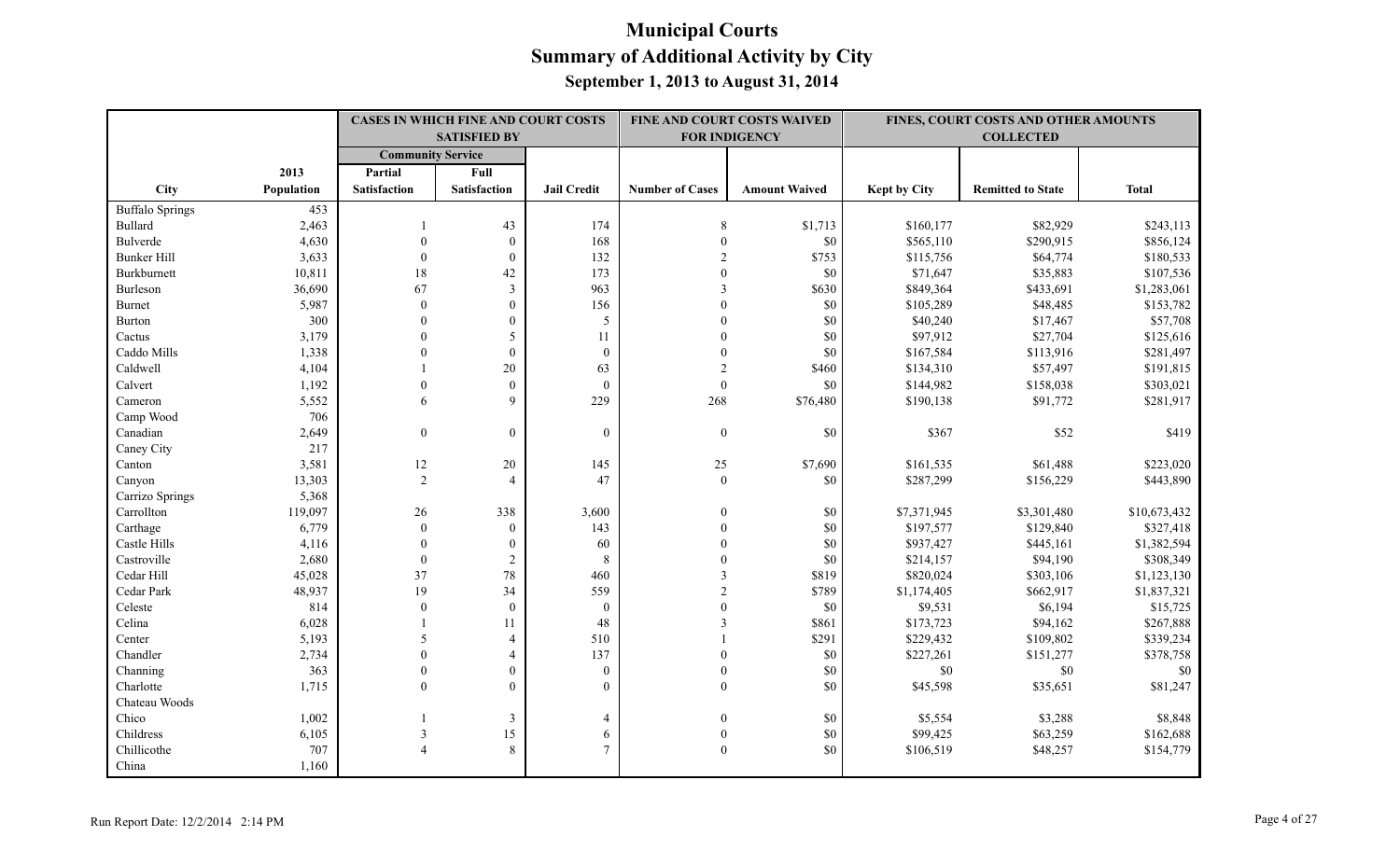# Municipal Courts

## Summary of Additional Activity by City

### September 1, 2013 to August 31, 2014

| | | CASES IN WHICH FINE AND COURT COSTS SATISFIED BY | | | FINE AND COURT COSTS WAIVED FOR INDIGENCY | | FINES, COURT COSTS AND OTHER AMOUNTS COLLECTED | | |
|---|---|---|---|---|---|---|---|---|---|
| | | Community Service | | | | | | | |
| City | 2013 Population | Partial Satisfaction | Full Satisfaction | Jail Credit | Number of Cases | Amount Waived | Kept by City | Remitted to State | Total |
| Buffalo Springs | 453 | | | | | | | | |
| Bullard | 2,463 | 1 | 43 | 174 | 8 | $1,713 | $160,177 | $82,929 | $243,113 |
| Bulverde | 4,630 | 0 | 0 | 168 | 0 | $0 | $565,110 | $290,915 | $856,124 |
| Bunker Hill | 3,633 | 0 | 0 | 132 | 2 | $753 | $115,756 | $64,774 | $180,533 |
| Burkburnett | 10,811 | 18 | 42 | 173 | 0 | $0 | $71,647 | $35,883 | $107,536 |
| Burleson | 36,690 | 67 | 3 | 963 | 3 | $630 | $849,364 | $433,691 | $1,283,061 |
| Burnet | 5,987 | 0 | 0 | 156 | 0 | $0 | $105,289 | $48,485 | $153,782 |
| Burton | 300 | 0 | 0 | 5 | 0 | $0 | $40,240 | $17,467 | $57,708 |
| Cactus | 3,179 | 0 | 5 | 11 | 0 | $0 | $97,912 | $27,704 | $125,616 |
| Caddo Mills | 1,338 | 0 | 0 | 0 | 0 | $0 | $167,584 | $113,916 | $281,497 |
| Caldwell | 4,104 | 1 | 20 | 63 | 2 | $460 | $134,310 | $57,497 | $191,815 |
| Calvert | 1,192 | 0 | 0 | 0 | 0 | $0 | $144,982 | $158,038 | $303,021 |
| Cameron | 5,552 | 6 | 9 | 229 | 268 | $76,480 | $190,138 | $91,772 | $281,917 |
| Camp Wood | 706 | | | | | | | | |
| Canadian | 2,649 | 0 | 0 | 0 | 0 | $0 | $367 | $52 | $419 |
| Caney City | 217 | | | | | | | | |
| Canton | 3,581 | 12 | 20 | 145 | 25 | $7,690 | $161,535 | $61,488 | $223,020 |
| Canyon | 13,303 | 2 | 4 | 47 | 0 | $0 | $287,299 | $156,229 | $443,890 |
| Carrizo Springs | 5,368 | | | | | | | | |
| Carrollton | 119,097 | 26 | 338 | 3,600 | 0 | $0 | $7,371,945 | $3,301,480 | $10,673,432 |
| Carthage | 6,779 | 0 | 0 | 143 | 0 | $0 | $197,577 | $129,840 | $327,418 |
| Castle Hills | 4,116 | 0 | 0 | 60 | 0 | $0 | $937,427 | $445,161 | $1,382,594 |
| Castroville | 2,680 | 0 | 2 | 8 | 0 | $0 | $214,157 | $94,190 | $308,349 |
| Cedar Hill | 45,028 | 37 | 78 | 460 | 3 | $819 | $820,024 | $303,106 | $1,123,130 |
| Cedar Park | 48,937 | 19 | 34 | 559 | 2 | $789 | $1,174,405 | $662,917 | $1,837,321 |
| Celeste | 814 | 0 | 0 | 0 | 0 | $0 | $9,531 | $6,194 | $15,725 |
| Celina | 6,028 | 1 | 11 | 48 | 3 | $861 | $173,723 | $94,162 | $267,888 |
| Center | 5,193 | 5 | 4 | 510 | 1 | $291 | $229,432 | $109,802 | $339,234 |
| Chandler | 2,734 | 0 | 4 | 137 | 0 | $0 | $227,261 | $151,277 | $378,758 |
| Channing | 363 | 0 | 0 | 0 | 0 | $0 | $0 | $0 | $0 |
| Charlotte | 1,715 | 0 | 0 | 0 | 0 | $0 | $45,598 | $35,651 | $81,247 |
| Chateau Woods | | | | | | | | | |
| Chico | 1,002 | 1 | 3 | 4 | 0 | $0 | $5,554 | $3,288 | $8,848 |
| Childress | 6,105 | 3 | 15 | 6 | 0 | $0 | $99,425 | $63,259 | $162,688 |
| Chillicothe | 707 | 4 | 8 | 7 | 0 | $0 | $106,519 | $48,257 | $154,779 |
| China | 1,160 | | | | | | | | |

Run Report Date: 12/2/2014 2:14 PM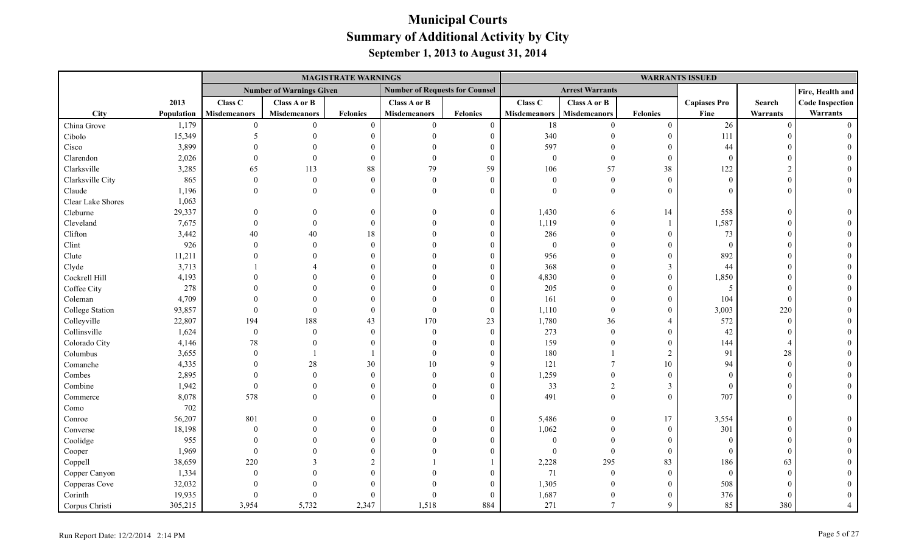# Municipal Courts
## Summary of Additional Activity by City
### September 1, 2013 to August 31, 2014

| | | MAGISTRATE WARNINGS | | | | | WARRANTS ISSUED | | | | | |
|---|---|---|---|---|---|---|---|---|---|---|---|---|
| | | Number of Warnings Given | | | Number of Requests for Counsel | | Arrest Warrants | | | | | Fire, Health and |
| City | 2013 Population | Class C Misdemeanors | Class A or B Misdemeanors | Felonies | Class A or B Misdemeanors | Felonies | Class C Misdemeanors | Class A or B Misdemeanors | Felonies | Capiases Pro Fine | Search Warrants | Code Inspection Warrants |
| China Grove | 1,179 | 0 | 0 | 0 | 0 | 0 | 18 | 0 | 0 | 26 | 0 | 0 |
| Cibolo | 15,349 | 5 | 0 | 0 | 0 | 0 | 340 | 0 | 0 | 111 | 0 | 0 |
| Cisco | 3,899 | 0 | 0 | 0 | 0 | 0 | 597 | 0 | 0 | 44 | 0 | 0 |
| Clarendon | 2,026 | 0 | 0 | 0 | 0 | 0 | 0 | 0 | 0 | 0 | 0 | 0 |
| Clarksville | 3,285 | 65 | 113 | 88 | 79 | 59 | 106 | 57 | 38 | 122 | 2 | 0 |
| Clarksville City | 865 | 0 | 0 | 0 | 0 | 0 | 0 | 0 | 0 | 0 | 0 | 0 |
| Claude | 1,196 | 0 | 0 | 0 | 0 | 0 | 0 | 0 | 0 | 0 | 0 | 0 |
| Clear Lake Shores | 1,063 | | | | | | | | | | | |
| Cleburne | 29,337 | 0 | 0 | 0 | 0 | 0 | 1,430 | 6 | 14 | 558 | 0 | 0 |
| Cleveland | 7,675 | 0 | 0 | 0 | 0 | 0 | 1,119 | 0 | 1 | 1,587 | 0 | 0 |
| Clifton | 3,442 | 40 | 40 | 18 | 0 | 0 | 286 | 0 | 0 | 73 | 0 | 0 |
| Clint | 926 | 0 | 0 | 0 | 0 | 0 | 0 | 0 | 0 | 0 | 0 | 0 |
| Clute | 11,211 | 0 | 0 | 0 | 0 | 0 | 956 | 0 | 0 | 892 | 0 | 0 |
| Clyde | 3,713 | 1 | 4 | 0 | 0 | 0 | 368 | 0 | 3 | 44 | 0 | 0 |
| Cockrell Hill | 4,193 | 0 | 0 | 0 | 0 | 0 | 4,830 | 0 | 0 | 1,850 | 0 | 0 |
| Coffee City | 278 | 0 | 0 | 0 | 0 | 0 | 205 | 0 | 0 | 5 | 0 | 0 |
| Coleman | 4,709 | 0 | 0 | 0 | 0 | 0 | 161 | 0 | 0 | 104 | 0 | 0 |
| College Station | 93,857 | 0 | 0 | 0 | 0 | 0 | 1,110 | 0 | 0 | 3,003 | 220 | 0 |
| Colleyville | 22,807 | 194 | 188 | 43 | 170 | 23 | 1,780 | 36 | 4 | 572 | 0 | 0 |
| Collinsville | 1,624 | 0 | 0 | 0 | 0 | 0 | 273 | 0 | 0 | 42 | 0 | 0 |
| Colorado City | 4,146 | 78 | 0 | 0 | 0 | 0 | 159 | 0 | 0 | 144 | 4 | 0 |
| Columbus | 3,655 | 0 | 1 | 1 | 0 | 0 | 180 | 1 | 2 | 91 | 28 | 0 |
| Comanche | 4,335 | 0 | 28 | 30 | 10 | 9 | 121 | 7 | 10 | 94 | 0 | 0 |
| Combes | 2,895 | 0 | 0 | 0 | 0 | 0 | 1,259 | 0 | 0 | 0 | 0 | 0 |
| Combine | 1,942 | 0 | 0 | 0 | 0 | 0 | 33 | 2 | 3 | 0 | 0 | 0 |
| Commerce | 8,078 | 578 | 0 | 0 | 0 | 0 | 491 | 0 | 0 | 707 | 0 | 0 |
| Como | 702 | | | | | | | | | | | |
| Conroe | 56,207 | 801 | 0 | 0 | 0 | 0 | 5,486 | 0 | 17 | 3,554 | 0 | 0 |
| Converse | 18,198 | 0 | 0 | 0 | 0 | 0 | 1,062 | 0 | 0 | 301 | 0 | 0 |
| Coolidge | 955 | 0 | 0 | 0 | 0 | 0 | 0 | 0 | 0 | 0 | 0 | 0 |
| Cooper | 1,969 | 0 | 0 | 0 | 0 | 0 | 0 | 0 | 0 | 0 | 0 | 0 |
| Coppell | 38,659 | 220 | 3 | 2 | 1 | 1 | 2,228 | 295 | 83 | 186 | 63 | 0 |
| Copper Canyon | 1,334 | 0 | 0 | 0 | 0 | 0 | 71 | 0 | 0 | 0 | 0 | 0 |
| Copperas Cove | 32,032 | 0 | 0 | 0 | 0 | 0 | 1,305 | 0 | 0 | 508 | 0 | 0 |
| Corinth | 19,935 | 0 | 0 | 0 | 0 | 0 | 1,687 | 0 | 0 | 376 | 0 | 0 |
| Corpus Christi | 305,215 | 3,954 | 5,732 | 2,347 | 1,518 | 884 | 271 | 7 | 9 | 85 | 380 | 4 |

Run Report Date: 12/2/2014 2:14 PM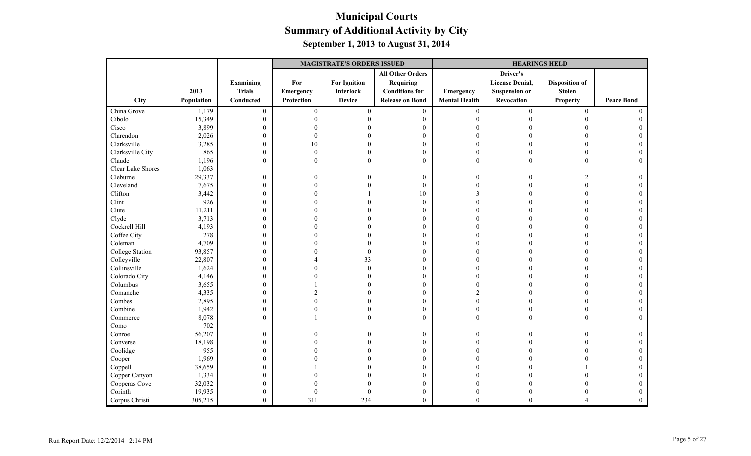# Municipal Courts
## Summary of Additional Activity by City
### September 1, 2013 to August 31, 2014

| City | 2013 Population | Examining Trials Conducted | MAGISTRATE'S ORDERS ISSUED: For Emergency Protection | For Ignition Interlock Device | All Other Orders Requiring Conditions for Release on Bond | HEARINGS HELD: Emergency Mental Health | Driver's License Denial, Suspension or Revocation | Disposition of Stolen Property | Peace Bond |
|---|---|---|---|---|---|---|---|---|---|
| China Grove | 1,179 | 0 | 0 | 0 | 0 | 0 | 0 | 0 | 0 |
| Cibolo | 15,349 | 0 | 0 | 0 | 0 | 0 | 0 | 0 | 0 |
| Cisco | 3,899 | 0 | 0 | 0 | 0 | 0 | 0 | 0 | 0 |
| Clarendon | 2,026 | 0 | 0 | 0 | 0 | 0 | 0 | 0 | 0 |
| Clarksville | 3,285 | 0 | 10 | 0 | 0 | 0 | 0 | 0 | 0 |
| Clarksville City | 865 | 0 | 0 | 0 | 0 | 0 | 0 | 0 | 0 |
| Claude | 1,196 | 0 | 0 | 0 | 0 | 0 | 0 | 0 | 0 |
| Clear Lake Shores | 1,063 | | | | | | | | |
| Cleburne | 29,337 | 0 | 0 | 0 | 0 | 0 | 0 | 2 | 0 |
| Cleveland | 7,675 | 0 | 0 | 0 | 0 | 0 | 0 | 0 | 0 |
| Clifton | 3,442 | 0 | 0 | 1 | 10 | 3 | 0 | 0 | 0 |
| Clint | 926 | 0 | 0 | 0 | 0 | 0 | 0 | 0 | 0 |
| Clute | 11,211 | 0 | 0 | 0 | 0 | 0 | 0 | 0 | 0 |
| Clyde | 3,713 | 0 | 0 | 0 | 0 | 0 | 0 | 0 | 0 |
| Cockrell Hill | 4,193 | 0 | 0 | 0 | 0 | 0 | 0 | 0 | 0 |
| Coffee City | 278 | 0 | 0 | 0 | 0 | 0 | 0 | 0 | 0 |
| Coleman | 4,709 | 0 | 0 | 0 | 0 | 0 | 0 | 0 | 0 |
| College Station | 93,857 | 0 | 0 | 0 | 0 | 0 | 0 | 0 | 0 |
| Colleyville | 22,807 | 0 | 4 | 33 | 0 | 0 | 0 | 0 | 0 |
| Collinsville | 1,624 | 0 | 0 | 0 | 0 | 0 | 0 | 0 | 0 |
| Colorado City | 4,146 | 0 | 0 | 0 | 0 | 0 | 0 | 0 | 0 |
| Columbus | 3,655 | 0 | 1 | 0 | 0 | 0 | 0 | 0 | 0 |
| Comanche | 4,335 | 0 | 2 | 0 | 0 | 2 | 0 | 0 | 0 |
| Combes | 2,895 | 0 | 0 | 0 | 0 | 0 | 0 | 0 | 0 |
| Combine | 1,942 | 0 | 0 | 0 | 0 | 0 | 0 | 0 | 0 |
| Commerce | 8,078 | 0 | 1 | 0 | 0 | 0 | 0 | 0 | 0 |
| Como | 702 | | | | | | | | |
| Conroe | 56,207 | 0 | 0 | 0 | 0 | 0 | 0 | 0 | 0 |
| Converse | 18,198 | 0 | 0 | 0 | 0 | 0 | 0 | 0 | 0 |
| Coolidge | 955 | 0 | 0 | 0 | 0 | 0 | 0 | 0 | 0 |
| Cooper | 1,969 | 0 | 0 | 0 | 0 | 0 | 0 | 0 | 0 |
| Coppell | 38,659 | 0 | 1 | 0 | 0 | 0 | 0 | 1 | 0 |
| Copper Canyon | 1,334 | 0 | 0 | 0 | 0 | 0 | 0 | 0 | 0 |
| Copperas Cove | 32,032 | 0 | 0 | 0 | 0 | 0 | 0 | 0 | 0 |
| Corinth | 19,935 | 0 | 0 | 0 | 0 | 0 | 0 | 0 | 0 |
| Corpus Christi | 305,215 | 0 | 311 | 234 | 0 | 0 | 0 | 4 | 0 |

Run Report Date: 12/2/2014 2:14 PM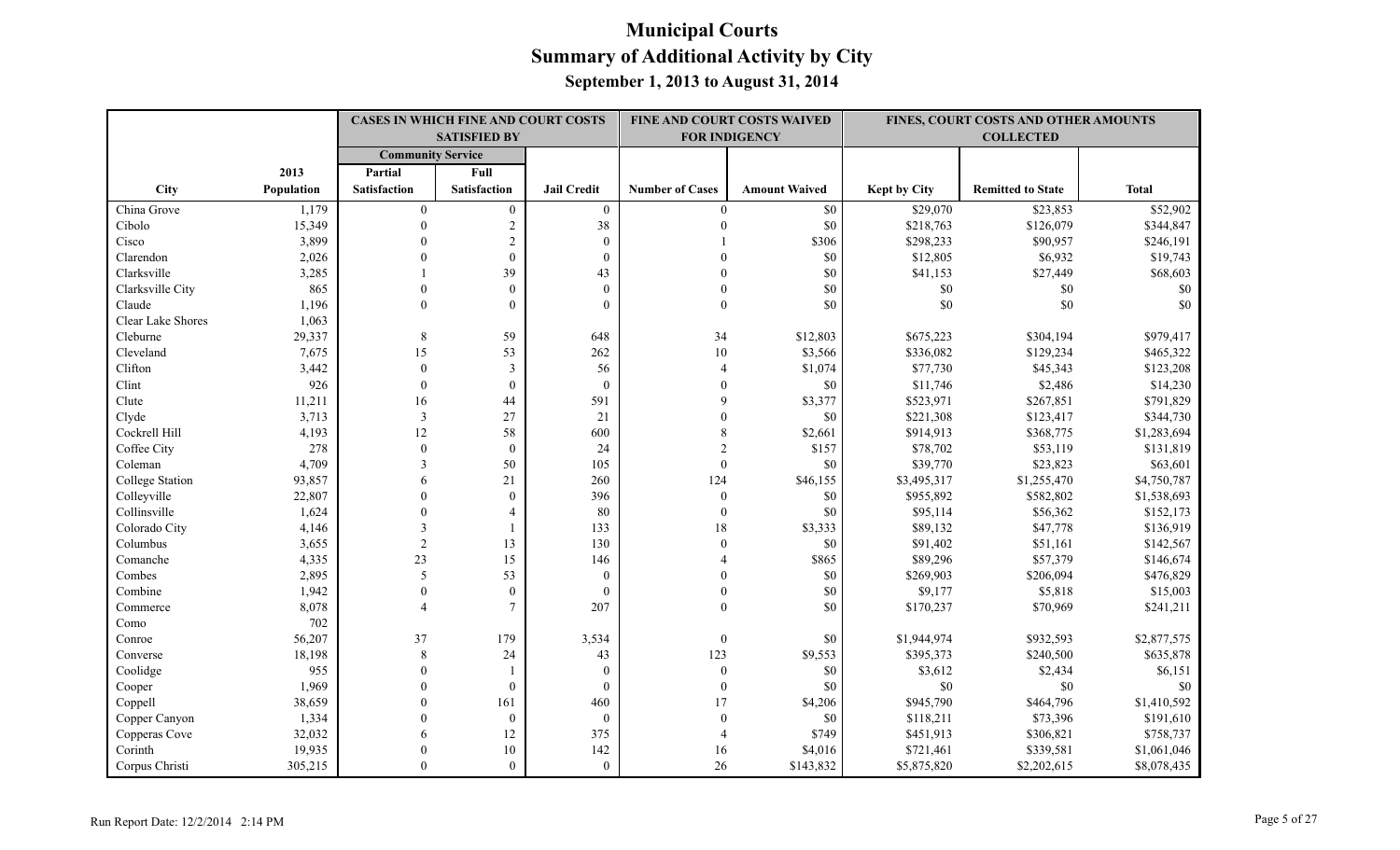# Municipal Courts

## Summary of Additional Activity by City

### September 1, 2013 to August 31, 2014

| | | CASES IN WHICH FINE AND COURT COSTS SATISFIED BY | | | FINE AND COURT COSTS WAIVED FOR INDIGENCY | | FINES, COURT COSTS AND OTHER AMOUNTS COLLECTED | | |
|---|---|---|---|---|---|---|---|---|---|
| | | Community Service | | | | | | | |
| City | 2013 Population | Partial Satisfaction | Full Satisfaction | Jail Credit | Number of Cases | Amount Waived | Kept by City | Remitted to State | Total |
| China Grove | 1,179 | 0 | 0 | 0 | 0 | $0 | $29,070 | $23,853 | $52,902 |
| Cibolo | 15,349 | 0 | 2 | 38 | 0 | $0 | $218,763 | $126,079 | $344,847 |
| Cisco | 3,899 | 0 | 2 | 0 | 1 | $306 | $298,233 | $90,957 | $246,191 |
| Clarendon | 2,026 | 0 | 0 | 0 | 0 | $0 | $12,805 | $6,932 | $19,743 |
| Clarksville | 3,285 | 1 | 39 | 43 | 0 | $0 | $41,153 | $27,449 | $68,603 |
| Clarksville City | 865 | 0 | 0 | 0 | 0 | $0 | $0 | $0 | $0 |
| Claude | 1,196 | 0 | 0 | 0 | 0 | $0 | $0 | $0 | $0 |
| Clear Lake Shores | 1,063 | | | | | | | | |
| Cleburne | 29,337 | 8 | 59 | 648 | 34 | $12,803 | $675,223 | $304,194 | $979,417 |
| Cleveland | 7,675 | 15 | 53 | 262 | 10 | $3,566 | $336,082 | $129,234 | $465,322 |
| Clifton | 3,442 | 0 | 3 | 56 | 4 | $1,074 | $77,730 | $45,343 | $123,208 |
| Clint | 926 | 0 | 0 | 0 | 0 | $0 | $11,746 | $2,486 | $14,230 |
| Clute | 11,211 | 16 | 44 | 591 | 9 | $3,377 | $523,971 | $267,851 | $791,829 |
| Clyde | 3,713 | 3 | 27 | 21 | 0 | $0 | $221,308 | $123,417 | $344,730 |
| Cockrell Hill | 4,193 | 12 | 58 | 600 | 8 | $2,661 | $914,913 | $368,775 | $1,283,694 |
| Coffee City | 278 | 0 | 0 | 24 | 2 | $157 | $78,702 | $53,119 | $131,819 |
| Coleman | 4,709 | 3 | 50 | 105 | 0 | $0 | $39,770 | $23,823 | $63,601 |
| College Station | 93,857 | 6 | 21 | 260 | 124 | $46,155 | $3,495,317 | $1,255,470 | $4,750,787 |
| Colleyville | 22,807 | 0 | 0 | 396 | 0 | $0 | $955,892 | $582,802 | $1,538,693 |
| Collinsville | 1,624 | 0 | 4 | 80 | 0 | $0 | $95,114 | $56,362 | $152,173 |
| Colorado City | 4,146 | 3 | 1 | 133 | 18 | $3,333 | $89,132 | $47,778 | $136,919 |
| Columbus | 3,655 | 2 | 13 | 130 | 0 | $0 | $91,402 | $51,161 | $142,567 |
| Comanche | 4,335 | 23 | 15 | 146 | 4 | $865 | $89,296 | $57,379 | $146,674 |
| Combes | 2,895 | 5 | 53 | 0 | 0 | $0 | $269,903 | $206,094 | $476,829 |
| Combine | 1,942 | 0 | 0 | 0 | 0 | $0 | $9,177 | $5,818 | $15,003 |
| Commerce | 8,078 | 4 | 7 | 207 | 0 | $0 | $170,237 | $70,969 | $241,211 |
| Como | 702 | | | | | | | | |
| Conroe | 56,207 | 37 | 179 | 3,534 | 0 | $0 | $1,944,974 | $932,593 | $2,877,575 |
| Converse | 18,198 | 8 | 24 | 43 | 123 | $9,553 | $395,373 | $240,500 | $635,878 |
| Coolidge | 955 | 0 | 1 | 0 | 0 | $0 | $3,612 | $2,434 | $6,151 |
| Cooper | 1,969 | 0 | 0 | 0 | 0 | $0 | $0 | $0 | $0 |
| Coppell | 38,659 | 0 | 161 | 460 | 17 | $4,206 | $945,790 | $464,796 | $1,410,592 |
| Copper Canyon | 1,334 | 0 | 0 | 0 | 0 | $0 | $118,211 | $73,396 | $191,610 |
| Copperas Cove | 32,032 | 6 | 12 | 375 | 4 | $749 | $451,913 | $306,821 | $758,737 |
| Corinth | 19,935 | 0 | 10 | 142 | 16 | $4,016 | $721,461 | $339,581 | $1,061,046 |
| Corpus Christi | 305,215 | 0 | 0 | 0 | 26 | $143,832 | $5,875,820 | $2,202,615 | $8,078,435 |

Run Report Date: 12/2/2014 2:14 PM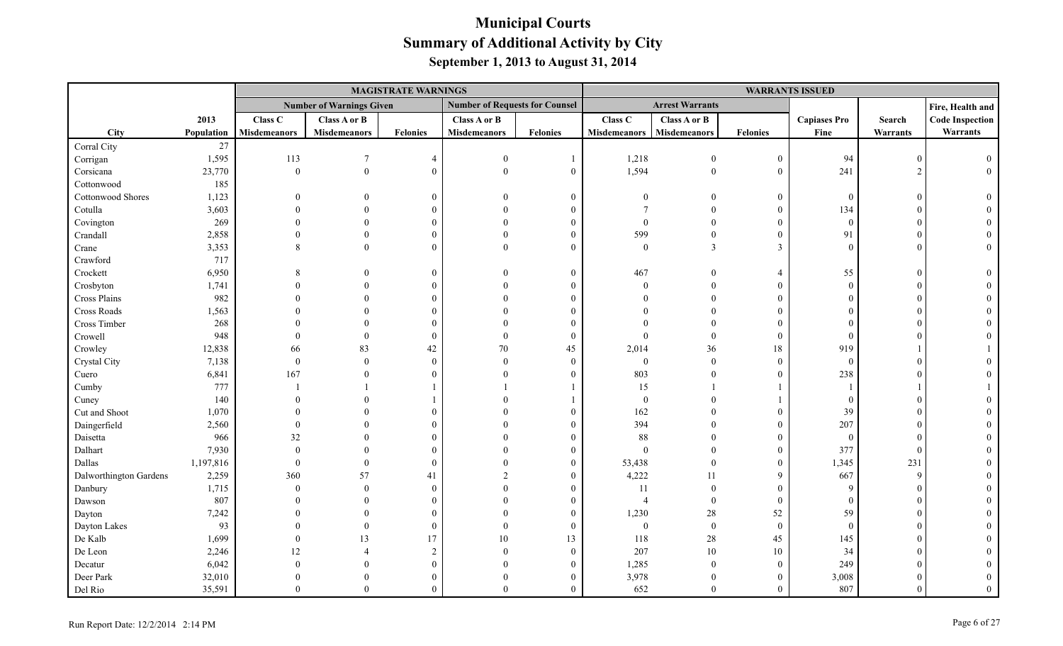# Municipal Courts
## Summary of Additional Activity by City
### September 1, 2013 to August 31, 2014

| | | MAGISTRATE WARNINGS | | | | | WARRANTS ISSUED | | | | | |
|---|---|---|---|---|---|---|---|---|---|---|---|---|
| | | Number of Warnings Given | | | Number of Requests for Counsel | | Arrest Warrants | | | | | |
| City | 2013 Population | Class C Misdemeanors | Class A or B Misdemeanors | Felonies | Class A or B Misdemeanors | Felonies | Class C Misdemeanors | Class A or B Misdemeanors | Felonies | Capiases Pro Fine | Search Warrants | Fire, Health and Code Inspection Warrants |
| Corral City | 27 | | | | | | | | | | | |
| Corrigan | 1,595 | 113 | 7 | 4 | 0 | 1 | 1,218 | 0 | 0 | 94 | 0 | 0 |
| Corsicana | 23,770 | 0 | 0 | 0 | 0 | 0 | 1,594 | 0 | 0 | 241 | 2 | 0 |
| Cottonwood | 185 | | | | | | | | | | | |
| Cottonwood Shores | 1,123 | 0 | 0 | 0 | 0 | 0 | 0 | 0 | 0 | 0 | 0 | 0 |
| Cotulla | 3,603 | 0 | 0 | 0 | 0 | 0 | 7 | 0 | 0 | 134 | 0 | 0 |
| Covington | 269 | 0 | 0 | 0 | 0 | 0 | 0 | 0 | 0 | 0 | 0 | 0 |
| Crandall | 2,858 | 0 | 0 | 0 | 0 | 0 | 599 | 0 | 0 | 91 | 0 | 0 |
| Crane | 3,353 | 8 | 0 | 0 | 0 | 0 | 0 | 3 | 3 | 0 | 0 | 0 |
| Crawford | 717 | | | | | | | | | | | |
| Crockett | 6,950 | 8 | 0 | 0 | 0 | 0 | 467 | 0 | 4 | 55 | 0 | 0 |
| Crosbyton | 1,741 | 0 | 0 | 0 | 0 | 0 | 0 | 0 | 0 | 0 | 0 | 0 |
| Cross Plains | 982 | 0 | 0 | 0 | 0 | 0 | 0 | 0 | 0 | 0 | 0 | 0 |
| Cross Roads | 1,563 | 0 | 0 | 0 | 0 | 0 | 0 | 0 | 0 | 0 | 0 | 0 |
| Cross Timber | 268 | 0 | 0 | 0 | 0 | 0 | 0 | 0 | 0 | 0 | 0 | 0 |
| Crowell | 948 | 0 | 0 | 0 | 0 | 0 | 0 | 0 | 0 | 0 | 0 | 0 |
| Crowley | 12,838 | 66 | 83 | 42 | 70 | 45 | 2,014 | 36 | 18 | 919 | 1 | 1 |
| Crystal City | 7,138 | 0 | 0 | 0 | 0 | 0 | 0 | 0 | 0 | 0 | 0 | 0 |
| Cuero | 6,841 | 167 | 0 | 0 | 0 | 0 | 803 | 0 | 0 | 238 | 0 | 0 |
| Cumby | 777 | 1 | 1 | 1 | 1 | 1 | 15 | 1 | 1 | 1 | 1 | 1 |
| Cuney | 140 | 0 | 0 | 1 | 0 | 1 | 0 | 0 | 1 | 0 | 0 | 0 |
| Cut and Shoot | 1,070 | 0 | 0 | 0 | 0 | 0 | 162 | 0 | 0 | 39 | 0 | 0 |
| Daingerfield | 2,560 | 0 | 0 | 0 | 0 | 0 | 394 | 0 | 0 | 207 | 0 | 0 |
| Daisetta | 966 | 32 | 0 | 0 | 0 | 0 | 88 | 0 | 0 | 0 | 0 | 0 |
| Dalhart | 7,930 | 0 | 0 | 0 | 0 | 0 | 0 | 0 | 0 | 377 | 0 | 0 |
| Dallas | 1,197,816 | 0 | 0 | 0 | 0 | 0 | 53,438 | 0 | 0 | 1,345 | 231 | 0 |
| Dalworthington Gardens | 2,259 | 360 | 57 | 41 | 2 | 0 | 4,222 | 11 | 9 | 667 | 9 | 0 |
| Danbury | 1,715 | 0 | 0 | 0 | 0 | 0 | 11 | 0 | 0 | 9 | 0 | 0 |
| Dawson | 807 | 0 | 0 | 0 | 0 | 0 | 4 | 0 | 0 | 0 | 0 | 0 |
| Dayton | 7,242 | 0 | 0 | 0 | 0 | 0 | 1,230 | 28 | 52 | 59 | 0 | 0 |
| Dayton Lakes | 93 | 0 | 0 | 0 | 0 | 0 | 0 | 0 | 0 | 0 | 0 | 0 |
| De Kalb | 1,699 | 0 | 13 | 17 | 10 | 13 | 118 | 28 | 45 | 145 | 0 | 0 |
| De Leon | 2,246 | 12 | 4 | 2 | 0 | 0 | 207 | 10 | 10 | 34 | 0 | 0 |
| Decatur | 6,042 | 0 | 0 | 0 | 0 | 0 | 1,285 | 0 | 0 | 249 | 0 | 0 |
| Deer Park | 32,010 | 0 | 0 | 0 | 0 | 0 | 3,978 | 0 | 0 | 3,008 | 0 | 0 |
| Del Rio | 35,591 | 0 | 0 | 0 | 0 | 0 | 652 | 0 | 0 | 807 | 0 | 0 |

Run Report Date: 12/2/2014 2:14 PM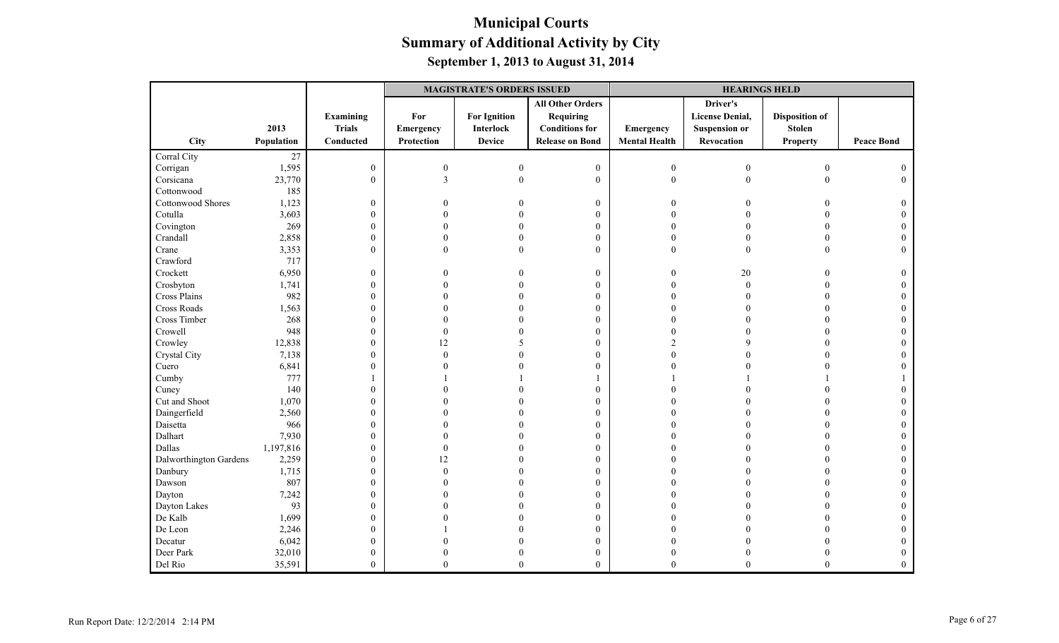# Municipal Courts
## Summary of Additional Activity by City
### September 1, 2013 to August 31, 2014

| | | | MAGISTRATE'S ORDERS ISSUED | | | HEARINGS HELD | | | |
|---|---|---|---|---|---|---|---|---|---|
| City | 2013 Population | Examining Trials Conducted | For Emergency Protection | For Ignition Interlock Device | All Other Orders Requiring Conditions for Release on Bond | Emergency Mental Health | Driver's License Denial, Suspension or Revocation | Disposition of Stolen Property | Peace Bond |
| Corral City | 27 | | | | | | | | |
| Corrigan | 1,595 | 0 | 0 | 0 | 0 | 0 | 0 | 0 | 0 |
| Corsicana | 23,770 | 0 | 3 | 0 | 0 | 0 | 0 | 0 | 0 |
| Cottonwood | 185 | | | | | | | | |
| Cottonwood Shores | 1,123 | 0 | 0 | 0 | 0 | 0 | 0 | 0 | 0 |
| Cotulla | 3,603 | 0 | 0 | 0 | 0 | 0 | 0 | 0 | 0 |
| Covington | 269 | 0 | 0 | 0 | 0 | 0 | 0 | 0 | 0 |
| Crandall | 2,858 | 0 | 0 | 0 | 0 | 0 | 0 | 0 | 0 |
| Crane | 3,353 | 0 | 0 | 0 | 0 | 0 | 0 | 0 | 0 |
| Crawford | 717 | | | | | | | | |
| Crockett | 6,950 | 0 | 0 | 0 | 0 | 0 | 20 | 0 | 0 |
| Crosbyton | 1,741 | 0 | 0 | 0 | 0 | 0 | 0 | 0 | 0 |
| Cross Plains | 982 | 0 | 0 | 0 | 0 | 0 | 0 | 0 | 0 |
| Cross Roads | 1,563 | 0 | 0 | 0 | 0 | 0 | 0 | 0 | 0 |
| Cross Timber | 268 | 0 | 0 | 0 | 0 | 0 | 0 | 0 | 0 |
| Crowell | 948 | 0 | 0 | 0 | 0 | 0 | 0 | 0 | 0 |
| Crowley | 12,838 | 0 | 12 | 5 | 0 | 2 | 9 | 0 | 0 |
| Crystal City | 7,138 | 0 | 0 | 0 | 0 | 0 | 0 | 0 | 0 |
| Cuero | 6,841 | 0 | 0 | 0 | 0 | 0 | 0 | 0 | 0 |
| Cumby | 777 | 1 | 1 | 1 | 1 | 1 | 1 | 1 | 1 |
| Cuney | 140 | 0 | 0 | 0 | 0 | 0 | 0 | 0 | 0 |
| Cut and Shoot | 1,070 | 0 | 0 | 0 | 0 | 0 | 0 | 0 | 0 |
| Daingerfield | 2,560 | 0 | 0 | 0 | 0 | 0 | 0 | 0 | 0 |
| Daisetta | 966 | 0 | 0 | 0 | 0 | 0 | 0 | 0 | 0 |
| Dalhart | 7,930 | 0 | 0 | 0 | 0 | 0 | 0 | 0 | 0 |
| Dallas | 1,197,816 | 0 | 0 | 0 | 0 | 0 | 0 | 0 | 0 |
| Dalworthington Gardens | 2,259 | 0 | 12 | 0 | 0 | 0 | 0 | 0 | 0 |
| Danbury | 1,715 | 0 | 0 | 0 | 0 | 0 | 0 | 0 | 0 |
| Dawson | 807 | 0 | 0 | 0 | 0 | 0 | 0 | 0 | 0 |
| Dayton | 7,242 | 0 | 0 | 0 | 0 | 0 | 0 | 0 | 0 |
| Dayton Lakes | 93 | 0 | 0 | 0 | 0 | 0 | 0 | 0 | 0 |
| De Kalb | 1,699 | 0 | 0 | 0 | 0 | 0 | 0 | 0 | 0 |
| De Leon | 2,246 | 0 | 1 | 0 | 0 | 0 | 0 | 0 | 0 |
| Decatur | 6,042 | 0 | 0 | 0 | 0 | 0 | 0 | 0 | 0 |
| Deer Park | 32,010 | 0 | 0 | 0 | 0 | 0 | 0 | 0 | 0 |
| Del Rio | 35,591 | 0 | 0 | 0 | 0 | 0 | 0 | 0 | 0 |

Run Report Date: 12/2/2014 2:14 PM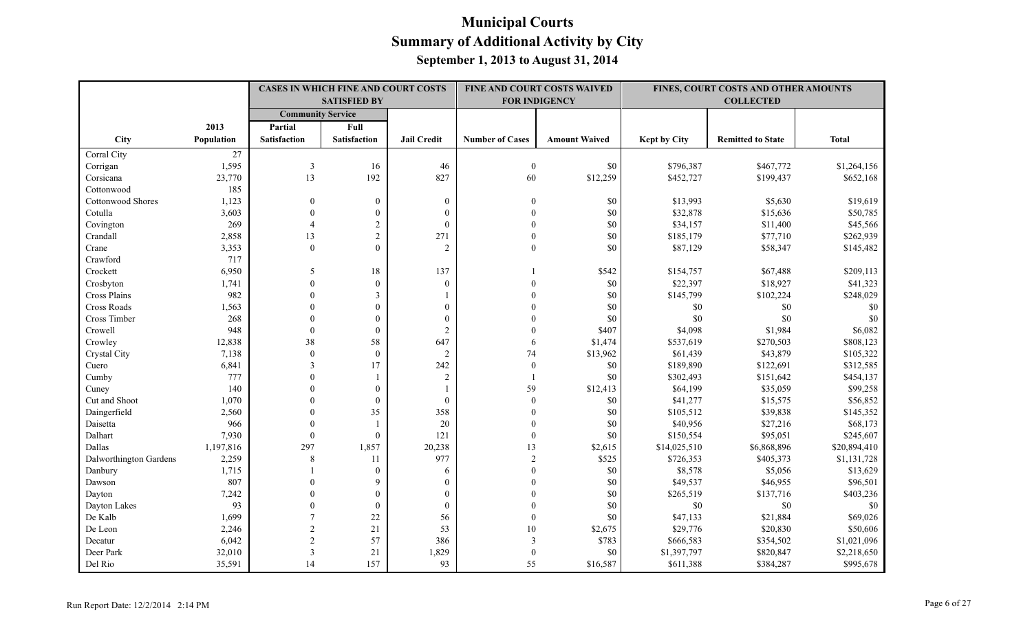# Municipal Courts
## Summary of Additional Activity by City
### September 1, 2013 to August 31, 2014

| | | CASES IN WHICH FINE AND COURT COSTS SATISFIED BY | | | FINE AND COURT COSTS WAIVED FOR INDIGENCY | | FINES, COURT COSTS AND OTHER AMOUNTS COLLECTED | | |
|---|---|---|---|---|---|---|---|---|---|
| | | Community Service | | | | | | | |
| City | 2013 Population | Partial Satisfaction | Full Satisfaction | Jail Credit | Number of Cases | Amount Waived | Kept by City | Remitted to State | Total |
| Corral City | 27 | | | | | | | | |
| Corrigan | 1,595 | 3 | 16 | 46 | 0 | $0 | $796,387 | $467,772 | $1,264,156 |
| Corsicana | 23,770 | 13 | 192 | 827 | 60 | $12,259 | $452,727 | $199,437 | $652,168 |
| Cottonwood | 185 | | | | | | | | |
| Cottonwood Shores | 1,123 | 0 | 0 | 0 | 0 | $0 | $13,993 | $5,630 | $19,619 |
| Cotulla | 3,603 | 0 | 0 | 0 | 0 | $0 | $32,878 | $15,636 | $50,785 |
| Covington | 269 | 4 | 2 | 0 | 0 | $0 | $34,157 | $11,400 | $45,566 |
| Crandall | 2,858 | 13 | 2 | 271 | 0 | $0 | $185,179 | $77,710 | $262,939 |
| Crane | 3,353 | 0 | 0 | 2 | 0 | $0 | $87,129 | $58,347 | $145,482 |
| Crawford | 717 | | | | | | | | |
| Crockett | 6,950 | 5 | 18 | 137 | 1 | $542 | $154,757 | $67,488 | $209,113 |
| Crosbyton | 1,741 | 0 | 0 | 0 | 0 | $0 | $22,397 | $18,927 | $41,323 |
| Cross Plains | 982 | 0 | 3 | 1 | 0 | $0 | $145,799 | $102,224 | $248,029 |
| Cross Roads | 1,563 | 0 | 0 | 0 | 0 | $0 | $0 | $0 | $0 |
| Cross Timber | 268 | 0 | 0 | 0 | 0 | $0 | $0 | $0 | $0 |
| Crowell | 948 | 0 | 0 | 2 | 0 | $407 | $4,098 | $1,984 | $6,082 |
| Crowley | 12,838 | 38 | 58 | 647 | 6 | $1,474 | $537,619 | $270,503 | $808,123 |
| Crystal City | 7,138 | 0 | 0 | 2 | 74 | $13,962 | $61,439 | $43,879 | $105,322 |
| Cuero | 6,841 | 3 | 17 | 242 | 0 | $0 | $189,890 | $122,691 | $312,585 |
| Cumby | 777 | 0 | 1 | 2 | 1 | $0 | $302,493 | $151,642 | $454,137 |
| Cuney | 140 | 0 | 0 | 1 | 59 | $12,413 | $64,199 | $35,059 | $99,258 |
| Cut and Shoot | 1,070 | 0 | 0 | 0 | 0 | $0 | $41,277 | $15,575 | $56,852 |
| Daingerfield | 2,560 | 0 | 35 | 358 | 0 | $0 | $105,512 | $39,838 | $145,352 |
| Daisetta | 966 | 0 | 1 | 20 | 0 | $0 | $40,956 | $27,216 | $68,173 |
| Dalhart | 7,930 | 0 | 0 | 121 | 0 | $0 | $150,554 | $95,051 | $245,607 |
| Dallas | 1,197,816 | 297 | 1,857 | 20,238 | 13 | $2,615 | $14,025,510 | $6,868,896 | $20,894,410 |
| Dalworthington Gardens | 2,259 | 8 | 11 | 977 | 2 | $525 | $726,353 | $405,373 | $1,131,728 |
| Danbury | 1,715 | 1 | 0 | 6 | 0 | $0 | $8,578 | $5,056 | $13,629 |
| Dawson | 807 | 0 | 9 | 0 | 0 | $0 | $49,537 | $46,955 | $96,501 |
| Dayton | 7,242 | 0 | 0 | 0 | 0 | $0 | $265,519 | $137,716 | $403,236 |
| Dayton Lakes | 93 | 0 | 0 | 0 | 0 | $0 | $0 | $0 | $0 |
| De Kalb | 1,699 | 7 | 22 | 56 | 0 | $0 | $47,133 | $21,884 | $69,026 |
| De Leon | 2,246 | 2 | 21 | 53 | 10 | $2,675 | $29,776 | $20,830 | $50,606 |
| Decatur | 6,042 | 2 | 57 | 386 | 3 | $783 | $666,583 | $354,502 | $1,021,096 |
| Deer Park | 32,010 | 3 | 21 | 1,829 | 0 | $0 | $1,397,797 | $820,847 | $2,218,650 |
| Del Rio | 35,591 | 14 | 157 | 93 | 55 | $16,587 | $611,388 | $384,287 | $995,678 |

Run Report Date: 12/2/2014 2:14 PM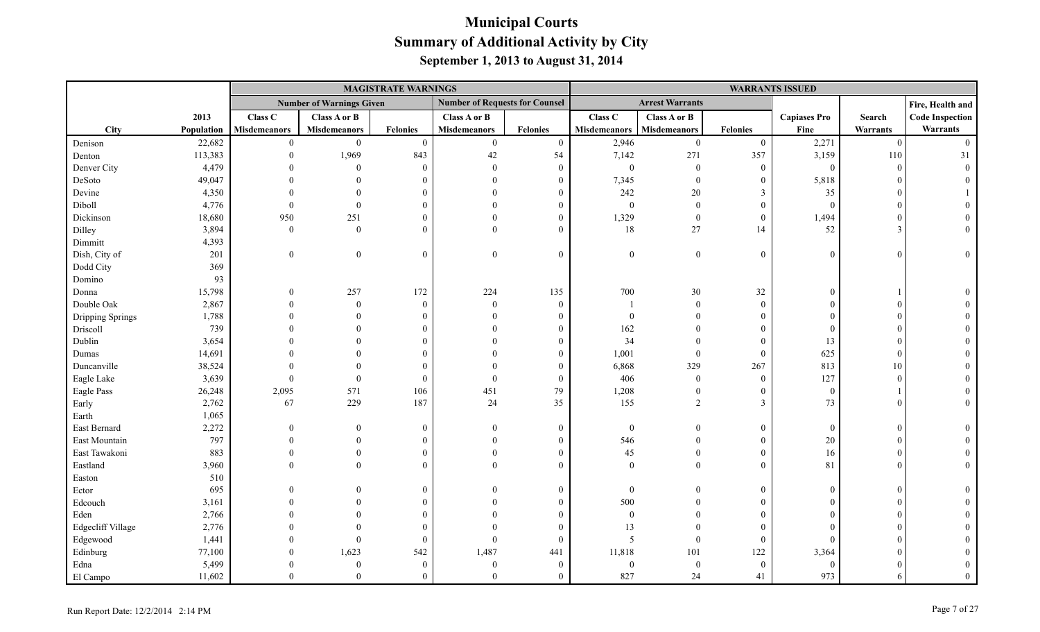# Municipal Courts
## Summary of Additional Activity by City
### September 1, 2013 to August 31, 2014

| | | MAGISTRATE WARNINGS | | | | | WARRANTS ISSUED | | | | | |
|---|---|---|---|---|---|---|---|---|---|---|---|---|
| | | Number of Warnings Given | | | Number of Requests for Counsel | | Arrest Warrants | | | | | |
| City | 2013 Population | Class C Misdemeanors | Class A or B Misdemeanors | Felonies | Class A or B Misdemeanors | Felonies | Class C Misdemeanors | Class A or B Misdemeanors | Felonies | Capiases Pro Fine | Search Warrants | Fire, Health and Code Inspection Warrants |
| Denison | 22,682 | 0 | 0 | 0 | 0 | 0 | 2,946 | 0 | 0 | 2,271 | 0 | 0 |
| Denton | 113,383 | 0 | 1,969 | 843 | 42 | 54 | 7,142 | 271 | 357 | 3,159 | 110 | 31 |
| Denver City | 4,479 | 0 | 0 | 0 | 0 | 0 | 0 | 0 | 0 | 0 | 0 | 0 |
| DeSoto | 49,047 | 0 | 0 | 0 | 0 | 0 | 7,345 | 0 | 0 | 5,818 | 0 | 0 |
| Devine | 4,350 | 0 | 0 | 0 | 0 | 0 | 242 | 20 | 3 | 35 | 0 | 1 |
| Diboll | 4,776 | 0 | 0 | 0 | 0 | 0 | 0 | 0 | 0 | 0 | 0 | 0 |
| Dickinson | 18,680 | 950 | 251 | 0 | 0 | 0 | 1,329 | 0 | 0 | 1,494 | 0 | 0 |
| Dilley | 3,894 | 0 | 0 | 0 | 0 | 0 | 18 | 27 | 14 | 52 | 3 | 0 |
| Dimmitt | 4,393 | | | | | | | | | | | |
| Dish, City of | 201 | 0 | 0 | 0 | 0 | 0 | 0 | 0 | 0 | 0 | 0 | 0 |
| Dodd City | 369 | | | | | | | | | | | |
| Domino | 93 | | | | | | | | | | | |
| Donna | 15,798 | 0 | 257 | 172 | 224 | 135 | 700 | 30 | 32 | 0 | 1 | 0 |
| Double Oak | 2,867 | 0 | 0 | 0 | 0 | 0 | 1 | 0 | 0 | 0 | 0 | 0 |
| Dripping Springs | 1,788 | 0 | 0 | 0 | 0 | 0 | 0 | 0 | 0 | 0 | 0 | 0 |
| Driscoll | 739 | 0 | 0 | 0 | 0 | 0 | 162 | 0 | 0 | 0 | 0 | 0 |
| Dublin | 3,654 | 0 | 0 | 0 | 0 | 0 | 34 | 0 | 0 | 13 | 0 | 0 |
| Dumas | 14,691 | 0 | 0 | 0 | 0 | 0 | 1,001 | 0 | 0 | 625 | 0 | 0 |
| Duncanville | 38,524 | 0 | 0 | 0 | 0 | 0 | 6,868 | 329 | 267 | 813 | 10 | 0 |
| Eagle Lake | 3,639 | 0 | 0 | 0 | 0 | 0 | 406 | 0 | 0 | 127 | 0 | 0 |
| Eagle Pass | 26,248 | 2,095 | 571 | 106 | 451 | 79 | 1,208 | 0 | 0 | 0 | 1 | 0 |
| Early | 2,762 | 67 | 229 | 187 | 24 | 35 | 155 | 2 | 3 | 73 | 0 | 0 |
| Earth | 1,065 | | | | | | | | | | | |
| East Bernard | 2,272 | 0 | 0 | 0 | 0 | 0 | 0 | 0 | 0 | 0 | 0 | 0 |
| East Mountain | 797 | 0 | 0 | 0 | 0 | 0 | 546 | 0 | 0 | 20 | 0 | 0 |
| East Tawakoni | 883 | 0 | 0 | 0 | 0 | 0 | 45 | 0 | 0 | 16 | 0 | 0 |
| Eastland | 3,960 | 0 | 0 | 0 | 0 | 0 | 0 | 0 | 0 | 81 | 0 | 0 |
| Easton | 510 | | | | | | | | | | | |
| Ector | 695 | 0 | 0 | 0 | 0 | 0 | 0 | 0 | 0 | 0 | 0 | 0 |
| Edcouch | 3,161 | 0 | 0 | 0 | 0 | 0 | 500 | 0 | 0 | 0 | 0 | 0 |
| Eden | 2,766 | 0 | 0 | 0 | 0 | 0 | 0 | 0 | 0 | 0 | 0 | 0 |
| Edgecliff Village | 2,776 | 0 | 0 | 0 | 0 | 0 | 13 | 0 | 0 | 0 | 0 | 0 |
| Edgewood | 1,441 | 0 | 0 | 0 | 0 | 0 | 5 | 0 | 0 | 0 | 0 | 0 |
| Edinburg | 77,100 | 0 | 1,623 | 542 | 1,487 | 441 | 11,818 | 101 | 122 | 3,364 | 0 | 0 |
| Edna | 5,499 | 0 | 0 | 0 | 0 | 0 | 0 | 0 | 0 | 0 | 0 | 0 |
| El Campo | 11,602 | 0 | 0 | 0 | 0 | 0 | 827 | 24 | 41 | 973 | 6 | 0 |

Run Report Date: 12/2/2014 2:14 PM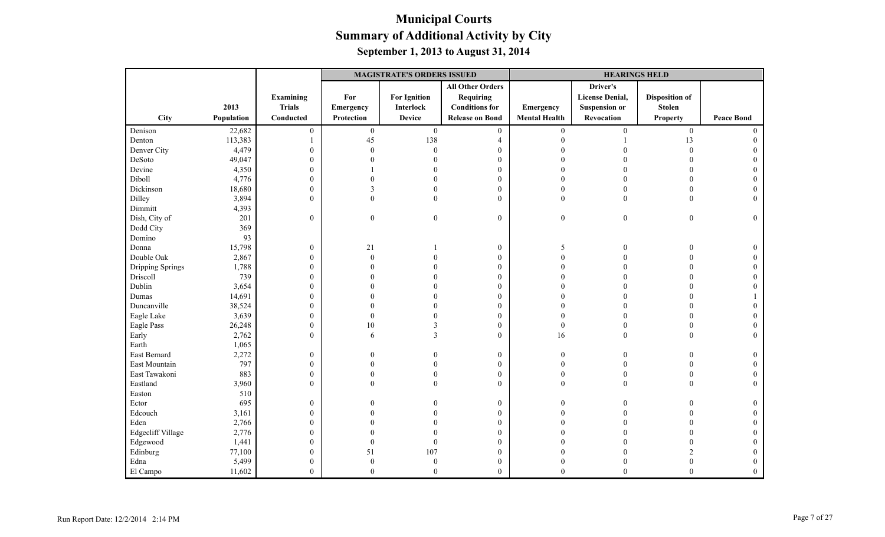# Municipal Courts
## Summary of Additional Activity by City
### September 1, 2013 to August 31, 2014

| | | | MAGISTRATE'S ORDERS ISSUED | | | HEARINGS HELD | | | |
|---|---|---|---|---|---|---|---|---|---|
| City | 2013 Population | Examining Trials Conducted | For Emergency Protection | For Ignition Interlock Device | All Other Orders Requiring Conditions for Release on Bond | Emergency Mental Health | Driver's License Denial, Suspension or Revocation | Disposition of Stolen Property | Peace Bond |
| Denison | 22,682 | 0 | 0 | 0 | 0 | 0 | 0 | 0 | 0 |
| Denton | 113,383 | 1 | 45 | 138 | 4 | 0 | 1 | 13 | 0 |
| Denver City | 4,479 | 0 | 0 | 0 | 0 | 0 | 0 | 0 | 0 |
| DeSoto | 49,047 | 0 | 0 | 0 | 0 | 0 | 0 | 0 | 0 |
| Devine | 4,350 | 0 | 1 | 0 | 0 | 0 | 0 | 0 | 0 |
| Diboll | 4,776 | 0 | 0 | 0 | 0 | 0 | 0 | 0 | 0 |
| Dickinson | 18,680 | 0 | 3 | 0 | 0 | 0 | 0 | 0 | 0 |
| Dilley | 3,894 | 0 | 0 | 0 | 0 | 0 | 0 | 0 | 0 |
| Dimmitt | 4,393 | | | | | | | | |
| Dish, City of | 201 | 0 | 0 | 0 | 0 | 0 | 0 | 0 | 0 |
| Dodd City | 369 | | | | | | | | |
| Domino | 93 | | | | | | | | |
| Donna | 15,798 | 0 | 21 | 1 | 0 | 5 | 0 | 0 | 0 |
| Double Oak | 2,867 | 0 | 0 | 0 | 0 | 0 | 0 | 0 | 0 |
| Dripping Springs | 1,788 | 0 | 0 | 0 | 0 | 0 | 0 | 0 | 0 |
| Driscoll | 739 | 0 | 0 | 0 | 0 | 0 | 0 | 0 | 0 |
| Dublin | 3,654 | 0 | 0 | 0 | 0 | 0 | 0 | 0 | 0 |
| Dumas | 14,691 | 0 | 0 | 0 | 0 | 0 | 0 | 0 | 1 |
| Duncanville | 38,524 | 0 | 0 | 0 | 0 | 0 | 0 | 0 | 0 |
| Eagle Lake | 3,639 | 0 | 0 | 0 | 0 | 0 | 0 | 0 | 0 |
| Eagle Pass | 26,248 | 0 | 10 | 3 | 0 | 0 | 0 | 0 | 0 |
| Early | 2,762 | 0 | 6 | 3 | 0 | 16 | 0 | 0 | 0 |
| Earth | 1,065 | | | | | | | | |
| East Bernard | 2,272 | 0 | 0 | 0 | 0 | 0 | 0 | 0 | 0 |
| East Mountain | 797 | 0 | 0 | 0 | 0 | 0 | 0 | 0 | 0 |
| East Tawakoni | 883 | 0 | 0 | 0 | 0 | 0 | 0 | 0 | 0 |
| Eastland | 3,960 | 0 | 0 | 0 | 0 | 0 | 0 | 0 | 0 |
| Easton | 510 | | | | | | | | |
| Ector | 695 | 0 | 0 | 0 | 0 | 0 | 0 | 0 | 0 |
| Edcouch | 3,161 | 0 | 0 | 0 | 0 | 0 | 0 | 0 | 0 |
| Eden | 2,766 | 0 | 0 | 0 | 0 | 0 | 0 | 0 | 0 |
| Edgecliff Village | 2,776 | 0 | 0 | 0 | 0 | 0 | 0 | 0 | 0 |
| Edgewood | 1,441 | 0 | 0 | 0 | 0 | 0 | 0 | 0 | 0 |
| Edinburg | 77,100 | 0 | 51 | 107 | 0 | 0 | 0 | 2 | 0 |
| Edna | 5,499 | 0 | 0 | 0 | 0 | 0 | 0 | 0 | 0 |
| El Campo | 11,602 | 0 | 0 | 0 | 0 | 0 | 0 | 0 | 0 |

Run Report Date: 12/2/2014 2:14 PM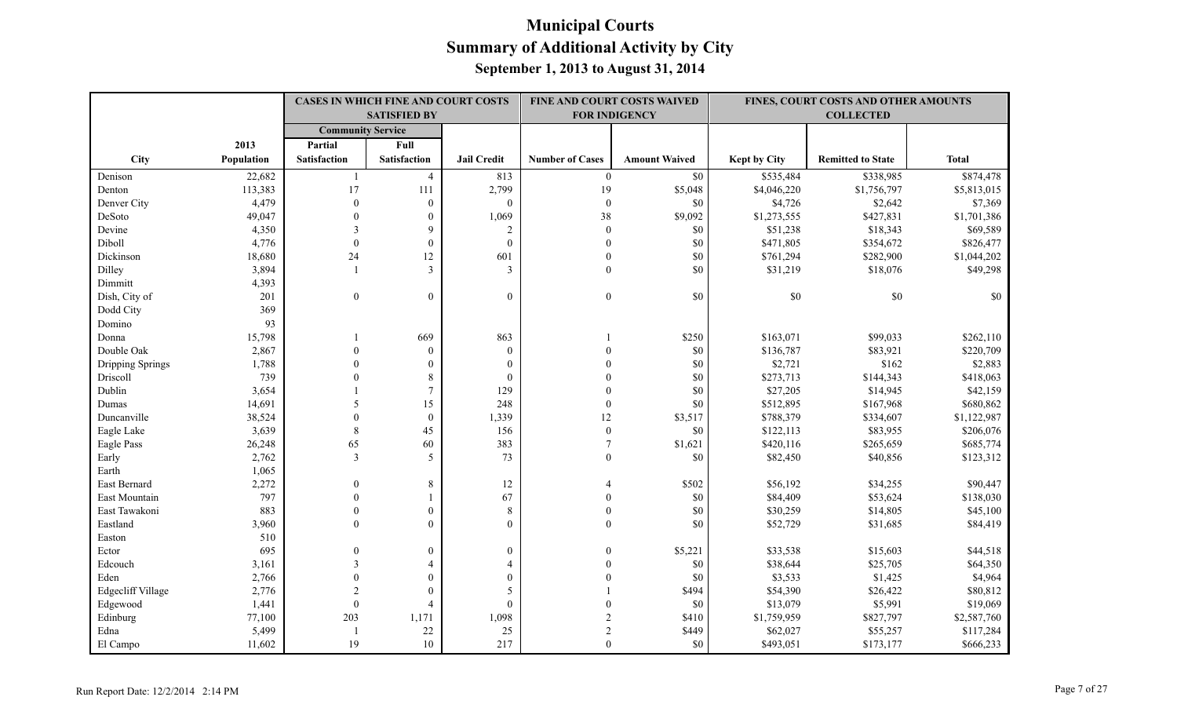# Municipal Courts
## Summary of Additional Activity by City
### September 1, 2013 to August 31, 2014

| | | CASES IN WHICH FINE AND COURT COSTS SATISFIED BY | | | FINE AND COURT COSTS WAIVED FOR INDIGENCY | | FINES, COURT COSTS AND OTHER AMOUNTS COLLECTED | | |
|---|---|---|---|---|---|---|---|---|---|
| | | Community Service | | | | | | | |
| City | 2013 Population | Partial Satisfaction | Full Satisfaction | Jail Credit | Number of Cases | Amount Waived | Kept by City | Remitted to State | Total |
| Denison | 22,682 | 1 | 4 | 813 | 0 | $0 | $535,484 | $338,985 | $874,478 |
| Denton | 113,383 | 17 | 111 | 2,799 | 19 | $5,048 | $4,046,220 | $1,756,797 | $5,813,015 |
| Denver City | 4,479 | 0 | 0 | 0 | 0 | $0 | $4,726 | $2,642 | $7,369 |
| DeSoto | 49,047 | 0 | 0 | 1,069 | 38 | $9,092 | $1,273,555 | $427,831 | $1,701,386 |
| Devine | 4,350 | 3 | 9 | 2 | 0 | $0 | $51,238 | $18,343 | $69,589 |
| Diboll | 4,776 | 0 | 0 | 0 | 0 | $0 | $471,805 | $354,672 | $826,477 |
| Dickinson | 18,680 | 24 | 12 | 601 | 0 | $0 | $761,294 | $282,900 | $1,044,202 |
| Dilley | 3,894 | 1 | 3 | 3 | 0 | $0 | $31,219 | $18,076 | $49,298 |
| Dimmitt | 4,393 | | | | | | | | |
| Dish, City of | 201 | 0 | 0 | 0 | 0 | $0 | $0 | $0 | $0 |
| Dodd City | 369 | | | | | | | | |
| Domino | 93 | | | | | | | | |
| Donna | 15,798 | 1 | 669 | 863 | 1 | $250 | $163,071 | $99,033 | $262,110 |
| Double Oak | 2,867 | 0 | 0 | 0 | 0 | $0 | $136,787 | $83,921 | $220,709 |
| Dripping Springs | 1,788 | 0 | 0 | 0 | 0 | $0 | $2,721 | $162 | $2,883 |
| Driscoll | 739 | 0 | 8 | 0 | 0 | $0 | $273,713 | $144,343 | $418,063 |
| Dublin | 3,654 | 1 | 7 | 129 | 0 | $0 | $27,205 | $14,945 | $42,159 |
| Dumas | 14,691 | 5 | 15 | 248 | 0 | $0 | $512,895 | $167,968 | $680,862 |
| Duncanville | 38,524 | 0 | 0 | 1,339 | 12 | $3,517 | $788,379 | $334,607 | $1,122,987 |
| Eagle Lake | 3,639 | 8 | 45 | 156 | 0 | $0 | $122,113 | $83,955 | $206,076 |
| Eagle Pass | 26,248 | 65 | 60 | 383 | 7 | $1,621 | $420,116 | $265,659 | $685,774 |
| Early | 2,762 | 3 | 5 | 73 | 0 | $0 | $82,450 | $40,856 | $123,312 |
| Earth | 1,065 | | | | | | | | |
| East Bernard | 2,272 | 0 | 8 | 12 | 4 | $502 | $56,192 | $34,255 | $90,447 |
| East Mountain | 797 | 0 | 1 | 67 | 0 | $0 | $84,409 | $53,624 | $138,030 |
| East Tawakoni | 883 | 0 | 0 | 8 | 0 | $0 | $30,259 | $14,805 | $45,100 |
| Eastland | 3,960 | 0 | 0 | 0 | 0 | $0 | $52,729 | $31,685 | $84,419 |
| Easton | 510 | | | | | | | | |
| Ector | 695 | 0 | 0 | 0 | 0 | $5,221 | $33,538 | $15,603 | $44,518 |
| Edcouch | 3,161 | 3 | 4 | 4 | 0 | $0 | $38,644 | $25,705 | $64,350 |
| Eden | 2,766 | 0 | 0 | 0 | 0 | $0 | $3,533 | $1,425 | $4,964 |
| Edgecliff Village | 2,776 | 2 | 0 | 5 | 1 | $494 | $54,390 | $26,422 | $80,812 |
| Edgewood | 1,441 | 0 | 4 | 0 | 0 | $0 | $13,079 | $5,991 | $19,069 |
| Edinburg | 77,100 | 203 | 1,171 | 1,098 | 2 | $410 | $1,759,959 | $827,797 | $2,587,760 |
| Edna | 5,499 | 1 | 22 | 25 | 2 | $449 | $62,027 | $55,257 | $117,284 |
| El Campo | 11,602 | 19 | 10 | 217 | 0 | $0 | $493,051 | $173,177 | $666,233 |

Run Report Date: 12/2/2014 2:14 PM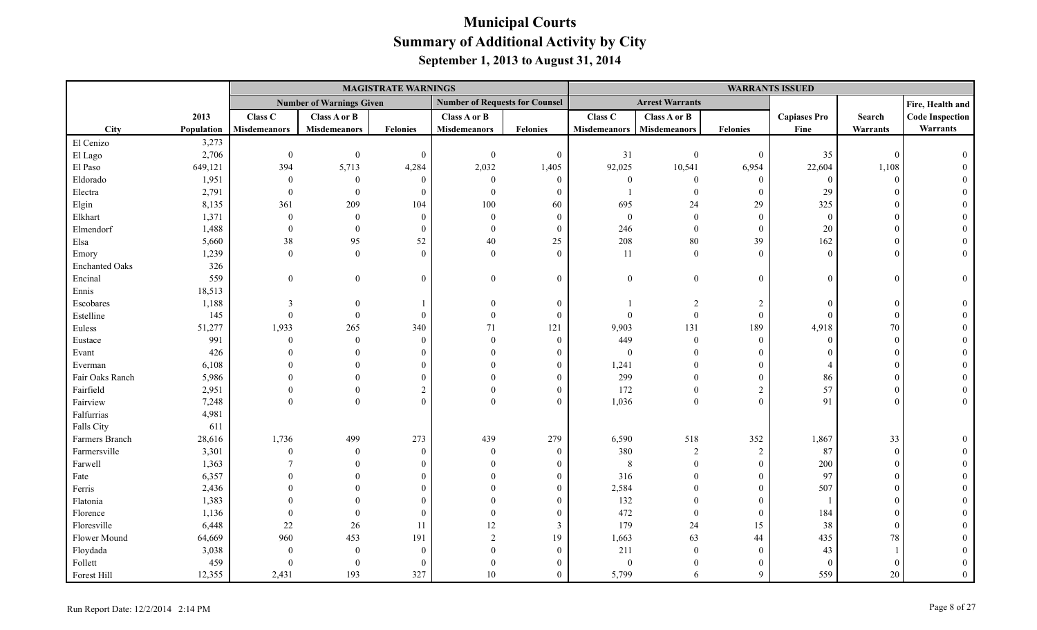# Municipal Courts
## Summary of Additional Activity by City
### September 1, 2013 to August 31, 2014

| | | MAGISTRATE WARNINGS | | | | | WARRANTS ISSUED | | | | | |
|---|---|---|---|---|---|---|---|---|---|---|---|---|
| | | Number of Warnings Given | | | Number of Requests for Counsel | | Arrest Warrants | | | | | |
| City | 2013 Population | Class C Misdemeanors | Class A or B Misdemeanors | Felonies | Class A or B Misdemeanors | Felonies | Class C Misdemeanors | Class A or B Misdemeanors | Felonies | Capiases Pro Fine | Search Warrants | Fire, Health and Code Inspection Warrants |
| El Cenizo | 3,273 | | | | | | | | | | | |
| El Lago | 2,706 | 0 | 0 | 0 | 0 | 0 | 31 | 0 | 0 | 35 | 0 | 0 |
| El Paso | 649,121 | 394 | 5,713 | 4,284 | 2,032 | 1,405 | 92,025 | 10,541 | 6,954 | 22,604 | 1,108 | 0 |
| Eldorado | 1,951 | 0 | 0 | 0 | 0 | 0 | 0 | 0 | 0 | 0 | 0 | 0 |
| Electra | 2,791 | 0 | 0 | 0 | 0 | 0 | 1 | 0 | 0 | 29 | 0 | 0 |
| Elgin | 8,135 | 361 | 209 | 104 | 100 | 60 | 695 | 24 | 29 | 325 | 0 | 0 |
| Elkhart | 1,371 | 0 | 0 | 0 | 0 | 0 | 0 | 0 | 0 | 0 | 0 | 0 |
| Elmendorf | 1,488 | 0 | 0 | 0 | 0 | 0 | 246 | 0 | 0 | 20 | 0 | 0 |
| Elsa | 5,660 | 38 | 95 | 52 | 40 | 25 | 208 | 80 | 39 | 162 | 0 | 0 |
| Emory | 1,239 | 0 | 0 | 0 | 0 | 0 | 11 | 0 | 0 | 0 | 0 | 0 |
| Enchanted Oaks | 326 | | | | | | | | | | | |
| Encinal | 559 | 0 | 0 | 0 | 0 | 0 | 0 | 0 | 0 | 0 | 0 | 0 |
| Ennis | 18,513 | | | | | | | | | | | |
| Escobares | 1,188 | 3 | 0 | 1 | 0 | 0 | 1 | 2 | 2 | 0 | 0 | 0 |
| Estelline | 145 | 0 | 0 | 0 | 0 | 0 | 0 | 0 | 0 | 0 | 0 | 0 |
| Euless | 51,277 | 1,933 | 265 | 340 | 71 | 121 | 9,903 | 131 | 189 | 4,918 | 70 | 0 |
| Eustace | 991 | 0 | 0 | 0 | 0 | 0 | 449 | 0 | 0 | 0 | 0 | 0 |
| Evant | 426 | 0 | 0 | 0 | 0 | 0 | 0 | 0 | 0 | 0 | 0 | 0 |
| Everman | 6,108 | 0 | 0 | 0 | 0 | 0 | 1,241 | 0 | 0 | 4 | 0 | 0 |
| Fair Oaks Ranch | 5,986 | 0 | 0 | 0 | 0 | 0 | 299 | 0 | 0 | 86 | 0 | 0 |
| Fairfield | 2,951 | 0 | 0 | 2 | 0 | 0 | 172 | 0 | 2 | 57 | 0 | 0 |
| Fairview | 7,248 | 0 | 0 | 0 | 0 | 0 | 1,036 | 0 | 0 | 91 | 0 | 0 |
| Falfurrias | 4,981 | | | | | | | | | | | |
| Falls City | 611 | | | | | | | | | | | |
| Farmers Branch | 28,616 | 1,736 | 499 | 273 | 439 | 279 | 6,590 | 518 | 352 | 1,867 | 33 | 0 |
| Farmersville | 3,301 | 0 | 0 | 0 | 0 | 0 | 380 | 2 | 2 | 87 | 0 | 0 |
| Farwell | 1,363 | 7 | 0 | 0 | 0 | 0 | 8 | 0 | 0 | 200 | 0 | 0 |
| Fate | 6,357 | 0 | 0 | 0 | 0 | 0 | 316 | 0 | 0 | 97 | 0 | 0 |
| Ferris | 2,436 | 0 | 0 | 0 | 0 | 0 | 2,584 | 0 | 0 | 507 | 0 | 0 |
| Flatonia | 1,383 | 0 | 0 | 0 | 0 | 0 | 132 | 0 | 0 | 1 | 0 | 0 |
| Florence | 1,136 | 0 | 0 | 0 | 0 | 0 | 472 | 0 | 0 | 184 | 0 | 0 |
| Floresville | 6,448 | 22 | 26 | 11 | 12 | 3 | 179 | 24 | 15 | 38 | 0 | 0 |
| Flower Mound | 64,669 | 960 | 453 | 191 | 2 | 19 | 1,663 | 63 | 44 | 435 | 78 | 0 |
| Floydada | 3,038 | 0 | 0 | 0 | 0 | 0 | 211 | 0 | 0 | 43 | 1 | 0 |
| Follett | 459 | 0 | 0 | 0 | 0 | 0 | 0 | 0 | 0 | 0 | 0 | 0 |
| Forest Hill | 12,355 | 2,431 | 193 | 327 | 10 | 0 | 5,799 | 6 | 9 | 559 | 20 | 0 |

Run Report Date: 12/2/2014 2:14 PM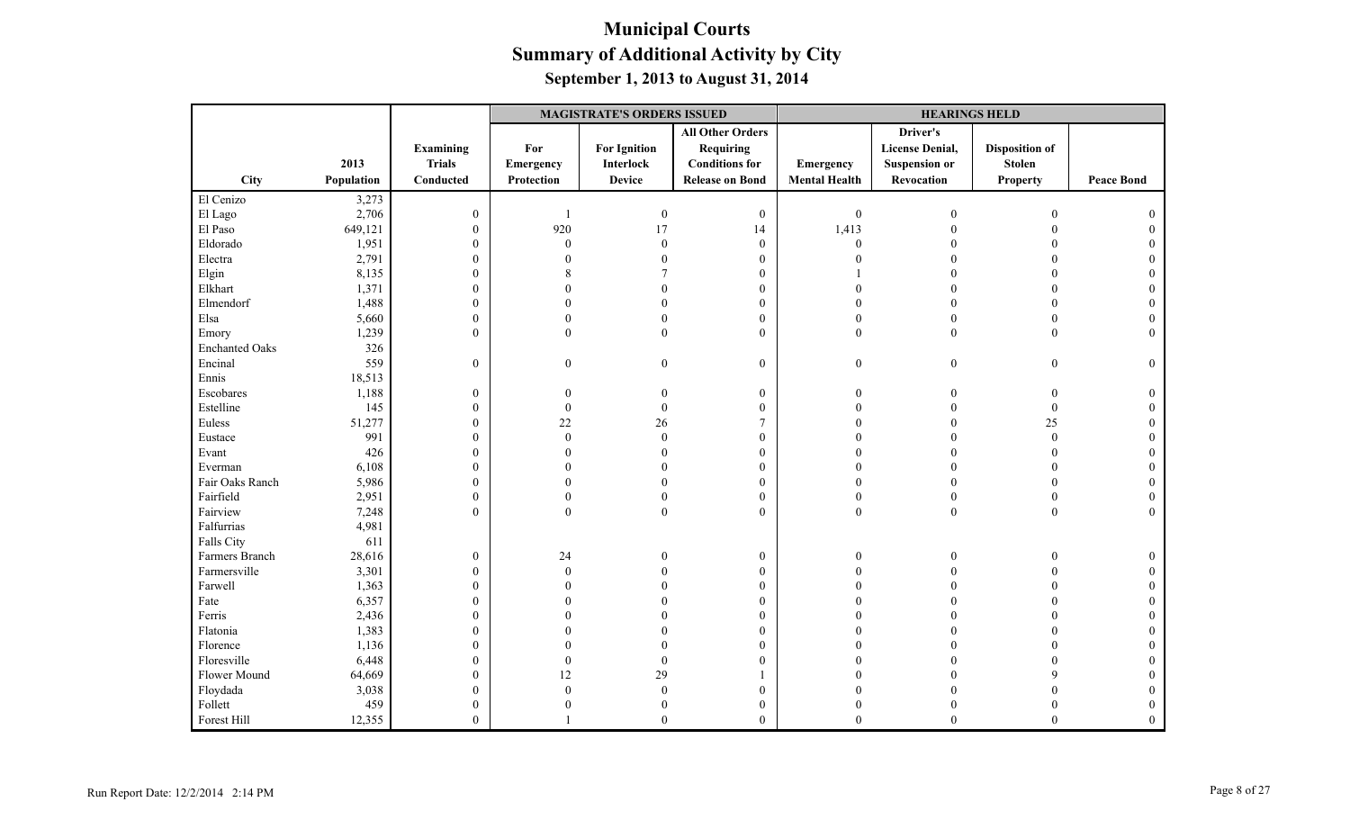# Municipal Courts
## Summary of Additional Activity by City
### September 1, 2013 to August 31, 2014

| | | | MAGISTRATE'S ORDERS ISSUED | | | HEARINGS HELD | | | |
|---|---|---|---|---|---|---|---|---|---|
| City | 2013 Population | Examining Trials Conducted | For Emergency Protection | For Ignition Interlock Device | All Other Orders Requiring Conditions for Release on Bond | Emergency Mental Health | Driver's License Denial, Suspension or Revocation | Disposition of Stolen Property | Peace Bond |
| El Cenizo | 3,273 | | | | | | | | |
| El Lago | 2,706 | 0 | 1 | 0 | 0 | 0 | 0 | 0 | 0 |
| El Paso | 649,121 | 0 | 920 | 17 | 14 | 1,413 | 0 | 0 | 0 |
| Eldorado | 1,951 | 0 | 0 | 0 | 0 | 0 | 0 | 0 | 0 |
| Electra | 2,791 | 0 | 0 | 0 | 0 | 0 | 0 | 0 | 0 |
| Elgin | 8,135 | 0 | 8 | 7 | 0 | 1 | 0 | 0 | 0 |
| Elkhart | 1,371 | 0 | 0 | 0 | 0 | 0 | 0 | 0 | 0 |
| Elmendorf | 1,488 | 0 | 0 | 0 | 0 | 0 | 0 | 0 | 0 |
| Elsa | 5,660 | 0 | 0 | 0 | 0 | 0 | 0 | 0 | 0 |
| Emory | 1,239 | 0 | 0 | 0 | 0 | 0 | 0 | 0 | 0 |
| Enchanted Oaks | 326 | | | | | | | | |
| Encinal | 559 | 0 | 0 | 0 | 0 | 0 | 0 | 0 | 0 |
| Ennis | 18,513 | | | | | | | | |
| Escobares | 1,188 | 0 | 0 | 0 | 0 | 0 | 0 | 0 | 0 |
| Estelline | 145 | 0 | 0 | 0 | 0 | 0 | 0 | 0 | 0 |
| Euless | 51,277 | 0 | 22 | 26 | 7 | 0 | 0 | 25 | 0 |
| Eustace | 991 | 0 | 0 | 0 | 0 | 0 | 0 | 0 | 0 |
| Evant | 426 | 0 | 0 | 0 | 0 | 0 | 0 | 0 | 0 |
| Everman | 6,108 | 0 | 0 | 0 | 0 | 0 | 0 | 0 | 0 |
| Fair Oaks Ranch | 5,986 | 0 | 0 | 0 | 0 | 0 | 0 | 0 | 0 |
| Fairfield | 2,951 | 0 | 0 | 0 | 0 | 0 | 0 | 0 | 0 |
| Fairview | 7,248 | 0 | 0 | 0 | 0 | 0 | 0 | 0 | 0 |
| Falfurrias | 4,981 | | | | | | | | |
| Falls City | 611 | | | | | | | | |
| Farmers Branch | 28,616 | 0 | 24 | 0 | 0 | 0 | 0 | 0 | 0 |
| Farmersville | 3,301 | 0 | 0 | 0 | 0 | 0 | 0 | 0 | 0 |
| Farwell | 1,363 | 0 | 0 | 0 | 0 | 0 | 0 | 0 | 0 |
| Fate | 6,357 | 0 | 0 | 0 | 0 | 0 | 0 | 0 | 0 |
| Ferris | 2,436 | 0 | 0 | 0 | 0 | 0 | 0 | 0 | 0 |
| Flatonia | 1,383 | 0 | 0 | 0 | 0 | 0 | 0 | 0 | 0 |
| Florence | 1,136 | 0 | 0 | 0 | 0 | 0 | 0 | 0 | 0 |
| Floresville | 6,448 | 0 | 0 | 0 | 0 | 0 | 0 | 0 | 0 |
| Flower Mound | 64,669 | 0 | 12 | 29 | 1 | 0 | 0 | 9 | 0 |
| Floydada | 3,038 | 0 | 0 | 0 | 0 | 0 | 0 | 0 | 0 |
| Follett | 459 | 0 | 0 | 0 | 0 | 0 | 0 | 0 | 0 |
| Forest Hill | 12,355 | 0 | 1 | 0 | 0 | 0 | 0 | 0 | 0 |

Run Report Date: 12/2/2014 2:14 PM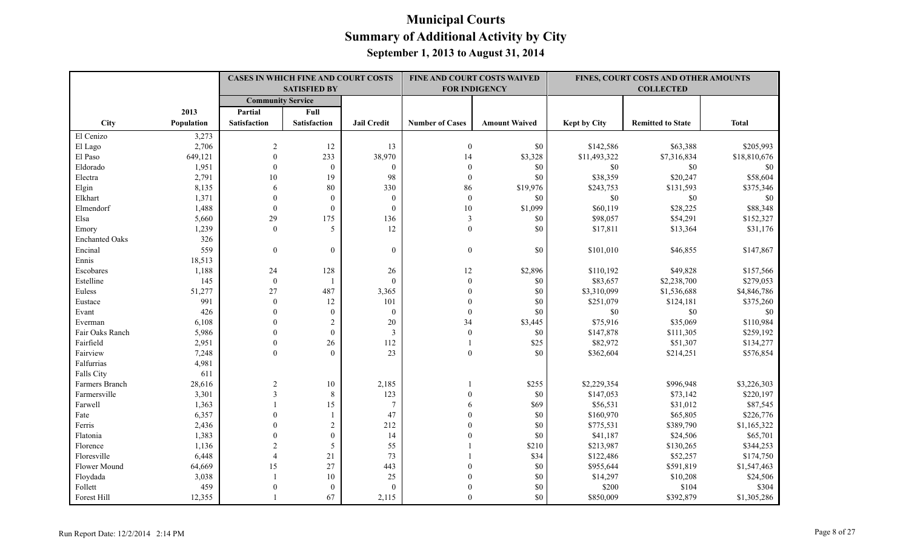# Municipal Courts
## Summary of Additional Activity by City
### September 1, 2013 to August 31, 2014

| | | CASES IN WHICH FINE AND COURT COSTS SATISFIED BY | | | FINE AND COURT COSTS WAIVED FOR INDIGENCY | | FINES, COURT COSTS AND OTHER AMOUNTS COLLECTED | | |
|---|---|---|---|---|---|---|---|---|---|
| | | Community Service | | | | | | | |
| City | 2013 Population | Partial Satisfaction | Full Satisfaction | Jail Credit | Number of Cases | Amount Waived | Kept by City | Remitted to State | Total |
| El Cenizo | 3,273 | | | | | | | | |
| El Lago | 2,706 | 2 | 12 | 13 | 0 | $0 | $142,586 | $63,388 | $205,993 |
| El Paso | 649,121 | 0 | 233 | 38,970 | 14 | $3,328 | $11,493,322 | $7,316,834 | $18,810,676 |
| Eldorado | 1,951 | 0 | 0 | 0 | 0 | $0 | $0 | $0 | $0 |
| Electra | 2,791 | 10 | 19 | 98 | 0 | $0 | $38,359 | $20,247 | $58,604 |
| Elgin | 8,135 | 6 | 80 | 330 | 86 | $19,976 | $243,753 | $131,593 | $375,346 |
| Elkhart | 1,371 | 0 | 0 | 0 | 0 | $0 | $0 | $0 | $0 |
| Elmendorf | 1,488 | 0 | 0 | 0 | 10 | $1,099 | $60,119 | $28,225 | $88,348 |
| Elsa | 5,660 | 29 | 175 | 136 | 3 | $0 | $98,057 | $54,291 | $152,327 |
| Emory | 1,239 | 0 | 5 | 12 | 0 | $0 | $17,811 | $13,364 | $31,176 |
| Enchanted Oaks | 326 | | | | | | | | |
| Encinal | 559 | 0 | 0 | 0 | 0 | $0 | $101,010 | $46,855 | $147,867 |
| Ennis | 18,513 | | | | | | | | |
| Escobares | 1,188 | 24 | 128 | 26 | 12 | $2,896 | $110,192 | $49,828 | $157,566 |
| Estelline | 145 | 0 | 1 | 0 | 0 | $0 | $83,657 | $2,238,700 | $279,053 |
| Euless | 51,277 | 27 | 487 | 3,365 | 0 | $0 | $3,310,099 | $1,536,688 | $4,846,786 |
| Eustace | 991 | 0 | 12 | 101 | 0 | $0 | $251,079 | $124,181 | $375,260 |
| Evant | 426 | 0 | 0 | 0 | 0 | $0 | $0 | $0 | $0 |
| Everman | 6,108 | 0 | 2 | 20 | 34 | $3,445 | $75,916 | $35,069 | $110,984 |
| Fair Oaks Ranch | 5,986 | 0 | 0 | 3 | 0 | $0 | $147,878 | $111,305 | $259,192 |
| Fairfield | 2,951 | 0 | 26 | 112 | 1 | $25 | $82,972 | $51,307 | $134,277 |
| Fairview | 7,248 | 0 | 0 | 23 | 0 | $0 | $362,604 | $214,251 | $576,854 |
| Falfurrias | 4,981 | | | | | | | | |
| Falls City | 611 | | | | | | | | |
| Farmers Branch | 28,616 | 2 | 10 | 2,185 | 1 | $255 | $2,229,354 | $996,948 | $3,226,303 |
| Farmersville | 3,301 | 3 | 8 | 123 | 0 | $0 | $147,053 | $73,142 | $220,197 |
| Farwell | 1,363 | 1 | 15 | 7 | 6 | $69 | $56,531 | $31,012 | $87,545 |
| Fate | 6,357 | 0 | 1 | 47 | 0 | $0 | $160,970 | $65,805 | $226,776 |
| Ferris | 2,436 | 0 | 2 | 212 | 0 | $0 | $775,531 | $389,790 | $1,165,322 |
| Flatonia | 1,383 | 0 | 0 | 14 | 0 | $0 | $41,187 | $24,506 | $65,701 |
| Florence | 1,136 | 2 | 5 | 55 | 1 | $210 | $213,987 | $130,265 | $344,253 |
| Floresville | 6,448 | 4 | 21 | 73 | 1 | $34 | $122,486 | $52,257 | $174,750 |
| Flower Mound | 64,669 | 15 | 27 | 443 | 0 | $0 | $955,644 | $591,819 | $1,547,463 |
| Floydada | 3,038 | 1 | 10 | 25 | 0 | $0 | $14,297 | $10,208 | $24,506 |
| Follett | 459 | 0 | 0 | 0 | 0 | $0 | $200 | $104 | $304 |
| Forest Hill | 12,355 | 1 | 67 | 2,115 | 0 | $0 | $850,009 | $392,879 | $1,305,286 |

Run Report Date: 12/2/2014 2:14 PM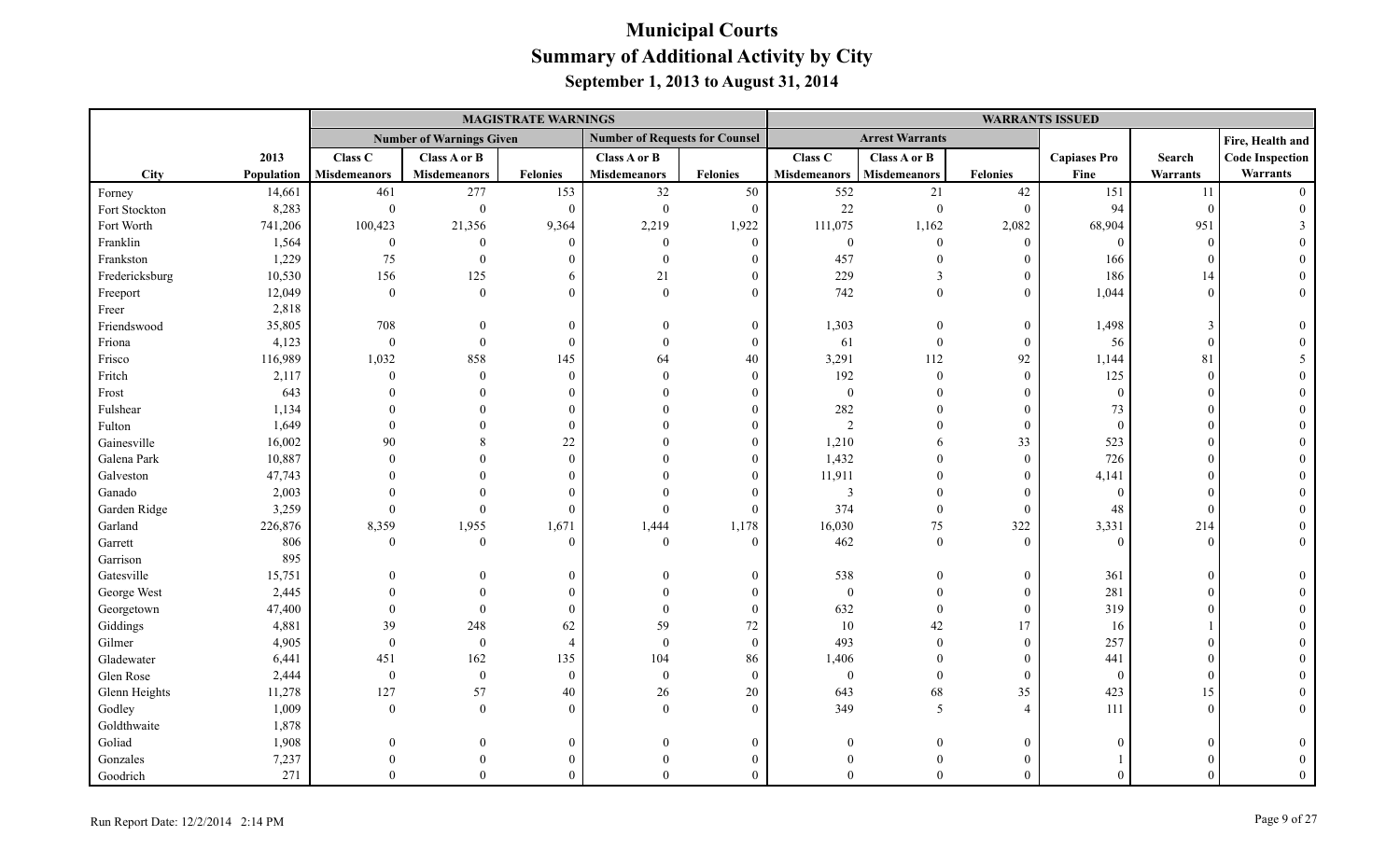# Municipal Courts
## Summary of Additional Activity by City
### September 1, 2013 to August 31, 2014

| | | MAGISTRATE WARNINGS | | | | | WARRANTS ISSUED | | | | | |
|---|---|---|---|---|---|---|---|---|---|---|---|---|
| | | Number of Warnings Given | | | Number of Requests for Counsel | | Arrest Warrants | | | | | |
| City | 2013 Population | Class C Misdemeanors | Class A or B Misdemeanors | Felonies | Class A or B Misdemeanors | Felonies | Class C Misdemeanors | Class A or B Misdemeanors | Felonies | Capiases Pro Fine | Search Warrants | Fire, Health and Code Inspection Warrants |
| Forney | 14,661 | 461 | 277 | 153 | 32 | 50 | 552 | 21 | 42 | 151 | 11 | 0 |
| Fort Stockton | 8,283 | 0 | 0 | 0 | 0 | 0 | 22 | 0 | 0 | 94 | 0 | 0 |
| Fort Worth | 741,206 | 100,423 | 21,356 | 9,364 | 2,219 | 1,922 | 111,075 | 1,162 | 2,082 | 68,904 | 951 | 3 |
| Franklin | 1,564 | 0 | 0 | 0 | 0 | 0 | 0 | 0 | 0 | 0 | 0 | 0 |
| Frankston | 1,229 | 75 | 0 | 0 | 0 | 0 | 457 | 0 | 0 | 166 | 0 | 0 |
| Fredericksburg | 10,530 | 156 | 125 | 6 | 21 | 0 | 229 | 3 | 0 | 186 | 14 | 0 |
| Freeport | 12,049 | 0 | 0 | 0 | 0 | 0 | 742 | 0 | 0 | 1,044 | 0 | 0 |
| Freer | 2,818 | | | | | | | | | | | |
| Friendswood | 35,805 | 708 | 0 | 0 | 0 | 0 | 1,303 | 0 | 0 | 1,498 | 3 | 0 |
| Friona | 4,123 | 0 | 0 | 0 | 0 | 0 | 61 | 0 | 0 | 56 | 0 | 0 |
| Frisco | 116,989 | 1,032 | 858 | 145 | 64 | 40 | 3,291 | 112 | 92 | 1,144 | 81 | 5 |
| Fritch | 2,117 | 0 | 0 | 0 | 0 | 0 | 192 | 0 | 0 | 125 | 0 | 0 |
| Frost | 643 | 0 | 0 | 0 | 0 | 0 | 0 | 0 | 0 | 0 | 0 | 0 |
| Fulshear | 1,134 | 0 | 0 | 0 | 0 | 0 | 282 | 0 | 0 | 73 | 0 | 0 |
| Fulton | 1,649 | 0 | 0 | 0 | 0 | 0 | 2 | 0 | 0 | 0 | 0 | 0 |
| Gainesville | 16,002 | 90 | 8 | 22 | 0 | 0 | 1,210 | 6 | 33 | 523 | 0 | 0 |
| Galena Park | 10,887 | 0 | 0 | 0 | 0 | 0 | 1,432 | 0 | 0 | 726 | 0 | 0 |
| Galveston | 47,743 | 0 | 0 | 0 | 0 | 0 | 11,911 | 0 | 0 | 4,141 | 0 | 0 |
| Ganado | 2,003 | 0 | 0 | 0 | 0 | 0 | 3 | 0 | 0 | 0 | 0 | 0 |
| Garden Ridge | 3,259 | 0 | 0 | 0 | 0 | 0 | 374 | 0 | 0 | 48 | 0 | 0 |
| Garland | 226,876 | 8,359 | 1,955 | 1,671 | 1,444 | 1,178 | 16,030 | 75 | 322 | 3,331 | 214 | 0 |
| Garrett | 806 | 0 | 0 | 0 | 0 | 0 | 462 | 0 | 0 | 0 | 0 | 0 |
| Garrison | 895 | | | | | | | | | | | |
| Gatesville | 15,751 | 0 | 0 | 0 | 0 | 0 | 538 | 0 | 0 | 361 | 0 | 0 |
| George West | 2,445 | 0 | 0 | 0 | 0 | 0 | 0 | 0 | 0 | 281 | 0 | 0 |
| Georgetown | 47,400 | 0 | 0 | 0 | 0 | 0 | 632 | 0 | 0 | 319 | 0 | 0 |
| Giddings | 4,881 | 39 | 248 | 62 | 59 | 72 | 10 | 42 | 17 | 16 | 1 | 0 |
| Gilmer | 4,905 | 0 | 0 | 4 | 0 | 0 | 493 | 0 | 0 | 257 | 0 | 0 |
| Gladewater | 6,441 | 451 | 162 | 135 | 104 | 86 | 1,406 | 0 | 0 | 441 | 0 | 0 |
| Glen Rose | 2,444 | 0 | 0 | 0 | 0 | 0 | 0 | 0 | 0 | 0 | 0 | 0 |
| Glenn Heights | 11,278 | 127 | 57 | 40 | 26 | 20 | 643 | 68 | 35 | 423 | 15 | 0 |
| Godley | 1,009 | 0 | 0 | 0 | 0 | 0 | 349 | 5 | 4 | 111 | 0 | 0 |
| Goldthwaite | 1,878 | | | | | | | | | | | |
| Goliad | 1,908 | 0 | 0 | 0 | 0 | 0 | 0 | 0 | 0 | 0 | 0 | 0 |
| Gonzales | 7,237 | 0 | 0 | 0 | 0 | 0 | 0 | 0 | 0 | 1 | 0 | 0 |
| Goodrich | 271 | 0 | 0 | 0 | 0 | 0 | 0 | 0 | 0 | 0 | 0 | 0 |

Run Report Date: 12/2/2014 2:14 PM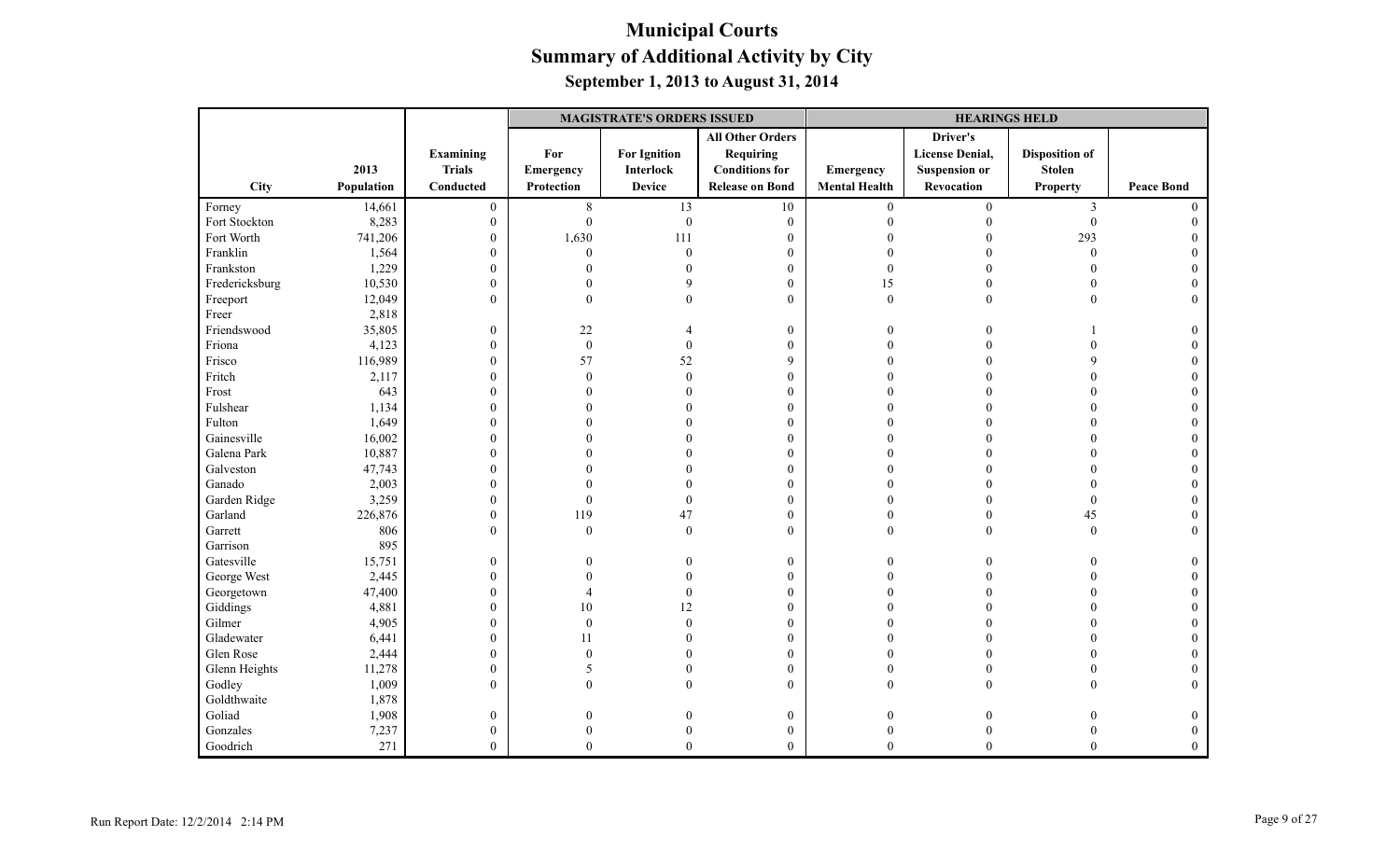# Municipal Courts
## Summary of Additional Activity by City
### September 1, 2013 to August 31, 2014

| | | | MAGISTRATE'S ORDERS ISSUED | | | HEARINGS HELD | | | |
|---|---|---|---|---|---|---|---|---|---|
| City | 2013 Population | Examining Trials Conducted | For Emergency Protection | For Ignition Interlock Device | All Other Orders Requiring Conditions for Release on Bond | Emergency Mental Health | Driver's License Denial, Suspension or Revocation | Disposition of Stolen Property | Peace Bond |
| Forney | 14,661 | 0 | 8 | 13 | 10 | 0 | 0 | 3 | 0 |
| Fort Stockton | 8,283 | 0 | 0 | 0 | 0 | 0 | 0 | 0 | 0 |
| Fort Worth | 741,206 | 0 | 1,630 | 111 | 0 | 0 | 0 | 293 | 0 |
| Franklin | 1,564 | 0 | 0 | 0 | 0 | 0 | 0 | 0 | 0 |
| Frankston | 1,229 | 0 | 0 | 0 | 0 | 0 | 0 | 0 | 0 |
| Fredericksburg | 10,530 | 0 | 0 | 9 | 0 | 15 | 0 | 0 | 0 |
| Freeport | 12,049 | 0 | 0 | 0 | 0 | 0 | 0 | 0 | 0 |
| Freer | 2,818 | | | | | | | | |
| Friendswood | 35,805 | 0 | 22 | 4 | 0 | 0 | 0 | 1 | 0 |
| Friona | 4,123 | 0 | 0 | 0 | 0 | 0 | 0 | 0 | 0 |
| Frisco | 116,989 | 0 | 57 | 52 | 9 | 0 | 0 | 9 | 0 |
| Fritch | 2,117 | 0 | 0 | 0 | 0 | 0 | 0 | 0 | 0 |
| Frost | 643 | 0 | 0 | 0 | 0 | 0 | 0 | 0 | 0 |
| Fulshear | 1,134 | 0 | 0 | 0 | 0 | 0 | 0 | 0 | 0 |
| Fulton | 1,649 | 0 | 0 | 0 | 0 | 0 | 0 | 0 | 0 |
| Gainesville | 16,002 | 0 | 0 | 0 | 0 | 0 | 0 | 0 | 0 |
| Galena Park | 10,887 | 0 | 0 | 0 | 0 | 0 | 0 | 0 | 0 |
| Galveston | 47,743 | 0 | 0 | 0 | 0 | 0 | 0 | 0 | 0 |
| Ganado | 2,003 | 0 | 0 | 0 | 0 | 0 | 0 | 0 | 0 |
| Garden Ridge | 3,259 | 0 | 0 | 0 | 0 | 0 | 0 | 0 | 0 |
| Garland | 226,876 | 0 | 119 | 47 | 0 | 0 | 0 | 45 | 0 |
| Garrett | 806 | 0 | 0 | 0 | 0 | 0 | 0 | 0 | 0 |
| Garrison | 895 | | | | | | | | |
| Gatesville | 15,751 | 0 | 0 | 0 | 0 | 0 | 0 | 0 | 0 |
| George West | 2,445 | 0 | 0 | 0 | 0 | 0 | 0 | 0 | 0 |
| Georgetown | 47,400 | 0 | 4 | 0 | 0 | 0 | 0 | 0 | 0 |
| Giddings | 4,881 | 0 | 10 | 12 | 0 | 0 | 0 | 0 | 0 |
| Gilmer | 4,905 | 0 | 0 | 0 | 0 | 0 | 0 | 0 | 0 |
| Gladewater | 6,441 | 0 | 11 | 0 | 0 | 0 | 0 | 0 | 0 |
| Glen Rose | 2,444 | 0 | 0 | 0 | 0 | 0 | 0 | 0 | 0 |
| Glenn Heights | 11,278 | 0 | 5 | 0 | 0 | 0 | 0 | 0 | 0 |
| Godley | 1,009 | 0 | 0 | 0 | 0 | 0 | 0 | 0 | 0 |
| Goldthwaite | 1,878 | | | | | | | | |
| Goliad | 1,908 | 0 | 0 | 0 | 0 | 0 | 0 | 0 | 0 |
| Gonzales | 7,237 | 0 | 0 | 0 | 0 | 0 | 0 | 0 | 0 |
| Goodrich | 271 | 0 | 0 | 0 | 0 | 0 | 0 | 0 | 0 |

Run Report Date: 12/2/2014 2:14 PM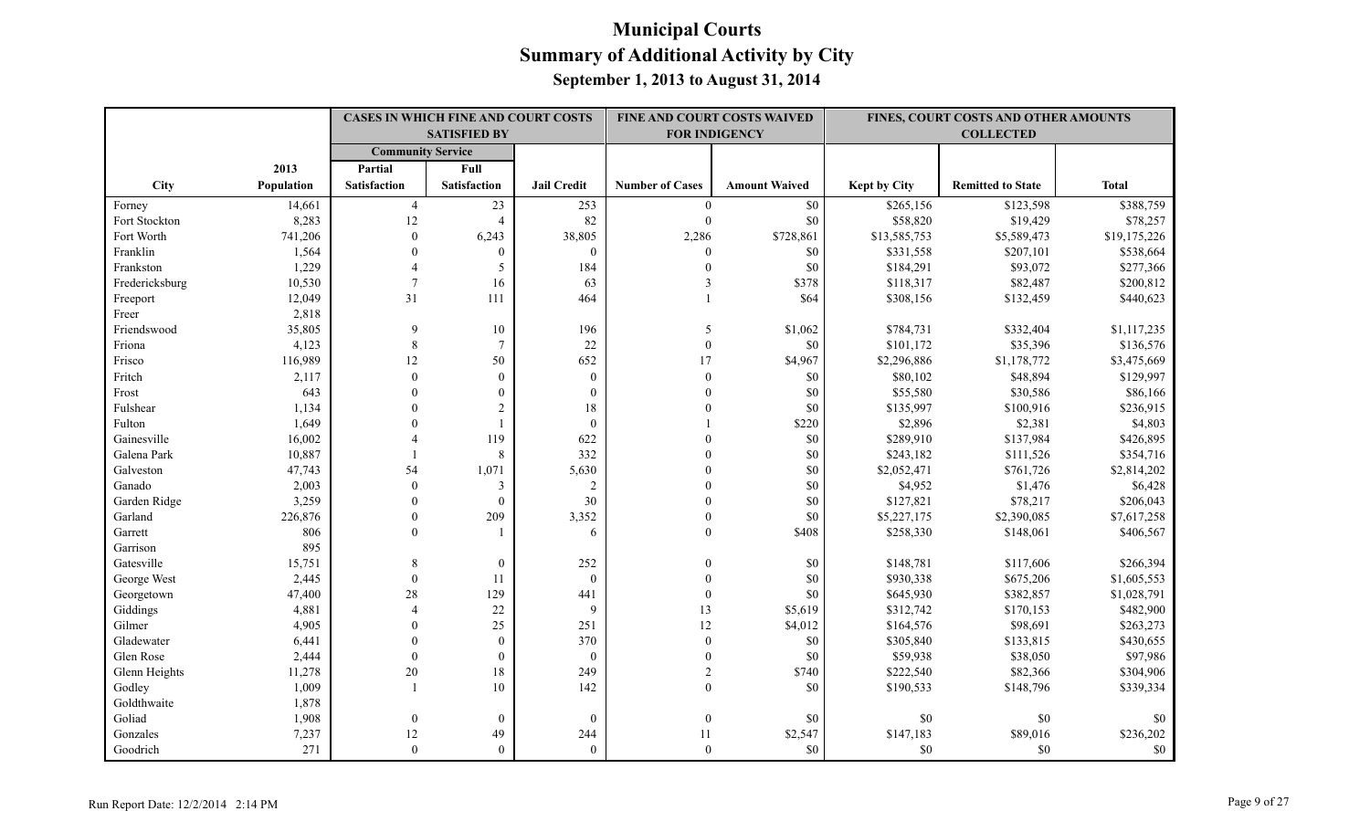# Municipal Courts
## Summary of Additional Activity by City
### September 1, 2013 to August 31, 2014

| | | CASES IN WHICH FINE AND COURT COSTS SATISFIED BY | | | FINE AND COURT COSTS WAIVED FOR INDIGENCY | | FINES, COURT COSTS AND OTHER AMOUNTS COLLECTED | | |
|---|---|---|---|---|---|---|---|---|---|
| | | Community Service | | | | | | | |
| City | 2013 Population | Partial Satisfaction | Full Satisfaction | Jail Credit | Number of Cases | Amount Waived | Kept by City | Remitted to State | Total |
| Forney | 14,661 | 4 | 23 | 253 | 0 | $0 | $265,156 | $123,598 | $388,759 |
| Fort Stockton | 8,283 | 12 | 4 | 82 | 0 | $0 | $58,820 | $19,429 | $78,257 |
| Fort Worth | 741,206 | 0 | 6,243 | 38,805 | 2,286 | $728,861 | $13,585,753 | $5,589,473 | $19,175,226 |
| Franklin | 1,564 | 0 | 0 | 0 | 0 | $0 | $331,558 | $207,101 | $538,664 |
| Frankston | 1,229 | 4 | 5 | 184 | 0 | $0 | $184,291 | $93,072 | $277,366 |
| Fredericksburg | 10,530 | 7 | 16 | 63 | 3 | $378 | $118,317 | $82,487 | $200,812 |
| Freeport | 12,049 | 31 | 111 | 464 | 1 | $64 | $308,156 | $132,459 | $440,623 |
| Freer | 2,818 | | | | | | | | |
| Friendswood | 35,805 | 9 | 10 | 196 | 5 | $1,062 | $784,731 | $332,404 | $1,117,235 |
| Friona | 4,123 | 8 | 7 | 22 | 0 | $0 | $101,172 | $35,396 | $136,576 |
| Frisco | 116,989 | 12 | 50 | 652 | 17 | $4,967 | $2,296,886 | $1,178,772 | $3,475,669 |
| Fritch | 2,117 | 0 | 0 | 0 | 0 | $0 | $80,102 | $48,894 | $129,997 |
| Frost | 643 | 0 | 0 | 0 | 0 | $0 | $55,580 | $30,586 | $86,166 |
| Fulshear | 1,134 | 0 | 2 | 18 | 0 | $0 | $135,997 | $100,916 | $236,915 |
| Fulton | 1,649 | 0 | 1 | 0 | 1 | $220 | $2,896 | $2,381 | $4,803 |
| Gainesville | 16,002 | 4 | 119 | 622 | 0 | $0 | $289,910 | $137,984 | $426,895 |
| Galena Park | 10,887 | 1 | 8 | 332 | 0 | $0 | $243,182 | $111,526 | $354,716 |
| Galveston | 47,743 | 54 | 1,071 | 5,630 | 0 | $0 | $2,052,471 | $761,726 | $2,814,202 |
| Ganado | 2,003 | 0 | 3 | 2 | 0 | $0 | $4,952 | $1,476 | $6,428 |
| Garden Ridge | 3,259 | 0 | 0 | 30 | 0 | $0 | $127,821 | $78,217 | $206,043 |
| Garland | 226,876 | 0 | 209 | 3,352 | 0 | $0 | $5,227,175 | $2,390,085 | $7,617,258 |
| Garrett | 806 | 0 | 1 | 6 | 0 | $408 | $258,330 | $148,061 | $406,567 |
| Garrison | 895 | | | | | | | | |
| Gatesville | 15,751 | 8 | 0 | 252 | 0 | $0 | $148,781 | $117,606 | $266,394 |
| George West | 2,445 | 0 | 11 | 0 | 0 | $0 | $930,338 | $675,206 | $1,605,553 |
| Georgetown | 47,400 | 28 | 129 | 441 | 0 | $0 | $645,930 | $382,857 | $1,028,791 |
| Giddings | 4,881 | 4 | 22 | 9 | 13 | $5,619 | $312,742 | $170,153 | $482,900 |
| Gilmer | 4,905 | 0 | 25 | 251 | 12 | $4,012 | $164,576 | $98,691 | $263,273 |
| Gladewater | 6,441 | 0 | 0 | 370 | 0 | $0 | $305,840 | $133,815 | $430,655 |
| Glen Rose | 2,444 | 0 | 0 | 0 | 0 | $0 | $59,938 | $38,050 | $97,986 |
| Glenn Heights | 11,278 | 20 | 18 | 249 | 2 | $740 | $222,540 | $82,366 | $304,906 |
| Godley | 1,009 | 1 | 10 | 142 | 0 | $0 | $190,533 | $148,796 | $339,334 |
| Goldthwaite | 1,878 | | | | | | | | |
| Goliad | 1,908 | 0 | 0 | 0 | 0 | $0 | $0 | $0 | $0 |
| Gonzales | 7,237 | 12 | 49 | 244 | 11 | $2,547 | $147,183 | $89,016 | $236,202 |
| Goodrich | 271 | 0 | 0 | 0 | 0 | $0 | $0 | $0 | $0 |

Run Report Date: 12/2/2014 2:14 PM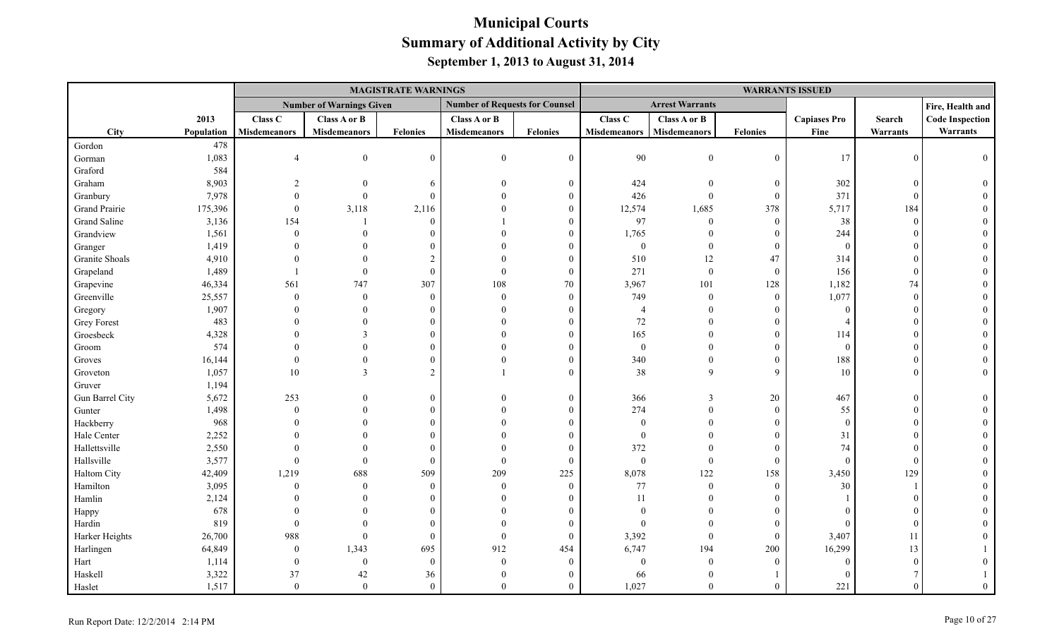# Municipal Courts

## Summary of Additional Activity by City

### September 1, 2013 to August 31, 2014

| | | MAGISTRATE WARNINGS | | | | | WARRANTS ISSUED | | | | | |
|---|---|---|---|---|---|---|---|---|---|---|---|---|
| | | Number of Warnings Given | | | Number of Requests for Counsel | | Arrest Warrants | | | | | Fire, Health and |
| City | 2013 Population | Class C Misdemeanors | Class A or B Misdemeanors | Felonies | Class A or B Misdemeanors | Felonies | Class C Misdemeanors | Class A or B Misdemeanors | Felonies | Capiases Pro Fine | Search Warrants | Code Inspection Warrants |
| Gordon | 478 | | | | | | | | | | | |
| Gorman | 1,083 | 4 | 0 | 0 | 0 | 0 | 90 | 0 | 0 | 17 | 0 | 0 |
| Graford | 584 | | | | | | | | | | | |
| Graham | 8,903 | 2 | 0 | 6 | 0 | 0 | 424 | 0 | 0 | 302 | 0 | 0 |
| Granbury | 7,978 | 0 | 0 | 0 | 0 | 0 | 426 | 0 | 0 | 371 | 0 | 0 |
| Grand Prairie | 175,396 | 0 | 3,118 | 2,116 | 0 | 0 | 12,574 | 1,685 | 378 | 5,717 | 184 | 0 |
| Grand Saline | 3,136 | 154 | 1 | 0 | 1 | 0 | 97 | 0 | 0 | 38 | 0 | 0 |
| Grandview | 1,561 | 0 | 0 | 0 | 0 | 0 | 1,765 | 0 | 0 | 244 | 0 | 0 |
| Granger | 1,419 | 0 | 0 | 0 | 0 | 0 | 0 | 0 | 0 | 0 | 0 | 0 |
| Granite Shoals | 4,910 | 0 | 0 | 2 | 0 | 0 | 510 | 12 | 47 | 314 | 0 | 0 |
| Grapeland | 1,489 | 1 | 0 | 0 | 0 | 0 | 271 | 0 | 0 | 156 | 0 | 0 |
| Grapevine | 46,334 | 561 | 747 | 307 | 108 | 70 | 3,967 | 101 | 128 | 1,182 | 74 | 0 |
| Greenville | 25,557 | 0 | 0 | 0 | 0 | 0 | 749 | 0 | 0 | 1,077 | 0 | 0 |
| Gregory | 1,907 | 0 | 0 | 0 | 0 | 0 | 4 | 0 | 0 | 0 | 0 | 0 |
| Grey Forest | 483 | 0 | 0 | 0 | 0 | 0 | 72 | 0 | 0 | 4 | 0 | 0 |
| Groesbeck | 4,328 | 0 | 3 | 0 | 0 | 0 | 165 | 0 | 0 | 114 | 0 | 0 |
| Groom | 574 | 0 | 0 | 0 | 0 | 0 | 0 | 0 | 0 | 0 | 0 | 0 |
| Groves | 16,144 | 0 | 0 | 0 | 0 | 0 | 340 | 0 | 0 | 188 | 0 | 0 |
| Groveton | 1,057 | 10 | 3 | 2 | 1 | 0 | 38 | 9 | 9 | 10 | 0 | 0 |
| Gruver | 1,194 | | | | | | | | | | | |
| Gun Barrel City | 5,672 | 253 | 0 | 0 | 0 | 0 | 366 | 3 | 20 | 467 | 0 | 0 |
| Gunter | 1,498 | 0 | 0 | 0 | 0 | 0 | 274 | 0 | 0 | 55 | 0 | 0 |
| Hackberry | 968 | 0 | 0 | 0 | 0 | 0 | 0 | 0 | 0 | 0 | 0 | 0 |
| Hale Center | 2,252 | 0 | 0 | 0 | 0 | 0 | 0 | 0 | 0 | 31 | 0 | 0 |
| Hallettsville | 2,550 | 0 | 0 | 0 | 0 | 0 | 372 | 0 | 0 | 74 | 0 | 0 |
| Hallsville | 3,577 | 0 | 0 | 0 | 0 | 0 | 0 | 0 | 0 | 0 | 0 | 0 |
| Haltom City | 42,409 | 1,219 | 688 | 509 | 209 | 225 | 8,078 | 122 | 158 | 3,450 | 129 | 0 |
| Hamilton | 3,095 | 0 | 0 | 0 | 0 | 0 | 77 | 0 | 0 | 30 | 1 | 0 |
| Hamlin | 2,124 | 0 | 0 | 0 | 0 | 0 | 11 | 0 | 0 | 1 | 0 | 0 |
| Happy | 678 | 0 | 0 | 0 | 0 | 0 | 0 | 0 | 0 | 0 | 0 | 0 |
| Hardin | 819 | 0 | 0 | 0 | 0 | 0 | 0 | 0 | 0 | 0 | 0 | 0 |
| Harker Heights | 26,700 | 988 | 0 | 0 | 0 | 0 | 3,392 | 0 | 0 | 3,407 | 11 | 0 |
| Harlingen | 64,849 | 0 | 1,343 | 695 | 912 | 454 | 6,747 | 194 | 200 | 16,299 | 13 | 1 |
| Hart | 1,114 | 0 | 0 | 0 | 0 | 0 | 0 | 0 | 0 | 0 | 0 | 0 |
| Haskell | 3,322 | 37 | 42 | 36 | 0 | 0 | 66 | 0 | 1 | 0 | 7 | 1 |
| Haslet | 1,517 | 0 | 0 | 0 | 0 | 0 | 1,027 | 0 | 0 | 221 | 0 | 0 |

Run Report Date: 12/2/2014 2:14 PM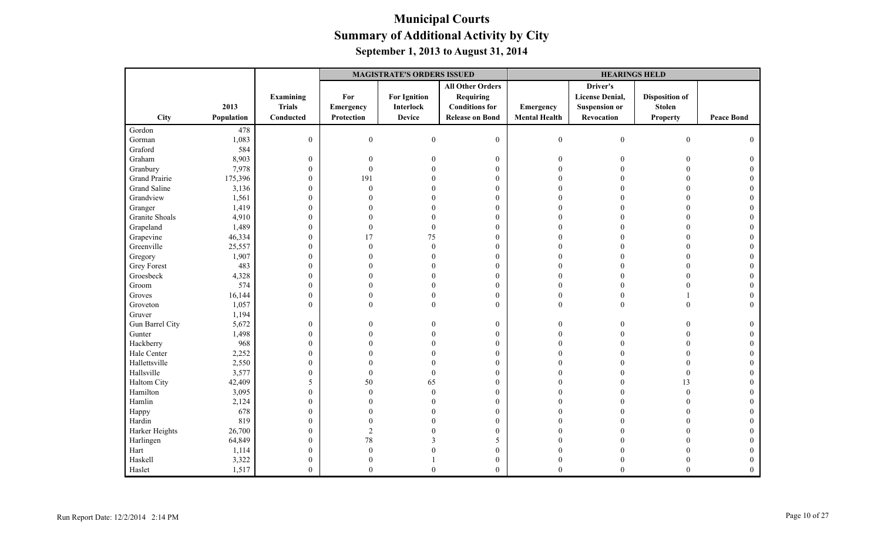# Municipal Courts
## Summary of Additional Activity by City
### September 1, 2013 to August 31, 2014

| | | | MAGISTRATE'S ORDERS ISSUED | | | HEARINGS HELD | | | |
|---|---|---|---|---|---|---|---|---|---|
| City | 2013 Population | Examining Trials Conducted | For Emergency Protection | For Ignition Interlock Device | All Other Orders Requiring Conditions for Release on Bond | Emergency Mental Health | Driver's License Denial, Suspension or Revocation | Disposition of Stolen Property | Peace Bond |
| Gordon | 478 | | | | | | | | |
| Gorman | 1,083 | 0 | 0 | 0 | 0 | 0 | 0 | 0 | 0 |
| Graford | 584 | | | | | | | | |
| Graham | 8,903 | 0 | 0 | 0 | 0 | 0 | 0 | 0 | 0 |
| Granbury | 7,978 | 0 | 0 | 0 | 0 | 0 | 0 | 0 | 0 |
| Grand Prairie | 175,396 | 0 | 191 | 0 | 0 | 0 | 0 | 0 | 0 |
| Grand Saline | 3,136 | 0 | 0 | 0 | 0 | 0 | 0 | 0 | 0 |
| Grandview | 1,561 | 0 | 0 | 0 | 0 | 0 | 0 | 0 | 0 |
| Granger | 1,419 | 0 | 0 | 0 | 0 | 0 | 0 | 0 | 0 |
| Granite Shoals | 4,910 | 0 | 0 | 0 | 0 | 0 | 0 | 0 | 0 |
| Grapeland | 1,489 | 0 | 0 | 0 | 0 | 0 | 0 | 0 | 0 |
| Grapevine | 46,334 | 0 | 17 | 75 | 0 | 0 | 0 | 0 | 0 |
| Greenville | 25,557 | 0 | 0 | 0 | 0 | 0 | 0 | 0 | 0 |
| Gregory | 1,907 | 0 | 0 | 0 | 0 | 0 | 0 | 0 | 0 |
| Grey Forest | 483 | 0 | 0 | 0 | 0 | 0 | 0 | 0 | 0 |
| Groesbeck | 4,328 | 0 | 0 | 0 | 0 | 0 | 0 | 0 | 0 |
| Groom | 574 | 0 | 0 | 0 | 0 | 0 | 0 | 0 | 0 |
| Groves | 16,144 | 0 | 0 | 0 | 0 | 0 | 0 | 1 | 0 |
| Groveton | 1,057 | 0 | 0 | 0 | 0 | 0 | 0 | 0 | 0 |
| Gruver | 1,194 | | | | | | | | |
| Gun Barrel City | 5,672 | 0 | 0 | 0 | 0 | 0 | 0 | 0 | 0 |
| Gunter | 1,498 | 0 | 0 | 0 | 0 | 0 | 0 | 0 | 0 |
| Hackberry | 968 | 0 | 0 | 0 | 0 | 0 | 0 | 0 | 0 |
| Hale Center | 2,252 | 0 | 0 | 0 | 0 | 0 | 0 | 0 | 0 |
| Hallettsville | 2,550 | 0 | 0 | 0 | 0 | 0 | 0 | 0 | 0 |
| Hallsville | 3,577 | 0 | 0 | 0 | 0 | 0 | 0 | 0 | 0 |
| Haltom City | 42,409 | 5 | 50 | 65 | 0 | 0 | 0 | 13 | 0 |
| Hamilton | 3,095 | 0 | 0 | 0 | 0 | 0 | 0 | 0 | 0 |
| Hamlin | 2,124 | 0 | 0 | 0 | 0 | 0 | 0 | 0 | 0 |
| Happy | 678 | 0 | 0 | 0 | 0 | 0 | 0 | 0 | 0 |
| Hardin | 819 | 0 | 0 | 0 | 0 | 0 | 0 | 0 | 0 |
| Harker Heights | 26,700 | 0 | 2 | 0 | 0 | 0 | 0 | 0 | 0 |
| Harlingen | 64,849 | 0 | 78 | 3 | 5 | 0 | 0 | 0 | 0 |
| Hart | 1,114 | 0 | 0 | 0 | 0 | 0 | 0 | 0 | 0 |
| Haskell | 3,322 | 0 | 0 | 1 | 0 | 0 | 0 | 0 | 0 |
| Haslet | 1,517 | 0 | 0 | 0 | 0 | 0 | 0 | 0 | 0 |

Run Report Date: 12/2/2014 2:14 PM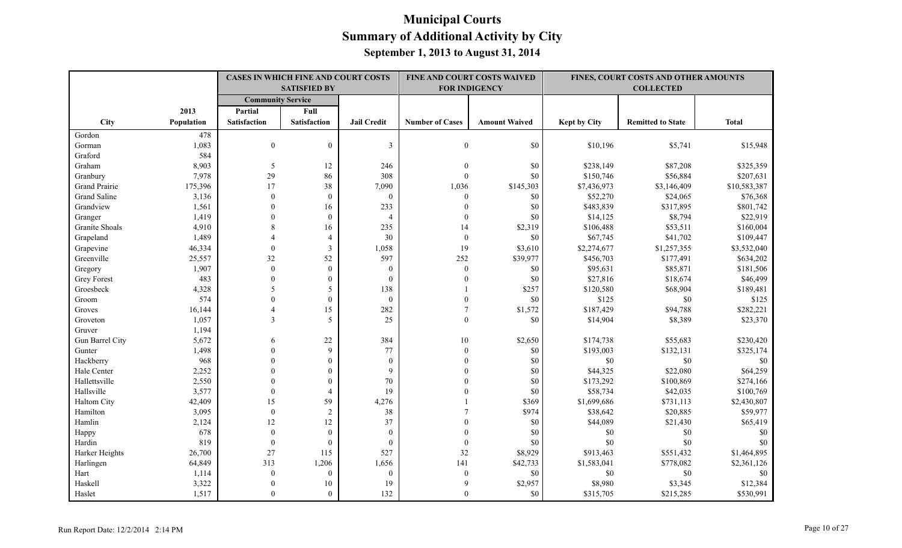# Municipal Courts
## Summary of Additional Activity by City
### September 1, 2013 to August 31, 2014

| | | CASES IN WHICH FINE AND COURT COSTS SATISFIED BY | | | FINE AND COURT COSTS WAIVED FOR INDIGENCY | | FINES, COURT COSTS AND OTHER AMOUNTS COLLECTED | | |
|---|---|---|---|---|---|---|---|---|---|
| | | Community Service | | | | | | | |
| City | 2013 Population | Partial Satisfaction | Full Satisfaction | Jail Credit | Number of Cases | Amount Waived | Kept by City | Remitted to State | Total |
| Gordon | 478 | | | | | | | | |
| Gorman | 1,083 | 0 | 0 | 3 | 0 | $0 | $10,196 | $5,741 | $15,948 |
| Graford | 584 | | | | | | | | |
| Graham | 8,903 | 5 | 12 | 246 | 0 | $0 | $238,149 | $87,208 | $325,359 |
| Granbury | 7,978 | 29 | 86 | 308 | 0 | $0 | $150,746 | $56,884 | $207,631 |
| Grand Prairie | 175,396 | 17 | 38 | 7,090 | 1,036 | $145,303 | $7,436,973 | $3,146,409 | $10,583,387 |
| Grand Saline | 3,136 | 0 | 0 | 0 | 0 | $0 | $52,270 | $24,065 | $76,368 |
| Grandview | 1,561 | 0 | 16 | 233 | 0 | $0 | $483,839 | $317,895 | $801,742 |
| Granger | 1,419 | 0 | 0 | 4 | 0 | $0 | $14,125 | $8,794 | $22,919 |
| Granite Shoals | 4,910 | 8 | 16 | 235 | 14 | $2,319 | $106,488 | $53,511 | $160,004 |
| Grapeland | 1,489 | 4 | 4 | 30 | 0 | $0 | $67,745 | $41,702 | $109,447 |
| Grapevine | 46,334 | 0 | 3 | 1,058 | 19 | $3,610 | $2,274,677 | $1,257,355 | $3,532,040 |
| Greenville | 25,557 | 32 | 52 | 597 | 252 | $39,977 | $456,703 | $177,491 | $634,202 |
| Gregory | 1,907 | 0 | 0 | 0 | 0 | $0 | $95,631 | $85,871 | $181,506 |
| Grey Forest | 483 | 0 | 0 | 0 | 0 | $0 | $27,816 | $18,674 | $46,499 |
| Groesbeck | 4,328 | 5 | 5 | 138 | 1 | $257 | $120,580 | $68,904 | $189,481 |
| Groom | 574 | 0 | 0 | 0 | 0 | $0 | $125 | $0 | $125 |
| Groves | 16,144 | 4 | 15 | 282 | 7 | $1,572 | $187,429 | $94,788 | $282,221 |
| Groveton | 1,057 | 3 | 5 | 25 | 0 | $0 | $14,904 | $8,389 | $23,370 |
| Gruver | 1,194 | | | | | | | | |
| Gun Barrel City | 5,672 | 6 | 22 | 384 | 10 | $2,650 | $174,738 | $55,683 | $230,420 |
| Gunter | 1,498 | 0 | 9 | 77 | 0 | $0 | $193,003 | $132,131 | $325,174 |
| Hackberry | 968 | 0 | 0 | 0 | 0 | $0 | $0 | $0 | $0 |
| Hale Center | 2,252 | 0 | 0 | 9 | 0 | $0 | $44,325 | $22,080 | $64,259 |
| Hallettsville | 2,550 | 0 | 0 | 70 | 0 | $0 | $173,292 | $100,869 | $274,166 |
| Hallsville | 3,577 | 0 | 4 | 19 | 0 | $0 | $58,734 | $42,035 | $100,769 |
| Haltom City | 42,409 | 15 | 59 | 4,276 | 1 | $369 | $1,699,686 | $731,113 | $2,430,807 |
| Hamilton | 3,095 | 0 | 2 | 38 | 7 | $974 | $38,642 | $20,885 | $59,977 |
| Hamlin | 2,124 | 12 | 12 | 37 | 0 | $0 | $44,089 | $21,430 | $65,419 |
| Happy | 678 | 0 | 0 | 0 | 0 | $0 | $0 | $0 | $0 |
| Hardin | 819 | 0 | 0 | 0 | 0 | $0 | $0 | $0 | $0 |
| Harker Heights | 26,700 | 27 | 115 | 527 | 32 | $8,929 | $913,463 | $551,432 | $1,464,895 |
| Harlingen | 64,849 | 313 | 1,206 | 1,656 | 141 | $42,733 | $1,583,041 | $778,082 | $2,361,126 |
| Hart | 1,114 | 0 | 0 | 0 | 0 | $0 | $0 | $0 | $0 |
| Haskell | 3,322 | 0 | 10 | 19 | 9 | $2,957 | $8,980 | $3,345 | $12,384 |
| Haslet | 1,517 | 0 | 0 | 132 | 0 | $0 | $315,705 | $215,285 | $530,991 |

Run Report Date: 12/2/2014 2:14 PM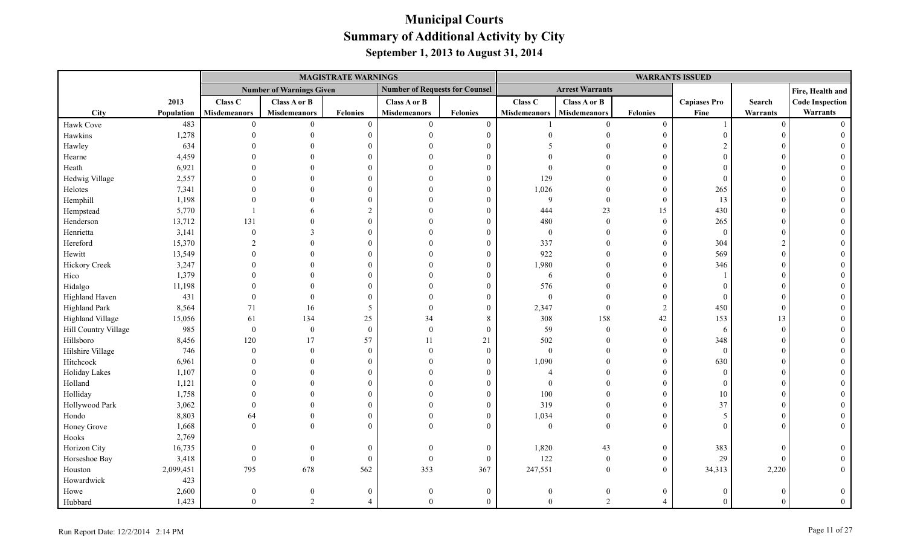# Municipal Courts
## Summary of Additional Activity by City
### September 1, 2013 to August 31, 2014

| | | MAGISTRATE WARNINGS | | | | | WARRANTS ISSUED | | | | | |
|---|---|---|---|---|---|---|---|---|---|---|---|---|
| | | Number of Warnings Given | | | Number of Requests for Counsel | | Arrest Warrants | | | | | Fire, Health and |
| City | 2013 Population | Class C Misdemeanors | Class A or B Misdemeanors | Felonies | Class A or B Misdemeanors | Felonies | Class C Misdemeanors | Class A or B Misdemeanors | Felonies | Capiases Pro Fine | Search Warrants | Code Inspection Warrants |
| Hawk Cove | 483 | 0 | 0 | 0 | 0 | 0 | 1 | 0 | 0 | 1 | 0 | 0 |
| Hawkins | 1,278 | 0 | 0 | 0 | 0 | 0 | 0 | 0 | 0 | 0 | 0 | 0 |
| Hawley | 634 | 0 | 0 | 0 | 0 | 0 | 5 | 0 | 0 | 2 | 0 | 0 |
| Hearne | 4,459 | 0 | 0 | 0 | 0 | 0 | 0 | 0 | 0 | 0 | 0 | 0 |
| Heath | 6,921 | 0 | 0 | 0 | 0 | 0 | 0 | 0 | 0 | 0 | 0 | 0 |
| Hedwig Village | 2,557 | 0 | 0 | 0 | 0 | 0 | 129 | 0 | 0 | 0 | 0 | 0 |
| Helotes | 7,341 | 0 | 0 | 0 | 0 | 0 | 1,026 | 0 | 0 | 265 | 0 | 0 |
| Hemphill | 1,198 | 0 | 0 | 0 | 0 | 0 | 9 | 0 | 0 | 13 | 0 | 0 |
| Hempstead | 5,770 | 1 | 6 | 2 | 0 | 0 | 444 | 23 | 15 | 430 | 0 | 0 |
| Henderson | 13,712 | 131 | 0 | 0 | 0 | 0 | 480 | 0 | 0 | 265 | 0 | 0 |
| Henrietta | 3,141 | 0 | 3 | 0 | 0 | 0 | 0 | 0 | 0 | 0 | 0 | 0 |
| Hereford | 15,370 | 2 | 0 | 0 | 0 | 0 | 337 | 0 | 0 | 304 | 2 | 0 |
| Hewitt | 13,549 | 0 | 0 | 0 | 0 | 0 | 922 | 0 | 0 | 569 | 0 | 0 |
| Hickory Creek | 3,247 | 0 | 0 | 0 | 0 | 0 | 1,980 | 0 | 0 | 346 | 0 | 0 |
| Hico | 1,379 | 0 | 0 | 0 | 0 | 0 | 6 | 0 | 0 | 1 | 0 | 0 |
| Hidalgo | 11,198 | 0 | 0 | 0 | 0 | 0 | 576 | 0 | 0 | 0 | 0 | 0 |
| Highland Haven | 431 | 0 | 0 | 0 | 0 | 0 | 0 | 0 | 0 | 0 | 0 | 0 |
| Highland Park | 8,564 | 71 | 16 | 5 | 0 | 0 | 2,347 | 0 | 2 | 450 | 0 | 0 |
| Highland Village | 15,056 | 61 | 134 | 25 | 34 | 8 | 308 | 158 | 42 | 153 | 13 | 0 |
| Hill Country Village | 985 | 0 | 0 | 0 | 0 | 0 | 59 | 0 | 0 | 6 | 0 | 0 |
| Hillsboro | 8,456 | 120 | 17 | 57 | 11 | 21 | 502 | 0 | 0 | 348 | 0 | 0 |
| Hilshire Village | 746 | 0 | 0 | 0 | 0 | 0 | 0 | 0 | 0 | 0 | 0 | 0 |
| Hitchcock | 6,961 | 0 | 0 | 0 | 0 | 0 | 1,090 | 0 | 0 | 630 | 0 | 0 |
| Holiday Lakes | 1,107 | 0 | 0 | 0 | 0 | 0 | 4 | 0 | 0 | 0 | 0 | 0 |
| Holland | 1,121 | 0 | 0 | 0 | 0 | 0 | 0 | 0 | 0 | 0 | 0 | 0 |
| Holliday | 1,758 | 0 | 0 | 0 | 0 | 0 | 100 | 0 | 0 | 10 | 0 | 0 |
| Hollywood Park | 3,062 | 0 | 0 | 0 | 0 | 0 | 319 | 0 | 0 | 37 | 0 | 0 |
| Hondo | 8,803 | 64 | 0 | 0 | 0 | 0 | 1,034 | 0 | 0 | 5 | 0 | 0 |
| Honey Grove | 1,668 | 0 | 0 | 0 | 0 | 0 | 0 | 0 | 0 | 0 | 0 | 0 |
| Hooks | 2,769 | | | | | | | | | | | |
| Horizon City | 16,735 | 0 | 0 | 0 | 0 | 0 | 1,820 | 43 | 0 | 383 | 0 | 0 |
| Horseshoe Bay | 3,418 | 0 | 0 | 0 | 0 | 0 | 122 | 0 | 0 | 29 | 0 | 0 |
| Houston | 2,099,451 | 795 | 678 | 562 | 353 | 367 | 247,551 | 0 | 0 | 34,313 | 2,220 | 0 |
| Howardwick | 423 | | | | | | | | | | | |
| Howe | 2,600 | 0 | 0 | 0 | 0 | 0 | 0 | 0 | 0 | 0 | 0 | 0 |
| Hubbard | 1,423 | 0 | 2 | 4 | 0 | 0 | 0 | 2 | 4 | 0 | 0 | 0 |

Run Report Date: 12/2/2014 2:14 PM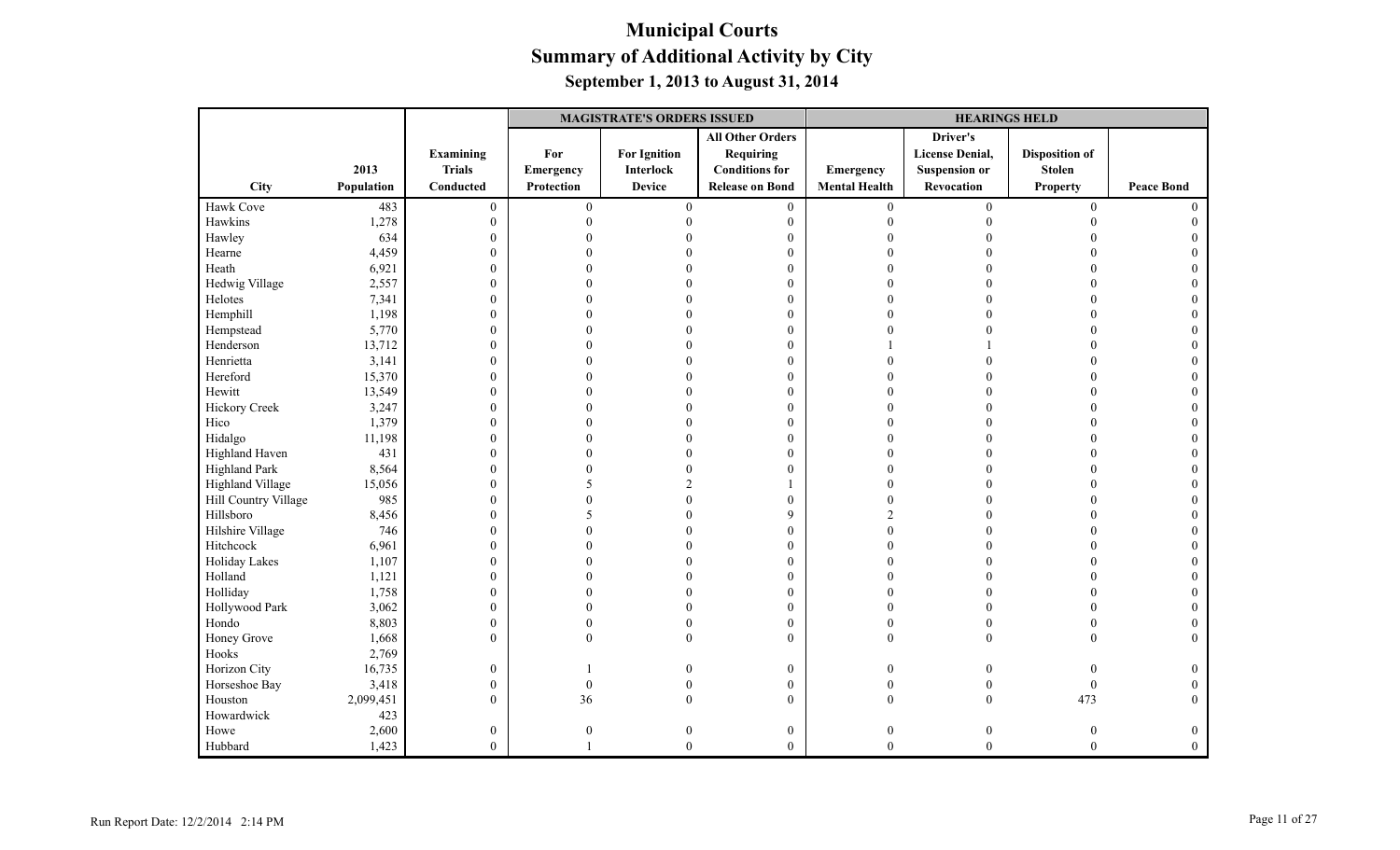# Municipal Courts
## Summary of Additional Activity by City
### September 1, 2013 to August 31, 2014

| | | | MAGISTRATE'S ORDERS ISSUED | | | HEARINGS HELD | | | |
|---|---|---|---|---|---|---|---|---|---|
| City | 2013 Population | Examining Trials Conducted | For Emergency Protection | For Ignition Interlock Device | All Other Orders Requiring Conditions for Release on Bond | Emergency Mental Health | Driver's License Denial, Suspension or Revocation | Disposition of Stolen Property | Peace Bond |
| Hawk Cove | 483 | 0 | 0 | 0 | 0 | 0 | 0 | 0 | 0 |
| Hawkins | 1,278 | 0 | 0 | 0 | 0 | 0 | 0 | 0 | 0 |
| Hawley | 634 | 0 | 0 | 0 | 0 | 0 | 0 | 0 | 0 |
| Hearne | 4,459 | 0 | 0 | 0 | 0 | 0 | 0 | 0 | 0 |
| Heath | 6,921 | 0 | 0 | 0 | 0 | 0 | 0 | 0 | 0 |
| Hedwig Village | 2,557 | 0 | 0 | 0 | 0 | 0 | 0 | 0 | 0 |
| Helotes | 7,341 | 0 | 0 | 0 | 0 | 0 | 0 | 0 | 0 |
| Hemphill | 1,198 | 0 | 0 | 0 | 0 | 0 | 0 | 0 | 0 |
| Hempstead | 5,770 | 0 | 0 | 0 | 0 | 0 | 0 | 0 | 0 |
| Henderson | 13,712 | 0 | 0 | 0 | 0 | 1 | 1 | 0 | 0 |
| Henrietta | 3,141 | 0 | 0 | 0 | 0 | 0 | 0 | 0 | 0 |
| Hereford | 15,370 | 0 | 0 | 0 | 0 | 0 | 0 | 0 | 0 |
| Hewitt | 13,549 | 0 | 0 | 0 | 0 | 0 | 0 | 0 | 0 |
| Hickory Creek | 3,247 | 0 | 0 | 0 | 0 | 0 | 0 | 0 | 0 |
| Hico | 1,379 | 0 | 0 | 0 | 0 | 0 | 0 | 0 | 0 |
| Hidalgo | 11,198 | 0 | 0 | 0 | 0 | 0 | 0 | 0 | 0 |
| Highland Haven | 431 | 0 | 0 | 0 | 0 | 0 | 0 | 0 | 0 |
| Highland Park | 8,564 | 0 | 0 | 0 | 0 | 0 | 0 | 0 | 0 |
| Highland Village | 15,056 | 0 | 5 | 2 | 1 | 0 | 0 | 0 | 0 |
| Hill Country Village | 985 | 0 | 0 | 0 | 0 | 0 | 0 | 0 | 0 |
| Hillsboro | 8,456 | 0 | 5 | 0 | 9 | 2 | 0 | 0 | 0 |
| Hilshire Village | 746 | 0 | 0 | 0 | 0 | 0 | 0 | 0 | 0 |
| Hitchcock | 6,961 | 0 | 0 | 0 | 0 | 0 | 0 | 0 | 0 |
| Holiday Lakes | 1,107 | 0 | 0 | 0 | 0 | 0 | 0 | 0 | 0 |
| Holland | 1,121 | 0 | 0 | 0 | 0 | 0 | 0 | 0 | 0 |
| Holliday | 1,758 | 0 | 0 | 0 | 0 | 0 | 0 | 0 | 0 |
| Hollywood Park | 3,062 | 0 | 0 | 0 | 0 | 0 | 0 | 0 | 0 |
| Hondo | 8,803 | 0 | 0 | 0 | 0 | 0 | 0 | 0 | 0 |
| Honey Grove | 1,668 | 0 | 0 | 0 | 0 | 0 | 0 | 0 | 0 |
| Hooks | 2,769 | | | | | | | | |
| Horizon City | 16,735 | 0 | 1 | 0 | 0 | 0 | 0 | 0 | 0 |
| Horseshoe Bay | 3,418 | 0 | 0 | 0 | 0 | 0 | 0 | 0 | 0 |
| Houston | 2,099,451 | 0 | 36 | 0 | 0 | 0 | 0 | 473 | 0 |
| Howardwick | 423 | | | | | | | | |
| Howe | 2,600 | 0 | 0 | 0 | 0 | 0 | 0 | 0 | 0 |
| Hubbard | 1,423 | 0 | 1 | 0 | 0 | 0 | 0 | 0 | 0 |

Run Report Date: 12/2/2014 2:14 PM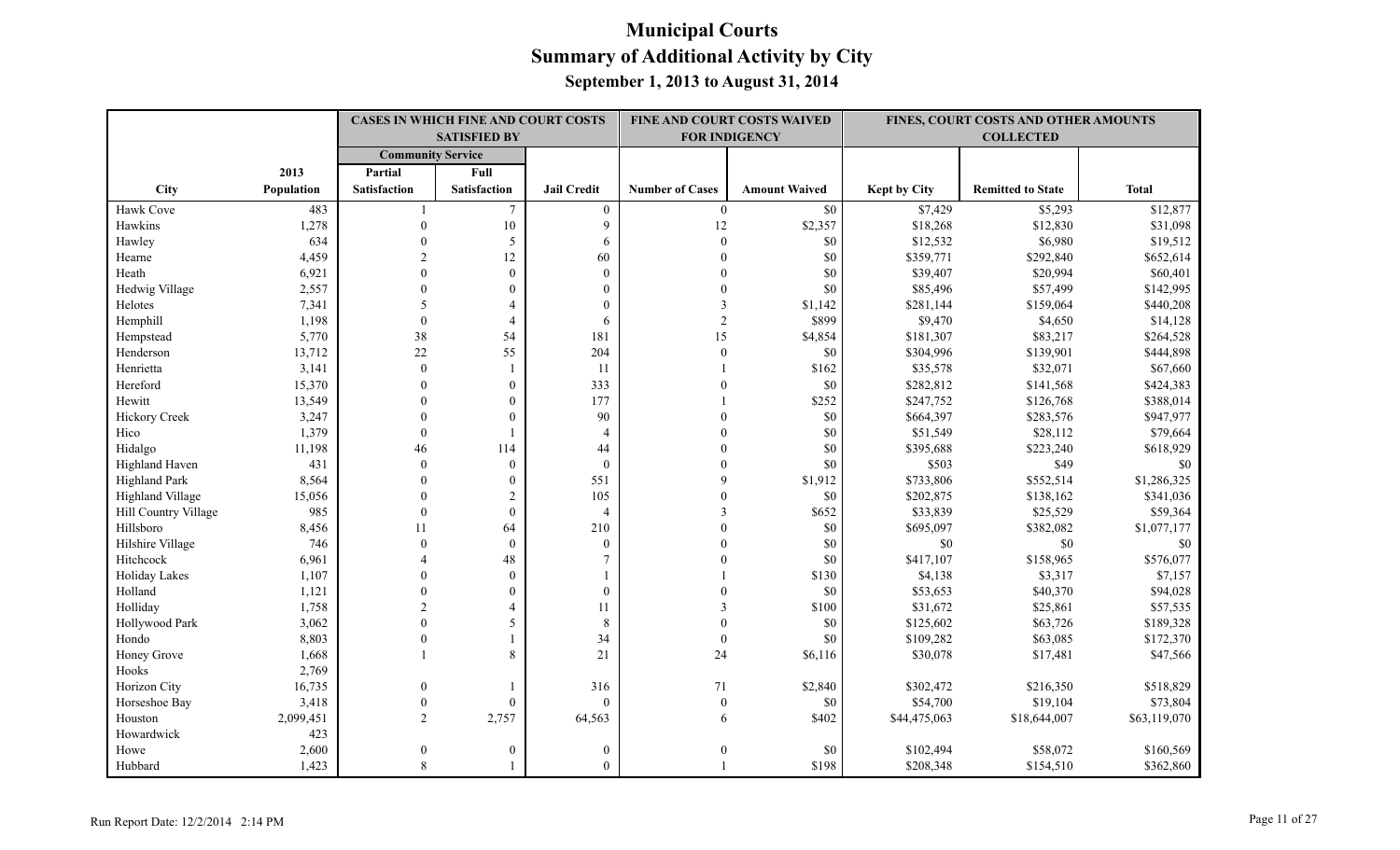# Municipal Courts
## Summary of Additional Activity by City
### September 1, 2013 to August 31, 2014

| | | CASES IN WHICH FINE AND COURT COSTS SATISFIED BY | | | FINE AND COURT COSTS WAIVED FOR INDIGENCY | | FINES, COURT COSTS AND OTHER AMOUNTS COLLECTED | | |
|---|---|---|---|---|---|---|---|---|---|
| | | Community Service | | | | | | | |
| | 2013 | Partial | Full | | | | | | |
| City | Population | Satisfaction | Satisfaction | Jail Credit | Number of Cases | Amount Waived | Kept by City | Remitted to State | Total |
| Hawk Cove | 483 | 1 | 7 | 0 | 0 | $0 | $7,429 | $5,293 | $12,877 |
| Hawkins | 1,278 | 0 | 10 | 9 | 12 | $2,357 | $18,268 | $12,830 | $31,098 |
| Hawley | 634 | 0 | 5 | 6 | 0 | $0 | $12,532 | $6,980 | $19,512 |
| Hearne | 4,459 | 2 | 12 | 60 | 0 | $0 | $359,771 | $292,840 | $652,614 |
| Heath | 6,921 | 0 | 0 | 0 | 0 | $0 | $39,407 | $20,994 | $60,401 |
| Hedwig Village | 2,557 | 0 | 0 | 0 | 0 | $0 | $85,496 | $57,499 | $142,995 |
| Helotes | 7,341 | 5 | 4 | 0 | 3 | $1,142 | $281,144 | $159,064 | $440,208 |
| Hemphill | 1,198 | 0 | 4 | 6 | 2 | $899 | $9,470 | $4,650 | $14,128 |
| Hempstead | 5,770 | 38 | 54 | 181 | 15 | $4,854 | $181,307 | $83,217 | $264,528 |
| Henderson | 13,712 | 22 | 55 | 204 | 0 | $0 | $304,996 | $139,901 | $444,898 |
| Henrietta | 3,141 | 0 | 1 | 11 | 1 | $162 | $35,578 | $32,071 | $67,660 |
| Hereford | 15,370 | 0 | 0 | 333 | 0 | $0 | $282,812 | $141,568 | $424,383 |
| Hewitt | 13,549 | 0 | 0 | 177 | 1 | $252 | $247,752 | $126,768 | $388,014 |
| Hickory Creek | 3,247 | 0 | 0 | 90 | 0 | $0 | $664,397 | $283,576 | $947,977 |
| Hico | 1,379 | 0 | 1 | 4 | 0 | $0 | $51,549 | $28,112 | $79,664 |
| Hidalgo | 11,198 | 46 | 114 | 44 | 0 | $0 | $395,688 | $223,240 | $618,929 |
| Highland Haven | 431 | 0 | 0 | 0 | 0 | $0 | $503 | $49 | $0 |
| Highland Park | 8,564 | 0 | 0 | 551 | 9 | $1,912 | $733,806 | $552,514 | $1,286,325 |
| Highland Village | 15,056 | 0 | 2 | 105 | 0 | $0 | $202,875 | $138,162 | $341,036 |
| Hill Country Village | 985 | 0 | 0 | 4 | 3 | $652 | $33,839 | $25,529 | $59,364 |
| Hillsboro | 8,456 | 11 | 64 | 210 | 0 | $0 | $695,097 | $382,082 | $1,077,177 |
| Hilshire Village | 746 | 0 | 0 | 0 | 0 | $0 | $0 | $0 | $0 |
| Hitchcock | 6,961 | 4 | 48 | 7 | 0 | $0 | $417,107 | $158,965 | $576,077 |
| Holiday Lakes | 1,107 | 0 | 0 | 1 | 1 | $130 | $4,138 | $3,317 | $7,157 |
| Holland | 1,121 | 0 | 0 | 0 | 0 | $0 | $53,653 | $40,370 | $94,028 |
| Holliday | 1,758 | 2 | 4 | 11 | 3 | $100 | $31,672 | $25,861 | $57,535 |
| Hollywood Park | 3,062 | 0 | 5 | 8 | 0 | $0 | $125,602 | $63,726 | $189,328 |
| Hondo | 8,803 | 0 | 1 | 34 | 0 | $0 | $109,282 | $63,085 | $172,370 |
| Honey Grove | 1,668 | 1 | 8 | 21 | 24 | $6,116 | $30,078 | $17,481 | $47,566 |
| Hooks | 2,769 | | | | | | | | |
| Horizon City | 16,735 | 0 | 1 | 316 | 71 | $2,840 | $302,472 | $216,350 | $518,829 |
| Horseshoe Bay | 3,418 | 0 | 0 | 0 | 0 | $0 | $54,700 | $19,104 | $73,804 |
| Houston | 2,099,451 | 2 | 2,757 | 64,563 | 6 | $402 | $44,475,063 | $18,644,007 | $63,119,070 |
| Howardwick | 423 | | | | | | | | |
| Howe | 2,600 | 0 | 0 | 0 | 0 | $0 | $102,494 | $58,072 | $160,569 |
| Hubbard | 1,423 | 8 | 1 | 0 | 1 | $198 | $208,348 | $154,510 | $362,860 |

Run Report Date: 12/2/2014 2:14 PM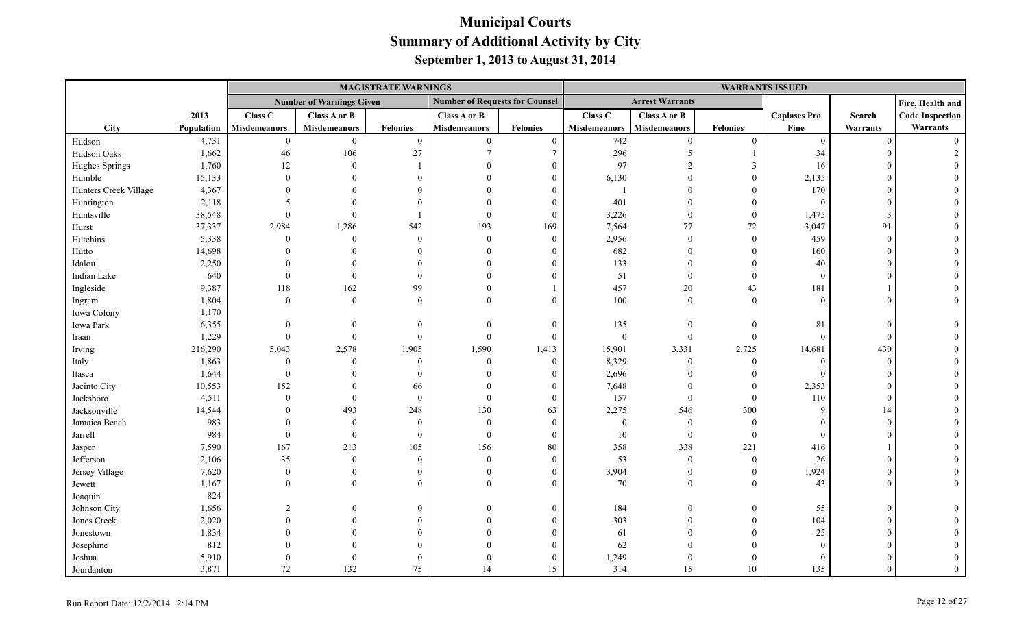# Municipal Courts
## Summary of Additional Activity by City
### September 1, 2013 to August 31, 2014

| | | MAGISTRATE WARNINGS | | | | | WARRANTS ISSUED | | | | | |
|---|---|---|---|---|---|---|---|---|---|---|---|---|
| | | Number of Warnings Given | | | Number of Requests for Counsel | | Arrest Warrants | | | | | |
| City | 2013 Population | Class C Misdemeanors | Class A or B Misdemeanors | Felonies | Class A or B Misdemeanors | Felonies | Class C Misdemeanors | Class A or B Misdemeanors | Felonies | Capiases Pro Fine | Search Warrants | Fire, Health and Code Inspection Warrants |
| Hudson | 4,731 | 0 | 0 | 0 | 0 | 0 | 742 | 0 | 0 | 0 | 0 | 0 |
| Hudson Oaks | 1,662 | 46 | 106 | 27 | 7 | 7 | 296 | 5 | 1 | 34 | 0 | 2 |
| Hughes Springs | 1,760 | 12 | 0 | 1 | 0 | 0 | 97 | 2 | 3 | 16 | 0 | 0 |
| Humble | 15,133 | 0 | 0 | 0 | 0 | 0 | 6,130 | 0 | 0 | 2,135 | 0 | 0 |
| Hunters Creek Village | 4,367 | 0 | 0 | 0 | 0 | 0 | 1 | 0 | 0 | 170 | 0 | 0 |
| Huntington | 2,118 | 5 | 0 | 0 | 0 | 0 | 401 | 0 | 0 | 0 | 0 | 0 |
| Huntsville | 38,548 | 0 | 0 | 1 | 0 | 0 | 3,226 | 0 | 0 | 1,475 | 3 | 0 |
| Hurst | 37,337 | 2,984 | 1,286 | 542 | 193 | 169 | 7,564 | 77 | 72 | 3,047 | 91 | 0 |
| Hutchins | 5,338 | 0 | 0 | 0 | 0 | 0 | 2,956 | 0 | 0 | 459 | 0 | 0 |
| Hutto | 14,698 | 0 | 0 | 0 | 0 | 0 | 682 | 0 | 0 | 160 | 0 | 0 |
| Idalou | 2,250 | 0 | 0 | 0 | 0 | 0 | 133 | 0 | 0 | 40 | 0 | 0 |
| Indian Lake | 640 | 0 | 0 | 0 | 0 | 0 | 51 | 0 | 0 | 0 | 0 | 0 |
| Ingleside | 9,387 | 118 | 162 | 99 | 0 | 1 | 457 | 20 | 43 | 181 | 1 | 0 |
| Ingram | 1,804 | 0 | 0 | 0 | 0 | 0 | 100 | 0 | 0 | 0 | 0 | 0 |
| Iowa Colony | 1,170 | | | | | | | | | | | |
| Iowa Park | 6,355 | 0 | 0 | 0 | 0 | 0 | 135 | 0 | 0 | 81 | 0 | 0 |
| Iraan | 1,229 | 0 | 0 | 0 | 0 | 0 | 0 | 0 | 0 | 0 | 0 | 0 |
| Irving | 216,290 | 5,043 | 2,578 | 1,905 | 1,590 | 1,413 | 15,901 | 3,331 | 2,725 | 14,681 | 430 | 0 |
| Italy | 1,863 | 0 | 0 | 0 | 0 | 0 | 8,329 | 0 | 0 | 0 | 0 | 0 |
| Itasca | 1,644 | 0 | 0 | 0 | 0 | 0 | 2,696 | 0 | 0 | 0 | 0 | 0 |
| Jacinto City | 10,553 | 152 | 0 | 66 | 0 | 0 | 7,648 | 0 | 0 | 2,353 | 0 | 0 |
| Jacksboro | 4,511 | 0 | 0 | 0 | 0 | 0 | 157 | 0 | 0 | 110 | 0 | 0 |
| Jacksonville | 14,544 | 0 | 493 | 248 | 130 | 63 | 2,275 | 546 | 300 | 9 | 14 | 0 |
| Jamaica Beach | 983 | 0 | 0 | 0 | 0 | 0 | 0 | 0 | 0 | 0 | 0 | 0 |
| Jarrell | 984 | 0 | 0 | 0 | 0 | 0 | 10 | 0 | 0 | 0 | 0 | 0 |
| Jasper | 7,590 | 167 | 213 | 105 | 156 | 80 | 358 | 338 | 221 | 416 | 1 | 0 |
| Jefferson | 2,106 | 35 | 0 | 0 | 0 | 0 | 53 | 0 | 0 | 26 | 0 | 0 |
| Jersey Village | 7,620 | 0 | 0 | 0 | 0 | 0 | 3,904 | 0 | 0 | 1,924 | 0 | 0 |
| Jewett | 1,167 | 0 | 0 | 0 | 0 | 0 | 70 | 0 | 0 | 43 | 0 | 0 |
| Joaquin | 824 | | | | | | | | | | | |
| Johnson City | 1,656 | 2 | 0 | 0 | 0 | 0 | 184 | 0 | 0 | 55 | 0 | 0 |
| Jones Creek | 2,020 | 0 | 0 | 0 | 0 | 0 | 303 | 0 | 0 | 104 | 0 | 0 |
| Jonestown | 1,834 | 0 | 0 | 0 | 0 | 0 | 61 | 0 | 0 | 25 | 0 | 0 |
| Josephine | 812 | 0 | 0 | 0 | 0 | 0 | 62 | 0 | 0 | 0 | 0 | 0 |
| Joshua | 5,910 | 0 | 0 | 0 | 0 | 0 | 1,249 | 0 | 0 | 0 | 0 | 0 |
| Jourdanton | 3,871 | 72 | 132 | 75 | 14 | 15 | 314 | 15 | 10 | 135 | 0 | 0 |

Run Report Date: 12/2/2014 2:14 PM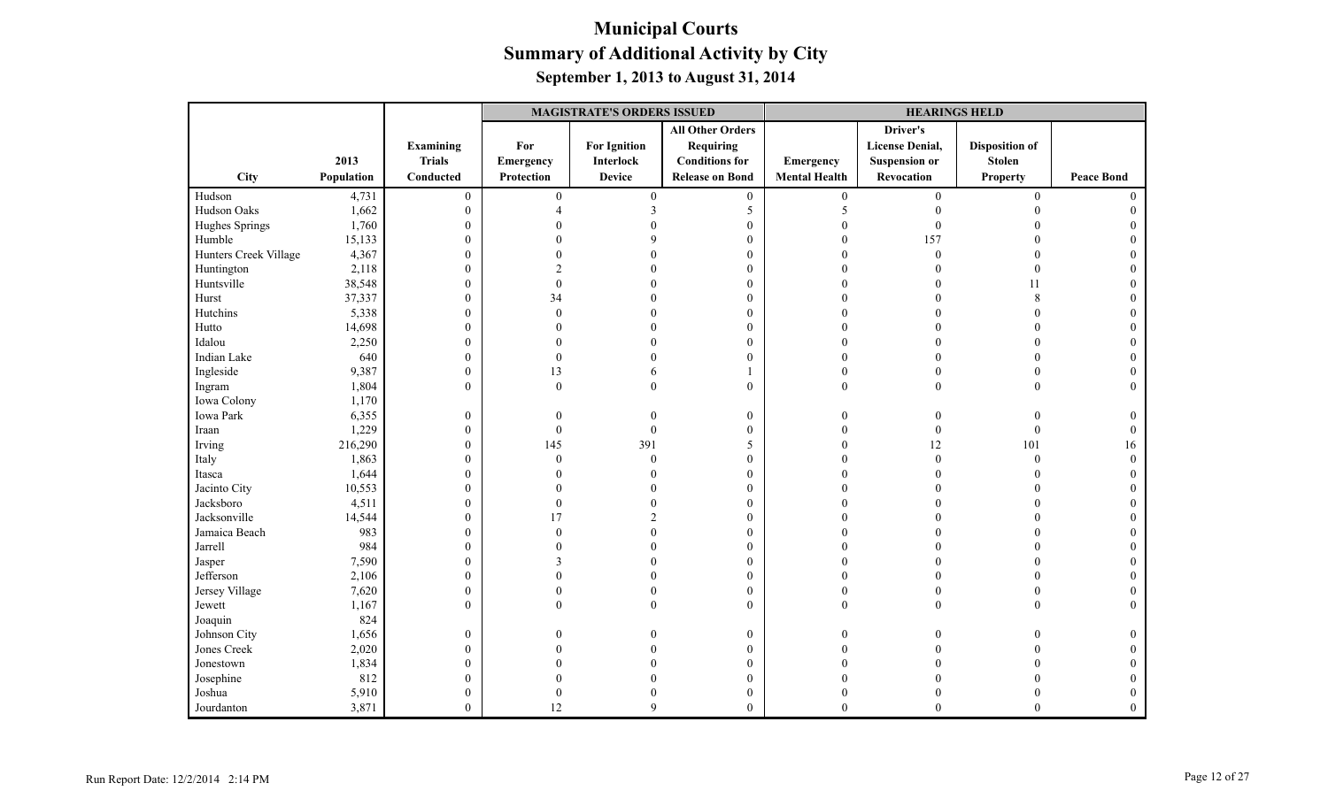# Municipal Courts

## Summary of Additional Activity by City

### September 1, 2013 to August 31, 2014

| City | 2013 Population | Examining Trials Conducted | MAGISTRATE'S ORDERS ISSUED | | | HEARINGS HELD | | | |
|---|---|---|---|---|---|---|---|---|---|
| | | | For Emergency Protection | For Ignition Interlock Device | All Other Orders Requiring Conditions for Release on Bond | Emergency Mental Health | Driver's License Denial, Suspension or Revocation | Disposition of Stolen Property | Peace Bond |
| Hudson | 4,731 | 0 | 0 | 0 | 0 | 0 | 0 | 0 | 0 |
| Hudson Oaks | 1,662 | 0 | 4 | 3 | 5 | 5 | 0 | 0 | 0 |
| Hughes Springs | 1,760 | 0 | 0 | 0 | 0 | 0 | 0 | 0 | 0 |
| Humble | 15,133 | 0 | 0 | 9 | 0 | 0 | 157 | 0 | 0 |
| Hunters Creek Village | 4,367 | 0 | 0 | 0 | 0 | 0 | 0 | 0 | 0 |
| Huntington | 2,118 | 0 | 2 | 0 | 0 | 0 | 0 | 0 | 0 |
| Huntsville | 38,548 | 0 | 0 | 0 | 0 | 0 | 0 | 11 | 0 |
| Hurst | 37,337 | 0 | 34 | 0 | 0 | 0 | 0 | 8 | 0 |
| Hutchins | 5,338 | 0 | 0 | 0 | 0 | 0 | 0 | 0 | 0 |
| Hutto | 14,698 | 0 | 0 | 0 | 0 | 0 | 0 | 0 | 0 |
| Idalou | 2,250 | 0 | 0 | 0 | 0 | 0 | 0 | 0 | 0 |
| Indian Lake | 640 | 0 | 0 | 0 | 0 | 0 | 0 | 0 | 0 |
| Ingleside | 9,387 | 0 | 13 | 6 | 1 | 0 | 0 | 0 | 0 |
| Ingram | 1,804 | 0 | 0 | 0 | 0 | 0 | 0 | 0 | 0 |
| Iowa Colony | 1,170 | | | | | | | | |
| Iowa Park | 6,355 | 0 | 0 | 0 | 0 | 0 | 0 | 0 | 0 |
| Iraan | 1,229 | 0 | 0 | 0 | 0 | 0 | 0 | 0 | 0 |
| Irving | 216,290 | 0 | 145 | 391 | 5 | 0 | 12 | 101 | 16 |
| Italy | 1,863 | 0 | 0 | 0 | 0 | 0 | 0 | 0 | 0 |
| Itasca | 1,644 | 0 | 0 | 0 | 0 | 0 | 0 | 0 | 0 |
| Jacinto City | 10,553 | 0 | 0 | 0 | 0 | 0 | 0 | 0 | 0 |
| Jacksboro | 4,511 | 0 | 0 | 0 | 0 | 0 | 0 | 0 | 0 |
| Jacksonville | 14,544 | 0 | 17 | 2 | 0 | 0 | 0 | 0 | 0 |
| Jamaica Beach | 983 | 0 | 0 | 0 | 0 | 0 | 0 | 0 | 0 |
| Jarrell | 984 | 0 | 0 | 0 | 0 | 0 | 0 | 0 | 0 |
| Jasper | 7,590 | 0 | 3 | 0 | 0 | 0 | 0 | 0 | 0 |
| Jefferson | 2,106 | 0 | 0 | 0 | 0 | 0 | 0 | 0 | 0 |
| Jersey Village | 7,620 | 0 | 0 | 0 | 0 | 0 | 0 | 0 | 0 |
| Jewett | 1,167 | 0 | 0 | 0 | 0 | 0 | 0 | 0 | 0 |
| Joaquin | 824 | | | | | | | | |
| Johnson City | 1,656 | 0 | 0 | 0 | 0 | 0 | 0 | 0 | 0 |
| Jones Creek | 2,020 | 0 | 0 | 0 | 0 | 0 | 0 | 0 | 0 |
| Jonestown | 1,834 | 0 | 0 | 0 | 0 | 0 | 0 | 0 | 0 |
| Josephine | 812 | 0 | 0 | 0 | 0 | 0 | 0 | 0 | 0 |
| Joshua | 5,910 | 0 | 0 | 0 | 0 | 0 | 0 | 0 | 0 |
| Jourdanton | 3,871 | 0 | 12 | 9 | 0 | 0 | 0 | 0 | 0 |

Run Report Date: 12/2/2014 2:14 PM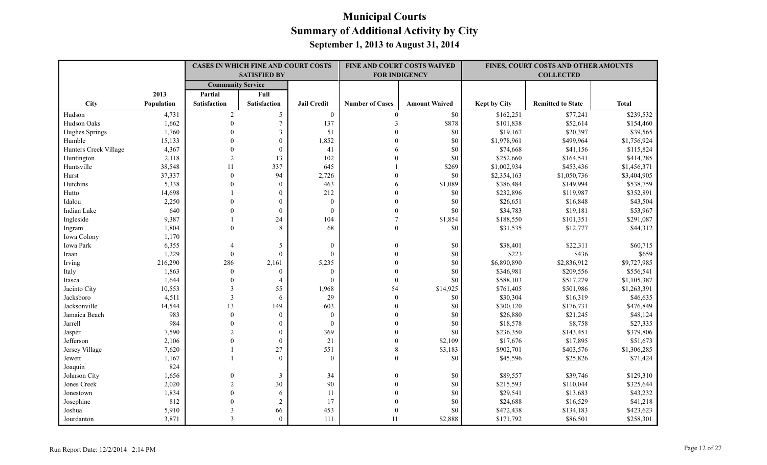# Municipal Courts
## Summary of Additional Activity by City
### September 1, 2013 to August 31, 2014

| | | CASES IN WHICH FINE AND COURT COSTS SATISFIED BY | | | FINE AND COURT COSTS WAIVED FOR INDIGENCY | | FINES, COURT COSTS AND OTHER AMOUNTS COLLECTED | | |
|---|---|---|---|---|---|---|---|---|---|
| | | Community Service | | | | | | | |
| City | 2013 Population | Partial Satisfaction | Full Satisfaction | Jail Credit | Number of Cases | Amount Waived | Kept by City | Remitted to State | Total |
| Hudson | 4,731 | 2 | 5 | 0 | 0 | $0 | $162,251 | $77,241 | $239,532 |
| Hudson Oaks | 1,662 | 0 | 7 | 137 | 3 | $878 | $101,838 | $52,614 | $154,460 |
| Hughes Springs | 1,760 | 0 | 3 | 51 | 0 | $0 | $19,167 | $20,397 | $39,565 |
| Humble | 15,133 | 0 | 0 | 1,852 | 0 | $0 | $1,978,961 | $499,964 | $1,756,924 |
| Hunters Creek Village | 4,367 | 0 | 0 | 41 | 6 | $0 | $74,668 | $41,156 | $115,824 |
| Huntington | 2,118 | 2 | 13 | 102 | 0 | $0 | $252,660 | $164,541 | $414,285 |
| Huntsville | 38,548 | 11 | 337 | 645 | 1 | $269 | $1,002,934 | $453,436 | $1,456,371 |
| Hurst | 37,337 | 0 | 94 | 2,726 | 0 | $0 | $2,354,163 | $1,050,736 | $3,404,905 |
| Hutchins | 5,338 | 0 | 0 | 463 | 6 | $1,089 | $386,484 | $149,994 | $538,759 |
| Hutto | 14,698 | 1 | 0 | 212 | 0 | $0 | $232,896 | $119,987 | $352,891 |
| Idalou | 2,250 | 0 | 0 | 0 | 0 | $0 | $26,651 | $16,848 | $43,504 |
| Indian Lake | 640 | 0 | 0 | 0 | 0 | $0 | $34,783 | $19,181 | $53,967 |
| Ingleside | 9,387 | 1 | 24 | 104 | 7 | $1,854 | $188,550 | $101,351 | $291,087 |
| Ingram | 1,804 | 0 | 8 | 68 | 0 | $0 | $31,535 | $12,777 | $44,312 |
| Iowa Colony | 1,170 | | | | | | | | |
| Iowa Park | 6,355 | 4 | 5 | 0 | 0 | $0 | $38,401 | $22,311 | $60,715 |
| Iraan | 1,229 | 0 | 0 | 0 | 0 | $0 | $223 | $436 | $659 |
| Irving | 216,290 | 286 | 2,161 | 5,235 | 0 | $0 | $6,890,890 | $2,836,912 | $9,727,985 |
| Italy | 1,863 | 0 | 0 | 0 | 0 | $0 | $346,981 | $209,556 | $556,541 |
| Itasca | 1,644 | 0 | 4 | 0 | 0 | $0 | $588,103 | $517,279 | $1,105,387 |
| Jacinto City | 10,553 | 3 | 55 | 1,968 | 54 | $14,925 | $761,405 | $501,986 | $1,263,391 |
| Jacksboro | 4,511 | 3 | 6 | 29 | 0 | $0 | $30,304 | $16,319 | $46,635 |
| Jacksonville | 14,544 | 13 | 149 | 603 | 0 | $0 | $300,120 | $176,731 | $476,849 |
| Jamaica Beach | 983 | 0 | 0 | 0 | 0 | $0 | $26,880 | $21,245 | $48,124 |
| Jarrell | 984 | 0 | 0 | 0 | 0 | $0 | $18,578 | $8,758 | $27,335 |
| Jasper | 7,590 | 2 | 0 | 369 | 0 | $0 | $236,350 | $143,451 | $379,806 |
| Jefferson | 2,106 | 0 | 0 | 21 | 0 | $2,109 | $17,676 | $17,895 | $51,673 |
| Jersey Village | 7,620 | 1 | 27 | 551 | 8 | $3,183 | $902,701 | $403,576 | $1,306,285 |
| Jewett | 1,167 | 1 | 0 | 0 | 0 | $0 | $45,596 | $25,826 | $71,424 |
| Joaquin | 824 | | | | | | | | |
| Johnson City | 1,656 | 0 | 3 | 34 | 0 | $0 | $89,557 | $39,746 | $129,310 |
| Jones Creek | 2,020 | 2 | 30 | 90 | 0 | $0 | $215,593 | $110,044 | $325,644 |
| Jonestown | 1,834 | 0 | 6 | 11 | 0 | $0 | $29,541 | $13,683 | $43,232 |
| Josephine | 812 | 0 | 2 | 17 | 0 | $0 | $24,688 | $16,529 | $41,218 |
| Joshua | 5,910 | 3 | 66 | 453 | 0 | $0 | $472,438 | $134,183 | $423,623 |
| Jourdanton | 3,871 | 3 | 0 | 111 | 11 | $2,888 | $171,792 | $86,501 | $258,301 |

Run Report Date: 12/2/2014 2:14 PM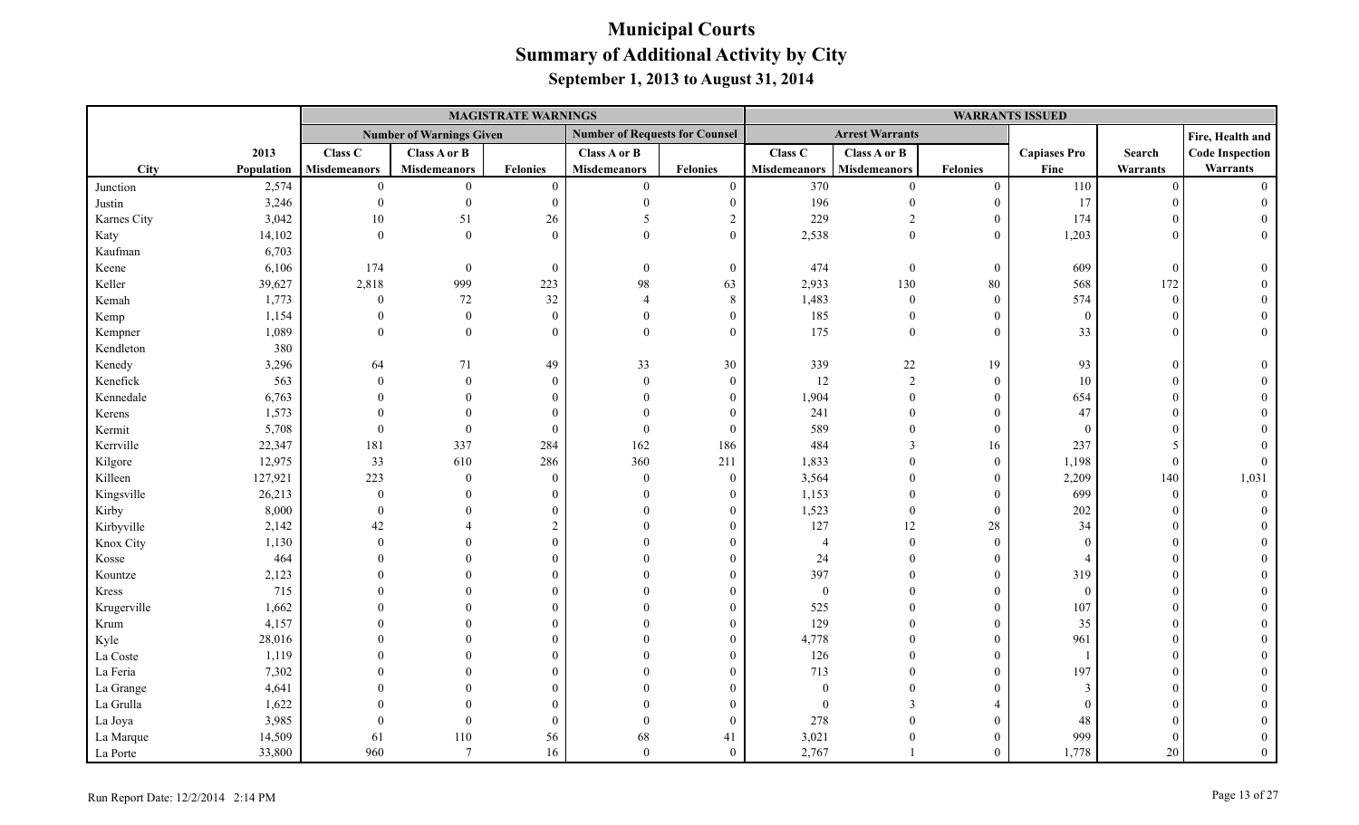# Municipal Courts
## Summary of Additional Activity by City
### September 1, 2013 to August 31, 2014

| | | MAGISTRATE WARNINGS | | | | | WARRANTS ISSUED | | | | | |
|---|---|---|---|---|---|---|---|---|---|---|---|---|
| | | Number of Warnings Given | | | Number of Requests for Counsel | | Arrest Warrants | | | | | Fire, Health and |
| City | 2013 Population | Class C Misdemeanors | Class A or B Misdemeanors | Felonies | Class A or B Misdemeanors | Felonies | Class C Misdemeanors | Class A or B Misdemeanors | Felonies | Capiases Pro Fine | Search Warrants | Code Inspection Warrants |
| Junction | 2,574 | 0 | 0 | 0 | 0 | 0 | 370 | 0 | 0 | 110 | 0 | 0 |
| Justin | 3,246 | 0 | 0 | 0 | 0 | 0 | 196 | 0 | 0 | 17 | 0 | 0 |
| Karnes City | 3,042 | 10 | 51 | 26 | 5 | 2 | 229 | 2 | 0 | 174 | 0 | 0 |
| Katy | 14,102 | 0 | 0 | 0 | 0 | 0 | 2,538 | 0 | 0 | 1,203 | 0 | 0 |
| Kaufman | 6,703 | | | | | | | | | | | |
| Keene | 6,106 | 174 | 0 | 0 | 0 | 0 | 474 | 0 | 0 | 609 | 0 | 0 |
| Keller | 39,627 | 2,818 | 999 | 223 | 98 | 63 | 2,933 | 130 | 80 | 568 | 172 | 0 |
| Kemah | 1,773 | 0 | 72 | 32 | 4 | 8 | 1,483 | 0 | 0 | 574 | 0 | 0 |
| Kemp | 1,154 | 0 | 0 | 0 | 0 | 0 | 185 | 0 | 0 | 0 | 0 | 0 |
| Kempner | 1,089 | 0 | 0 | 0 | 0 | 0 | 175 | 0 | 0 | 33 | 0 | 0 |
| Kendleton | 380 | | | | | | | | | | | |
| Kenedy | 3,296 | 64 | 71 | 49 | 33 | 30 | 339 | 22 | 19 | 93 | 0 | 0 |
| Kenefick | 563 | 0 | 0 | 0 | 0 | 0 | 12 | 2 | 0 | 10 | 0 | 0 |
| Kennedale | 6,763 | 0 | 0 | 0 | 0 | 0 | 1,904 | 0 | 0 | 654 | 0 | 0 |
| Kerens | 1,573 | 0 | 0 | 0 | 0 | 0 | 241 | 0 | 0 | 47 | 0 | 0 |
| Kermit | 5,708 | 0 | 0 | 0 | 0 | 0 | 589 | 0 | 0 | 0 | 0 | 0 |
| Kerrville | 22,347 | 181 | 337 | 284 | 162 | 186 | 484 | 3 | 16 | 237 | 5 | 0 |
| Kilgore | 12,975 | 33 | 610 | 286 | 360 | 211 | 1,833 | 0 | 0 | 1,198 | 0 | 0 |
| Killeen | 127,921 | 223 | 0 | 0 | 0 | 0 | 3,564 | 0 | 0 | 2,209 | 140 | 1,031 |
| Kingsville | 26,213 | 0 | 0 | 0 | 0 | 0 | 1,153 | 0 | 0 | 699 | 0 | 0 |
| Kirby | 8,000 | 0 | 0 | 0 | 0 | 0 | 1,523 | 0 | 0 | 202 | 0 | 0 |
| Kirbyville | 2,142 | 42 | 4 | 2 | 0 | 0 | 127 | 12 | 28 | 34 | 0 | 0 |
| Knox City | 1,130 | 0 | 0 | 0 | 0 | 0 | 4 | 0 | 0 | 0 | 0 | 0 |
| Kosse | 464 | 0 | 0 | 0 | 0 | 0 | 24 | 0 | 0 | 4 | 0 | 0 |
| Kountze | 2,123 | 0 | 0 | 0 | 0 | 0 | 397 | 0 | 0 | 319 | 0 | 0 |
| Kress | 715 | 0 | 0 | 0 | 0 | 0 | 0 | 0 | 0 | 0 | 0 | 0 |
| Krugerville | 1,662 | 0 | 0 | 0 | 0 | 0 | 525 | 0 | 0 | 107 | 0 | 0 |
| Krum | 4,157 | 0 | 0 | 0 | 0 | 0 | 129 | 0 | 0 | 35 | 0 | 0 |
| Kyle | 28,016 | 0 | 0 | 0 | 0 | 0 | 4,778 | 0 | 0 | 961 | 0 | 0 |
| La Coste | 1,119 | 0 | 0 | 0 | 0 | 0 | 126 | 0 | 0 | 1 | 0 | 0 |
| La Feria | 7,302 | 0 | 0 | 0 | 0 | 0 | 713 | 0 | 0 | 197 | 0 | 0 |
| La Grange | 4,641 | 0 | 0 | 0 | 0 | 0 | 0 | 0 | 0 | 3 | 0 | 0 |
| La Grulla | 1,622 | 0 | 0 | 0 | 0 | 0 | 0 | 3 | 4 | 0 | 0 | 0 |
| La Joya | 3,985 | 0 | 0 | 0 | 0 | 0 | 278 | 0 | 0 | 48 | 0 | 0 |
| La Marque | 14,509 | 61 | 110 | 56 | 68 | 41 | 3,021 | 0 | 0 | 999 | 0 | 0 |
| La Porte | 33,800 | 960 | 7 | 16 | 0 | 0 | 2,767 | 1 | 0 | 1,778 | 20 | 0 |

Run Report Date: 12/2/2014 2:14 PM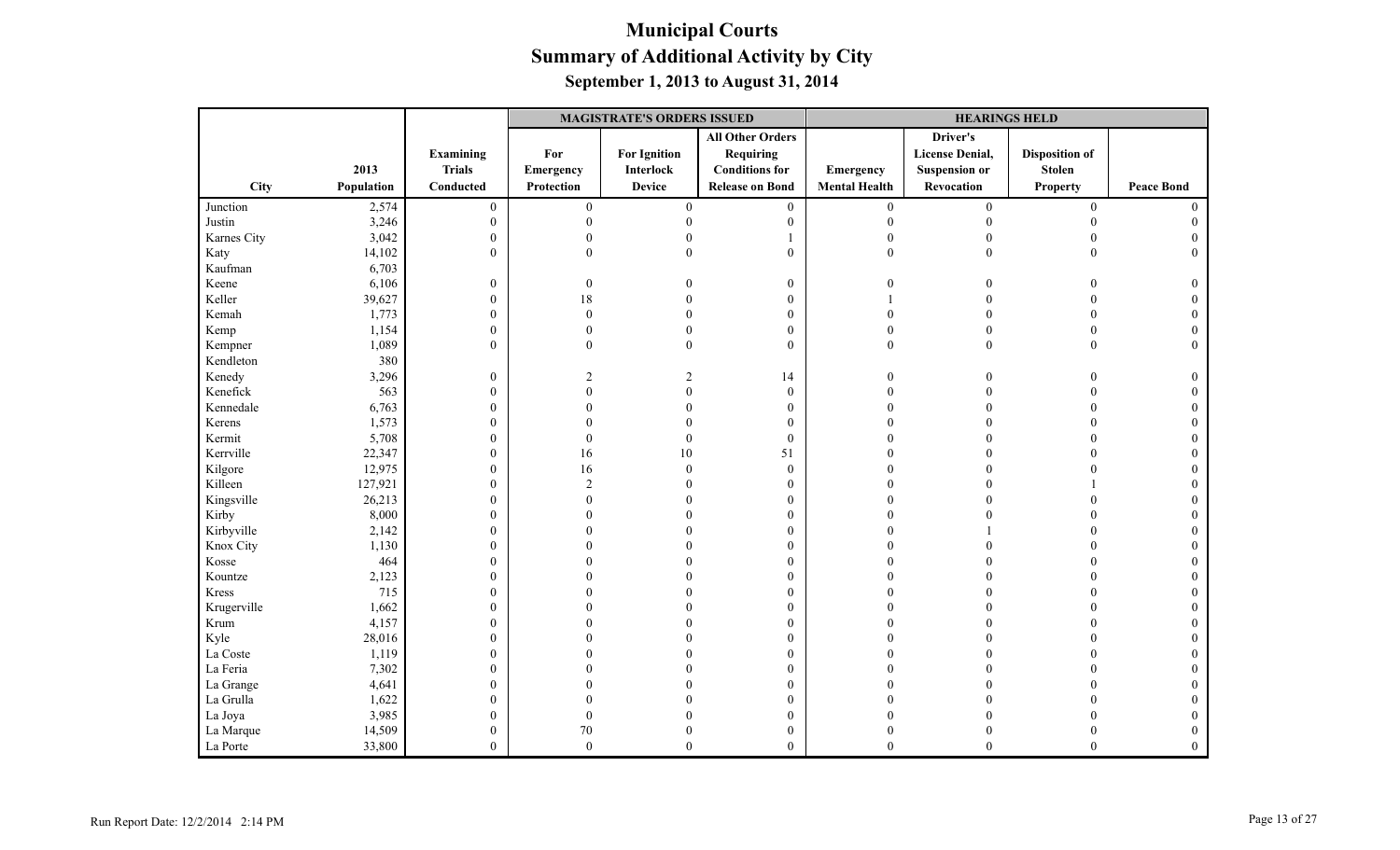# Municipal Courts
## Summary of Additional Activity by City
### September 1, 2013 to August 31, 2014

| | | | MAGISTRATE'S ORDERS ISSUED | | | HEARINGS HELD | | | |
|---|---|---|---|---|---|---|---|---|---|
| City | 2013 Population | Examining Trials Conducted | For Emergency Protection | For Ignition Interlock Device | All Other Orders Requiring Conditions for Release on Bond | Emergency Mental Health | Driver's License Denial, Suspension or Revocation | Disposition of Stolen Property | Peace Bond |
| Junction | 2,574 | 0 | 0 | 0 | 0 | 0 | 0 | 0 | 0 |
| Justin | 3,246 | 0 | 0 | 0 | 0 | 0 | 0 | 0 | 0 |
| Karnes City | 3,042 | 0 | 0 | 0 | 1 | 0 | 0 | 0 | 0 |
| Katy | 14,102 | 0 | 0 | 0 | 0 | 0 | 0 | 0 | 0 |
| Kaufman | 6,703 | | | | | | | | |
| Keene | 6,106 | 0 | 0 | 0 | 0 | 0 | 0 | 0 | 0 |
| Keller | 39,627 | 0 | 18 | 0 | 0 | 1 | 0 | 0 | 0 |
| Kemah | 1,773 | 0 | 0 | 0 | 0 | 0 | 0 | 0 | 0 |
| Kemp | 1,154 | 0 | 0 | 0 | 0 | 0 | 0 | 0 | 0 |
| Kempner | 1,089 | 0 | 0 | 0 | 0 | 0 | 0 | 0 | 0 |
| Kendleton | 380 | | | | | | | | |
| Kenedy | 3,296 | 0 | 2 | 2 | 14 | 0 | 0 | 0 | 0 |
| Kenefick | 563 | 0 | 0 | 0 | 0 | 0 | 0 | 0 | 0 |
| Kennedale | 6,763 | 0 | 0 | 0 | 0 | 0 | 0 | 0 | 0 |
| Kerens | 1,573 | 0 | 0 | 0 | 0 | 0 | 0 | 0 | 0 |
| Kermit | 5,708 | 0 | 0 | 0 | 0 | 0 | 0 | 0 | 0 |
| Kerrville | 22,347 | 0 | 16 | 10 | 51 | 0 | 0 | 0 | 0 |
| Kilgore | 12,975 | 0 | 16 | 0 | 0 | 0 | 0 | 0 | 0 |
| Killeen | 127,921 | 0 | 2 | 0 | 0 | 0 | 0 | 1 | 0 |
| Kingsville | 26,213 | 0 | 0 | 0 | 0 | 0 | 0 | 0 | 0 |
| Kirby | 8,000 | 0 | 0 | 0 | 0 | 0 | 0 | 0 | 0 |
| Kirbyville | 2,142 | 0 | 0 | 0 | 0 | 0 | 1 | 0 | 0 |
| Knox City | 1,130 | 0 | 0 | 0 | 0 | 0 | 0 | 0 | 0 |
| Kosse | 464 | 0 | 0 | 0 | 0 | 0 | 0 | 0 | 0 |
| Kountze | 2,123 | 0 | 0 | 0 | 0 | 0 | 0 | 0 | 0 |
| Kress | 715 | 0 | 0 | 0 | 0 | 0 | 0 | 0 | 0 |
| Krugerville | 1,662 | 0 | 0 | 0 | 0 | 0 | 0 | 0 | 0 |
| Krum | 4,157 | 0 | 0 | 0 | 0 | 0 | 0 | 0 | 0 |
| Kyle | 28,016 | 0 | 0 | 0 | 0 | 0 | 0 | 0 | 0 |
| La Coste | 1,119 | 0 | 0 | 0 | 0 | 0 | 0 | 0 | 0 |
| La Feria | 7,302 | 0 | 0 | 0 | 0 | 0 | 0 | 0 | 0 |
| La Grange | 4,641 | 0 | 0 | 0 | 0 | 0 | 0 | 0 | 0 |
| La Grulla | 1,622 | 0 | 0 | 0 | 0 | 0 | 0 | 0 | 0 |
| La Joya | 3,985 | 0 | 0 | 0 | 0 | 0 | 0 | 0 | 0 |
| La Marque | 14,509 | 0 | 70 | 0 | 0 | 0 | 0 | 0 | 0 |
| La Porte | 33,800 | 0 | 0 | 0 | 0 | 0 | 0 | 0 | 0 |

Run Report Date: 12/2/2014 2:14 PM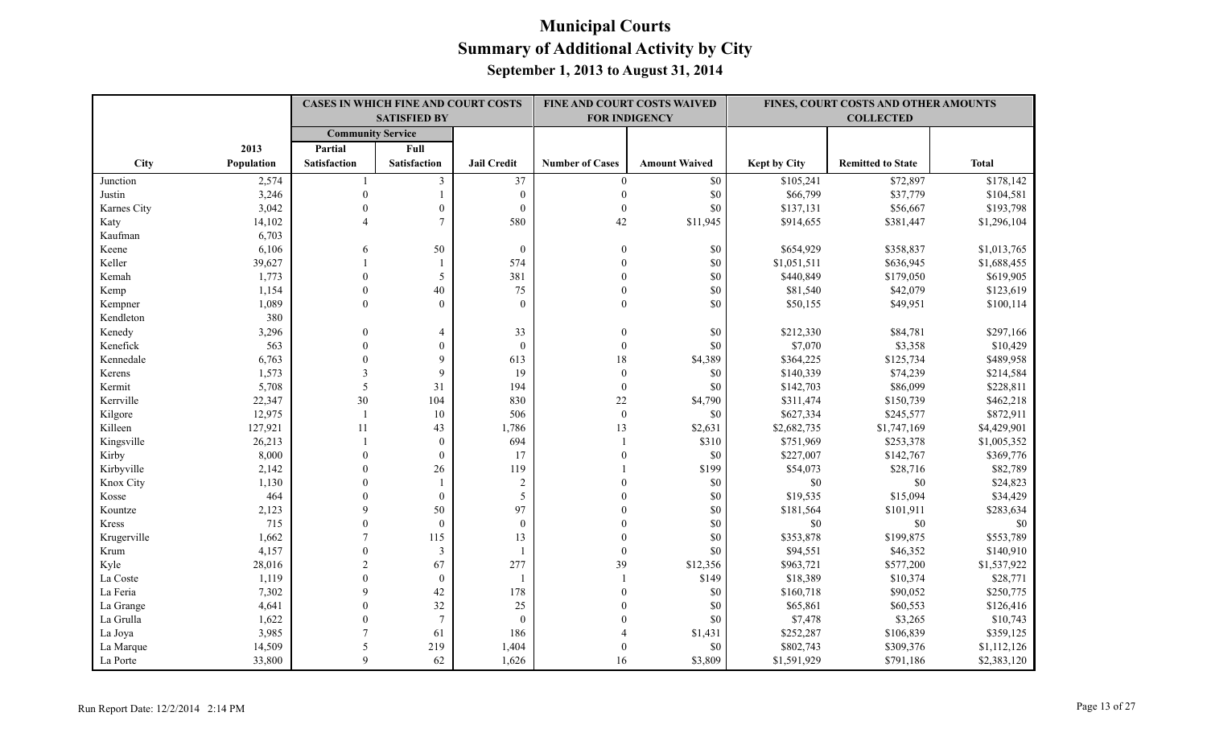# Municipal Courts

## Summary of Additional Activity by City

### September 1, 2013 to August 31, 2014

| | | CASES IN WHICH FINE AND COURT COSTS SATISFIED BY | | | FINE AND COURT COSTS WAIVED FOR INDIGENCY | | FINES, COURT COSTS AND OTHER AMOUNTS COLLECTED | | |
|---|---|---|---|---|---|---|---|---|---|
| | | Community Service | | | | | | | |
| City | 2013 Population | Partial Satisfaction | Full Satisfaction | Jail Credit | Number of Cases | Amount Waived | Kept by City | Remitted to State | Total |
| Junction | 2,574 | 1 | 3 | 37 | 0 | $0 | $105,241 | $72,897 | $178,142 |
| Justin | 3,246 | 0 | 1 | 0 | 0 | $0 | $66,799 | $37,779 | $104,581 |
| Karnes City | 3,042 | 0 | 0 | 0 | 0 | $0 | $137,131 | $56,667 | $193,798 |
| Katy | 14,102 | 4 | 7 | 580 | 42 | $11,945 | $914,655 | $381,447 | $1,296,104 |
| Kaufman | 6,703 | | | | | | | | |
| Keene | 6,106 | 6 | 50 | 0 | 0 | $0 | $654,929 | $358,837 | $1,013,765 |
| Keller | 39,627 | 1 | 1 | 574 | 0 | $0 | $1,051,511 | $636,945 | $1,688,455 |
| Kemah | 1,773 | 0 | 5 | 381 | 0 | $0 | $440,849 | $179,050 | $619,905 |
| Kemp | 1,154 | 0 | 40 | 75 | 0 | $0 | $81,540 | $42,079 | $123,619 |
| Kempner | 1,089 | 0 | 0 | 0 | 0 | $0 | $50,155 | $49,951 | $100,114 |
| Kendleton | 380 | | | | | | | | |
| Kenedy | 3,296 | 0 | 4 | 33 | 0 | $0 | $212,330 | $84,781 | $297,166 |
| Kenefick | 563 | 0 | 0 | 0 | 0 | $0 | $7,070 | $3,358 | $10,429 |
| Kennedale | 6,763 | 0 | 9 | 613 | 18 | $4,389 | $364,225 | $125,734 | $489,958 |
| Kerens | 1,573 | 3 | 9 | 19 | 0 | $0 | $140,339 | $74,239 | $214,584 |
| Kermit | 5,708 | 5 | 31 | 194 | 0 | $0 | $142,703 | $86,099 | $228,811 |
| Kerrville | 22,347 | 30 | 104 | 830 | 22 | $4,790 | $311,474 | $150,739 | $462,218 |
| Kilgore | 12,975 | 1 | 10 | 506 | 0 | $0 | $627,334 | $245,577 | $872,911 |
| Killeen | 127,921 | 11 | 43 | 1,786 | 13 | $2,631 | $2,682,735 | $1,747,169 | $4,429,901 |
| Kingsville | 26,213 | 1 | 0 | 694 | 1 | $310 | $751,969 | $253,378 | $1,005,352 |
| Kirby | 8,000 | 0 | 0 | 17 | 0 | $0 | $227,007 | $142,767 | $369,776 |
| Kirbyville | 2,142 | 0 | 26 | 119 | 1 | $199 | $54,073 | $28,716 | $82,789 |
| Knox City | 1,130 | 0 | 1 | 2 | 0 | $0 | $0 | $0 | $24,823 |
| Kosse | 464 | 0 | 0 | 5 | 0 | $0 | $19,535 | $15,094 | $34,429 |
| Kountze | 2,123 | 9 | 50 | 97 | 0 | $0 | $181,564 | $101,911 | $283,634 |
| Kress | 715 | 0 | 0 | 0 | 0 | $0 | $0 | $0 | $0 |
| Krugerville | 1,662 | 7 | 115 | 13 | 0 | $0 | $353,878 | $199,875 | $553,789 |
| Krum | 4,157 | 0 | 3 | 1 | 0 | $0 | $94,551 | $46,352 | $140,910 |
| Kyle | 28,016 | 2 | 67 | 277 | 39 | $12,356 | $963,721 | $577,200 | $1,537,922 |
| La Coste | 1,119 | 0 | 0 | 1 | 1 | $149 | $18,389 | $10,374 | $28,771 |
| La Feria | 7,302 | 9 | 42 | 178 | 0 | $0 | $160,718 | $90,052 | $250,775 |
| La Grange | 4,641 | 0 | 32 | 25 | 0 | $0 | $65,861 | $60,553 | $126,416 |
| La Grulla | 1,622 | 0 | 7 | 0 | 0 | $0 | $7,478 | $3,265 | $10,743 |
| La Joya | 3,985 | 7 | 61 | 186 | 4 | $1,431 | $252,287 | $106,839 | $359,125 |
| La Marque | 14,509 | 5 | 219 | 1,404 | 0 | $0 | $802,743 | $309,376 | $1,112,126 |
| La Porte | 33,800 | 9 | 62 | 1,626 | 16 | $3,809 | $1,591,929 | $791,186 | $2,383,120 |

Run Report Date: 12/2/2014 2:14 PM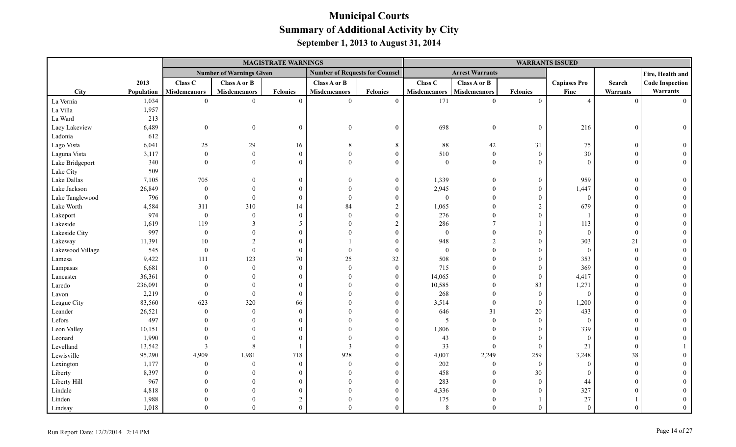# Municipal Courts
## Summary of Additional Activity by City
### September 1, 2013 to August 31, 2014

| | | MAGISTRATE WARNINGS | | | | | WARRANTS ISSUED | | | | | |
|---|---|---|---|---|---|---|---|---|---|---|---|---|
| | | Number of Warnings Given | | | Number of Requests for Counsel | | Arrest Warrants | | | | | Fire, Health and |
| City | 2013 Population | Class C Misdemeanors | Class A or B Misdemeanors | Felonies | Class A or B Misdemeanors | Felonies | Class C Misdemeanors | Class A or B Misdemeanors | Felonies | Capiases Pro Fine | Search Warrants | Code Inspection Warrants |
| La Vernia | 1,034 | 0 | 0 | 0 | 0 | 0 | 171 | 0 | 0 | 4 | 0 | 0 |
| La Villa | 1,957 | | | | | | | | | | | |
| La Ward | 213 | | | | | | | | | | | |
| Lacy Lakeview | 6,489 | 0 | 0 | 0 | 0 | 0 | 698 | 0 | 0 | 216 | 0 | 0 |
| Ladonia | 612 | | | | | | | | | | | |
| Lago Vista | 6,041 | 25 | 29 | 16 | 8 | 8 | 88 | 42 | 31 | 75 | 0 | 0 |
| Laguna Vista | 3,117 | 0 | 0 | 0 | 0 | 0 | 510 | 0 | 0 | 30 | 0 | 0 |
| Lake Bridgeport | 340 | 0 | 0 | 0 | 0 | 0 | 0 | 0 | 0 | 0 | 0 | 0 |
| Lake City | 509 | | | | | | | | | | | |
| Lake Dallas | 7,105 | 705 | 0 | 0 | 0 | 0 | 1,339 | 0 | 0 | 959 | 0 | 0 |
| Lake Jackson | 26,849 | 0 | 0 | 0 | 0 | 0 | 2,945 | 0 | 0 | 1,447 | 0 | 0 |
| Lake Tanglewood | 796 | 0 | 0 | 0 | 0 | 0 | 0 | 0 | 0 | 0 | 0 | 0 |
| Lake Worth | 4,584 | 311 | 310 | 14 | 84 | 2 | 1,065 | 0 | 2 | 679 | 0 | 0 |
| Lakeport | 974 | 0 | 0 | 0 | 0 | 0 | 276 | 0 | 0 | 1 | 0 | 0 |
| Lakeside | 1,619 | 119 | 3 | 5 | 0 | 2 | 286 | 7 | 1 | 113 | 0 | 0 |
| Lakeside City | 997 | 0 | 0 | 0 | 0 | 0 | 0 | 0 | 0 | 0 | 0 | 0 |
| Lakeway | 11,391 | 10 | 2 | 0 | 1 | 0 | 948 | 2 | 0 | 303 | 21 | 0 |
| Lakewood Village | 545 | 0 | 0 | 0 | 0 | 0 | 0 | 0 | 0 | 0 | 0 | 0 |
| Lamesa | 9,422 | 111 | 123 | 70 | 25 | 32 | 508 | 0 | 0 | 353 | 0 | 0 |
| Lampasas | 6,681 | 0 | 0 | 0 | 0 | 0 | 715 | 0 | 0 | 369 | 0 | 0 |
| Lancaster | 36,361 | 0 | 0 | 0 | 0 | 0 | 14,065 | 0 | 0 | 4,417 | 0 | 0 |
| Laredo | 236,091 | 0 | 0 | 0 | 0 | 0 | 10,585 | 0 | 83 | 1,271 | 0 | 0 |
| Lavon | 2,219 | 0 | 0 | 0 | 0 | 0 | 268 | 0 | 0 | 0 | 0 | 0 |
| League City | 83,560 | 623 | 320 | 66 | 0 | 0 | 3,514 | 0 | 0 | 1,200 | 0 | 0 |
| Leander | 26,521 | 0 | 0 | 0 | 0 | 0 | 646 | 31 | 20 | 433 | 0 | 0 |
| Lefors | 497 | 0 | 0 | 0 | 0 | 0 | 5 | 0 | 0 | 0 | 0 | 0 |
| Leon Valley | 10,151 | 0 | 0 | 0 | 0 | 0 | 1,806 | 0 | 0 | 339 | 0 | 0 |
| Leonard | 1,990 | 0 | 0 | 0 | 0 | 0 | 43 | 0 | 0 | 0 | 0 | 0 |
| Levelland | 13,542 | 3 | 8 | 1 | 3 | 0 | 33 | 0 | 0 | 21 | 0 | 1 |
| Lewisville | 95,290 | 4,909 | 1,981 | 718 | 928 | 0 | 4,007 | 2,249 | 259 | 3,248 | 38 | 0 |
| Lexington | 1,177 | 0 | 0 | 0 | 0 | 0 | 202 | 0 | 0 | 0 | 0 | 0 |
| Liberty | 8,397 | 0 | 0 | 0 | 0 | 0 | 458 | 0 | 30 | 0 | 0 | 0 |
| Liberty Hill | 967 | 0 | 0 | 0 | 0 | 0 | 283 | 0 | 0 | 44 | 0 | 0 |
| Lindale | 4,818 | 0 | 0 | 0 | 0 | 0 | 4,336 | 0 | 0 | 327 | 0 | 0 |
| Linden | 1,988 | 0 | 0 | 2 | 0 | 0 | 175 | 0 | 1 | 27 | 1 | 0 |
| Lindsay | 1,018 | 0 | 0 | 0 | 0 | 0 | 8 | 0 | 0 | 0 | 0 | 0 |

Run Report Date: 12/2/2014 2:14 PM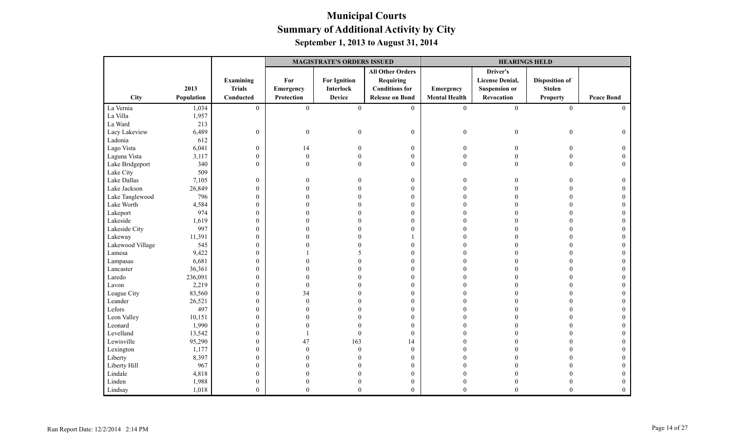# Municipal Courts
## Summary of Additional Activity by City
### September 1, 2013 to August 31, 2014

| City | 2013 Population | Examining Trials Conducted | MAGISTRATE'S ORDERS ISSUED: For Emergency Protection | MAGISTRATE'S ORDERS ISSUED: For Ignition Interlock Device | MAGISTRATE'S ORDERS ISSUED: All Other Orders Requiring Conditions for Release on Bond | HEARINGS HELD: Emergency Mental Health | HEARINGS HELD: Driver's License Denial, Suspension or Revocation | HEARINGS HELD: Disposition of Stolen Property | HEARINGS HELD: Peace Bond |
|---|---|---|---|---|---|---|---|---|---|
| La Vernia | 1,034 | 0 | 0 | 0 | 0 | 0 | 0 | 0 | 0 |
| La Villa | 1,957 | | | | | | | | |
| La Ward | 213 | | | | | | | | |
| Lacy Lakeview | 6,489 | 0 | 0 | 0 | 0 | 0 | 0 | 0 | 0 |
| Ladonia | 612 | | | | | | | | |
| Lago Vista | 6,041 | 0 | 14 | 0 | 0 | 0 | 0 | 0 | 0 |
| Laguna Vista | 3,117 | 0 | 0 | 0 | 0 | 0 | 0 | 0 | 0 |
| Lake Bridgeport | 340 | 0 | 0 | 0 | 0 | 0 | 0 | 0 | 0 |
| Lake City | 509 | | | | | | | | |
| Lake Dallas | 7,105 | 0 | 0 | 0 | 0 | 0 | 0 | 0 | 0 |
| Lake Jackson | 26,849 | 0 | 0 | 0 | 0 | 0 | 0 | 0 | 0 |
| Lake Tanglewood | 796 | 0 | 0 | 0 | 0 | 0 | 0 | 0 | 0 |
| Lake Worth | 4,584 | 0 | 0 | 0 | 0 | 0 | 0 | 0 | 0 |
| Lakeport | 974 | 0 | 0 | 0 | 0 | 0 | 0 | 0 | 0 |
| Lakeside | 1,619 | 0 | 0 | 0 | 0 | 0 | 0 | 0 | 0 |
| Lakeside City | 997 | 0 | 0 | 0 | 0 | 0 | 0 | 0 | 0 |
| Lakeway | 11,391 | 0 | 0 | 0 | 1 | 0 | 0 | 0 | 0 |
| Lakewood Village | 545 | 0 | 0 | 0 | 0 | 0 | 0 | 0 | 0 |
| Lamesa | 9,422 | 0 | 1 | 5 | 0 | 0 | 0 | 0 | 0 |
| Lampasas | 6,681 | 0 | 0 | 0 | 0 | 0 | 0 | 0 | 0 |
| Lancaster | 36,361 | 0 | 0 | 0 | 0 | 0 | 0 | 0 | 0 |
| Laredo | 236,091 | 0 | 0 | 0 | 0 | 0 | 0 | 0 | 0 |
| Lavon | 2,219 | 0 | 0 | 0 | 0 | 0 | 0 | 0 | 0 |
| League City | 83,560 | 0 | 34 | 0 | 0 | 0 | 0 | 0 | 0 |
| Leander | 26,521 | 0 | 0 | 0 | 0 | 0 | 0 | 0 | 0 |
| Lefors | 497 | 0 | 0 | 0 | 0 | 0 | 0 | 0 | 0 |
| Leon Valley | 10,151 | 0 | 0 | 0 | 0 | 0 | 0 | 0 | 0 |
| Leonard | 1,990 | 0 | 0 | 0 | 0 | 0 | 0 | 0 | 0 |
| Levelland | 13,542 | 0 | 1 | 0 | 0 | 0 | 0 | 0 | 0 |
| Lewisville | 95,290 | 0 | 47 | 163 | 14 | 0 | 0 | 0 | 0 |
| Lexington | 1,177 | 0 | 0 | 0 | 0 | 0 | 0 | 0 | 0 |
| Liberty | 8,397 | 0 | 0 | 0 | 0 | 0 | 0 | 0 | 0 |
| Liberty Hill | 967 | 0 | 0 | 0 | 0 | 0 | 0 | 0 | 0 |
| Lindale | 4,818 | 0 | 0 | 0 | 0 | 0 | 0 | 0 | 0 |
| Linden | 1,988 | 0 | 0 | 0 | 0 | 0 | 0 | 0 | 0 |
| Lindsay | 1,018 | 0 | 0 | 0 | 0 | 0 | 0 | 0 | 0 |

Run Report Date: 12/2/2014 2:14 PM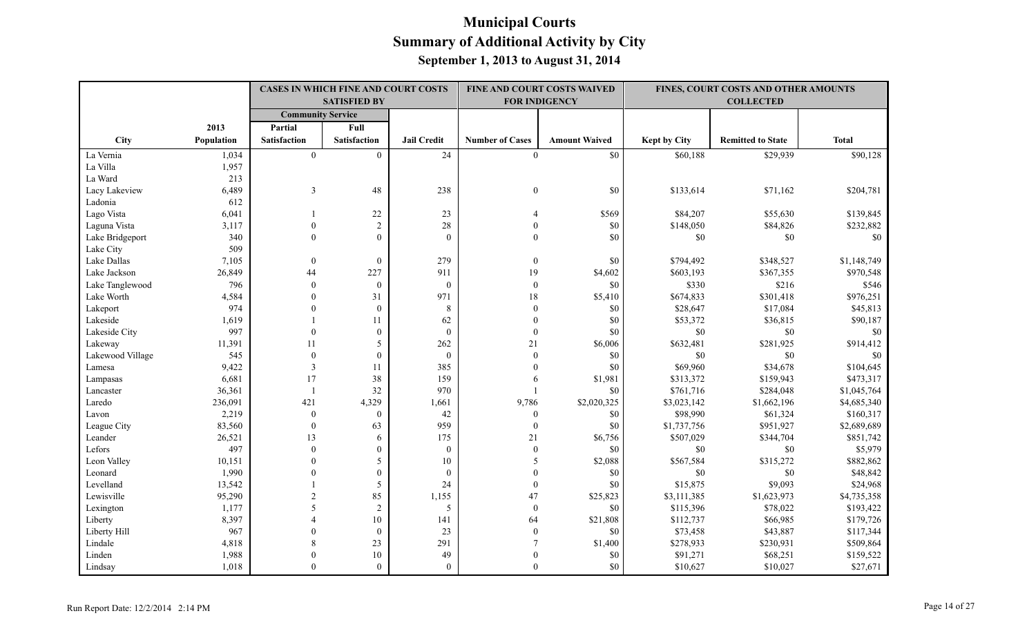# Municipal Courts
## Summary of Additional Activity by City
### September 1, 2013 to August 31, 2014

| | | CASES IN WHICH FINE AND COURT COSTS SATISFIED BY | | | FINE AND COURT COSTS WAIVED FOR INDIGENCY | | FINES, COURT COSTS AND OTHER AMOUNTS COLLECTED | | |
|---|---|---|---|---|---|---|---|---|---|
| | | Community Service | | | | | | | |
| City | 2013 Population | Partial Satisfaction | Full Satisfaction | Jail Credit | Number of Cases | Amount Waived | Kept by City | Remitted to State | Total |
| La Vernia | 1,034 | 0 | 0 | 24 | 0 | $0 | $60,188 | $29,939 | $90,128 |
| La Villa | 1,957 | | | | | | | | |
| La Ward | 213 | | | | | | | | |
| Lacy Lakeview | 6,489 | 3 | 48 | 238 | 0 | $0 | $133,614 | $71,162 | $204,781 |
| Ladonia | 612 | | | | | | | | |
| Lago Vista | 6,041 | 1 | 22 | 23 | 4 | $569 | $84,207 | $55,630 | $139,845 |
| Laguna Vista | 3,117 | 0 | 2 | 28 | 0 | $0 | $148,050 | $84,826 | $232,882 |
| Lake Bridgeport | 340 | 0 | 0 | 0 | 0 | $0 | $0 | $0 | $0 |
| Lake City | 509 | | | | | | | | |
| Lake Dallas | 7,105 | 0 | 0 | 279 | 0 | $0 | $794,492 | $348,527 | $1,148,749 |
| Lake Jackson | 26,849 | 44 | 227 | 911 | 19 | $4,602 | $603,193 | $367,355 | $970,548 |
| Lake Tanglewood | 796 | 0 | 0 | 0 | 0 | $0 | $330 | $216 | $546 |
| Lake Worth | 4,584 | 0 | 31 | 971 | 18 | $5,410 | $674,833 | $301,418 | $976,251 |
| Lakeport | 974 | 0 | 0 | 8 | 0 | $0 | $28,647 | $17,084 | $45,813 |
| Lakeside | 1,619 | 1 | 11 | 62 | 0 | $0 | $53,372 | $36,815 | $90,187 |
| Lakeside City | 997 | 0 | 0 | 0 | 0 | $0 | $0 | $0 | $0 |
| Lakeway | 11,391 | 11 | 5 | 262 | 21 | $6,006 | $632,481 | $281,925 | $914,412 |
| Lakewood Village | 545 | 0 | 0 | 0 | 0 | $0 | $0 | $0 | $0 |
| Lamesa | 9,422 | 3 | 11 | 385 | 0 | $0 | $69,960 | $34,678 | $104,645 |
| Lampasas | 6,681 | 17 | 38 | 159 | 6 | $1,981 | $313,372 | $159,943 | $473,317 |
| Lancaster | 36,361 | 1 | 32 | 970 | 1 | $0 | $761,716 | $284,048 | $1,045,764 |
| Laredo | 236,091 | 421 | 4,329 | 1,661 | 9,786 | $2,020,325 | $3,023,142 | $1,662,196 | $4,685,340 |
| Lavon | 2,219 | 0 | 0 | 42 | 0 | $0 | $98,990 | $61,324 | $160,317 |
| League City | 83,560 | 0 | 63 | 959 | 0 | $0 | $1,737,756 | $951,927 | $2,689,689 |
| Leander | 26,521 | 13 | 6 | 175 | 21 | $6,756 | $507,029 | $344,704 | $851,742 |
| Lefors | 497 | 0 | 0 | 0 | 0 | $0 | $0 | $0 | $5,979 |
| Leon Valley | 10,151 | 0 | 5 | 10 | 5 | $2,088 | $567,584 | $315,272 | $882,862 |
| Leonard | 1,990 | 0 | 0 | 0 | 0 | $0 | $0 | $0 | $48,842 |
| Levelland | 13,542 | 1 | 5 | 24 | 0 | $0 | $15,875 | $9,093 | $24,968 |
| Lewisville | 95,290 | 2 | 85 | 1,155 | 47 | $25,823 | $3,111,385 | $1,623,973 | $4,735,358 |
| Lexington | 1,177 | 5 | 2 | 5 | 0 | $0 | $115,396 | $78,022 | $193,422 |
| Liberty | 8,397 | 4 | 10 | 141 | 64 | $21,808 | $112,737 | $66,985 | $179,726 |
| Liberty Hill | 967 | 0 | 0 | 23 | 0 | $0 | $73,458 | $43,887 | $117,344 |
| Lindale | 4,818 | 8 | 23 | 291 | 7 | $1,400 | $278,933 | $230,931 | $509,864 |
| Linden | 1,988 | 0 | 10 | 49 | 0 | $0 | $91,271 | $68,251 | $159,522 |
| Lindsay | 1,018 | 0 | 0 | 0 | 0 | $0 | $10,627 | $10,027 | $27,671 |

Run Report Date: 12/2/2014 2:14 PM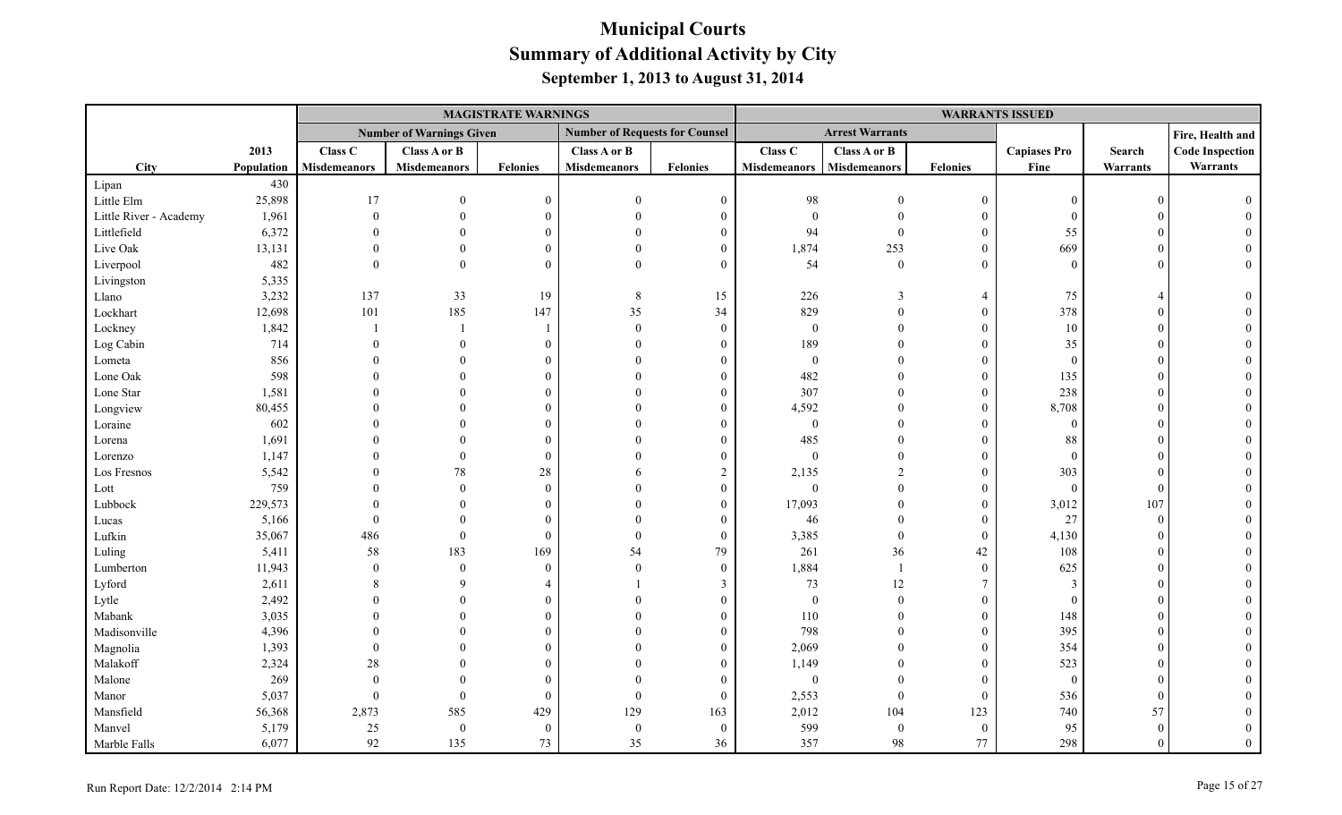# Municipal Courts
## Summary of Additional Activity by City
### September 1, 2013 to August 31, 2014

| | | MAGISTRATE WARNINGS | | | | | WARRANTS ISSUED | | | | | |
|---|---|---|---|---|---|---|---|---|---|---|---|---|
| | | Number of Warnings Given | | | Number of Requests for Counsel | | Arrest Warrants | | | | | Fire, Health and |
| City | 2013 Population | Class C Misdemeanors | Class A or B Misdemeanors | Felonies | Class A or B Misdemeanors | Felonies | Class C Misdemeanors | Class A or B Misdemeanors | Felonies | Capiases Pro Fine | Search Warrants | Code Inspection Warrants |
| Lipan | 430 | | | | | | | | | | | |
| Little Elm | 25,898 | 17 | 0 | 0 | 0 | 0 | 98 | 0 | 0 | 0 | 0 | 0 |
| Little River - Academy | 1,961 | 0 | 0 | 0 | 0 | 0 | 0 | 0 | 0 | 0 | 0 | 0 |
| Littlefield | 6,372 | 0 | 0 | 0 | 0 | 0 | 94 | 0 | 0 | 55 | 0 | 0 |
| Live Oak | 13,131 | 0 | 0 | 0 | 0 | 0 | 1,874 | 253 | 0 | 669 | 0 | 0 |
| Liverpool | 482 | 0 | 0 | 0 | 0 | 0 | 54 | 0 | 0 | 0 | 0 | 0 |
| Livingston | 5,335 | | | | | | | | | | | |
| Llano | 3,232 | 137 | 33 | 19 | 8 | 15 | 226 | 3 | 4 | 75 | 4 | 0 |
| Lockhart | 12,698 | 101 | 185 | 147 | 35 | 34 | 829 | 0 | 0 | 378 | 0 | 0 |
| Lockney | 1,842 | 1 | 1 | 1 | 0 | 0 | 0 | 0 | 0 | 10 | 0 | 0 |
| Log Cabin | 714 | 0 | 0 | 0 | 0 | 0 | 189 | 0 | 0 | 35 | 0 | 0 |
| Lometa | 856 | 0 | 0 | 0 | 0 | 0 | 0 | 0 | 0 | 0 | 0 | 0 |
| Lone Oak | 598 | 0 | 0 | 0 | 0 | 0 | 482 | 0 | 0 | 135 | 0 | 0 |
| Lone Star | 1,581 | 0 | 0 | 0 | 0 | 0 | 307 | 0 | 0 | 238 | 0 | 0 |
| Longview | 80,455 | 0 | 0 | 0 | 0 | 0 | 4,592 | 0 | 0 | 8,708 | 0 | 0 |
| Loraine | 602 | 0 | 0 | 0 | 0 | 0 | 0 | 0 | 0 | 0 | 0 | 0 |
| Lorena | 1,691 | 0 | 0 | 0 | 0 | 0 | 485 | 0 | 0 | 88 | 0 | 0 |
| Lorenzo | 1,147 | 0 | 0 | 0 | 0 | 0 | 0 | 0 | 0 | 0 | 0 | 0 |
| Los Fresnos | 5,542 | 0 | 78 | 28 | 6 | 2 | 2,135 | 2 | 0 | 303 | 0 | 0 |
| Lott | 759 | 0 | 0 | 0 | 0 | 0 | 0 | 0 | 0 | 0 | 0 | 0 |
| Lubbock | 229,573 | 0 | 0 | 0 | 0 | 0 | 17,093 | 0 | 0 | 3,012 | 107 | 0 |
| Lucas | 5,166 | 0 | 0 | 0 | 0 | 0 | 46 | 0 | 0 | 27 | 0 | 0 |
| Lufkin | 35,067 | 486 | 0 | 0 | 0 | 0 | 3,385 | 0 | 0 | 4,130 | 0 | 0 |
| Luling | 5,411 | 58 | 183 | 169 | 54 | 79 | 261 | 36 | 42 | 108 | 0 | 0 |
| Lumberton | 11,943 | 0 | 0 | 0 | 0 | 0 | 1,884 | 1 | 0 | 625 | 0 | 0 |
| Lyford | 2,611 | 8 | 9 | 4 | 1 | 3 | 73 | 12 | 7 | 3 | 0 | 0 |
| Lytle | 2,492 | 0 | 0 | 0 | 0 | 0 | 0 | 0 | 0 | 0 | 0 | 0 |
| Mabank | 3,035 | 0 | 0 | 0 | 0 | 0 | 110 | 0 | 0 | 148 | 0 | 0 |
| Madisonville | 4,396 | 0 | 0 | 0 | 0 | 0 | 798 | 0 | 0 | 395 | 0 | 0 |
| Magnolia | 1,393 | 0 | 0 | 0 | 0 | 0 | 2,069 | 0 | 0 | 354 | 0 | 0 |
| Malakoff | 2,324 | 28 | 0 | 0 | 0 | 0 | 1,149 | 0 | 0 | 523 | 0 | 0 |
| Malone | 269 | 0 | 0 | 0 | 0 | 0 | 0 | 0 | 0 | 0 | 0 | 0 |
| Manor | 5,037 | 0 | 0 | 0 | 0 | 0 | 2,553 | 0 | 0 | 536 | 0 | 0 |
| Mansfield | 56,368 | 2,873 | 585 | 429 | 129 | 163 | 2,012 | 104 | 123 | 740 | 57 | 0 |
| Manvel | 5,179 | 25 | 0 | 0 | 0 | 0 | 599 | 0 | 0 | 95 | 0 | 0 |
| Marble Falls | 6,077 | 92 | 135 | 73 | 35 | 36 | 357 | 98 | 77 | 298 | 0 | 0 |

Run Report Date: 12/2/2014 2:14 PM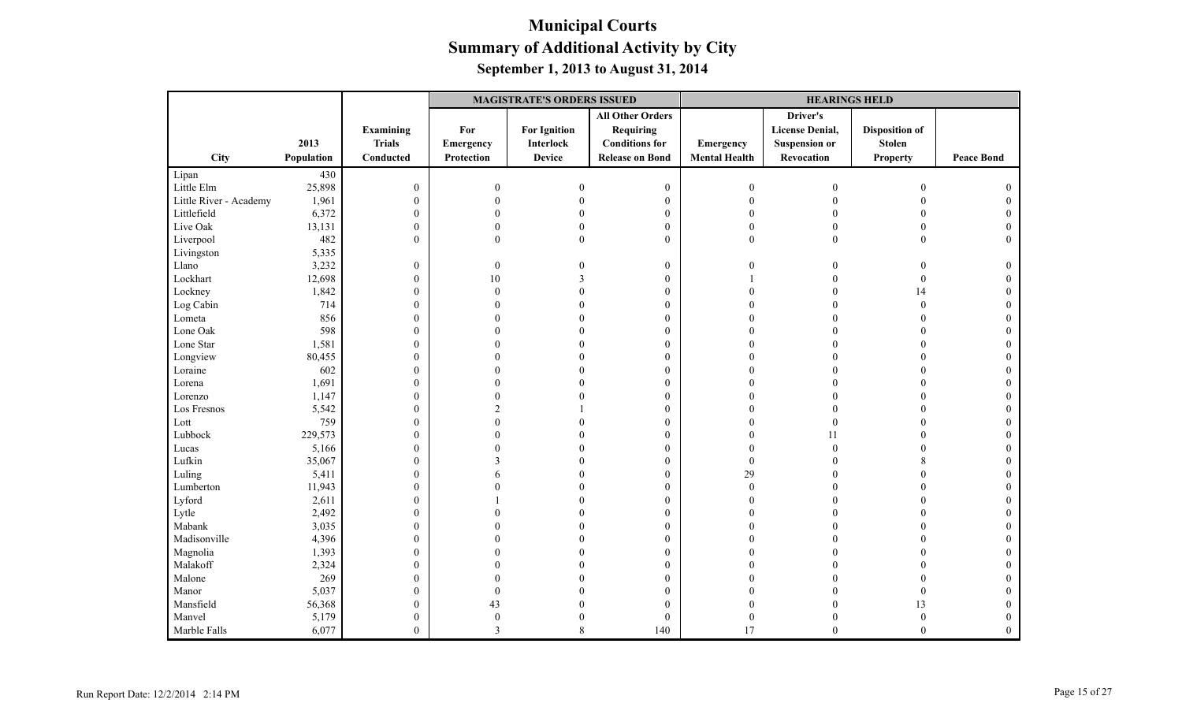# Municipal Courts
## Summary of Additional Activity by City
### September 1, 2013 to August 31, 2014

| City | 2013 Population | Examining Trials Conducted | MAGISTRATE'S ORDERS ISSUED | | | HEARINGS HELD | | | |
|---|---|---|---|---|---|---|---|---|---|
| | | | For Emergency Protection | For Ignition Interlock Device | All Other Orders Requiring Conditions for Release on Bond | Emergency Mental Health | Driver's License Denial, Suspension or Revocation | Disposition of Stolen Property | Peace Bond |
| Lipan | 430 | | | | | | | | |
| Little Elm | 25,898 | 0 | 0 | 0 | 0 | 0 | 0 | 0 | 0 |
| Little River - Academy | 1,961 | 0 | 0 | 0 | 0 | 0 | 0 | 0 | 0 |
| Littlefield | 6,372 | 0 | 0 | 0 | 0 | 0 | 0 | 0 | 0 |
| Live Oak | 13,131 | 0 | 0 | 0 | 0 | 0 | 0 | 0 | 0 |
| Liverpool | 482 | 0 | 0 | 0 | 0 | 0 | 0 | 0 | 0 |
| Livingston | 5,335 | | | | | | | | |
| Llano | 3,232 | 0 | 0 | 0 | 0 | 0 | 0 | 0 | 0 |
| Lockhart | 12,698 | 0 | 10 | 3 | 0 | 1 | 0 | 0 | 0 |
| Lockney | 1,842 | 0 | 0 | 0 | 0 | 0 | 0 | 14 | 0 |
| Log Cabin | 714 | 0 | 0 | 0 | 0 | 0 | 0 | 0 | 0 |
| Lometa | 856 | 0 | 0 | 0 | 0 | 0 | 0 | 0 | 0 |
| Lone Oak | 598 | 0 | 0 | 0 | 0 | 0 | 0 | 0 | 0 |
| Lone Star | 1,581 | 0 | 0 | 0 | 0 | 0 | 0 | 0 | 0 |
| Longview | 80,455 | 0 | 0 | 0 | 0 | 0 | 0 | 0 | 0 |
| Loraine | 602 | 0 | 0 | 0 | 0 | 0 | 0 | 0 | 0 |
| Lorena | 1,691 | 0 | 0 | 0 | 0 | 0 | 0 | 0 | 0 |
| Lorenzo | 1,147 | 0 | 0 | 0 | 0 | 0 | 0 | 0 | 0 |
| Los Fresnos | 5,542 | 0 | 2 | 1 | 0 | 0 | 0 | 0 | 0 |
| Lott | 759 | 0 | 0 | 0 | 0 | 0 | 0 | 0 | 0 |
| Lubbock | 229,573 | 0 | 0 | 0 | 0 | 0 | 11 | 0 | 0 |
| Lucas | 5,166 | 0 | 0 | 0 | 0 | 0 | 0 | 0 | 0 |
| Lufkin | 35,067 | 0 | 3 | 0 | 0 | 0 | 0 | 8 | 0 |
| Luling | 5,411 | 0 | 6 | 0 | 0 | 29 | 0 | 0 | 0 |
| Lumberton | 11,943 | 0 | 0 | 0 | 0 | 0 | 0 | 0 | 0 |
| Lyford | 2,611 | 0 | 1 | 0 | 0 | 0 | 0 | 0 | 0 |
| Lytle | 2,492 | 0 | 0 | 0 | 0 | 0 | 0 | 0 | 0 |
| Mabank | 3,035 | 0 | 0 | 0 | 0 | 0 | 0 | 0 | 0 |
| Madisonville | 4,396 | 0 | 0 | 0 | 0 | 0 | 0 | 0 | 0 |
| Magnolia | 1,393 | 0 | 0 | 0 | 0 | 0 | 0 | 0 | 0 |
| Malakoff | 2,324 | 0 | 0 | 0 | 0 | 0 | 0 | 0 | 0 |
| Malone | 269 | 0 | 0 | 0 | 0 | 0 | 0 | 0 | 0 |
| Manor | 5,037 | 0 | 0 | 0 | 0 | 0 | 0 | 0 | 0 |
| Mansfield | 56,368 | 0 | 43 | 0 | 0 | 0 | 0 | 13 | 0 |
| Manvel | 5,179 | 0 | 0 | 0 | 0 | 0 | 0 | 0 | 0 |
| Marble Falls | 6,077 | 0 | 3 | 8 | 140 | 17 | 0 | 0 | 0 |

Run Report Date: 12/2/2014 2:14 PM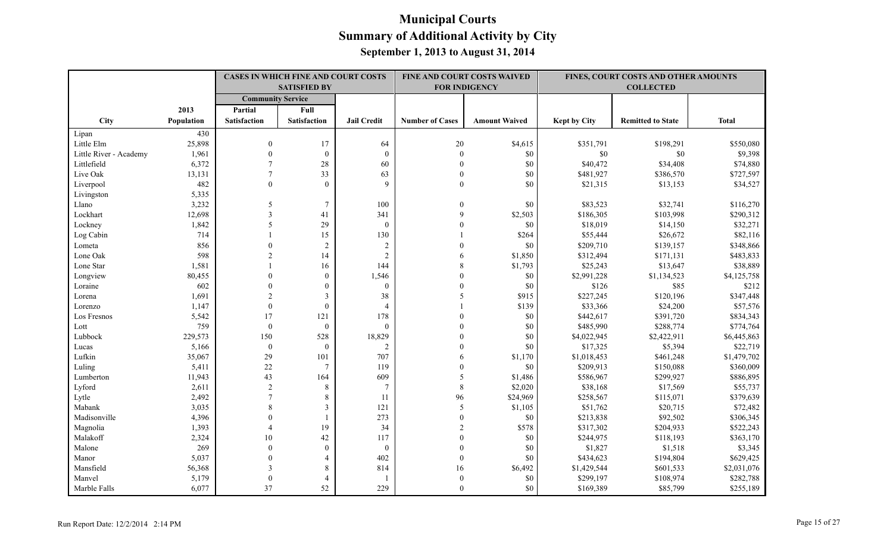# Municipal Courts
## Summary of Additional Activity by City
### September 1, 2013 to August 31, 2014

| | | CASES IN WHICH FINE AND COURT COSTS SATISFIED BY | | | FINE AND COURT COSTS WAIVED FOR INDIGENCY | | FINES, COURT COSTS AND OTHER AMOUNTS COLLECTED | | |
|---|---|---|---|---|---|---|---|---|---|
| | | Community Service | | | | | | | |
| City | 2013 Population | Partial Satisfaction | Full Satisfaction | Jail Credit | Number of Cases | Amount Waived | Kept by City | Remitted to State | Total |
| Lipan | 430 | | | | | | | | |
| Little Elm | 25,898 | 0 | 17 | 64 | 20 | $4,615 | $351,791 | $198,291 | $550,080 |
| Little River - Academy | 1,961 | 0 | 0 | 0 | 0 | $0 | $0 | $0 | $9,398 |
| Littlefield | 6,372 | 7 | 28 | 60 | 0 | $0 | $40,472 | $34,408 | $74,880 |
| Live Oak | 13,131 | 7 | 33 | 63 | 0 | $0 | $481,927 | $386,570 | $727,597 |
| Liverpool | 482 | 0 | 0 | 9 | 0 | $0 | $21,315 | $13,153 | $34,527 |
| Livingston | 5,335 | | | | | | | | |
| Llano | 3,232 | 5 | 7 | 100 | 0 | $0 | $83,523 | $32,741 | $116,270 |
| Lockhart | 12,698 | 3 | 41 | 341 | 9 | $2,503 | $186,305 | $103,998 | $290,312 |
| Lockney | 1,842 | 5 | 29 | 0 | 0 | $0 | $18,019 | $14,150 | $32,271 |
| Log Cabin | 714 | 1 | 15 | 130 | 1 | $264 | $55,444 | $26,672 | $82,116 |
| Lometa | 856 | 0 | 2 | 2 | 0 | $0 | $209,710 | $139,157 | $348,866 |
| Lone Oak | 598 | 2 | 14 | 2 | 6 | $1,850 | $312,494 | $171,131 | $483,833 |
| Lone Star | 1,581 | 1 | 16 | 144 | 8 | $1,793 | $25,243 | $13,647 | $38,889 |
| Longview | 80,455 | 0 | 0 | 1,546 | 0 | $0 | $2,991,228 | $1,134,523 | $4,125,758 |
| Loraine | 602 | 0 | 0 | 0 | 0 | $0 | $126 | $85 | $212 |
| Lorena | 1,691 | 2 | 3 | 38 | 5 | $915 | $227,245 | $120,196 | $347,448 |
| Lorenzo | 1,147 | 0 | 0 | 4 | 1 | $139 | $33,366 | $24,200 | $57,576 |
| Los Fresnos | 5,542 | 17 | 121 | 178 | 0 | $0 | $442,617 | $391,720 | $834,343 |
| Lott | 759 | 0 | 0 | 0 | 0 | $0 | $485,990 | $288,774 | $774,764 |
| Lubbock | 229,573 | 150 | 528 | 18,829 | 0 | $0 | $4,022,945 | $2,422,911 | $6,445,863 |
| Lucas | 5,166 | 0 | 0 | 2 | 0 | $0 | $17,325 | $5,394 | $22,719 |
| Lufkin | 35,067 | 29 | 101 | 707 | 6 | $1,170 | $1,018,453 | $461,248 | $1,479,702 |
| Luling | 5,411 | 22 | 7 | 119 | 0 | $0 | $209,913 | $150,088 | $360,009 |
| Lumberton | 11,943 | 43 | 164 | 609 | 5 | $1,486 | $586,967 | $299,927 | $886,895 |
| Lyford | 2,611 | 2 | 8 | 7 | 8 | $2,020 | $38,168 | $17,569 | $55,737 |
| Lytle | 2,492 | 7 | 8 | 11 | 96 | $24,969 | $258,567 | $115,071 | $379,639 |
| Mabank | 3,035 | 8 | 3 | 121 | 5 | $1,105 | $51,762 | $20,715 | $72,482 |
| Madisonville | 4,396 | 0 | 1 | 273 | 0 | $0 | $213,838 | $92,502 | $306,345 |
| Magnolia | 1,393 | 4 | 19 | 34 | 2 | $578 | $317,302 | $204,933 | $522,243 |
| Malakoff | 2,324 | 10 | 42 | 117 | 0 | $0 | $244,975 | $118,193 | $363,170 |
| Malone | 269 | 0 | 0 | 0 | 0 | $0 | $1,827 | $1,518 | $3,345 |
| Manor | 5,037 | 0 | 4 | 402 | 0 | $0 | $434,623 | $194,804 | $629,425 |
| Mansfield | 56,368 | 3 | 8 | 814 | 16 | $6,492 | $1,429,544 | $601,533 | $2,031,076 |
| Manvel | 5,179 | 0 | 4 | 1 | 0 | $0 | $299,197 | $108,974 | $282,788 |
| Marble Falls | 6,077 | 37 | 52 | 229 | 0 | $0 | $169,389 | $85,799 | $255,189 |

Run Report Date: 12/2/2014 2:14 PM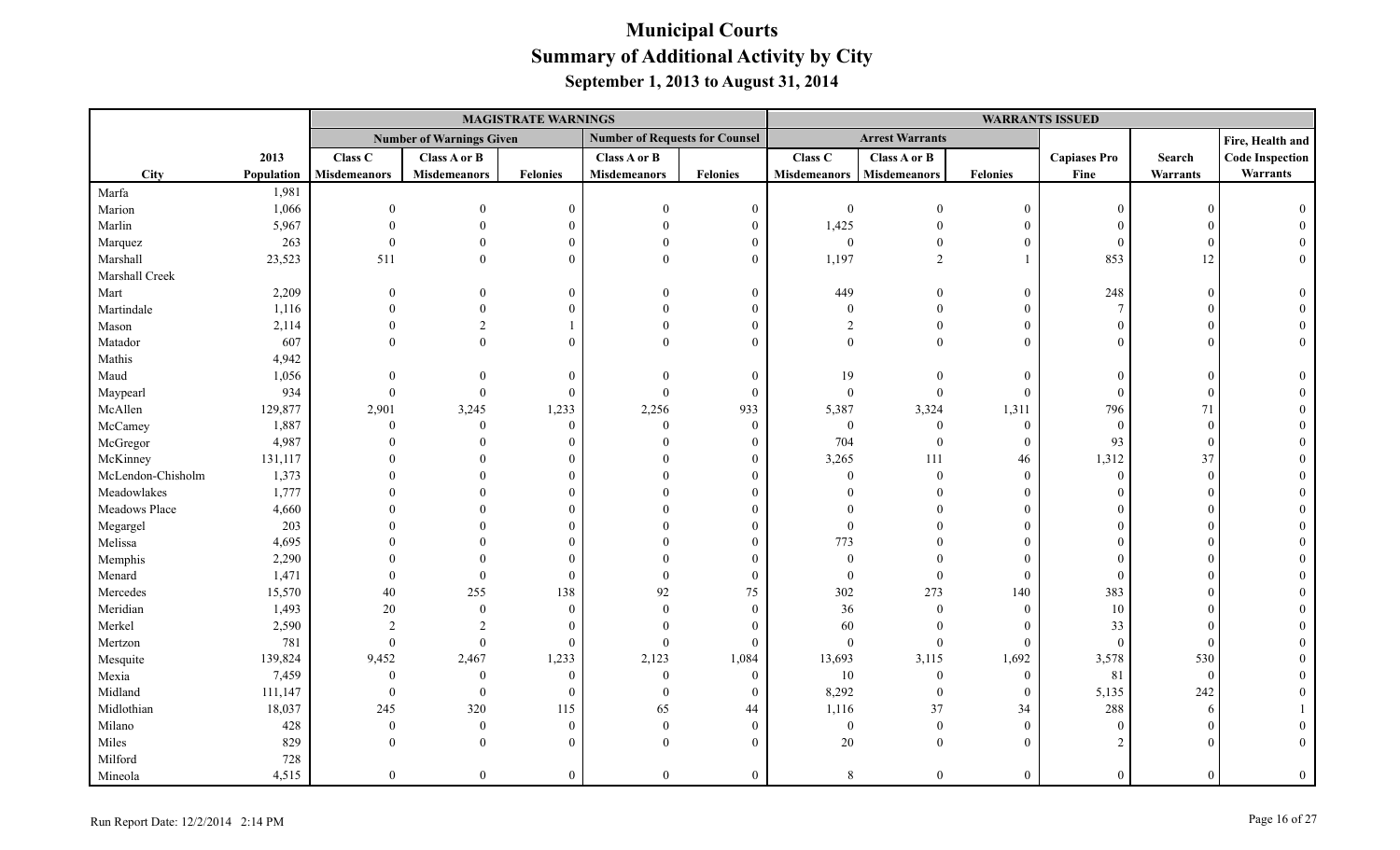# Municipal Courts

## Summary of Additional Activity by City

### September 1, 2013 to August 31, 2014

| | | MAGISTRATE WARNINGS | | | | | WARRANTS ISSUED | | | | | |
|---|---|---|---|---|---|---|---|---|---|---|---|---|
| | | Number of Warnings Given | | | Number of Requests for Counsel | | Arrest Warrants | | | | | Fire, Health and |
| City | 2013 Population | Class C Misdemeanors | Class A or B Misdemeanors | Felonies | Class A or B Misdemeanors | Felonies | Class C Misdemeanors | Class A or B Misdemeanors | Felonies | Capiases Pro Fine | Search Warrants | Code Inspection Warrants |
| Marfa | 1,981 | | | | | | | | | | | |
| Marion | 1,066 | 0 | 0 | 0 | 0 | 0 | 0 | 0 | 0 | 0 | 0 | 0 |
| Marlin | 5,967 | 0 | 0 | 0 | 0 | 0 | 1,425 | 0 | 0 | 0 | 0 | 0 |
| Marquez | 263 | 0 | 0 | 0 | 0 | 0 | 0 | 0 | 0 | 0 | 0 | 0 |
| Marshall | 23,523 | 511 | 0 | 0 | 0 | 0 | 1,197 | 2 | 1 | 853 | 12 | 0 |
| Marshall Creek | | | | | | | | | | | | |
| Mart | 2,209 | 0 | 0 | 0 | 0 | 0 | 449 | 0 | 0 | 248 | 0 | 0 |
| Martindale | 1,116 | 0 | 0 | 0 | 0 | 0 | 0 | 0 | 0 | 7 | 0 | 0 |
| Mason | 2,114 | 0 | 2 | 1 | 0 | 0 | 2 | 0 | 0 | 0 | 0 | 0 |
| Matador | 607 | 0 | 0 | 0 | 0 | 0 | 0 | 0 | 0 | 0 | 0 | 0 |
| Mathis | 4,942 | | | | | | | | | | | |
| Maud | 1,056 | 0 | 0 | 0 | 0 | 0 | 19 | 0 | 0 | 0 | 0 | 0 |
| Maypearl | 934 | 0 | 0 | 0 | 0 | 0 | 0 | 0 | 0 | 0 | 0 | 0 |
| McAllen | 129,877 | 2,901 | 3,245 | 1,233 | 2,256 | 933 | 5,387 | 3,324 | 1,311 | 796 | 71 | 0 |
| McCamey | 1,887 | 0 | 0 | 0 | 0 | 0 | 0 | 0 | 0 | 0 | 0 | 0 |
| McGregor | 4,987 | 0 | 0 | 0 | 0 | 0 | 704 | 0 | 0 | 93 | 0 | 0 |
| McKinney | 131,117 | 0 | 0 | 0 | 0 | 0 | 3,265 | 111 | 46 | 1,312 | 37 | 0 |
| McLendon-Chisholm | 1,373 | 0 | 0 | 0 | 0 | 0 | 0 | 0 | 0 | 0 | 0 | 0 |
| Meadowlakes | 1,777 | 0 | 0 | 0 | 0 | 0 | 0 | 0 | 0 | 0 | 0 | 0 |
| Meadows Place | 4,660 | 0 | 0 | 0 | 0 | 0 | 0 | 0 | 0 | 0 | 0 | 0 |
| Megargel | 203 | 0 | 0 | 0 | 0 | 0 | 0 | 0 | 0 | 0 | 0 | 0 |
| Melissa | 4,695 | 0 | 0 | 0 | 0 | 0 | 773 | 0 | 0 | 0 | 0 | 0 |
| Memphis | 2,290 | 0 | 0 | 0 | 0 | 0 | 0 | 0 | 0 | 0 | 0 | 0 |
| Menard | 1,471 | 0 | 0 | 0 | 0 | 0 | 0 | 0 | 0 | 0 | 0 | 0 |
| Mercedes | 15,570 | 40 | 255 | 138 | 92 | 75 | 302 | 273 | 140 | 383 | 0 | 0 |
| Meridian | 1,493 | 20 | 0 | 0 | 0 | 0 | 36 | 0 | 0 | 10 | 0 | 0 |
| Merkel | 2,590 | 2 | 2 | 0 | 0 | 0 | 60 | 0 | 0 | 33 | 0 | 0 |
| Mertzon | 781 | 0 | 0 | 0 | 0 | 0 | 0 | 0 | 0 | 0 | 0 | 0 |
| Mesquite | 139,824 | 9,452 | 2,467 | 1,233 | 2,123 | 1,084 | 13,693 | 3,115 | 1,692 | 3,578 | 530 | 0 |
| Mexia | 7,459 | 0 | 0 | 0 | 0 | 0 | 10 | 0 | 0 | 81 | 0 | 0 |
| Midland | 111,147 | 0 | 0 | 0 | 0 | 0 | 8,292 | 0 | 0 | 5,135 | 242 | 0 |
| Midlothian | 18,037 | 245 | 320 | 115 | 65 | 44 | 1,116 | 37 | 34 | 288 | 6 | 1 |
| Milano | 428 | 0 | 0 | 0 | 0 | 0 | 0 | 0 | 0 | 0 | 0 | 0 |
| Miles | 829 | 0 | 0 | 0 | 0 | 0 | 20 | 0 | 0 | 2 | 0 | 0 |
| Milford | 728 | | | | | | | | | | | |
| Mineola | 4,515 | 0 | 0 | 0 | 0 | 0 | 8 | 0 | 0 | 0 | 0 | 0 |

Run Report Date: 12/2/2014 2:14 PM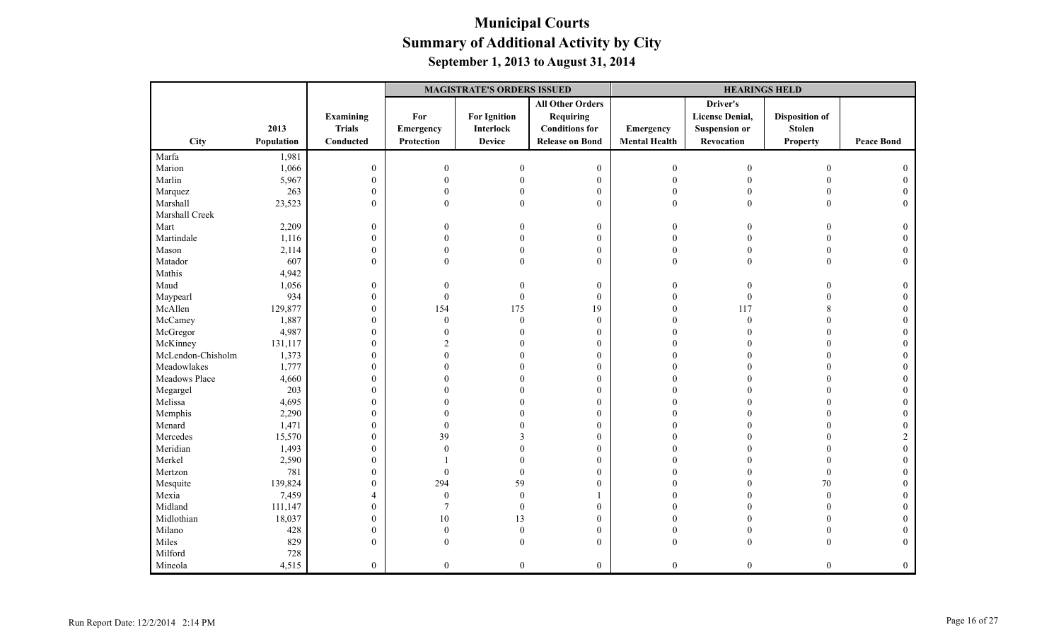# Municipal Courts
## Summary of Additional Activity by City
### September 1, 2013 to August 31, 2014

| | | | MAGISTRATE'S ORDERS ISSUED | | | HEARINGS HELD | | | |
|---|---|---|---|---|---|---|---|---|---|
| City | 2013 Population | Examining Trials Conducted | For Emergency Protection | For Ignition Interlock Device | All Other Orders Requiring Conditions for Release on Bond | Emergency Mental Health | Driver's License Denial, Suspension or Revocation | Disposition of Stolen Property | Peace Bond |
| Marfa | 1,981 | | | | | | | | |
| Marion | 1,066 | 0 | 0 | 0 | 0 | 0 | 0 | 0 | 0 |
| Marlin | 5,967 | 0 | 0 | 0 | 0 | 0 | 0 | 0 | 0 |
| Marquez | 263 | 0 | 0 | 0 | 0 | 0 | 0 | 0 | 0 |
| Marshall | 23,523 | 0 | 0 | 0 | 0 | 0 | 0 | 0 | 0 |
| Marshall Creek | | | | | | | | | |
| Mart | 2,209 | 0 | 0 | 0 | 0 | 0 | 0 | 0 | 0 |
| Martindale | 1,116 | 0 | 0 | 0 | 0 | 0 | 0 | 0 | 0 |
| Mason | 2,114 | 0 | 0 | 0 | 0 | 0 | 0 | 0 | 0 |
| Matador | 607 | 0 | 0 | 0 | 0 | 0 | 0 | 0 | 0 |
| Mathis | 4,942 | | | | | | | | |
| Maud | 1,056 | 0 | 0 | 0 | 0 | 0 | 0 | 0 | 0 |
| Maypearl | 934 | 0 | 0 | 0 | 0 | 0 | 0 | 0 | 0 |
| McAllen | 129,877 | 0 | 154 | 175 | 19 | 0 | 117 | 8 | 0 |
| McCamey | 1,887 | 0 | 0 | 0 | 0 | 0 | 0 | 0 | 0 |
| McGregor | 4,987 | 0 | 0 | 0 | 0 | 0 | 0 | 0 | 0 |
| McKinney | 131,117 | 0 | 2 | 0 | 0 | 0 | 0 | 0 | 0 |
| McLendon-Chisholm | 1,373 | 0 | 0 | 0 | 0 | 0 | 0 | 0 | 0 |
| Meadowlakes | 1,777 | 0 | 0 | 0 | 0 | 0 | 0 | 0 | 0 |
| Meadows Place | 4,660 | 0 | 0 | 0 | 0 | 0 | 0 | 0 | 0 |
| Megargel | 203 | 0 | 0 | 0 | 0 | 0 | 0 | 0 | 0 |
| Melissa | 4,695 | 0 | 0 | 0 | 0 | 0 | 0 | 0 | 0 |
| Memphis | 2,290 | 0 | 0 | 0 | 0 | 0 | 0 | 0 | 0 |
| Menard | 1,471 | 0 | 0 | 0 | 0 | 0 | 0 | 0 | 0 |
| Mercedes | 15,570 | 0 | 39 | 3 | 0 | 0 | 0 | 0 | 2 |
| Meridian | 1,493 | 0 | 0 | 0 | 0 | 0 | 0 | 0 | 0 |
| Merkel | 2,590 | 0 | 1 | 0 | 0 | 0 | 0 | 0 | 0 |
| Mertzon | 781 | 0 | 0 | 0 | 0 | 0 | 0 | 0 | 0 |
| Mesquite | 139,824 | 0 | 294 | 59 | 0 | 0 | 0 | 70 | 0 |
| Mexia | 7,459 | 4 | 0 | 0 | 1 | 0 | 0 | 0 | 0 |
| Midland | 111,147 | 0 | 7 | 0 | 0 | 0 | 0 | 0 | 0 |
| Midlothian | 18,037 | 0 | 10 | 13 | 0 | 0 | 0 | 0 | 0 |
| Milano | 428 | 0 | 0 | 0 | 0 | 0 | 0 | 0 | 0 |
| Miles | 829 | 0 | 0 | 0 | 0 | 0 | 0 | 0 | 0 |
| Milford | 728 | | | | | | | | |
| Mineola | 4,515 | 0 | 0 | 0 | 0 | 0 | 0 | 0 | 0 |

Run Report Date: 12/2/2014 2:14 PM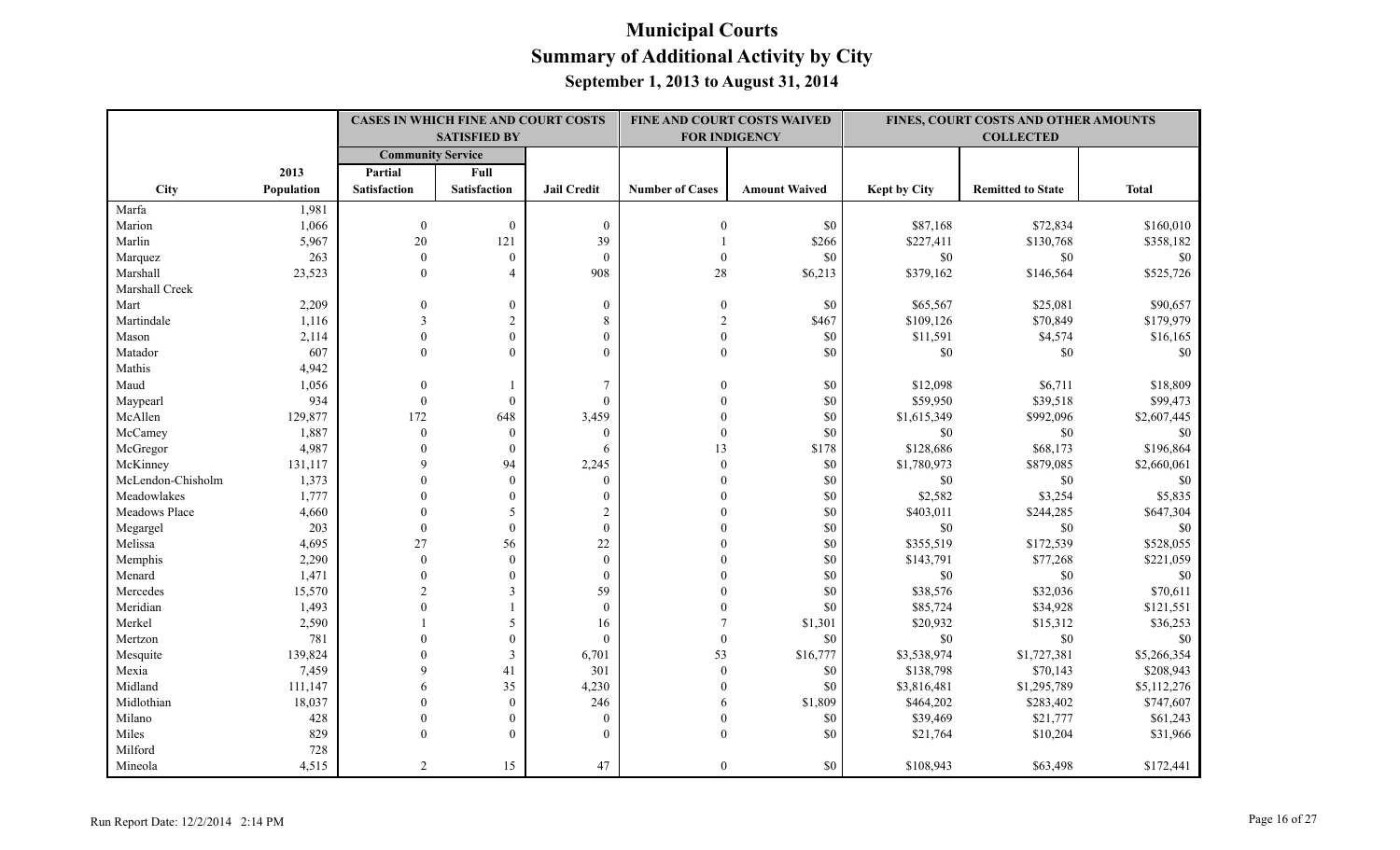# Municipal Courts
## Summary of Additional Activity by City
### September 1, 2013 to August 31, 2014

| | | CASES IN WHICH FINE AND COURT COSTS SATISFIED BY | | | FINE AND COURT COSTS WAIVED FOR INDIGENCY | | FINES, COURT COSTS AND OTHER AMOUNTS COLLECTED | | |
|---|---|---|---|---|---|---|---|---|---|
| | | Community Service | | | | | | | |
| City | 2013 Population | Partial Satisfaction | Full Satisfaction | Jail Credit | Number of Cases | Amount Waived | Kept by City | Remitted to State | Total |
| Marfa | 1,981 | | | | | | | | |
| Marion | 1,066 | 0 | 0 | 0 | 0 | $0 | $87,168 | $72,834 | $160,010 |
| Marlin | 5,967 | 20 | 121 | 39 | 1 | $266 | $227,411 | $130,768 | $358,182 |
| Marquez | 263 | 0 | 0 | 0 | 0 | $0 | $0 | $0 | $0 |
| Marshall | 23,523 | 0 | 4 | 908 | 28 | $6,213 | $379,162 | $146,564 | $525,726 |
| Marshall Creek | | | | | | | | | |
| Mart | 2,209 | 0 | 0 | 0 | 0 | $0 | $65,567 | $25,081 | $90,657 |
| Martindale | 1,116 | 3 | 2 | 8 | 2 | $467 | $109,126 | $70,849 | $179,979 |
| Mason | 2,114 | 0 | 0 | 0 | 0 | $0 | $11,591 | $4,574 | $16,165 |
| Matador | 607 | 0 | 0 | 0 | 0 | $0 | $0 | $0 | $0 |
| Mathis | 4,942 | | | | | | | | |
| Maud | 1,056 | 0 | 1 | 7 | 0 | $0 | $12,098 | $6,711 | $18,809 |
| Maypearl | 934 | 0 | 0 | 0 | 0 | $0 | $59,950 | $39,518 | $99,473 |
| McAllen | 129,877 | 172 | 648 | 3,459 | 0 | $0 | $1,615,349 | $992,096 | $2,607,445 |
| McCamey | 1,887 | 0 | 0 | 0 | 0 | $0 | $0 | $0 | $0 |
| McGregor | 4,987 | 0 | 0 | 6 | 13 | $178 | $128,686 | $68,173 | $196,864 |
| McKinney | 131,117 | 9 | 94 | 2,245 | 0 | $0 | $1,780,973 | $879,085 | $2,660,061 |
| McLendon-Chisholm | 1,373 | 0 | 0 | 0 | 0 | $0 | $0 | $0 | $0 |
| Meadowlakes | 1,777 | 0 | 0 | 0 | 0 | $0 | $2,582 | $3,254 | $5,835 |
| Meadows Place | 4,660 | 0 | 5 | 2 | 0 | $0 | $403,011 | $244,285 | $647,304 |
| Megargel | 203 | 0 | 0 | 0 | 0 | $0 | $0 | $0 | $0 |
| Melissa | 4,695 | 27 | 56 | 22 | 0 | $0 | $355,519 | $172,539 | $528,055 |
| Memphis | 2,290 | 0 | 0 | 0 | 0 | $0 | $143,791 | $77,268 | $221,059 |
| Menard | 1,471 | 0 | 0 | 0 | 0 | $0 | $0 | $0 | $0 |
| Mercedes | 15,570 | 2 | 3 | 59 | 0 | $0 | $38,576 | $32,036 | $70,611 |
| Meridian | 1,493 | 0 | 1 | 0 | 0 | $0 | $85,724 | $34,928 | $121,551 |
| Merkel | 2,590 | 1 | 5 | 16 | 7 | $1,301 | $20,932 | $15,312 | $36,253 |
| Mertzon | 781 | 0 | 0 | 0 | 0 | $0 | $0 | $0 | $0 |
| Mesquite | 139,824 | 0 | 3 | 6,701 | 53 | $16,777 | $3,538,974 | $1,727,381 | $5,266,354 |
| Mexia | 7,459 | 9 | 41 | 301 | 0 | $0 | $138,798 | $70,143 | $208,943 |
| Midland | 111,147 | 6 | 35 | 4,230 | 0 | $0 | $3,816,481 | $1,295,789 | $5,112,276 |
| Midlothian | 18,037 | 0 | 0 | 246 | 6 | $1,809 | $464,202 | $283,402 | $747,607 |
| Milano | 428 | 0 | 0 | 0 | 0 | $0 | $39,469 | $21,777 | $61,243 |
| Miles | 829 | 0 | 0 | 0 | 0 | $0 | $21,764 | $10,204 | $31,966 |
| Milford | 728 | | | | | | | | |
| Mineola | 4,515 | 2 | 15 | 47 | 0 | $0 | $108,943 | $63,498 | $172,441 |

Run Report Date: 12/2/2014 2:14 PM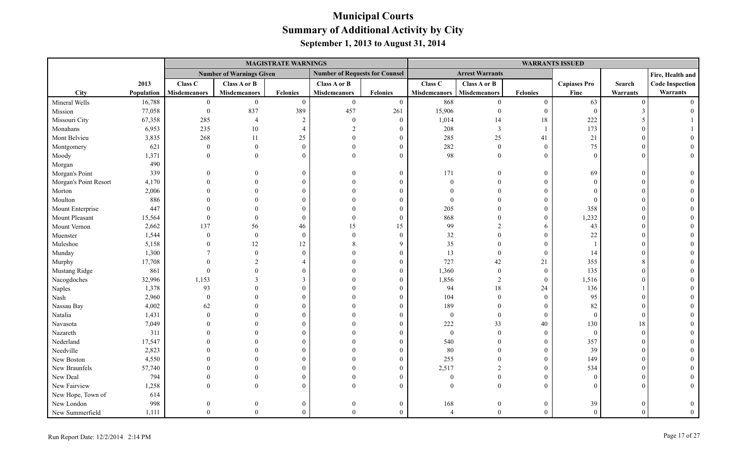# Municipal Courts

## Summary of Additional Activity by City

### September 1, 2013 to August 31, 2014

| | | MAGISTRATE WARNINGS | | | | | WARRANTS ISSUED | | | | | |
|---|---|---|---|---|---|---|---|---|---|---|---|---|
| | | Number of Warnings Given | | | Number of Requests for Counsel | | Arrest Warrants | | | | | Fire, Health and |
| City | 2013 Population | Class C Misdemeanors | Class A or B Misdemeanors | Felonies | Class A or B Misdemeanors | Felonies | Class C Misdemeanors | Class A or B Misdemeanors | Felonies | Capiases Pro Fine | Search Warrants | Code Inspection Warrants |
| Mineral Wells | 16,788 | 0 | 0 | 0 | 0 | 0 | 868 | 0 | 0 | 63 | 0 | 0 |
| Mission | 77,058 | 0 | 837 | 389 | 457 | 261 | 15,906 | 0 | 0 | 0 | 3 | 0 |
| Missouri City | 67,358 | 285 | 4 | 2 | 0 | 0 | 1,014 | 14 | 18 | 222 | 5 | 1 |
| Monahans | 6,953 | 235 | 10 | 4 | 2 | 0 | 208 | 3 | 1 | 173 | 0 | 1 |
| Mont Belvieu | 3,835 | 268 | 11 | 25 | 0 | 0 | 285 | 25 | 41 | 21 | 0 | 0 |
| Montgomery | 621 | 0 | 0 | 0 | 0 | 0 | 282 | 0 | 0 | 75 | 0 | 0 |
| Moody | 1,371 | 0 | 0 | 0 | 0 | 0 | 98 | 0 | 0 | 0 | 0 | 0 |
| Morgan | 490 | | | | | | | | | | | |
| Morgan's Point | 339 | 0 | 0 | 0 | 0 | 0 | 171 | 0 | 0 | 69 | 0 | 0 |
| Morgan's Point Resort | 4,170 | 0 | 0 | 0 | 0 | 0 | 0 | 0 | 0 | 0 | 0 | 0 |
| Morton | 2,006 | 0 | 0 | 0 | 0 | 0 | 0 | 0 | 0 | 0 | 0 | 0 |
| Moulton | 886 | 0 | 0 | 0 | 0 | 0 | 0 | 0 | 0 | 0 | 0 | 0 |
| Mount Enterprise | 447 | 0 | 0 | 0 | 0 | 0 | 205 | 0 | 0 | 358 | 0 | 0 |
| Mount Pleasant | 15,564 | 0 | 0 | 0 | 0 | 0 | 868 | 0 | 0 | 1,232 | 0 | 0 |
| Mount Vernon | 2,662 | 137 | 56 | 46 | 15 | 15 | 99 | 2 | 6 | 43 | 0 | 0 |
| Muenster | 1,544 | 0 | 0 | 0 | 0 | 0 | 32 | 0 | 0 | 22 | 0 | 0 |
| Muleshoe | 5,158 | 0 | 12 | 12 | 8 | 9 | 35 | 0 | 0 | 1 | 0 | 0 |
| Munday | 1,300 | 7 | 0 | 0 | 0 | 0 | 13 | 0 | 0 | 14 | 0 | 0 |
| Murphy | 17,708 | 0 | 2 | 4 | 0 | 0 | 727 | 42 | 21 | 355 | 8 | 0 |
| Mustang Ridge | 861 | 0 | 0 | 0 | 0 | 0 | 1,360 | 0 | 0 | 135 | 0 | 0 |
| Nacogdoches | 32,996 | 1,153 | 3 | 3 | 0 | 0 | 1,856 | 2 | 0 | 1,516 | 0 | 0 |
| Naples | 1,378 | 93 | 0 | 0 | 0 | 0 | 94 | 18 | 24 | 136 | 1 | 0 |
| Nash | 2,960 | 0 | 0 | 0 | 0 | 0 | 104 | 0 | 0 | 95 | 0 | 0 |
| Nassau Bay | 4,002 | 62 | 0 | 0 | 0 | 0 | 189 | 0 | 0 | 82 | 0 | 0 |
| Natalia | 1,431 | 0 | 0 | 0 | 0 | 0 | 0 | 0 | 0 | 0 | 0 | 0 |
| Navasota | 7,049 | 0 | 0 | 0 | 0 | 0 | 222 | 33 | 40 | 130 | 18 | 0 |
| Nazareth | 311 | 0 | 0 | 0 | 0 | 0 | 0 | 0 | 0 | 0 | 0 | 0 |
| Nederland | 17,547 | 0 | 0 | 0 | 0 | 0 | 540 | 0 | 0 | 357 | 0 | 0 |
| Needville | 2,823 | 0 | 0 | 0 | 0 | 0 | 80 | 0 | 0 | 39 | 0 | 0 |
| New Boston | 4,550 | 0 | 0 | 0 | 0 | 0 | 255 | 0 | 0 | 149 | 0 | 0 |
| New Braunfels | 57,740 | 0 | 0 | 0 | 0 | 0 | 2,517 | 2 | 0 | 534 | 0 | 0 |
| New Deal | 794 | 0 | 0 | 0 | 0 | 0 | 0 | 0 | 0 | 0 | 0 | 0 |
| New Fairview | 1,258 | 0 | 0 | 0 | 0 | 0 | 0 | 0 | 0 | 0 | 0 | 0 |
| New Hope, Town of | 614 | | | | | | | | | | | |
| New London | 998 | 0 | 0 | 0 | 0 | 0 | 168 | 0 | 0 | 39 | 0 | 0 |
| New Summerfield | 1,111 | 0 | 0 | 0 | 0 | 0 | 4 | 0 | 0 | 0 | 0 | 0 |

Run Report Date: 12/2/2014 2:14 PM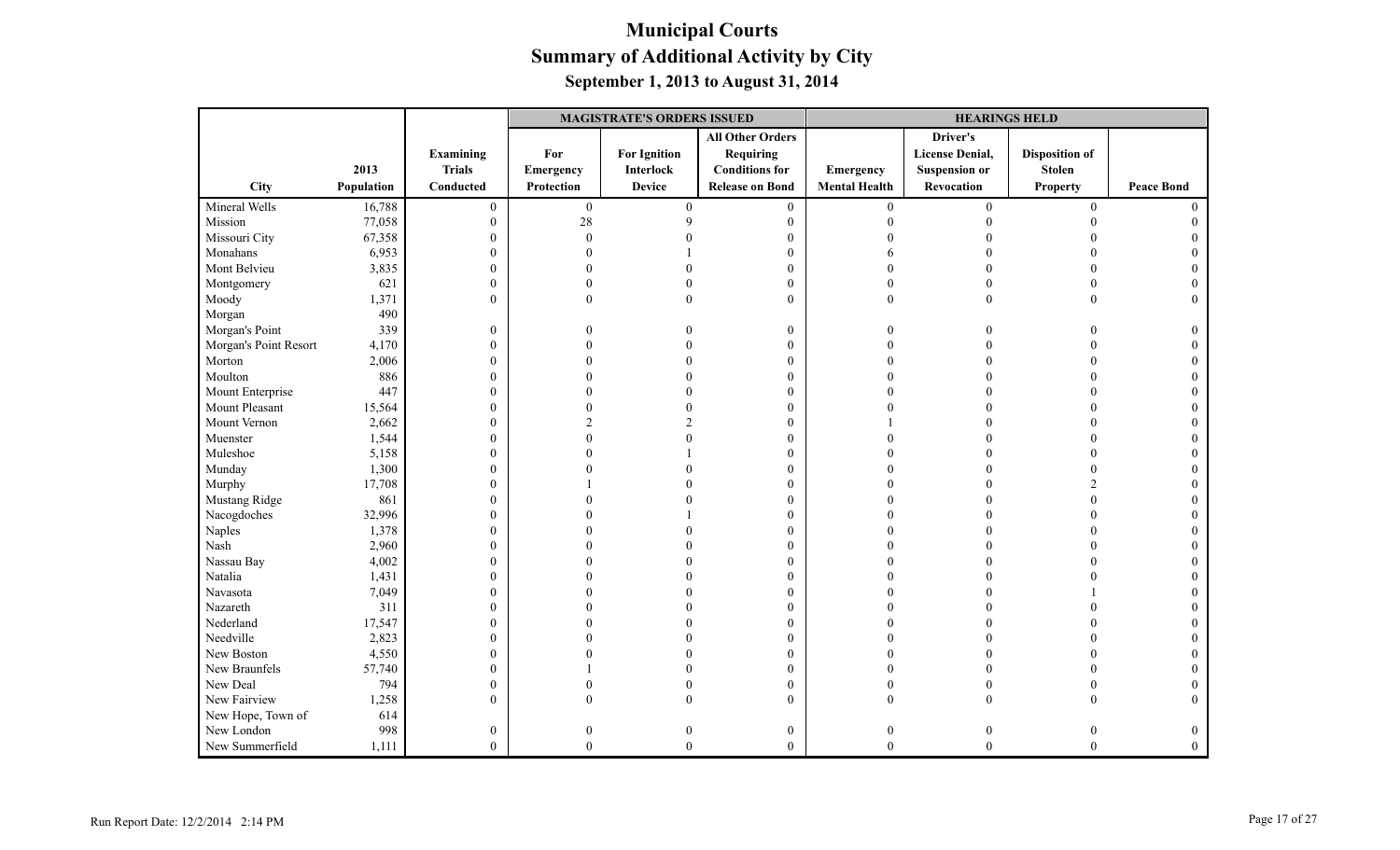# Municipal Courts
## Summary of Additional Activity by City
### September 1, 2013 to August 31, 2014

| | | | MAGISTRATE'S ORDERS ISSUED | | | HEARINGS HELD | | | |
|---|---|---|---|---|---|---|---|---|---|
| City | 2013 Population | Examining Trials Conducted | For Emergency Protection | For Ignition Interlock Device | All Other Orders Requiring Conditions for Release on Bond | Emergency Mental Health | Driver's License Denial, Suspension or Revocation | Disposition of Stolen Property | Peace Bond |
| Mineral Wells | 16,788 | 0 | 0 | 0 | 0 | 0 | 0 | 0 | 0 |
| Mission | 77,058 | 0 | 28 | 9 | 0 | 0 | 0 | 0 | 0 |
| Missouri City | 67,358 | 0 | 0 | 0 | 0 | 0 | 0 | 0 | 0 |
| Monahans | 6,953 | 0 | 0 | 1 | 0 | 6 | 0 | 0 | 0 |
| Mont Belvieu | 3,835 | 0 | 0 | 0 | 0 | 0 | 0 | 0 | 0 |
| Montgomery | 621 | 0 | 0 | 0 | 0 | 0 | 0 | 0 | 0 |
| Moody | 1,371 | 0 | 0 | 0 | 0 | 0 | 0 | 0 | 0 |
| Morgan | 490 | | | | | | | | |
| Morgan's Point | 339 | 0 | 0 | 0 | 0 | 0 | 0 | 0 | 0 |
| Morgan's Point Resort | 4,170 | 0 | 0 | 0 | 0 | 0 | 0 | 0 | 0 |
| Morton | 2,006 | 0 | 0 | 0 | 0 | 0 | 0 | 0 | 0 |
| Moulton | 886 | 0 | 0 | 0 | 0 | 0 | 0 | 0 | 0 |
| Mount Enterprise | 447 | 0 | 0 | 0 | 0 | 0 | 0 | 0 | 0 |
| Mount Pleasant | 15,564 | 0 | 0 | 0 | 0 | 0 | 0 | 0 | 0 |
| Mount Vernon | 2,662 | 0 | 2 | 2 | 0 | 1 | 0 | 0 | 0 |
| Muenster | 1,544 | 0 | 0 | 0 | 0 | 0 | 0 | 0 | 0 |
| Muleshoe | 5,158 | 0 | 0 | 1 | 0 | 0 | 0 | 0 | 0 |
| Munday | 1,300 | 0 | 0 | 0 | 0 | 0 | 0 | 0 | 0 |
| Murphy | 17,708 | 0 | 1 | 0 | 0 | 0 | 0 | 2 | 0 |
| Mustang Ridge | 861 | 0 | 0 | 0 | 0 | 0 | 0 | 0 | 0 |
| Nacogdoches | 32,996 | 0 | 0 | 1 | 0 | 0 | 0 | 0 | 0 |
| Naples | 1,378 | 0 | 0 | 0 | 0 | 0 | 0 | 0 | 0 |
| Nash | 2,960 | 0 | 0 | 0 | 0 | 0 | 0 | 0 | 0 |
| Nassau Bay | 4,002 | 0 | 0 | 0 | 0 | 0 | 0 | 0 | 0 |
| Natalia | 1,431 | 0 | 0 | 0 | 0 | 0 | 0 | 0 | 0 |
| Navasota | 7,049 | 0 | 0 | 0 | 0 | 0 | 0 | 1 | 0 |
| Nazareth | 311 | 0 | 0 | 0 | 0 | 0 | 0 | 0 | 0 |
| Nederland | 17,547 | 0 | 0 | 0 | 0 | 0 | 0 | 0 | 0 |
| Needville | 2,823 | 0 | 0 | 0 | 0 | 0 | 0 | 0 | 0 |
| New Boston | 4,550 | 0 | 0 | 0 | 0 | 0 | 0 | 0 | 0 |
| New Braunfels | 57,740 | 0 | 1 | 0 | 0 | 0 | 0 | 0 | 0 |
| New Deal | 794 | 0 | 0 | 0 | 0 | 0 | 0 | 0 | 0 |
| New Fairview | 1,258 | 0 | 0 | 0 | 0 | 0 | 0 | 0 | 0 |
| New Hope, Town of | 614 | | | | | | | | |
| New London | 998 | 0 | 0 | 0 | 0 | 0 | 0 | 0 | 0 |
| New Summerfield | 1,111 | 0 | 0 | 0 | 0 | 0 | 0 | 0 | 0 |

Run Report Date: 12/2/2014 2:14 PM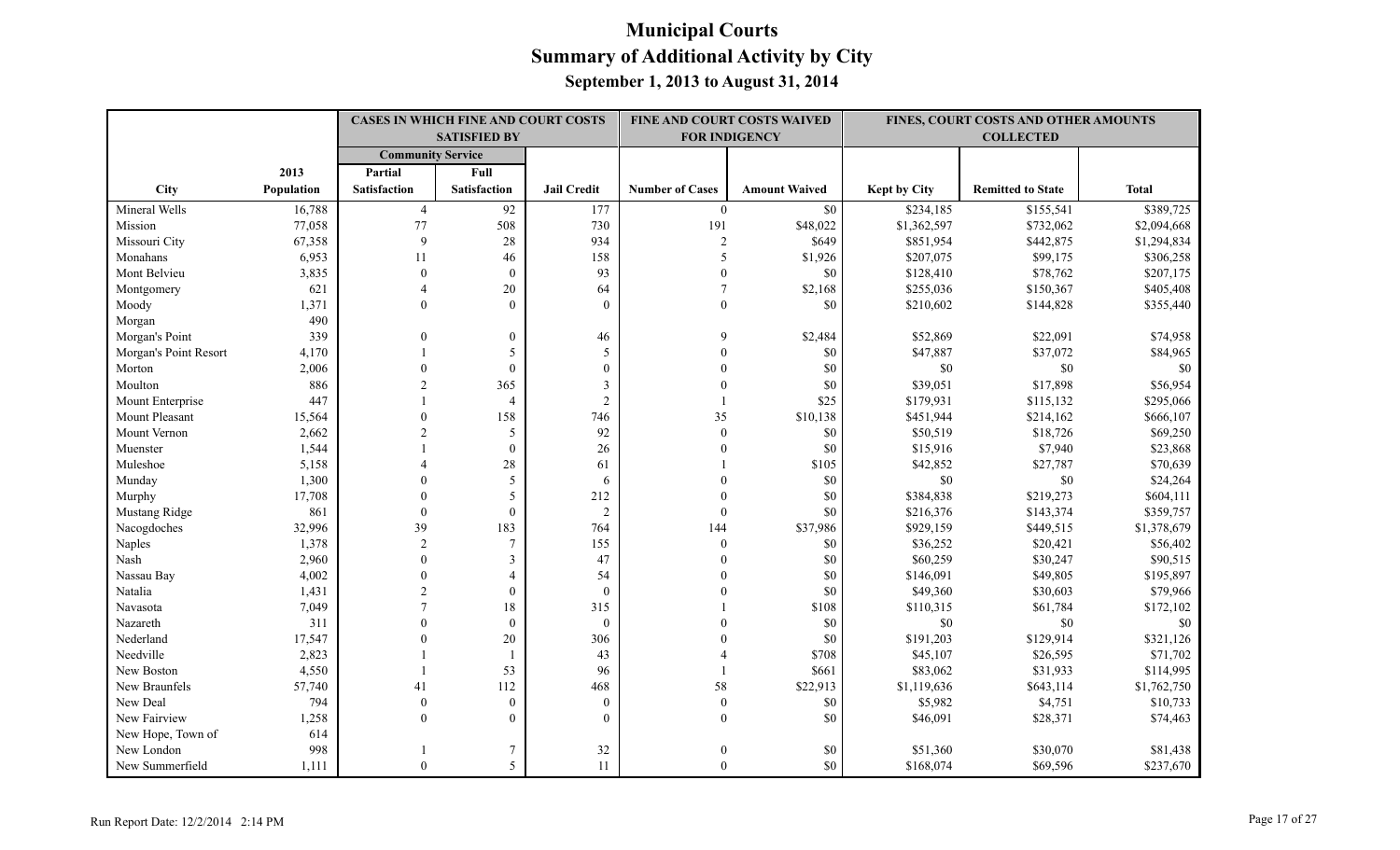# Municipal Courts
## Summary of Additional Activity by City
### September 1, 2013 to August 31, 2014

| City | 2013 Population | Cases in Which Fine and Court Costs Satisfied By: Community Service: Partial Satisfaction | Community Service: Full Satisfaction | Jail Credit | Fine and Court Costs Waived for Indigency: Number of Cases | Amount Waived | Fines, Court Costs and Other Amounts Collected: Kept by City | Remitted to State | Total |
|---|---|---|---|---|---|---|---|---|---|
| Mineral Wells | 16,788 | 4 | 92 | 177 | 0 | $0 | $234,185 | $155,541 | $389,725 |
| Mission | 77,058 | 77 | 508 | 730 | 191 | $48,022 | $1,362,597 | $732,062 | $2,094,668 |
| Missouri City | 67,358 | 9 | 28 | 934 | 2 | $649 | $851,954 | $442,875 | $1,294,834 |
| Monahans | 6,953 | 11 | 46 | 158 | 5 | $1,926 | $207,075 | $99,175 | $306,258 |
| Mont Belvieu | 3,835 | 0 | 0 | 93 | 0 | $0 | $128,410 | $78,762 | $207,175 |
| Montgomery | 621 | 4 | 20 | 64 | 7 | $2,168 | $255,036 | $150,367 | $405,408 |
| Moody | 1,371 | 0 | 0 | 0 | 0 | $0 | $210,602 | $144,828 | $355,440 |
| Morgan | 490 | | | | | | | | |
| Morgan's Point | 339 | 0 | 0 | 46 | 9 | $2,484 | $52,869 | $22,091 | $74,958 |
| Morgan's Point Resort | 4,170 | 1 | 5 | 5 | 0 | $0 | $47,887 | $37,072 | $84,965 |
| Morton | 2,006 | 0 | 0 | 0 | 0 | $0 | $0 | $0 | $0 |
| Moulton | 886 | 2 | 365 | 3 | 0 | $0 | $39,051 | $17,898 | $56,954 |
| Mount Enterprise | 447 | 1 | 4 | 2 | 1 | $25 | $179,931 | $115,132 | $295,066 |
| Mount Pleasant | 15,564 | 0 | 158 | 746 | 35 | $10,138 | $451,944 | $214,162 | $666,107 |
| Mount Vernon | 2,662 | 2 | 5 | 92 | 0 | $0 | $50,519 | $18,726 | $69,250 |
| Muenster | 1,544 | 1 | 0 | 26 | 0 | $0 | $15,916 | $7,940 | $23,868 |
| Muleshoe | 5,158 | 4 | 28 | 61 | 1 | $105 | $42,852 | $27,787 | $70,639 |
| Munday | 1,300 | 0 | 5 | 6 | 0 | $0 | $0 | $0 | $24,264 |
| Murphy | 17,708 | 0 | 5 | 212 | 0 | $0 | $384,838 | $219,273 | $604,111 |
| Mustang Ridge | 861 | 0 | 0 | 2 | 0 | $0 | $216,376 | $143,374 | $359,757 |
| Nacogdoches | 32,996 | 39 | 183 | 764 | 144 | $37,986 | $929,159 | $449,515 | $1,378,679 |
| Naples | 1,378 | 2 | 7 | 155 | 0 | $0 | $36,252 | $20,421 | $56,402 |
| Nash | 2,960 | 0 | 3 | 47 | 0 | $0 | $60,259 | $30,247 | $90,515 |
| Nassau Bay | 4,002 | 0 | 4 | 54 | 0 | $0 | $146,091 | $49,805 | $195,897 |
| Natalia | 1,431 | 2 | 0 | 0 | 0 | $0 | $49,360 | $30,603 | $79,966 |
| Navasota | 7,049 | 7 | 18 | 315 | 1 | $108 | $110,315 | $61,784 | $172,102 |
| Nazareth | 311 | 0 | 0 | 0 | 0 | $0 | $0 | $0 | $0 |
| Nederland | 17,547 | 0 | 20 | 306 | 0 | $0 | $191,203 | $129,914 | $321,126 |
| Needville | 2,823 | 1 | 1 | 43 | 4 | $708 | $45,107 | $26,595 | $71,702 |
| New Boston | 4,550 | 1 | 53 | 96 | 1 | $661 | $83,062 | $31,933 | $114,995 |
| New Braunfels | 57,740 | 41 | 112 | 468 | 58 | $22,913 | $1,119,636 | $643,114 | $1,762,750 |
| New Deal | 794 | 0 | 0 | 0 | 0 | $0 | $5,982 | $4,751 | $10,733 |
| New Fairview | 1,258 | 0 | 0 | 0 | 0 | $0 | $46,091 | $28,371 | $74,463 |
| New Hope, Town of | 614 | | | | | | | | |
| New London | 998 | 1 | 7 | 32 | 0 | $0 | $51,360 | $30,070 | $81,438 |
| New Summerfield | 1,111 | 0 | 5 | 11 | 0 | $0 | $168,074 | $69,596 | $237,670 |

Run Report Date: 12/2/2014 2:14 PM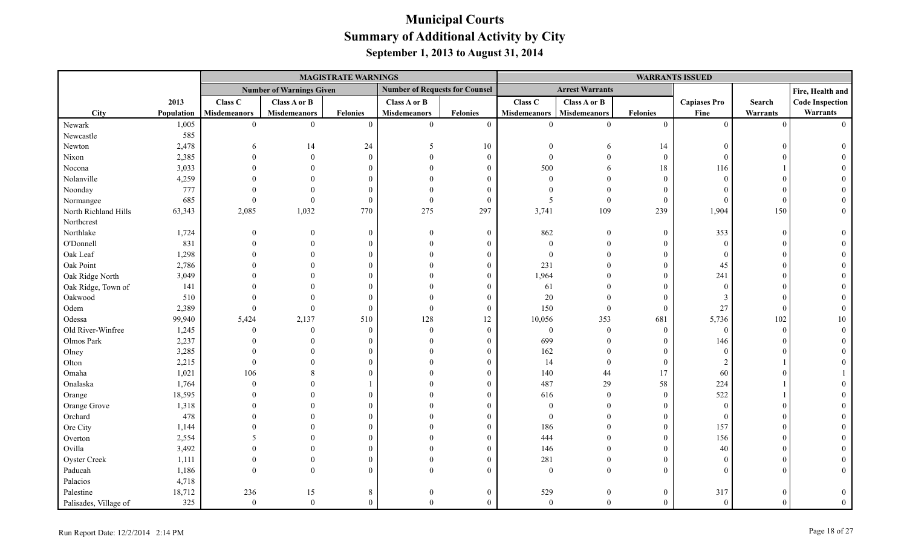# Municipal Courts
## Summary of Additional Activity by City
### September 1, 2013 to August 31, 2014

| | | MAGISTRATE WARNINGS | | | | | WARRANTS ISSUED | | | | | |
|---|---|---|---|---|---|---|---|---|---|---|---|---|
| | | Number of Warnings Given | | | Number of Requests for Counsel | | Arrest Warrants | | | | | |
| City | 2013 Population | Class C Misdemeanors | Class A or B Misdemeanors | Felonies | Class A or B Misdemeanors | Felonies | Class C Misdemeanors | Class A or B Misdemeanors | Felonies | Capiases Pro Fine | Search Warrants | Fire, Health and Code Inspection Warrants |
| Newark | 1,005 | 0 | 0 | 0 | 0 | 0 | 0 | 0 | 0 | 0 | 0 | 0 |
| Newcastle | 585 | | | | | | | | | | | |
| Newton | 2,478 | 6 | 14 | 24 | 5 | 10 | 0 | 6 | 14 | 0 | 0 | 0 |
| Nixon | 2,385 | 0 | 0 | 0 | 0 | 0 | 0 | 0 | 0 | 0 | 0 | 0 |
| Nocona | 3,033 | 0 | 0 | 0 | 0 | 0 | 500 | 6 | 18 | 116 | 1 | 0 |
| Nolanville | 4,259 | 0 | 0 | 0 | 0 | 0 | 0 | 0 | 0 | 0 | 0 | 0 |
| Noonday | 777 | 0 | 0 | 0 | 0 | 0 | 0 | 0 | 0 | 0 | 0 | 0 |
| Normangee | 685 | 0 | 0 | 0 | 0 | 0 | 5 | 0 | 0 | 0 | 0 | 0 |
| North Richland Hills | 63,343 | 2,085 | 1,032 | 770 | 275 | 297 | 3,741 | 109 | 239 | 1,904 | 150 | 0 |
| Northcrest | | | | | | | | | | | | |
| Northlake | 1,724 | 0 | 0 | 0 | 0 | 0 | 862 | 0 | 0 | 353 | 0 | 0 |
| O'Donnell | 831 | 0 | 0 | 0 | 0 | 0 | 0 | 0 | 0 | 0 | 0 | 0 |
| Oak Leaf | 1,298 | 0 | 0 | 0 | 0 | 0 | 0 | 0 | 0 | 0 | 0 | 0 |
| Oak Point | 2,786 | 0 | 0 | 0 | 0 | 0 | 231 | 0 | 0 | 45 | 0 | 0 |
| Oak Ridge North | 3,049 | 0 | 0 | 0 | 0 | 0 | 1,964 | 0 | 0 | 241 | 0 | 0 |
| Oak Ridge, Town of | 141 | 0 | 0 | 0 | 0 | 0 | 61 | 0 | 0 | 0 | 0 | 0 |
| Oakwood | 510 | 0 | 0 | 0 | 0 | 0 | 20 | 0 | 0 | 3 | 0 | 0 |
| Odem | 2,389 | 0 | 0 | 0 | 0 | 0 | 150 | 0 | 0 | 27 | 0 | 0 |
| Odessa | 99,940 | 5,424 | 2,137 | 510 | 128 | 12 | 10,056 | 353 | 681 | 5,736 | 102 | 10 |
| Old River-Winfree | 1,245 | 0 | 0 | 0 | 0 | 0 | 0 | 0 | 0 | 0 | 0 | 0 |
| Olmos Park | 2,237 | 0 | 0 | 0 | 0 | 0 | 699 | 0 | 0 | 146 | 0 | 0 |
| Olney | 3,285 | 0 | 0 | 0 | 0 | 0 | 162 | 0 | 0 | 0 | 0 | 0 |
| Olton | 2,215 | 0 | 0 | 0 | 0 | 0 | 14 | 0 | 0 | 2 | 1 | 0 |
| Omaha | 1,021 | 106 | 8 | 0 | 0 | 0 | 140 | 44 | 17 | 60 | 0 | 1 |
| Onalaska | 1,764 | 0 | 0 | 1 | 0 | 0 | 487 | 29 | 58 | 224 | 1 | 0 |
| Orange | 18,595 | 0 | 0 | 0 | 0 | 0 | 616 | 0 | 0 | 522 | 1 | 0 |
| Orange Grove | 1,318 | 0 | 0 | 0 | 0 | 0 | 0 | 0 | 0 | 0 | 0 | 0 |
| Orchard | 478 | 0 | 0 | 0 | 0 | 0 | 0 | 0 | 0 | 0 | 0 | 0 |
| Ore City | 1,144 | 0 | 0 | 0 | 0 | 0 | 186 | 0 | 0 | 157 | 0 | 0 |
| Overton | 2,554 | 5 | 0 | 0 | 0 | 0 | 444 | 0 | 0 | 156 | 0 | 0 |
| Ovilla | 3,492 | 0 | 0 | 0 | 0 | 0 | 146 | 0 | 0 | 40 | 0 | 0 |
| Oyster Creek | 1,111 | 0 | 0 | 0 | 0 | 0 | 281 | 0 | 0 | 0 | 0 | 0 |
| Paducah | 1,186 | 0 | 0 | 0 | 0 | 0 | 0 | 0 | 0 | 0 | 0 | 0 |
| Palacios | 4,718 | | | | | | | | | | | |
| Palestine | 18,712 | 236 | 15 | 8 | 0 | 0 | 529 | 0 | 0 | 317 | 0 | 0 |
| Palisades, Village of | 325 | 0 | 0 | 0 | 0 | 0 | 0 | 0 | 0 | 0 | 0 | 0 |

Run Report Date: 12/2/2014 2:14 PM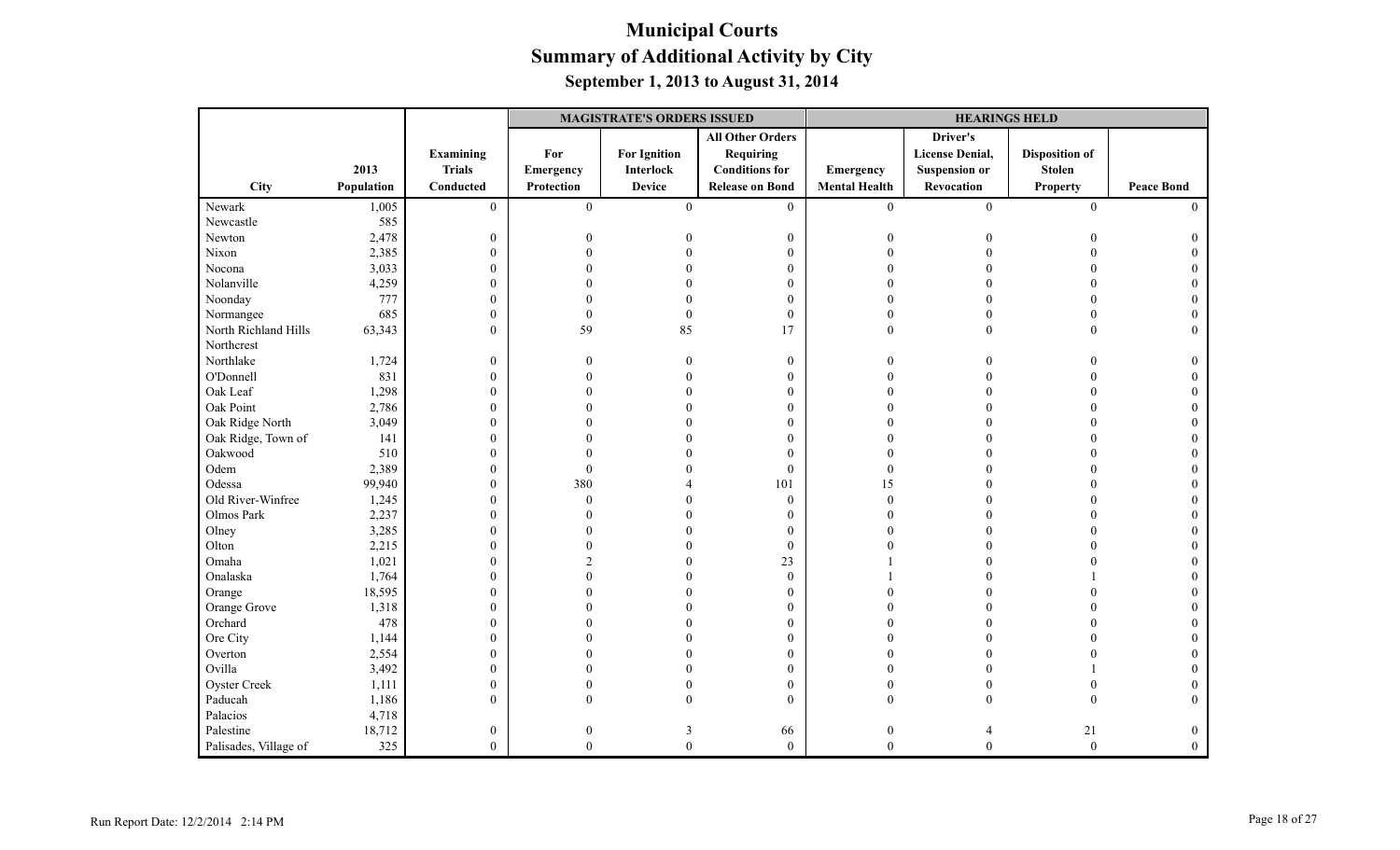# Municipal Courts

## Summary of Additional Activity by City

### September 1, 2013 to August 31, 2014

| City | 2013 Population | Examining Trials Conducted | MAGISTRATE'S ORDERS ISSUED | | | HEARINGS HELD | | | |
|---|---|---|---|---|---|---|---|---|---|
| | | | For Emergency Protection | For Ignition Interlock Device | All Other Orders Requiring Conditions for Release on Bond | Emergency Mental Health | Driver's License Denial, Suspension or Revocation | Disposition of Stolen Property | Peace Bond |
| Newark | 1,005 | 0 | 0 | 0 | 0 | 0 | 0 | 0 | 0 |
| Newcastle | 585 | | | | | | | | |
| Newton | 2,478 | 0 | 0 | 0 | 0 | 0 | 0 | 0 | 0 |
| Nixon | 2,385 | 0 | 0 | 0 | 0 | 0 | 0 | 0 | 0 |
| Nocona | 3,033 | 0 | 0 | 0 | 0 | 0 | 0 | 0 | 0 |
| Nolanville | 4,259 | 0 | 0 | 0 | 0 | 0 | 0 | 0 | 0 |
| Noonday | 777 | 0 | 0 | 0 | 0 | 0 | 0 | 0 | 0 |
| Normangee | 685 | 0 | 0 | 0 | 0 | 0 | 0 | 0 | 0 |
| North Richland Hills | 63,343 | 0 | 59 | 85 | 17 | 0 | 0 | 0 | 0 |
| Northcrest | | | | | | | | | |
| Northlake | 1,724 | 0 | 0 | 0 | 0 | 0 | 0 | 0 | 0 |
| O'Donnell | 831 | 0 | 0 | 0 | 0 | 0 | 0 | 0 | 0 |
| Oak Leaf | 1,298 | 0 | 0 | 0 | 0 | 0 | 0 | 0 | 0 |
| Oak Point | 2,786 | 0 | 0 | 0 | 0 | 0 | 0 | 0 | 0 |
| Oak Ridge North | 3,049 | 0 | 0 | 0 | 0 | 0 | 0 | 0 | 0 |
| Oak Ridge, Town of | 141 | 0 | 0 | 0 | 0 | 0 | 0 | 0 | 0 |
| Oakwood | 510 | 0 | 0 | 0 | 0 | 0 | 0 | 0 | 0 |
| Odem | 2,389 | 0 | 0 | 0 | 0 | 0 | 0 | 0 | 0 |
| Odessa | 99,940 | 0 | 380 | 4 | 101 | 15 | 0 | 0 | 0 |
| Old River-Winfree | 1,245 | 0 | 0 | 0 | 0 | 0 | 0 | 0 | 0 |
| Olmos Park | 2,237 | 0 | 0 | 0 | 0 | 0 | 0 | 0 | 0 |
| Olney | 3,285 | 0 | 0 | 0 | 0 | 0 | 0 | 0 | 0 |
| Olton | 2,215 | 0 | 0 | 0 | 0 | 0 | 0 | 0 | 0 |
| Omaha | 1,021 | 0 | 2 | 0 | 23 | 1 | 0 | 0 | 0 |
| Onalaska | 1,764 | 0 | 0 | 0 | 0 | 1 | 0 | 1 | 0 |
| Orange | 18,595 | 0 | 0 | 0 | 0 | 0 | 0 | 0 | 0 |
| Orange Grove | 1,318 | 0 | 0 | 0 | 0 | 0 | 0 | 0 | 0 |
| Orchard | 478 | 0 | 0 | 0 | 0 | 0 | 0 | 0 | 0 |
| Ore City | 1,144 | 0 | 0 | 0 | 0 | 0 | 0 | 0 | 0 |
| Overton | 2,554 | 0 | 0 | 0 | 0 | 0 | 0 | 0 | 0 |
| Ovilla | 3,492 | 0 | 0 | 0 | 0 | 0 | 0 | 1 | 0 |
| Oyster Creek | 1,111 | 0 | 0 | 0 | 0 | 0 | 0 | 0 | 0 |
| Paducah | 1,186 | 0 | 0 | 0 | 0 | 0 | 0 | 0 | 0 |
| Palacios | 4,718 | | | | | | | | |
| Palestine | 18,712 | 0 | 0 | 3 | 66 | 0 | 4 | 21 | 0 |
| Palisades, Village of | 325 | 0 | 0 | 0 | 0 | 0 | 0 | 0 | 0 |

Run Report Date: 12/2/2014 2:14 PM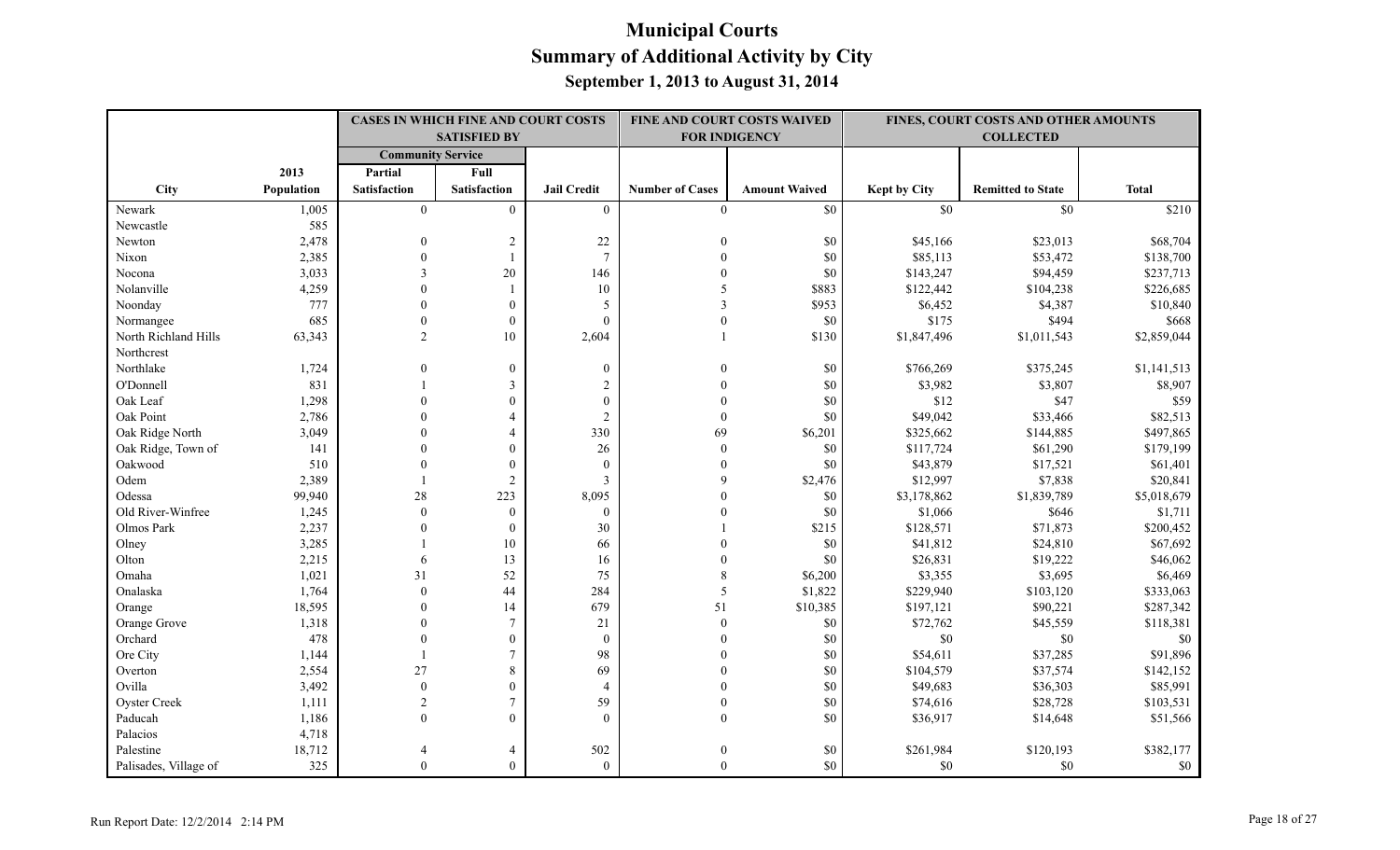# Municipal Courts
## Summary of Additional Activity by City
### September 1, 2013 to August 31, 2014

| | | CASES IN WHICH FINE AND COURT COSTS SATISFIED BY | | | FINE AND COURT COSTS WAIVED FOR INDIGENCY | | FINES, COURT COSTS AND OTHER AMOUNTS COLLECTED | | |
|---|---|---|---|---|---|---|---|---|---|
| | | Community Service | | | | | | | |
| City | 2013 Population | Partial Satisfaction | Full Satisfaction | Jail Credit | Number of Cases | Amount Waived | Kept by City | Remitted to State | Total |
| Newark | 1,005 | 0 | 0 | 0 | 0 | $0 | $0 | $0 | $210 |
| Newcastle | 585 | | | | | | | | |
| Newton | 2,478 | 0 | 2 | 22 | 0 | $0 | $45,166 | $23,013 | $68,704 |
| Nixon | 2,385 | 0 | 1 | 7 | 0 | $0 | $85,113 | $53,472 | $138,700 |
| Nocona | 3,033 | 3 | 20 | 146 | 0 | $0 | $143,247 | $94,459 | $237,713 |
| Nolanville | 4,259 | 0 | 1 | 10 | 5 | $883 | $122,442 | $104,238 | $226,685 |
| Noonday | 777 | 0 | 0 | 5 | 3 | $953 | $6,452 | $4,387 | $10,840 |
| Normangee | 685 | 0 | 0 | 0 | 0 | $0 | $175 | $494 | $668 |
| North Richland Hills | 63,343 | 2 | 10 | 2,604 | 1 | $130 | $1,847,496 | $1,011,543 | $2,859,044 |
| Northcrest | | | | | | | | | |
| Northlake | 1,724 | 0 | 0 | 0 | 0 | $0 | $766,269 | $375,245 | $1,141,513 |
| O'Donnell | 831 | 1 | 3 | 2 | 0 | $0 | $3,982 | $3,807 | $8,907 |
| Oak Leaf | 1,298 | 0 | 0 | 0 | 0 | $0 | $12 | $47 | $59 |
| Oak Point | 2,786 | 0 | 4 | 2 | 0 | $0 | $49,042 | $33,466 | $82,513 |
| Oak Ridge North | 3,049 | 0 | 4 | 330 | 69 | $6,201 | $325,662 | $144,885 | $497,865 |
| Oak Ridge, Town of | 141 | 0 | 0 | 26 | 0 | $0 | $117,724 | $61,290 | $179,199 |
| Oakwood | 510 | 0 | 0 | 0 | 0 | $0 | $43,879 | $17,521 | $61,401 |
| Odem | 2,389 | 1 | 2 | 3 | 9 | $2,476 | $12,997 | $7,838 | $20,841 |
| Odessa | 99,940 | 28 | 223 | 8,095 | 0 | $0 | $3,178,862 | $1,839,789 | $5,018,679 |
| Old River-Winfree | 1,245 | 0 | 0 | 0 | 0 | $0 | $1,066 | $646 | $1,711 |
| Olmos Park | 2,237 | 0 | 0 | 30 | 1 | $215 | $128,571 | $71,873 | $200,452 |
| Olney | 3,285 | 1 | 10 | 66 | 0 | $0 | $41,812 | $24,810 | $67,692 |
| Olton | 2,215 | 6 | 13 | 16 | 0 | $0 | $26,831 | $19,222 | $46,062 |
| Omaha | 1,021 | 31 | 52 | 75 | 8 | $6,200 | $3,355 | $3,695 | $6,469 |
| Onalaska | 1,764 | 0 | 44 | 284 | 5 | $1,822 | $229,940 | $103,120 | $333,063 |
| Orange | 18,595 | 0 | 14 | 679 | 51 | $10,385 | $197,121 | $90,221 | $287,342 |
| Orange Grove | 1,318 | 0 | 7 | 21 | 0 | $0 | $72,762 | $45,559 | $118,381 |
| Orchard | 478 | 0 | 0 | 0 | 0 | $0 | $0 | $0 | $0 |
| Ore City | 1,144 | 1 | 7 | 98 | 0 | $0 | $54,611 | $37,285 | $91,896 |
| Overton | 2,554 | 27 | 8 | 69 | 0 | $0 | $104,579 | $37,574 | $142,152 |
| Ovilla | 3,492 | 0 | 0 | 4 | 0 | $0 | $49,683 | $36,303 | $85,991 |
| Oyster Creek | 1,111 | 2 | 7 | 59 | 0 | $0 | $74,616 | $28,728 | $103,531 |
| Paducah | 1,186 | 0 | 0 | 0 | 0 | $0 | $36,917 | $14,648 | $51,566 |
| Palacios | 4,718 | | | | | | | | |
| Palestine | 18,712 | 4 | 4 | 502 | 0 | $0 | $261,984 | $120,193 | $382,177 |
| Palisades, Village of | 325 | 0 | 0 | 0 | 0 | $0 | $0 | $0 | $0 |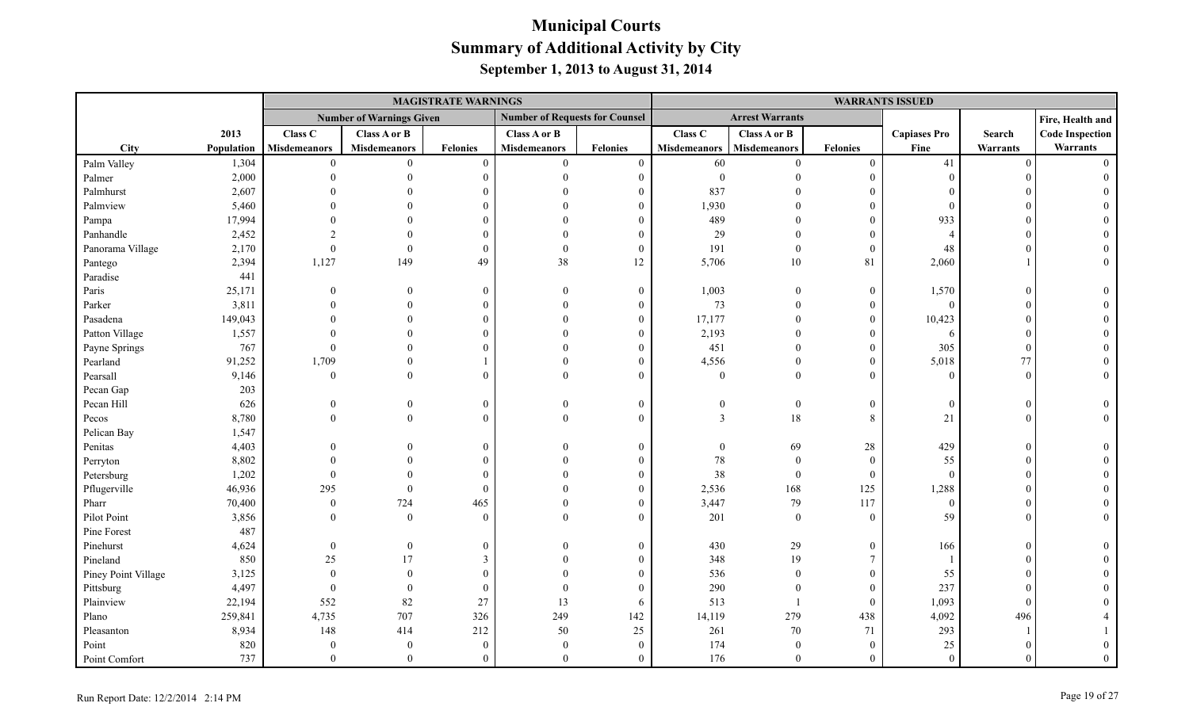# Municipal Courts
## Summary of Additional Activity by City
### September 1, 2013 to August 31, 2014

| | | MAGISTRATE WARNINGS | | | | | WARRANTS ISSUED | | | | | |
|---|---|---|---|---|---|---|---|---|---|---|---|---|
| | | Number of Warnings Given | | | Number of Requests for Counsel | | Arrest Warrants | | | | | Fire, Health and |
| City | 2013 Population | Class C Misdemeanors | Class A or B Misdemeanors | Felonies | Class A or B Misdemeanors | Felonies | Class C Misdemeanors | Class A or B Misdemeanors | Felonies | Capiases Pro Fine | Search Warrants | Code Inspection Warrants |
| Palm Valley | 1,304 | 0 | 0 | 0 | 0 | 0 | 60 | 0 | 0 | 41 | 0 | 0 |
| Palmer | 2,000 | 0 | 0 | 0 | 0 | 0 | 0 | 0 | 0 | 0 | 0 | 0 |
| Palmhurst | 2,607 | 0 | 0 | 0 | 0 | 0 | 837 | 0 | 0 | 0 | 0 | 0 |
| Palmview | 5,460 | 0 | 0 | 0 | 0 | 0 | 1,930 | 0 | 0 | 0 | 0 | 0 |
| Pampa | 17,994 | 0 | 0 | 0 | 0 | 0 | 489 | 0 | 0 | 933 | 0 | 0 |
| Panhandle | 2,452 | 2 | 0 | 0 | 0 | 0 | 29 | 0 | 0 | 4 | 0 | 0 |
| Panorama Village | 2,170 | 0 | 0 | 0 | 0 | 0 | 191 | 0 | 0 | 48 | 0 | 0 |
| Pantego | 2,394 | 1,127 | 149 | 49 | 38 | 12 | 5,706 | 10 | 81 | 2,060 | 1 | 0 |
| Paradise | 441 | | | | | | | | | | | |
| Paris | 25,171 | 0 | 0 | 0 | 0 | 0 | 1,003 | 0 | 0 | 1,570 | 0 | 0 |
| Parker | 3,811 | 0 | 0 | 0 | 0 | 0 | 73 | 0 | 0 | 0 | 0 | 0 |
| Pasadena | 149,043 | 0 | 0 | 0 | 0 | 0 | 17,177 | 0 | 0 | 10,423 | 0 | 0 |
| Patton Village | 1,557 | 0 | 0 | 0 | 0 | 0 | 2,193 | 0 | 0 | 6 | 0 | 0 |
| Payne Springs | 767 | 0 | 0 | 0 | 0 | 0 | 451 | 0 | 0 | 305 | 0 | 0 |
| Pearland | 91,252 | 1,709 | 0 | 1 | 0 | 0 | 4,556 | 0 | 0 | 5,018 | 77 | 0 |
| Pearsall | 9,146 | 0 | 0 | 0 | 0 | 0 | 0 | 0 | 0 | 0 | 0 | 0 |
| Pecan Gap | 203 | | | | | | | | | | | |
| Pecan Hill | 626 | 0 | 0 | 0 | 0 | 0 | 0 | 0 | 0 | 0 | 0 | 0 |
| Pecos | 8,780 | 0 | 0 | 0 | 0 | 0 | 3 | 18 | 8 | 21 | 0 | 0 |
| Pelican Bay | 1,547 | | | | | | | | | | | |
| Penitas | 4,403 | 0 | 0 | 0 | 0 | 0 | 0 | 69 | 28 | 429 | 0 | 0 |
| Perryton | 8,802 | 0 | 0 | 0 | 0 | 0 | 78 | 0 | 0 | 55 | 0 | 0 |
| Petersburg | 1,202 | 0 | 0 | 0 | 0 | 0 | 38 | 0 | 0 | 0 | 0 | 0 |
| Pflugerville | 46,936 | 295 | 0 | 0 | 0 | 0 | 2,536 | 168 | 125 | 1,288 | 0 | 0 |
| Pharr | 70,400 | 0 | 724 | 465 | 0 | 0 | 3,447 | 79 | 117 | 0 | 0 | 0 |
| Pilot Point | 3,856 | 0 | 0 | 0 | 0 | 0 | 201 | 0 | 0 | 59 | 0 | 0 |
| Pine Forest | 487 | | | | | | | | | | | |
| Pinehurst | 4,624 | 0 | 0 | 0 | 0 | 0 | 430 | 29 | 0 | 166 | 0 | 0 |
| Pineland | 850 | 25 | 17 | 3 | 0 | 0 | 348 | 19 | 7 | 1 | 0 | 0 |
| Piney Point Village | 3,125 | 0 | 0 | 0 | 0 | 0 | 536 | 0 | 0 | 55 | 0 | 0 |
| Pittsburg | 4,497 | 0 | 0 | 0 | 0 | 0 | 290 | 0 | 0 | 237 | 0 | 0 |
| Plainview | 22,194 | 552 | 82 | 27 | 13 | 6 | 513 | 1 | 0 | 1,093 | 0 | 0 |
| Plano | 259,841 | 4,735 | 707 | 326 | 249 | 142 | 14,119 | 279 | 438 | 4,092 | 496 | 4 |
| Pleasanton | 8,934 | 148 | 414 | 212 | 50 | 25 | 261 | 70 | 71 | 293 | 1 | 1 |
| Point | 820 | 0 | 0 | 0 | 0 | 0 | 174 | 0 | 0 | 25 | 0 | 0 |
| Point Comfort | 737 | 0 | 0 | 0 | 0 | 0 | 176 | 0 | 0 | 0 | 0 | 0 |

Run Report Date: 12/2/2014 2:14 PM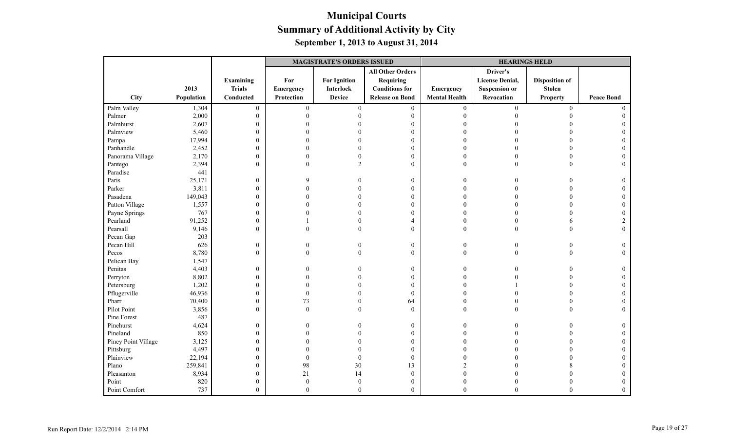# Municipal Courts
## Summary of Additional Activity by City
### September 1, 2013 to August 31, 2014

| | | | MAGISTRATE'S ORDERS ISSUED | | | HEARINGS HELD | | | |
|---|---|---|---|---|---|---|---|---|---|
| City | 2013 Population | Examining Trials Conducted | For Emergency Protection | For Ignition Interlock Device | All Other Orders Requiring Conditions for Release on Bond | Emergency Mental Health | Driver's License Denial, Suspension or Revocation | Disposition of Stolen Property | Peace Bond |
| Palm Valley | 1,304 | 0 | 0 | 0 | 0 | 0 | 0 | 0 | 0 |
| Palmer | 2,000 | 0 | 0 | 0 | 0 | 0 | 0 | 0 | 0 |
| Palmhurst | 2,607 | 0 | 0 | 0 | 0 | 0 | 0 | 0 | 0 |
| Palmview | 5,460 | 0 | 0 | 0 | 0 | 0 | 0 | 0 | 0 |
| Pampa | 17,994 | 0 | 0 | 0 | 0 | 0 | 0 | 0 | 0 |
| Panhandle | 2,452 | 0 | 0 | 0 | 0 | 0 | 0 | 0 | 0 |
| Panorama Village | 2,170 | 0 | 0 | 0 | 0 | 0 | 0 | 0 | 0 |
| Pantego | 2,394 | 0 | 0 | 2 | 0 | 0 | 0 | 0 | 0 |
| Paradise | 441 | | | | | | | | |
| Paris | 25,171 | 0 | 9 | 0 | 0 | 0 | 0 | 0 | 0 |
| Parker | 3,811 | 0 | 0 | 0 | 0 | 0 | 0 | 0 | 0 |
| Pasadena | 149,043 | 0 | 0 | 0 | 0 | 0 | 0 | 0 | 0 |
| Patton Village | 1,557 | 0 | 0 | 0 | 0 | 0 | 0 | 0 | 0 |
| Payne Springs | 767 | 0 | 0 | 0 | 0 | 0 | 0 | 0 | 0 |
| Pearland | 91,252 | 0 | 1 | 0 | 4 | 0 | 0 | 6 | 2 |
| Pearsall | 9,146 | 0 | 0 | 0 | 0 | 0 | 0 | 0 | 0 |
| Pecan Gap | 203 | | | | | | | | |
| Pecan Hill | 626 | 0 | 0 | 0 | 0 | 0 | 0 | 0 | 0 |
| Pecos | 8,780 | 0 | 0 | 0 | 0 | 0 | 0 | 0 | 0 |
| Pelican Bay | 1,547 | | | | | | | | |
| Penitas | 4,403 | 0 | 0 | 0 | 0 | 0 | 0 | 0 | 0 |
| Perryton | 8,802 | 0 | 0 | 0 | 0 | 0 | 0 | 0 | 0 |
| Petersburg | 1,202 | 0 | 0 | 0 | 0 | 0 | 1 | 0 | 0 |
| Pflugerville | 46,936 | 0 | 0 | 0 | 0 | 0 | 0 | 0 | 0 |
| Pharr | 70,400 | 0 | 73 | 0 | 64 | 0 | 0 | 0 | 0 |
| Pilot Point | 3,856 | 0 | 0 | 0 | 0 | 0 | 0 | 0 | 0 |
| Pine Forest | 487 | | | | | | | | |
| Pinehurst | 4,624 | 0 | 0 | 0 | 0 | 0 | 0 | 0 | 0 |
| Pineland | 850 | 0 | 0 | 0 | 0 | 0 | 0 | 0 | 0 |
| Piney Point Village | 3,125 | 0 | 0 | 0 | 0 | 0 | 0 | 0 | 0 |
| Pittsburg | 4,497 | 0 | 0 | 0 | 0 | 0 | 0 | 0 | 0 |
| Plainview | 22,194 | 0 | 0 | 0 | 0 | 0 | 0 | 0 | 0 |
| Plano | 259,841 | 0 | 98 | 30 | 13 | 2 | 0 | 8 | 0 |
| Pleasanton | 8,934 | 0 | 21 | 14 | 0 | 0 | 0 | 0 | 0 |
| Point | 820 | 0 | 0 | 0 | 0 | 0 | 0 | 0 | 0 |
| Point Comfort | 737 | 0 | 0 | 0 | 0 | 0 | 0 | 0 | 0 |

Run Report Date: 12/2/2014 2:14 PM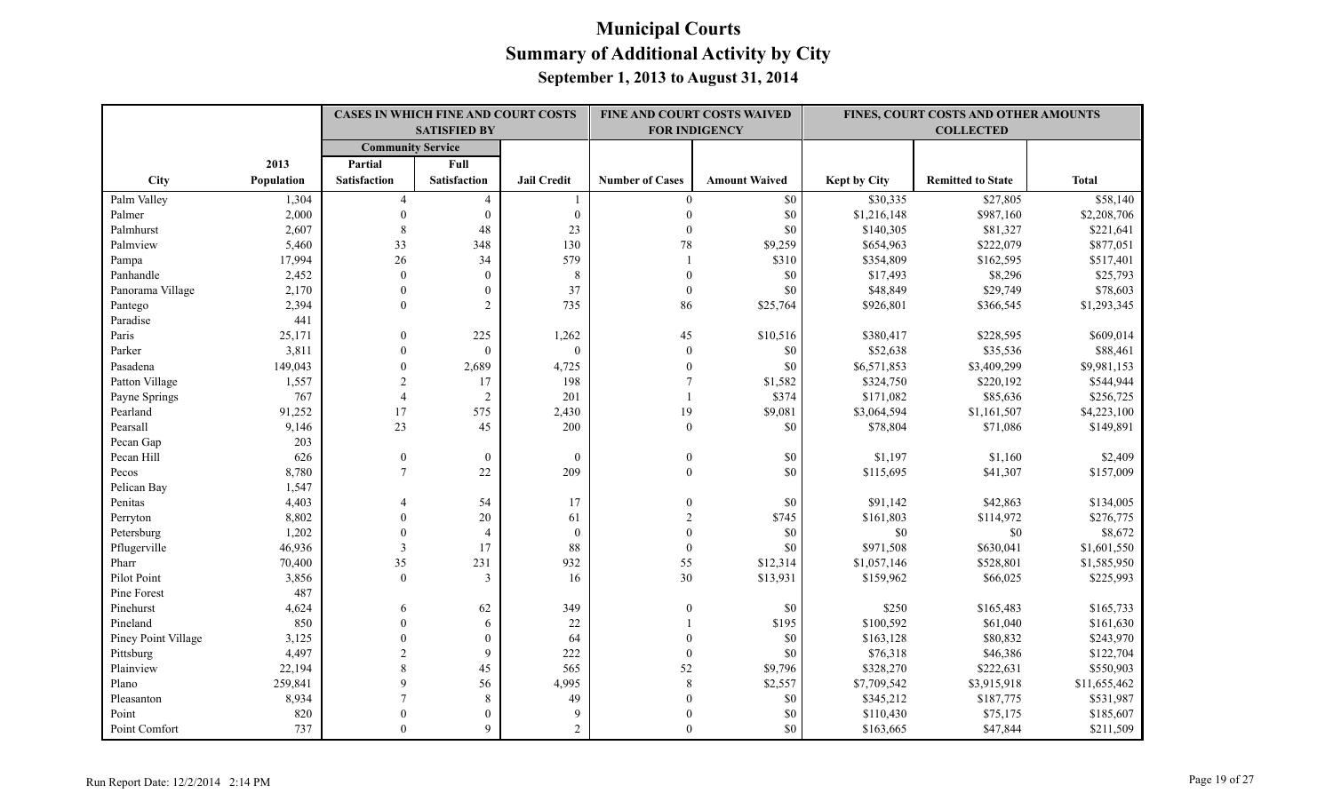# Municipal Courts
## Summary of Additional Activity by City
### September 1, 2013 to August 31, 2014

| | | CASES IN WHICH FINE AND COURT COSTS SATISFIED BY | | | FINE AND COURT COSTS WAIVED FOR INDIGENCY | | FINES, COURT COSTS AND OTHER AMOUNTS COLLECTED | | |
|---|---|---|---|---|---|---|---|---|---|
| | | Community Service | | | | | | | |
| | 2013 | Partial | Full | | | | | | |
| City | Population | Satisfaction | Satisfaction | Jail Credit | Number of Cases | Amount Waived | Kept by City | Remitted to State | Total |
| Palm Valley | 1,304 | 4 | 4 | 1 | 0 | $0 | $30,335 | $27,805 | $58,140 |
| Palmer | 2,000 | 0 | 0 | 0 | 0 | $0 | $1,216,148 | $987,160 | $2,208,706 |
| Palmhurst | 2,607 | 8 | 48 | 23 | 0 | $0 | $140,305 | $81,327 | $221,641 |
| Palmview | 5,460 | 33 | 348 | 130 | 78 | $9,259 | $654,963 | $222,079 | $877,051 |
| Pampa | 17,994 | 26 | 34 | 579 | 1 | $310 | $354,809 | $162,595 | $517,401 |
| Panhandle | 2,452 | 0 | 0 | 8 | 0 | $0 | $17,493 | $8,296 | $25,793 |
| Panorama Village | 2,170 | 0 | 0 | 37 | 0 | $0 | $48,849 | $29,749 | $78,603 |
| Pantego | 2,394 | 0 | 2 | 735 | 86 | $25,764 | $926,801 | $366,545 | $1,293,345 |
| Paradise | 441 | | | | | | | | |
| Paris | 25,171 | 0 | 225 | 1,262 | 45 | $10,516 | $380,417 | $228,595 | $609,014 |
| Parker | 3,811 | 0 | 0 | 0 | 0 | $0 | $52,638 | $35,536 | $88,461 |
| Pasadena | 149,043 | 0 | 2,689 | 4,725 | 0 | $0 | $6,571,853 | $3,409,299 | $9,981,153 |
| Patton Village | 1,557 | 2 | 17 | 198 | 7 | $1,582 | $324,750 | $220,192 | $544,944 |
| Payne Springs | 767 | 4 | 2 | 201 | 1 | $374 | $171,082 | $85,636 | $256,725 |
| Pearland | 91,252 | 17 | 575 | 2,430 | 19 | $9,081 | $3,064,594 | $1,161,507 | $4,223,100 |
| Pearsall | 9,146 | 23 | 45 | 200 | 0 | $0 | $78,804 | $71,086 | $149,891 |
| Pecan Gap | 203 | | | | | | | | |
| Pecan Hill | 626 | 0 | 0 | 0 | 0 | $0 | $1,197 | $1,160 | $2,409 |
| Pecos | 8,780 | 7 | 22 | 209 | 0 | $0 | $115,695 | $41,307 | $157,009 |
| Pelican Bay | 1,547 | | | | | | | | |
| Penitas | 4,403 | 4 | 54 | 17 | 0 | $0 | $91,142 | $42,863 | $134,005 |
| Perryton | 8,802 | 0 | 20 | 61 | 2 | $745 | $161,803 | $114,972 | $276,775 |
| Petersburg | 1,202 | 0 | 4 | 0 | 0 | $0 | $0 | $0 | $8,672 |
| Pflugerville | 46,936 | 3 | 17 | 88 | 0 | $0 | $971,508 | $630,041 | $1,601,550 |
| Pharr | 70,400 | 35 | 231 | 932 | 55 | $12,314 | $1,057,146 | $528,801 | $1,585,950 |
| Pilot Point | 3,856 | 0 | 3 | 16 | 30 | $13,931 | $159,962 | $66,025 | $225,993 |
| Pine Forest | 487 | | | | | | | | |
| Pinehurst | 4,624 | 6 | 62 | 349 | 0 | $0 | $250 | $165,483 | $165,733 |
| Pineland | 850 | 0 | 6 | 22 | 1 | $195 | $100,592 | $61,040 | $161,630 |
| Piney Point Village | 3,125 | 0 | 0 | 64 | 0 | $0 | $163,128 | $80,832 | $243,970 |
| Pittsburg | 4,497 | 2 | 9 | 222 | 0 | $0 | $76,318 | $46,386 | $122,704 |
| Plainview | 22,194 | 8 | 45 | 565 | 52 | $9,796 | $328,270 | $222,631 | $550,903 |
| Plano | 259,841 | 9 | 56 | 4,995 | 8 | $2,557 | $7,709,542 | $3,915,918 | $11,655,462 |
| Pleasanton | 8,934 | 7 | 8 | 49 | 0 | $0 | $345,212 | $187,775 | $531,987 |
| Point | 820 | 0 | 0 | 9 | 0 | $0 | $110,430 | $75,175 | $185,607 |
| Point Comfort | 737 | 0 | 9 | 2 | 0 | $0 | $163,665 | $47,844 | $211,509 |

Run Report Date: 12/2/2014 2:14 PM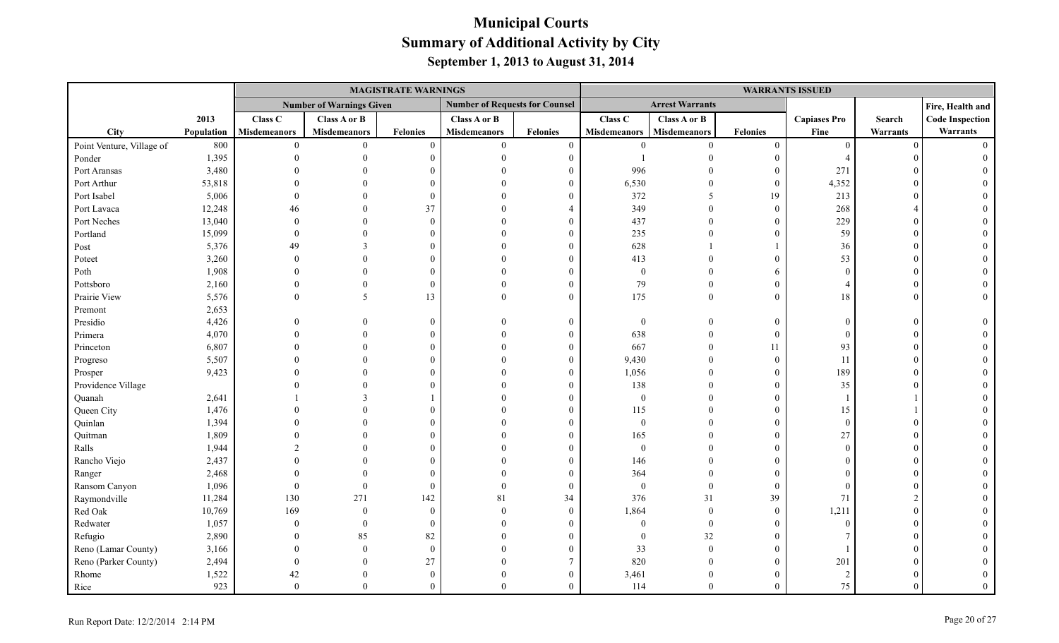# Municipal Courts
## Summary of Additional Activity by City
### September 1, 2013 to August 31, 2014

| | | MAGISTRATE WARNINGS | | | | | WARRANTS ISSUED | | | | | |
|---|---|---|---|---|---|---|---|---|---|---|---|---|
| | | Number of Warnings Given | | | Number of Requests for Counsel | | Arrest Warrants | | | | | Fire, Health and |
| | 2013 | Class C | Class A or B | | Class A or B | | Class C | Class A or B | | Capiases Pro | Search | Code Inspection |
| City | Population | Misdemeanors | Misdemeanors | Felonies | Misdemeanors | Felonies | Misdemeanors | Misdemeanors | Felonies | Fine | Warrants | Warrants |
| Point Venture, Village of | 800 | 0 | 0 | 0 | 0 | 0 | 0 | 0 | 0 | 0 | 0 | 0 |
| Ponder | 1,395 | 0 | 0 | 0 | 0 | 0 | 1 | 0 | 0 | 4 | 0 | 0 |
| Port Aransas | 3,480 | 0 | 0 | 0 | 0 | 0 | 996 | 0 | 0 | 271 | 0 | 0 |
| Port Arthur | 53,818 | 0 | 0 | 0 | 0 | 0 | 6,530 | 0 | 0 | 4,352 | 0 | 0 |
| Port Isabel | 5,006 | 0 | 0 | 0 | 0 | 0 | 372 | 5 | 19 | 213 | 0 | 0 |
| Port Lavaca | 12,248 | 46 | 0 | 37 | 0 | 4 | 349 | 0 | 0 | 268 | 4 | 0 |
| Port Neches | 13,040 | 0 | 0 | 0 | 0 | 0 | 437 | 0 | 0 | 229 | 0 | 0 |
| Portland | 15,099 | 0 | 0 | 0 | 0 | 0 | 235 | 0 | 0 | 59 | 0 | 0 |
| Post | 5,376 | 49 | 3 | 0 | 0 | 0 | 628 | 1 | 1 | 36 | 0 | 0 |
| Poteet | 3,260 | 0 | 0 | 0 | 0 | 0 | 413 | 0 | 0 | 53 | 0 | 0 |
| Poth | 1,908 | 0 | 0 | 0 | 0 | 0 | 0 | 0 | 6 | 0 | 0 | 0 |
| Pottsboro | 2,160 | 0 | 0 | 0 | 0 | 0 | 79 | 0 | 0 | 4 | 0 | 0 |
| Prairie View | 5,576 | 0 | 5 | 13 | 0 | 0 | 175 | 0 | 0 | 18 | 0 | 0 |
| Premont | 2,653 | | | | | | | | | | | |
| Presidio | 4,426 | 0 | 0 | 0 | 0 | 0 | 0 | 0 | 0 | 0 | 0 | 0 |
| Primera | 4,070 | 0 | 0 | 0 | 0 | 0 | 638 | 0 | 0 | 0 | 0 | 0 |
| Princeton | 6,807 | 0 | 0 | 0 | 0 | 0 | 667 | 0 | 11 | 93 | 0 | 0 |
| Progreso | 5,507 | 0 | 0 | 0 | 0 | 0 | 9,430 | 0 | 0 | 11 | 0 | 0 |
| Prosper | 9,423 | 0 | 0 | 0 | 0 | 0 | 1,056 | 0 | 0 | 189 | 0 | 0 |
| Providence Village | | 0 | 0 | 0 | 0 | 0 | 138 | 0 | 0 | 35 | 0 | 0 |
| Quanah | 2,641 | 1 | 3 | 1 | 0 | 0 | 0 | 0 | 0 | 1 | 1 | 0 |
| Queen City | 1,476 | 0 | 0 | 0 | 0 | 0 | 115 | 0 | 0 | 15 | 1 | 0 |
| Quinlan | 1,394 | 0 | 0 | 0 | 0 | 0 | 0 | 0 | 0 | 0 | 0 | 0 |
| Quitman | 1,809 | 0 | 0 | 0 | 0 | 0 | 165 | 0 | 0 | 27 | 0 | 0 |
| Ralls | 1,944 | 2 | 0 | 0 | 0 | 0 | 0 | 0 | 0 | 0 | 0 | 0 |
| Rancho Viejo | 2,437 | 0 | 0 | 0 | 0 | 0 | 146 | 0 | 0 | 0 | 0 | 0 |
| Ranger | 2,468 | 0 | 0 | 0 | 0 | 0 | 364 | 0 | 0 | 0 | 0 | 0 |
| Ransom Canyon | 1,096 | 0 | 0 | 0 | 0 | 0 | 0 | 0 | 0 | 0 | 0 | 0 |
| Raymondville | 11,284 | 130 | 271 | 142 | 81 | 34 | 376 | 31 | 39 | 71 | 2 | 0 |
| Red Oak | 10,769 | 169 | 0 | 0 | 0 | 0 | 1,864 | 0 | 0 | 1,211 | 0 | 0 |
| Redwater | 1,057 | 0 | 0 | 0 | 0 | 0 | 0 | 0 | 0 | 0 | 0 | 0 |
| Refugio | 2,890 | 0 | 85 | 82 | 0 | 0 | 0 | 32 | 0 | 7 | 0 | 0 |
| Reno (Lamar County) | 3,166 | 0 | 0 | 0 | 0 | 0 | 33 | 0 | 0 | 1 | 0 | 0 |
| Reno (Parker County) | 2,494 | 0 | 0 | 27 | 0 | 7 | 820 | 0 | 0 | 201 | 0 | 0 |
| Rhome | 1,522 | 42 | 0 | 0 | 0 | 0 | 3,461 | 0 | 0 | 2 | 0 | 0 |
| Rice | 923 | 0 | 0 | 0 | 0 | 0 | 114 | 0 | 0 | 75 | 0 | 0 |

Run Report Date: 12/2/2014 2:14 PM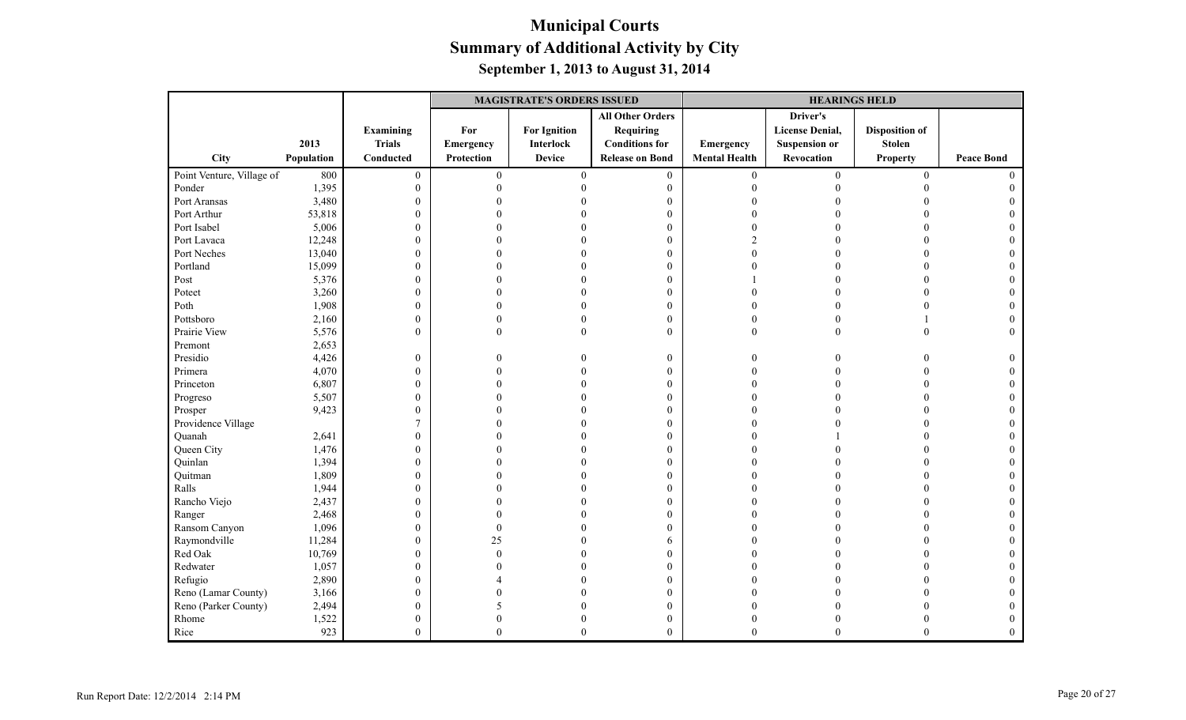# Municipal Courts
## Summary of Additional Activity by City
### September 1, 2013 to August 31, 2014

| | | | MAGISTRATE'S ORDERS ISSUED | | | HEARINGS HELD | | | |
|---|---|---|---|---|---|---|---|---|---|
| City | 2013 Population | Examining Trials Conducted | For Emergency Protection | For Ignition Interlock Device | All Other Orders Requiring Conditions for Release on Bond | Emergency Mental Health | Driver's License Denial, Suspension or Revocation | Disposition of Stolen Property | Peace Bond |
| Point Venture, Village of | 800 | 0 | 0 | 0 | 0 | 0 | 0 | 0 | 0 |
| Ponder | 1,395 | 0 | 0 | 0 | 0 | 0 | 0 | 0 | 0 |
| Port Aransas | 3,480 | 0 | 0 | 0 | 0 | 0 | 0 | 0 | 0 |
| Port Arthur | 53,818 | 0 | 0 | 0 | 0 | 0 | 0 | 0 | 0 |
| Port Isabel | 5,006 | 0 | 0 | 0 | 0 | 0 | 0 | 0 | 0 |
| Port Lavaca | 12,248 | 0 | 0 | 0 | 0 | 2 | 0 | 0 | 0 |
| Port Neches | 13,040 | 0 | 0 | 0 | 0 | 0 | 0 | 0 | 0 |
| Portland | 15,099 | 0 | 0 | 0 | 0 | 0 | 0 | 0 | 0 |
| Post | 5,376 | 0 | 0 | 0 | 0 | 1 | 0 | 0 | 0 |
| Poteet | 3,260 | 0 | 0 | 0 | 0 | 0 | 0 | 0 | 0 |
| Poth | 1,908 | 0 | 0 | 0 | 0 | 0 | 0 | 0 | 0 |
| Pottsboro | 2,160 | 0 | 0 | 0 | 0 | 0 | 0 | 1 | 0 |
| Prairie View | 5,576 | 0 | 0 | 0 | 0 | 0 | 0 | 0 | 0 |
| Premont | 2,653 | | | | | | | | |
| Presidio | 4,426 | 0 | 0 | 0 | 0 | 0 | 0 | 0 | 0 |
| Primera | 4,070 | 0 | 0 | 0 | 0 | 0 | 0 | 0 | 0 |
| Princeton | 6,807 | 0 | 0 | 0 | 0 | 0 | 0 | 0 | 0 |
| Progreso | 5,507 | 0 | 0 | 0 | 0 | 0 | 0 | 0 | 0 |
| Prosper | 9,423 | 0 | 0 | 0 | 0 | 0 | 0 | 0 | 0 |
| Providence Village | | 7 | 0 | 0 | 0 | 0 | 0 | 0 | 0 |
| Quanah | 2,641 | 0 | 0 | 0 | 0 | 0 | 1 | 0 | 0 |
| Queen City | 1,476 | 0 | 0 | 0 | 0 | 0 | 0 | 0 | 0 |
| Quinlan | 1,394 | 0 | 0 | 0 | 0 | 0 | 0 | 0 | 0 |
| Quitman | 1,809 | 0 | 0 | 0 | 0 | 0 | 0 | 0 | 0 |
| Ralls | 1,944 | 0 | 0 | 0 | 0 | 0 | 0 | 0 | 0 |
| Rancho Viejo | 2,437 | 0 | 0 | 0 | 0 | 0 | 0 | 0 | 0 |
| Ranger | 2,468 | 0 | 0 | 0 | 0 | 0 | 0 | 0 | 0 |
| Ransom Canyon | 1,096 | 0 | 0 | 0 | 0 | 0 | 0 | 0 | 0 |
| Raymondville | 11,284 | 0 | 25 | 0 | 6 | 0 | 0 | 0 | 0 |
| Red Oak | 10,769 | 0 | 0 | 0 | 0 | 0 | 0 | 0 | 0 |
| Redwater | 1,057 | 0 | 0 | 0 | 0 | 0 | 0 | 0 | 0 |
| Refugio | 2,890 | 0 | 4 | 0 | 0 | 0 | 0 | 0 | 0 |
| Reno (Lamar County) | 3,166 | 0 | 0 | 0 | 0 | 0 | 0 | 0 | 0 |
| Reno (Parker County) | 2,494 | 0 | 5 | 0 | 0 | 0 | 0 | 0 | 0 |
| Rhome | 1,522 | 0 | 0 | 0 | 0 | 0 | 0 | 0 | 0 |
| Rice | 923 | 0 | 0 | 0 | 0 | 0 | 0 | 0 | 0 |

Run Report Date: 12/2/2014 2:14 PM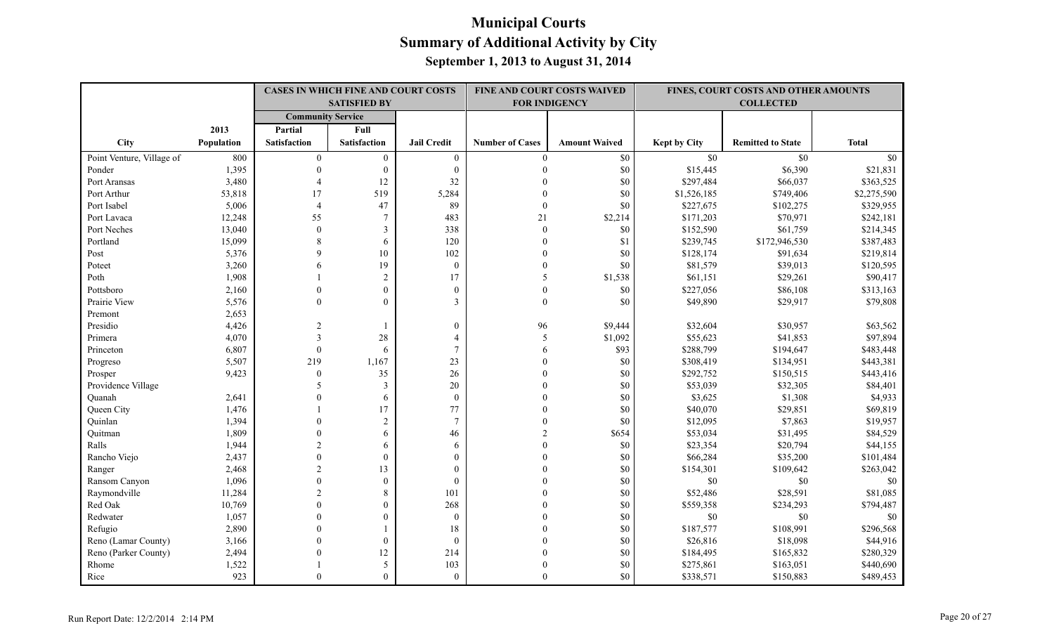# Municipal Courts
## Summary of Additional Activity by City
### September 1, 2013 to August 31, 2014

| | | CASES IN WHICH FINE AND COURT COSTS SATISFIED BY | | | FINE AND COURT COSTS WAIVED FOR INDIGENCY | | FINES, COURT COSTS AND OTHER AMOUNTS COLLECTED | | |
|---|---|---|---|---|---|---|---|---|---|
| | | Community Service | | | | | | | |
| City | 2013 Population | Partial Satisfaction | Full Satisfaction | Jail Credit | Number of Cases | Amount Waived | Kept by City | Remitted to State | Total |
| Point Venture, Village of | 800 | 0 | 0 | 0 | 0 | $0 | $0 | $0 | $0 |
| Ponder | 1,395 | 0 | 0 | 0 | 0 | $0 | $15,445 | $6,390 | $21,831 |
| Port Aransas | 3,480 | 4 | 12 | 32 | 0 | $0 | $297,484 | $66,037 | $363,525 |
| Port Arthur | 53,818 | 17 | 519 | 5,284 | 0 | $0 | $1,526,185 | $749,406 | $2,275,590 |
| Port Isabel | 5,006 | 4 | 47 | 89 | 0 | $0 | $227,675 | $102,275 | $329,955 |
| Port Lavaca | 12,248 | 55 | 7 | 483 | 21 | $2,214 | $171,203 | $70,971 | $242,181 |
| Port Neches | 13,040 | 0 | 3 | 338 | 0 | $0 | $152,590 | $61,759 | $214,345 |
| Portland | 15,099 | 8 | 6 | 120 | 0 | $1 | $239,745 | $172,946,530 | $387,483 |
| Post | 5,376 | 9 | 10 | 102 | 0 | $0 | $128,174 | $91,634 | $219,814 |
| Poteet | 3,260 | 6 | 19 | 0 | 0 | $0 | $81,579 | $39,013 | $120,595 |
| Poth | 1,908 | 1 | 2 | 17 | 5 | $1,538 | $61,151 | $29,261 | $90,417 |
| Pottsboro | 2,160 | 0 | 0 | 0 | 0 | $0 | $227,056 | $86,108 | $313,163 |
| Prairie View | 5,576 | 0 | 0 | 3 | 0 | $0 | $49,890 | $29,917 | $79,808 |
| Premont | 2,653 | | | | | | | | |
| Presidio | 4,426 | 2 | 1 | 0 | 96 | $9,444 | $32,604 | $30,957 | $63,562 |
| Primera | 4,070 | 3 | 28 | 4 | 5 | $1,092 | $55,623 | $41,853 | $97,894 |
| Princeton | 6,807 | 0 | 6 | 7 | 6 | $93 | $288,799 | $194,647 | $483,448 |
| Progreso | 5,507 | 219 | 1,167 | 23 | 0 | $0 | $308,419 | $134,951 | $443,381 |
| Prosper | 9,423 | 0 | 35 | 26 | 0 | $0 | $292,752 | $150,515 | $443,416 |
| Providence Village | | 5 | 3 | 20 | 0 | $0 | $53,039 | $32,305 | $84,401 |
| Quanah | 2,641 | 0 | 6 | 0 | 0 | $0 | $3,625 | $1,308 | $4,933 |
| Queen City | 1,476 | 1 | 17 | 77 | 0 | $0 | $40,070 | $29,851 | $69,819 |
| Quinlan | 1,394 | 0 | 2 | 7 | 0 | $0 | $12,095 | $7,863 | $19,957 |
| Quitman | 1,809 | 0 | 6 | 46 | 2 | $654 | $53,034 | $31,495 | $84,529 |
| Ralls | 1,944 | 2 | 6 | 6 | 0 | $0 | $23,354 | $20,794 | $44,155 |
| Rancho Viejo | 2,437 | 0 | 0 | 0 | 0 | $0 | $66,284 | $35,200 | $101,484 |
| Ranger | 2,468 | 2 | 13 | 0 | 0 | $0 | $154,301 | $109,642 | $263,042 |
| Ransom Canyon | 1,096 | 0 | 0 | 0 | 0 | $0 | $0 | $0 | $0 |
| Raymondville | 11,284 | 2 | 8 | 101 | 0 | $0 | $52,486 | $28,591 | $81,085 |
| Red Oak | 10,769 | 0 | 0 | 268 | 0 | $0 | $559,358 | $234,293 | $794,487 |
| Redwater | 1,057 | 0 | 0 | 0 | 0 | $0 | $0 | $0 | $0 |
| Refugio | 2,890 | 0 | 1 | 18 | 0 | $0 | $187,577 | $108,991 | $296,568 |
| Reno (Lamar County) | 3,166 | 0 | 0 | 0 | 0 | $0 | $26,816 | $18,098 | $44,916 |
| Reno (Parker County) | 2,494 | 0 | 12 | 214 | 0 | $0 | $184,495 | $165,832 | $280,329 |
| Rhome | 1,522 | 1 | 5 | 103 | 0 | $0 | $275,861 | $163,051 | $440,690 |
| Rice | 923 | 0 | 0 | 0 | 0 | $0 | $338,571 | $150,883 | $489,453 |

Run Report Date: 12/2/2014 2:14 PM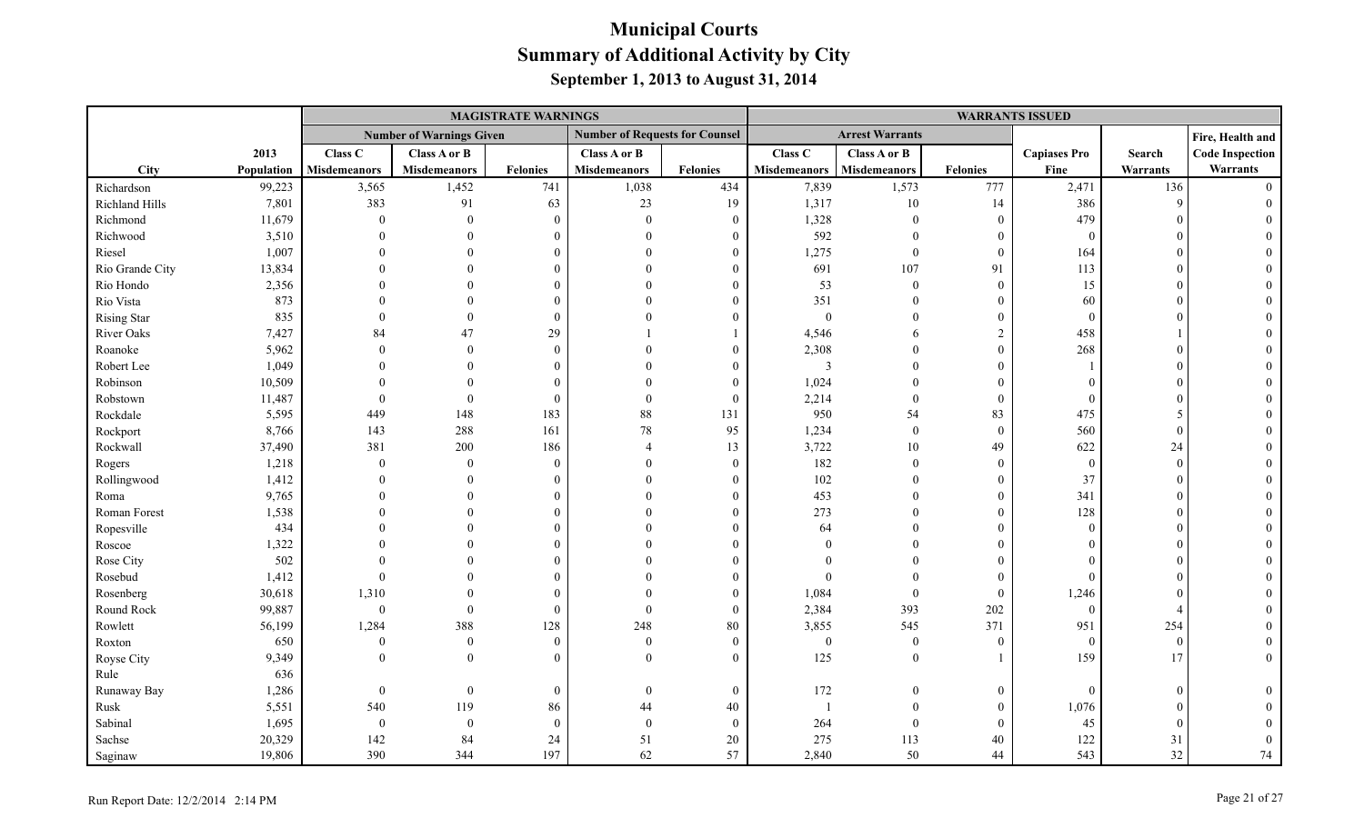# Municipal Courts
## Summary of Additional Activity by City
### September 1, 2013 to August 31, 2014

| | | MAGISTRATE WARNINGS | | | | | WARRANTS ISSUED | | | | | |
|---|---|---|---|---|---|---|---|---|---|---|---|---|
| | | Number of Warnings Given | | | Number of Requests for Counsel | | Arrest Warrants | | | | | |
| City | 2013 Population | Class C Misdemeanors | Class A or B Misdemeanors | Felonies | Class A or B Misdemeanors | Felonies | Class C Misdemeanors | Class A or B Misdemeanors | Felonies | Capiases Pro Fine | Search Warrants | Fire, Health and Code Inspection Warrants |
| Richardson | 99,223 | 3,565 | 1,452 | 741 | 1,038 | 434 | 7,839 | 1,573 | 777 | 2,471 | 136 | 0 |
| Richland Hills | 7,801 | 383 | 91 | 63 | 23 | 19 | 1,317 | 10 | 14 | 386 | 9 | 0 |
| Richmond | 11,679 | 0 | 0 | 0 | 0 | 0 | 1,328 | 0 | 0 | 479 | 0 | 0 |
| Richwood | 3,510 | 0 | 0 | 0 | 0 | 0 | 592 | 0 | 0 | 0 | 0 | 0 |
| Riesel | 1,007 | 0 | 0 | 0 | 0 | 0 | 1,275 | 0 | 0 | 164 | 0 | 0 |
| Rio Grande City | 13,834 | 0 | 0 | 0 | 0 | 0 | 691 | 107 | 91 | 113 | 0 | 0 |
| Rio Hondo | 2,356 | 0 | 0 | 0 | 0 | 0 | 53 | 0 | 0 | 15 | 0 | 0 |
| Rio Vista | 873 | 0 | 0 | 0 | 0 | 0 | 351 | 0 | 0 | 60 | 0 | 0 |
| Rising Star | 835 | 0 | 0 | 0 | 0 | 0 | 0 | 0 | 0 | 0 | 0 | 0 |
| River Oaks | 7,427 | 84 | 47 | 29 | 1 | 1 | 4,546 | 6 | 2 | 458 | 1 | 0 |
| Roanoke | 5,962 | 0 | 0 | 0 | 0 | 0 | 2,308 | 0 | 0 | 268 | 0 | 0 |
| Robert Lee | 1,049 | 0 | 0 | 0 | 0 | 0 | 3 | 0 | 0 | 1 | 0 | 0 |
| Robinson | 10,509 | 0 | 0 | 0 | 0 | 0 | 1,024 | 0 | 0 | 0 | 0 | 0 |
| Robstown | 11,487 | 0 | 0 | 0 | 0 | 0 | 2,214 | 0 | 0 | 0 | 0 | 0 |
| Rockdale | 5,595 | 449 | 148 | 183 | 88 | 131 | 950 | 54 | 83 | 475 | 5 | 0 |
| Rockport | 8,766 | 143 | 288 | 161 | 78 | 95 | 1,234 | 0 | 0 | 560 | 0 | 0 |
| Rockwall | 37,490 | 381 | 200 | 186 | 4 | 13 | 3,722 | 10 | 49 | 622 | 24 | 0 |
| Rogers | 1,218 | 0 | 0 | 0 | 0 | 0 | 182 | 0 | 0 | 0 | 0 | 0 |
| Rollingwood | 1,412 | 0 | 0 | 0 | 0 | 0 | 102 | 0 | 0 | 37 | 0 | 0 |
| Roma | 9,765 | 0 | 0 | 0 | 0 | 0 | 453 | 0 | 0 | 341 | 0 | 0 |
| Roman Forest | 1,538 | 0 | 0 | 0 | 0 | 0 | 273 | 0 | 0 | 128 | 0 | 0 |
| Ropesville | 434 | 0 | 0 | 0 | 0 | 0 | 64 | 0 | 0 | 0 | 0 | 0 |
| Roscoe | 1,322 | 0 | 0 | 0 | 0 | 0 | 0 | 0 | 0 | 0 | 0 | 0 |
| Rose City | 502 | 0 | 0 | 0 | 0 | 0 | 0 | 0 | 0 | 0 | 0 | 0 |
| Rosebud | 1,412 | 0 | 0 | 0 | 0 | 0 | 0 | 0 | 0 | 0 | 0 | 0 |
| Rosenberg | 30,618 | 1,310 | 0 | 0 | 0 | 0 | 1,084 | 0 | 0 | 1,246 | 0 | 0 |
| Round Rock | 99,887 | 0 | 0 | 0 | 0 | 0 | 2,384 | 393 | 202 | 0 | 4 | 0 |
| Rowlett | 56,199 | 1,284 | 388 | 128 | 248 | 80 | 3,855 | 545 | 371 | 951 | 254 | 0 |
| Roxton | 650 | 0 | 0 | 0 | 0 | 0 | 0 | 0 | 0 | 0 | 0 | 0 |
| Royse City | 9,349 | 0 | 0 | 0 | 0 | 0 | 125 | 0 | 1 | 159 | 17 | 0 |
| Rule | 636 | | | | | | | | | | | |
| Runaway Bay | 1,286 | 0 | 0 | 0 | 0 | 0 | 172 | 0 | 0 | 0 | 0 | 0 |
| Rusk | 5,551 | 540 | 119 | 86 | 44 | 40 | 1 | 0 | 0 | 1,076 | 0 | 0 |
| Sabinal | 1,695 | 0 | 0 | 0 | 0 | 0 | 264 | 0 | 0 | 45 | 0 | 0 |
| Sachse | 20,329 | 142 | 84 | 24 | 51 | 20 | 275 | 113 | 40 | 122 | 31 | 0 |
| Saginaw | 19,806 | 390 | 344 | 197 | 62 | 57 | 2,840 | 50 | 44 | 543 | 32 | 74 |

Run Report Date: 12/2/2014 2:14 PM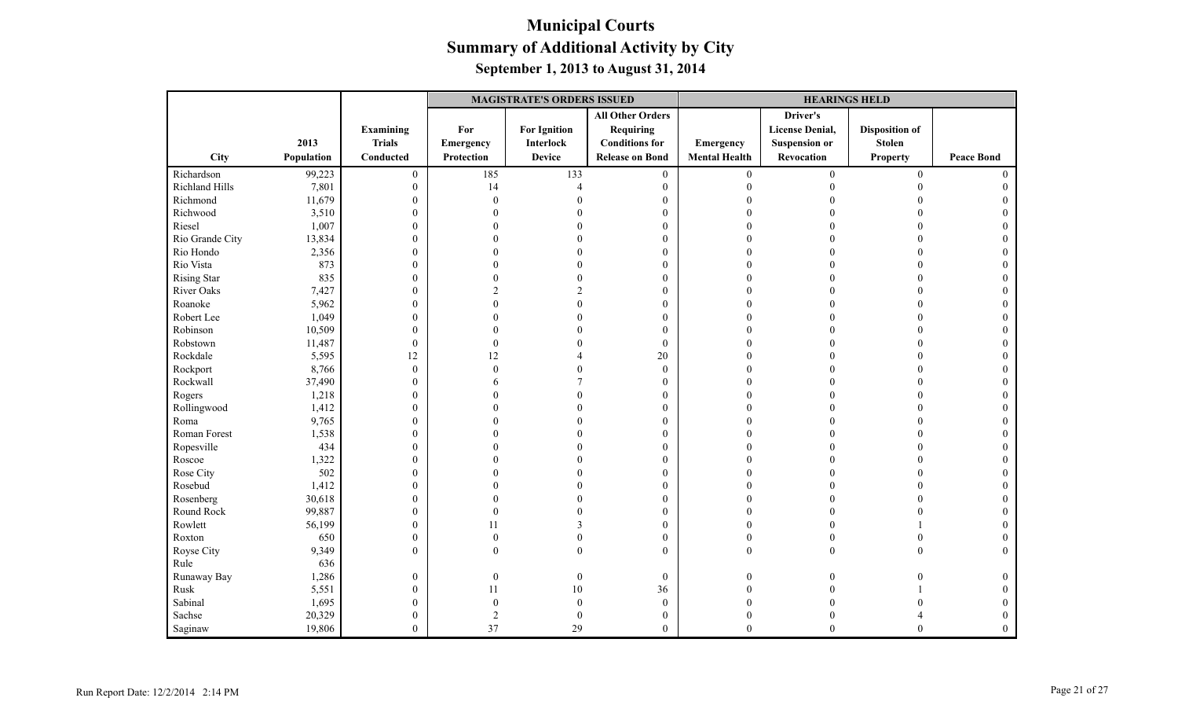# Municipal Courts
## Summary of Additional Activity by City
### September 1, 2013 to August 31, 2014

| | | | MAGISTRATE'S ORDERS ISSUED | | | HEARINGS HELD | | | |
|---|---|---|---|---|---|---|---|---|---|
| City | 2013 Population | Examining Trials Conducted | For Emergency Protection | For Ignition Interlock Device | All Other Orders Requiring Conditions for Release on Bond | Emergency Mental Health | Driver's License Denial, Suspension or Revocation | Disposition of Stolen Property | Peace Bond |
| Richardson | 99,223 | 0 | 185 | 133 | 0 | 0 | 0 | 0 | 0 |
| Richland Hills | 7,801 | 0 | 14 | 4 | 0 | 0 | 0 | 0 | 0 |
| Richmond | 11,679 | 0 | 0 | 0 | 0 | 0 | 0 | 0 | 0 |
| Richwood | 3,510 | 0 | 0 | 0 | 0 | 0 | 0 | 0 | 0 |
| Riesel | 1,007 | 0 | 0 | 0 | 0 | 0 | 0 | 0 | 0 |
| Rio Grande City | 13,834 | 0 | 0 | 0 | 0 | 0 | 0 | 0 | 0 |
| Rio Hondo | 2,356 | 0 | 0 | 0 | 0 | 0 | 0 | 0 | 0 |
| Rio Vista | 873 | 0 | 0 | 0 | 0 | 0 | 0 | 0 | 0 |
| Rising Star | 835 | 0 | 0 | 0 | 0 | 0 | 0 | 0 | 0 |
| River Oaks | 7,427 | 0 | 2 | 2 | 0 | 0 | 0 | 0 | 0 |
| Roanoke | 5,962 | 0 | 0 | 0 | 0 | 0 | 0 | 0 | 0 |
| Robert Lee | 1,049 | 0 | 0 | 0 | 0 | 0 | 0 | 0 | 0 |
| Robinson | 10,509 | 0 | 0 | 0 | 0 | 0 | 0 | 0 | 0 |
| Robstown | 11,487 | 0 | 0 | 0 | 0 | 0 | 0 | 0 | 0 |
| Rockdale | 5,595 | 12 | 12 | 4 | 20 | 0 | 0 | 0 | 0 |
| Rockport | 8,766 | 0 | 0 | 0 | 0 | 0 | 0 | 0 | 0 |
| Rockwall | 37,490 | 0 | 6 | 7 | 0 | 0 | 0 | 0 | 0 |
| Rogers | 1,218 | 0 | 0 | 0 | 0 | 0 | 0 | 0 | 0 |
| Rollingwood | 1,412 | 0 | 0 | 0 | 0 | 0 | 0 | 0 | 0 |
| Roma | 9,765 | 0 | 0 | 0 | 0 | 0 | 0 | 0 | 0 |
| Roman Forest | 1,538 | 0 | 0 | 0 | 0 | 0 | 0 | 0 | 0 |
| Ropesville | 434 | 0 | 0 | 0 | 0 | 0 | 0 | 0 | 0 |
| Roscoe | 1,322 | 0 | 0 | 0 | 0 | 0 | 0 | 0 | 0 |
| Rose City | 502 | 0 | 0 | 0 | 0 | 0 | 0 | 0 | 0 |
| Rosebud | 1,412 | 0 | 0 | 0 | 0 | 0 | 0 | 0 | 0 |
| Rosenberg | 30,618 | 0 | 0 | 0 | 0 | 0 | 0 | 0 | 0 |
| Round Rock | 99,887 | 0 | 0 | 0 | 0 | 0 | 0 | 0 | 0 |
| Rowlett | 56,199 | 0 | 11 | 3 | 0 | 0 | 0 | 1 | 0 |
| Roxton | 650 | 0 | 0 | 0 | 0 | 0 | 0 | 0 | 0 |
| Royse City | 9,349 | 0 | 0 | 0 | 0 | 0 | 0 | 0 | 0 |
| Rule | 636 | | | | | | | | |
| Runaway Bay | 1,286 | 0 | 0 | 0 | 0 | 0 | 0 | 0 | 0 |
| Rusk | 5,551 | 0 | 11 | 10 | 36 | 0 | 0 | 1 | 0 |
| Sabinal | 1,695 | 0 | 0 | 0 | 0 | 0 | 0 | 0 | 0 |
| Sachse | 20,329 | 0 | 2 | 0 | 0 | 0 | 0 | 4 | 0 |
| Saginaw | 19,806 | 0 | 37 | 29 | 0 | 0 | 0 | 0 | 0 |

Run Report Date: 12/2/2014 2:14 PM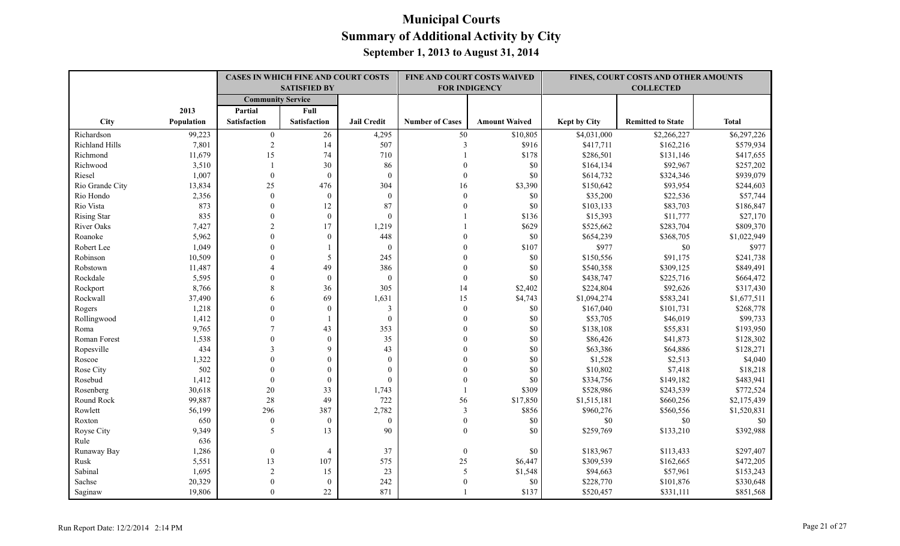# Municipal Courts
## Summary of Additional Activity by City
### September 1, 2013 to August 31, 2014

| | | CASES IN WHICH FINE AND COURT COSTS SATISFIED BY | | | FINE AND COURT COSTS WAIVED FOR INDIGENCY | | FINES, COURT COSTS AND OTHER AMOUNTS COLLECTED | | |
|---|---|---|---|---|---|---|---|---|---|
| | | Community Service | | | | | | | |
| City | 2013 Population | Partial Satisfaction | Full Satisfaction | Jail Credit | Number of Cases | Amount Waived | Kept by City | Remitted to State | Total |
| Richardson | 99,223 | 0 | 26 | 4,295 | 50 | $10,805 | $4,031,000 | $2,266,227 | $6,297,226 |
| Richland Hills | 7,801 | 2 | 14 | 507 | 3 | $916 | $417,711 | $162,216 | $579,934 |
| Richmond | 11,679 | 15 | 74 | 710 | 1 | $178 | $286,501 | $131,146 | $417,655 |
| Richwood | 3,510 | 1 | 30 | 86 | 0 | $0 | $164,134 | $92,967 | $257,202 |
| Riesel | 1,007 | 0 | 0 | 0 | 0 | $0 | $614,732 | $324,346 | $939,079 |
| Rio Grande City | 13,834 | 25 | 476 | 304 | 16 | $3,390 | $150,642 | $93,954 | $244,603 |
| Rio Hondo | 2,356 | 0 | 0 | 0 | 0 | $0 | $35,200 | $22,536 | $57,744 |
| Rio Vista | 873 | 0 | 12 | 87 | 0 | $0 | $103,133 | $83,703 | $186,847 |
| Rising Star | 835 | 0 | 0 | 0 | 1 | $136 | $15,393 | $11,777 | $27,170 |
| River Oaks | 7,427 | 2 | 17 | 1,219 | 1 | $629 | $525,662 | $283,704 | $809,370 |
| Roanoke | 5,962 | 0 | 0 | 448 | 0 | $0 | $654,239 | $368,705 | $1,022,949 |
| Robert Lee | 1,049 | 0 | 1 | 0 | 0 | $107 | $977 | $0 | $977 |
| Robinson | 10,509 | 0 | 5 | 245 | 0 | $0 | $150,556 | $91,175 | $241,738 |
| Robstown | 11,487 | 4 | 49 | 386 | 0 | $0 | $540,358 | $309,125 | $849,491 |
| Rockdale | 5,595 | 0 | 0 | 0 | 0 | $0 | $438,747 | $225,716 | $664,472 |
| Rockport | 8,766 | 8 | 36 | 305 | 14 | $2,402 | $224,804 | $92,626 | $317,430 |
| Rockwall | 37,490 | 6 | 69 | 1,631 | 15 | $4,743 | $1,094,274 | $583,241 | $1,677,511 |
| Rogers | 1,218 | 0 | 0 | 3 | 0 | $0 | $167,040 | $101,731 | $268,778 |
| Rollingwood | 1,412 | 0 | 1 | 0 | 0 | $0 | $53,705 | $46,019 | $99,733 |
| Roma | 9,765 | 7 | 43 | 353 | 0 | $0 | $138,108 | $55,831 | $193,950 |
| Roman Forest | 1,538 | 0 | 0 | 35 | 0 | $0 | $86,426 | $41,873 | $128,302 |
| Ropesville | 434 | 3 | 9 | 43 | 0 | $0 | $63,386 | $64,886 | $128,271 |
| Roscoe | 1,322 | 0 | 0 | 0 | 0 | $0 | $1,528 | $2,513 | $4,040 |
| Rose City | 502 | 0 | 0 | 0 | 0 | $0 | $10,802 | $7,418 | $18,218 |
| Rosebud | 1,412 | 0 | 0 | 0 | 0 | $0 | $334,756 | $149,182 | $483,941 |
| Rosenberg | 30,618 | 20 | 33 | 1,743 | 1 | $309 | $528,986 | $243,539 | $772,524 |
| Round Rock | 99,887 | 28 | 49 | 722 | 56 | $17,850 | $1,515,181 | $660,256 | $2,175,439 |
| Rowlett | 56,199 | 296 | 387 | 2,782 | 3 | $856 | $960,276 | $560,556 | $1,520,831 |
| Roxton | 650 | 0 | 0 | 0 | 0 | $0 | $0 | $0 | $0 |
| Royse City | 9,349 | 5 | 13 | 90 | 0 | $0 | $259,769 | $133,210 | $392,988 |
| Rule | 636 | | | | | | | | |
| Runaway Bay | 1,286 | 0 | 4 | 37 | 0 | $0 | $183,967 | $113,433 | $297,407 |
| Rusk | 5,551 | 13 | 107 | 575 | 25 | $6,447 | $309,539 | $162,665 | $472,205 |
| Sabinal | 1,695 | 2 | 15 | 23 | 5 | $1,548 | $94,663 | $57,961 | $153,243 |
| Sachse | 20,329 | 0 | 0 | 242 | 0 | $0 | $228,770 | $101,876 | $330,648 |
| Saginaw | 19,806 | 0 | 22 | 871 | 1 | $137 | $520,457 | $331,111 | $851,568 |

Run Report Date: 12/2/2014 2:14 PM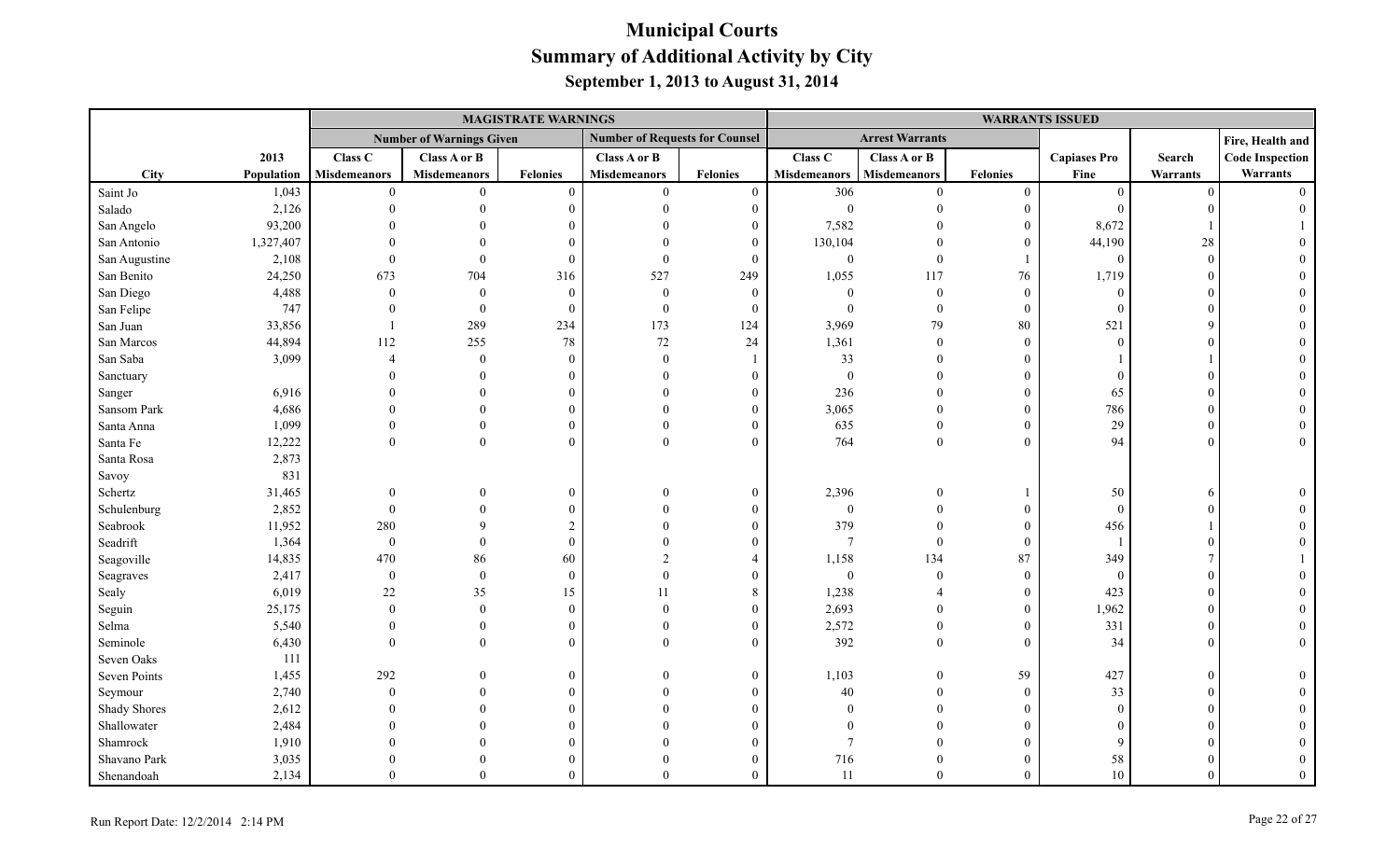# Municipal Courts
## Summary of Additional Activity by City
### September 1, 2013 to August 31, 2014

| | | MAGISTRATE WARNINGS | | | | | WARRANTS ISSUED | | | | | |
|---|---|---|---|---|---|---|---|---|---|---|---|---|
| | | Number of Warnings Given | | | Number of Requests for Counsel | | Arrest Warrants | | | | | Fire, Health and |
| City | 2013 Population | Class C Misdemeanors | Class A or B Misdemeanors | Felonies | Class A or B Misdemeanors | Felonies | Class C Misdemeanors | Class A or B Misdemeanors | Felonies | Capiases Pro Fine | Search Warrants | Code Inspection Warrants |
| Saint Jo | 1,043 | 0 | 0 | 0 | 0 | 0 | 306 | 0 | 0 | 0 | 0 | 0 |
| Salado | 2,126 | 0 | 0 | 0 | 0 | 0 | 0 | 0 | 0 | 0 | 0 | 0 |
| San Angelo | 93,200 | 0 | 0 | 0 | 0 | 0 | 7,582 | 0 | 0 | 8,672 | 1 | 1 |
| San Antonio | 1,327,407 | 0 | 0 | 0 | 0 | 0 | 130,104 | 0 | 0 | 44,190 | 28 | 0 |
| San Augustine | 2,108 | 0 | 0 | 0 | 0 | 0 | 0 | 0 | 1 | 0 | 0 | 0 |
| San Benito | 24,250 | 673 | 704 | 316 | 527 | 249 | 1,055 | 117 | 76 | 1,719 | 0 | 0 |
| San Diego | 4,488 | 0 | 0 | 0 | 0 | 0 | 0 | 0 | 0 | 0 | 0 | 0 |
| San Felipe | 747 | 0 | 0 | 0 | 0 | 0 | 0 | 0 | 0 | 0 | 0 | 0 |
| San Juan | 33,856 | 1 | 289 | 234 | 173 | 124 | 3,969 | 79 | 80 | 521 | 9 | 0 |
| San Marcos | 44,894 | 112 | 255 | 78 | 72 | 24 | 1,361 | 0 | 0 | 0 | 0 | 0 |
| San Saba | 3,099 | 4 | 0 | 0 | 0 | 1 | 33 | 0 | 0 | 1 | 1 | 0 |
| Sanctuary | | 0 | 0 | 0 | 0 | 0 | 0 | 0 | 0 | 0 | 0 | 0 |
| Sanger | 6,916 | 0 | 0 | 0 | 0 | 0 | 236 | 0 | 0 | 65 | 0 | 0 |
| Sansom Park | 4,686 | 0 | 0 | 0 | 0 | 0 | 3,065 | 0 | 0 | 786 | 0 | 0 |
| Santa Anna | 1,099 | 0 | 0 | 0 | 0 | 0 | 635 | 0 | 0 | 29 | 0 | 0 |
| Santa Fe | 12,222 | 0 | 0 | 0 | 0 | 0 | 764 | 0 | 0 | 94 | 0 | 0 |
| Santa Rosa | 2,873 | | | | | | | | | | | |
| Savoy | 831 | | | | | | | | | | | |
| Schertz | 31,465 | 0 | 0 | 0 | 0 | 0 | 2,396 | 0 | 1 | 50 | 6 | 0 |
| Schulenburg | 2,852 | 0 | 0 | 0 | 0 | 0 | 0 | 0 | 0 | 0 | 0 | 0 |
| Seabrook | 11,952 | 280 | 9 | 2 | 0 | 0 | 379 | 0 | 0 | 456 | 1 | 0 |
| Seadrift | 1,364 | 0 | 0 | 0 | 0 | 0 | 7 | 0 | 0 | 1 | 0 | 0 |
| Seagoville | 14,835 | 470 | 86 | 60 | 2 | 4 | 1,158 | 134 | 87 | 349 | 7 | 1 |
| Seagraves | 2,417 | 0 | 0 | 0 | 0 | 0 | 0 | 0 | 0 | 0 | 0 | 0 |
| Sealy | 6,019 | 22 | 35 | 15 | 11 | 8 | 1,238 | 4 | 0 | 423 | 0 | 0 |
| Seguin | 25,175 | 0 | 0 | 0 | 0 | 0 | 2,693 | 0 | 0 | 1,962 | 0 | 0 |
| Selma | 5,540 | 0 | 0 | 0 | 0 | 0 | 2,572 | 0 | 0 | 331 | 0 | 0 |
| Seminole | 6,430 | 0 | 0 | 0 | 0 | 0 | 392 | 0 | 0 | 34 | 0 | 0 |
| Seven Oaks | 111 | | | | | | | | | | | |
| Seven Points | 1,455 | 292 | 0 | 0 | 0 | 0 | 1,103 | 0 | 59 | 427 | 0 | 0 |
| Seymour | 2,740 | 0 | 0 | 0 | 0 | 0 | 40 | 0 | 0 | 33 | 0 | 0 |
| Shady Shores | 2,612 | 0 | 0 | 0 | 0 | 0 | 0 | 0 | 0 | 0 | 0 | 0 |
| Shallowater | 2,484 | 0 | 0 | 0 | 0 | 0 | 0 | 0 | 0 | 0 | 0 | 0 |
| Shamrock | 1,910 | 0 | 0 | 0 | 0 | 0 | 7 | 0 | 0 | 9 | 0 | 0 |
| Shavano Park | 3,035 | 0 | 0 | 0 | 0 | 0 | 716 | 0 | 0 | 58 | 0 | 0 |
| Shenandoah | 2,134 | 0 | 0 | 0 | 0 | 0 | 11 | 0 | 0 | 10 | 0 | 0 |

Run Report Date: 12/2/2014 2:14 PM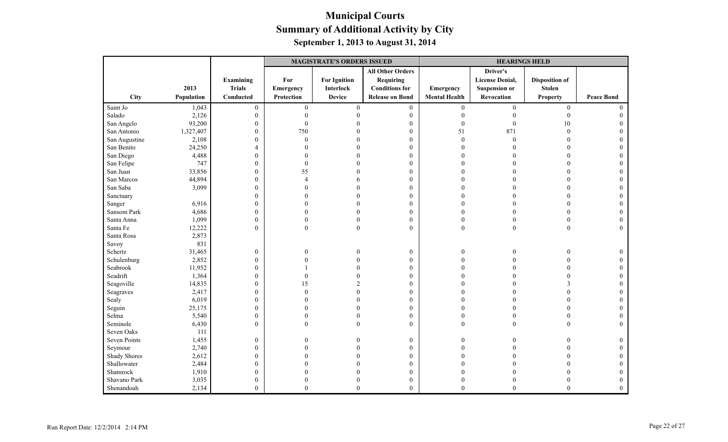# Municipal Courts
## Summary of Additional Activity by City
### September 1, 2013 to August 31, 2014

| City | 2013 Population | Examining Trials Conducted | MAGISTRATE'S ORDERS ISSUED: For Emergency Protection | MAGISTRATE'S ORDERS ISSUED: For Ignition Interlock Device | MAGISTRATE'S ORDERS ISSUED: All Other Orders Requiring Conditions for Release on Bond | HEARINGS HELD: Emergency Mental Health | HEARINGS HELD: Driver's License Denial, Suspension or Revocation | HEARINGS HELD: Disposition of Stolen Property | HEARINGS HELD: Peace Bond |
|---|---|---|---|---|---|---|---|---|---|
| Saint Jo | 1,043 | 0 | 0 | 0 | 0 | 0 | 0 | 0 | 0 |
| Salado | 2,126 | 0 | 0 | 0 | 0 | 0 | 0 | 0 | 0 |
| San Angelo | 93,200 | 0 | 0 | 0 | 0 | 0 | 0 | 10 | 0 |
| San Antonio | 1,327,407 | 0 | 750 | 0 | 0 | 51 | 871 | 0 | 0 |
| San Augustine | 2,108 | 0 | 0 | 0 | 0 | 0 | 0 | 0 | 0 |
| San Benito | 24,250 | 4 | 0 | 0 | 0 | 0 | 0 | 0 | 0 |
| San Diego | 4,488 | 0 | 0 | 0 | 0 | 0 | 0 | 0 | 0 |
| San Felipe | 747 | 0 | 0 | 0 | 0 | 0 | 0 | 0 | 0 |
| San Juan | 33,856 | 0 | 55 | 0 | 0 | 0 | 0 | 0 | 0 |
| San Marcos | 44,894 | 0 | 4 | 6 | 0 | 0 | 0 | 0 | 0 |
| San Saba | 3,099 | 0 | 0 | 0 | 0 | 0 | 0 | 0 | 0 |
| Sanctuary | | 0 | 0 | 0 | 0 | 0 | 0 | 0 | 0 |
| Sanger | 6,916 | 0 | 0 | 0 | 0 | 0 | 0 | 0 | 0 |
| Sansom Park | 4,686 | 0 | 0 | 0 | 0 | 0 | 0 | 0 | 0 |
| Santa Anna | 1,099 | 0 | 0 | 0 | 0 | 0 | 0 | 0 | 0 |
| Santa Fe | 12,222 | 0 | 0 | 0 | 0 | 0 | 0 | 0 | 0 |
| Santa Rosa | 2,873 | | | | | | | | |
| Savoy | 831 | | | | | | | | |
| Schertz | 31,465 | 0 | 0 | 0 | 0 | 0 | 0 | 0 | 0 |
| Schulenburg | 2,852 | 0 | 0 | 0 | 0 | 0 | 0 | 0 | 0 |
| Seabrook | 11,952 | 0 | 1 | 0 | 0 | 0 | 0 | 0 | 0 |
| Seadrift | 1,364 | 0 | 0 | 0 | 0 | 0 | 0 | 0 | 0 |
| Seagoville | 14,835 | 0 | 15 | 2 | 0 | 0 | 0 | 3 | 0 |
| Seagraves | 2,417 | 0 | 0 | 0 | 0 | 0 | 0 | 0 | 0 |
| Sealy | 6,019 | 0 | 0 | 0 | 0 | 0 | 0 | 0 | 0 |
| Seguin | 25,175 | 0 | 0 | 0 | 0 | 0 | 0 | 0 | 0 |
| Selma | 5,540 | 0 | 0 | 0 | 0 | 0 | 0 | 0 | 0 |
| Seminole | 6,430 | 0 | 0 | 0 | 0 | 0 | 0 | 0 | 0 |
| Seven Oaks | 111 | | | | | | | | |
| Seven Points | 1,455 | 0 | 0 | 0 | 0 | 0 | 0 | 0 | 0 |
| Seymour | 2,740 | 0 | 0 | 0 | 0 | 0 | 0 | 0 | 0 |
| Shady Shores | 2,612 | 0 | 0 | 0 | 0 | 0 | 0 | 0 | 0 |
| Shallowater | 2,484 | 0 | 0 | 0 | 0 | 0 | 0 | 0 | 0 |
| Shamrock | 1,910 | 0 | 0 | 0 | 0 | 0 | 0 | 0 | 0 |
| Shavano Park | 3,035 | 0 | 0 | 0 | 0 | 0 | 0 | 0 | 0 |
| Shenandoah | 2,134 | 0 | 0 | 0 | 0 | 0 | 0 | 0 | 0 |

Run Report Date: 12/2/2014 2:14 PM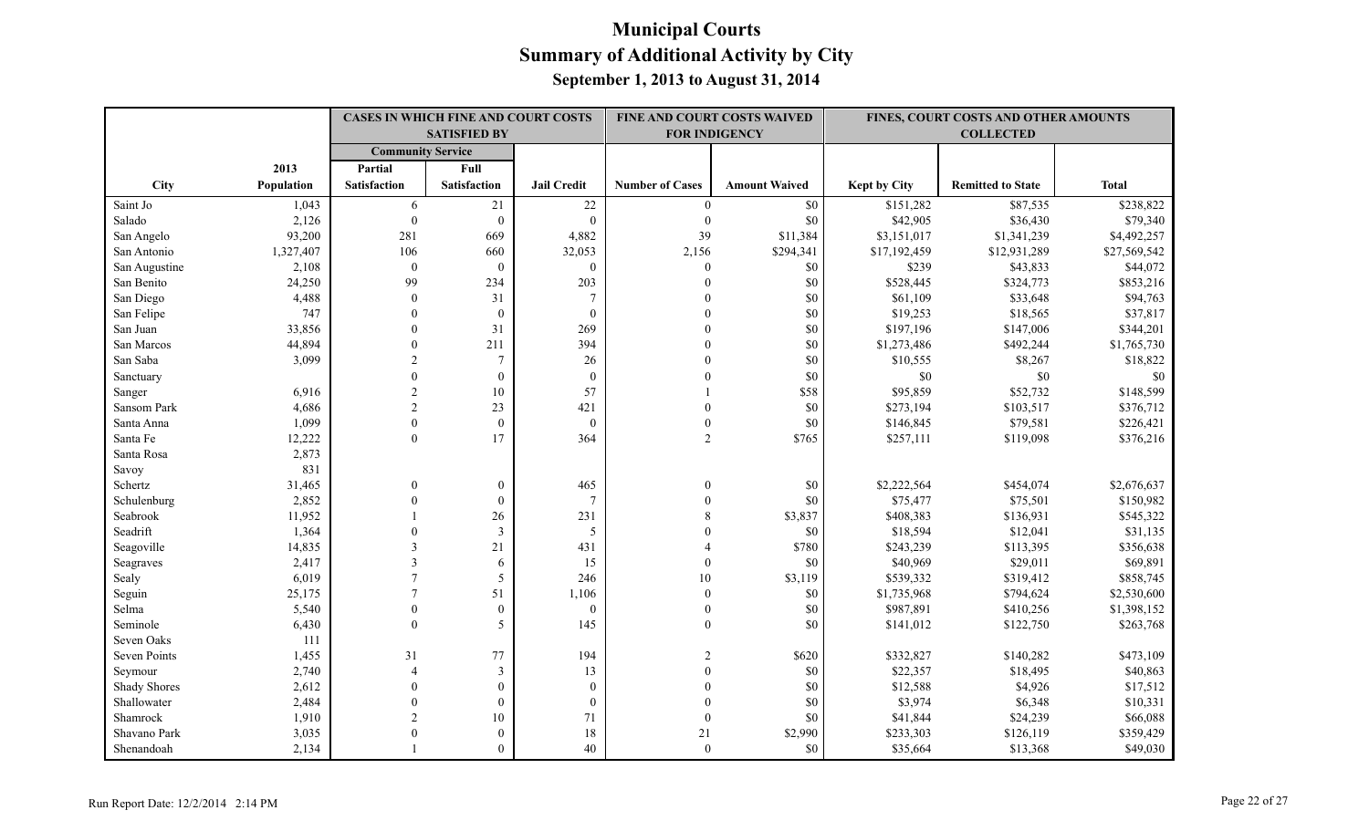# Municipal Courts
## Summary of Additional Activity by City
### September 1, 2013 to August 31, 2014

| | | CASES IN WHICH FINE AND COURT COSTS SATISFIED BY | | | FINE AND COURT COSTS WAIVED FOR INDIGENCY | | FINES, COURT COSTS AND OTHER AMOUNTS COLLECTED | | |
|---|---|---|---|---|---|---|---|---|---|
| | | Community Service | | | | | | | |
| City | 2013 Population | Partial Satisfaction | Full Satisfaction | Jail Credit | Number of Cases | Amount Waived | Kept by City | Remitted to State | Total |
| Saint Jo | 1,043 | 6 | 21 | 22 | 0 | $0 | $151,282 | $87,535 | $238,822 |
| Salado | 2,126 | 0 | 0 | 0 | 0 | $0 | $42,905 | $36,430 | $79,340 |
| San Angelo | 93,200 | 281 | 669 | 4,882 | 39 | $11,384 | $3,151,017 | $1,341,239 | $4,492,257 |
| San Antonio | 1,327,407 | 106 | 660 | 32,053 | 2,156 | $294,341 | $17,192,459 | $12,931,289 | $27,569,542 |
| San Augustine | 2,108 | 0 | 0 | 0 | 0 | $0 | $239 | $43,833 | $44,072 |
| San Benito | 24,250 | 99 | 234 | 203 | 0 | $0 | $528,445 | $324,773 | $853,216 |
| San Diego | 4,488 | 0 | 31 | 7 | 0 | $0 | $61,109 | $33,648 | $94,763 |
| San Felipe | 747 | 0 | 0 | 0 | 0 | $0 | $19,253 | $18,565 | $37,817 |
| San Juan | 33,856 | 0 | 31 | 269 | 0 | $0 | $197,196 | $147,006 | $344,201 |
| San Marcos | 44,894 | 0 | 211 | 394 | 0 | $0 | $1,273,486 | $492,244 | $1,765,730 |
| San Saba | 3,099 | 2 | 7 | 26 | 0 | $0 | $10,555 | $8,267 | $18,822 |
| Sanctuary | | 0 | 0 | 0 | 0 | $0 | $0 | $0 | $0 |
| Sanger | 6,916 | 2 | 10 | 57 | 1 | $58 | $95,859 | $52,732 | $148,599 |
| Sansom Park | 4,686 | 2 | 23 | 421 | 0 | $0 | $273,194 | $103,517 | $376,712 |
| Santa Anna | 1,099 | 0 | 0 | 0 | 0 | $0 | $146,845 | $79,581 | $226,421 |
| Santa Fe | 12,222 | 0 | 17 | 364 | 2 | $765 | $257,111 | $119,098 | $376,216 |
| Santa Rosa | 2,873 | | | | | | | | |
| Savoy | 831 | | | | | | | | |
| Schertz | 31,465 | 0 | 0 | 465 | 0 | $0 | $2,222,564 | $454,074 | $2,676,637 |
| Schulenburg | 2,852 | 0 | 0 | 7 | 0 | $0 | $75,477 | $75,501 | $150,982 |
| Seabrook | 11,952 | 1 | 26 | 231 | 8 | $3,837 | $408,383 | $136,931 | $545,322 |
| Seadrift | 1,364 | 0 | 3 | 5 | 0 | $0 | $18,594 | $12,041 | $31,135 |
| Seagoville | 14,835 | 3 | 21 | 431 | 4 | $780 | $243,239 | $113,395 | $356,638 |
| Seagraves | 2,417 | 3 | 6 | 15 | 0 | $0 | $40,969 | $29,011 | $69,891 |
| Sealy | 6,019 | 7 | 5 | 246 | 10 | $3,119 | $539,332 | $319,412 | $858,745 |
| Seguin | 25,175 | 7 | 51 | 1,106 | 0 | $0 | $1,735,968 | $794,624 | $2,530,600 |
| Selma | 5,540 | 0 | 0 | 0 | 0 | $0 | $987,891 | $410,256 | $1,398,152 |
| Seminole | 6,430 | 0 | 5 | 145 | 0 | $0 | $141,012 | $122,750 | $263,768 |
| Seven Oaks | 111 | | | | | | | | |
| Seven Points | 1,455 | 31 | 77 | 194 | 2 | $620 | $332,827 | $140,282 | $473,109 |
| Seymour | 2,740 | 4 | 3 | 13 | 0 | $0 | $22,357 | $18,495 | $40,863 |
| Shady Shores | 2,612 | 0 | 0 | 0 | 0 | $0 | $12,588 | $4,926 | $17,512 |
| Shallowater | 2,484 | 0 | 0 | 0 | 0 | $0 | $3,974 | $6,348 | $10,331 |
| Shamrock | 1,910 | 2 | 10 | 71 | 0 | $0 | $41,844 | $24,239 | $66,088 |
| Shavano Park | 3,035 | 0 | 0 | 18 | 21 | $2,990 | $233,303 | $126,119 | $359,429 |
| Shenandoah | 2,134 | 1 | 0 | 40 | 0 | $0 | $35,664 | $13,368 | $49,030 |

Run Report Date: 12/2/2014 2:14 PM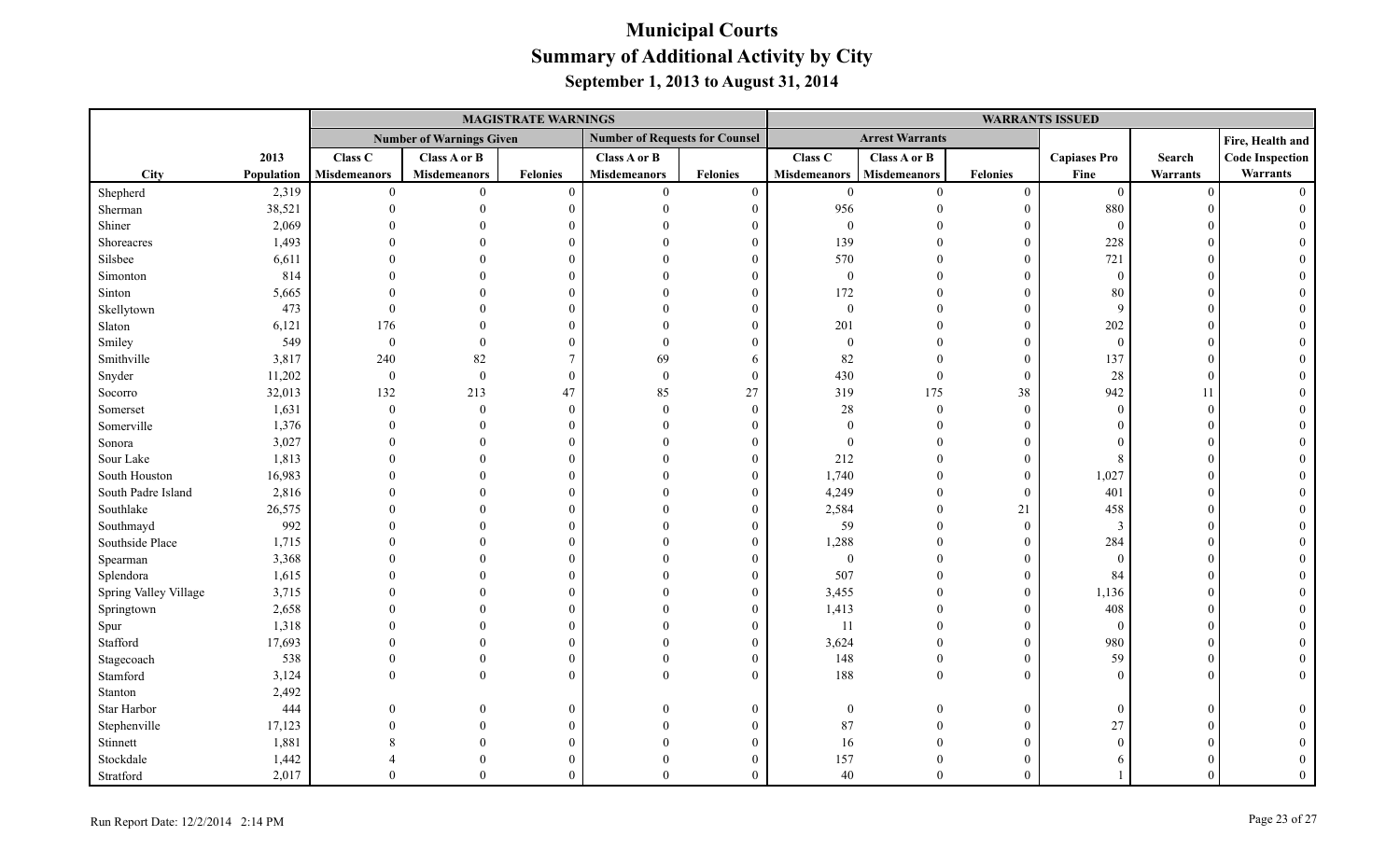# Municipal Courts
## Summary of Additional Activity by City
### September 1, 2013 to August 31, 2014

| | | MAGISTRATE WARNINGS | | | | | WARRANTS ISSUED | | | | | |
|---|---|---|---|---|---|---|---|---|---|---|---|---|
| | | Number of Warnings Given | | | Number of Requests for Counsel | | Arrest Warrants | | | | | Fire, Health and |
| | 2013 | Class C | Class A or B | | Class A or B | | Class C | Class A or B | | Capiases Pro | Search | Code Inspection |
| City | Population | Misdemeanors | Misdemeanors | Felonies | Misdemeanors | Felonies | Misdemeanors | Misdemeanors | Felonies | Fine | Warrants | Warrants |
| Shepherd | 2,319 | 0 | 0 | 0 | 0 | 0 | 0 | 0 | 0 | 0 | 0 | 0 |
| Sherman | 38,521 | 0 | 0 | 0 | 0 | 0 | 956 | 0 | 0 | 880 | 0 | 0 |
| Shiner | 2,069 | 0 | 0 | 0 | 0 | 0 | 0 | 0 | 0 | 0 | 0 | 0 |
| Shoreacres | 1,493 | 0 | 0 | 0 | 0 | 0 | 139 | 0 | 0 | 228 | 0 | 0 |
| Silsbee | 6,611 | 0 | 0 | 0 | 0 | 0 | 570 | 0 | 0 | 721 | 0 | 0 |
| Simonton | 814 | 0 | 0 | 0 | 0 | 0 | 0 | 0 | 0 | 0 | 0 | 0 |
| Sinton | 5,665 | 0 | 0 | 0 | 0 | 0 | 172 | 0 | 0 | 80 | 0 | 0 |
| Skellytown | 473 | 0 | 0 | 0 | 0 | 0 | 0 | 0 | 0 | 9 | 0 | 0 |
| Slaton | 6,121 | 176 | 0 | 0 | 0 | 0 | 201 | 0 | 0 | 202 | 0 | 0 |
| Smiley | 549 | 0 | 0 | 0 | 0 | 0 | 0 | 0 | 0 | 0 | 0 | 0 |
| Smithville | 3,817 | 240 | 82 | 7 | 69 | 6 | 82 | 0 | 0 | 137 | 0 | 0 |
| Snyder | 11,202 | 0 | 0 | 0 | 0 | 0 | 430 | 0 | 0 | 28 | 0 | 0 |
| Socorro | 32,013 | 132 | 213 | 47 | 85 | 27 | 319 | 175 | 38 | 942 | 11 | 0 |
| Somerset | 1,631 | 0 | 0 | 0 | 0 | 0 | 28 | 0 | 0 | 0 | 0 | 0 |
| Somerville | 1,376 | 0 | 0 | 0 | 0 | 0 | 0 | 0 | 0 | 0 | 0 | 0 |
| Sonora | 3,027 | 0 | 0 | 0 | 0 | 0 | 0 | 0 | 0 | 0 | 0 | 0 |
| Sour Lake | 1,813 | 0 | 0 | 0 | 0 | 0 | 212 | 0 | 0 | 8 | 0 | 0 |
| South Houston | 16,983 | 0 | 0 | 0 | 0 | 0 | 1,740 | 0 | 0 | 1,027 | 0 | 0 |
| South Padre Island | 2,816 | 0 | 0 | 0 | 0 | 0 | 4,249 | 0 | 0 | 401 | 0 | 0 |
| Southlake | 26,575 | 0 | 0 | 0 | 0 | 0 | 2,584 | 0 | 21 | 458 | 0 | 0 |
| Southmayd | 992 | 0 | 0 | 0 | 0 | 0 | 59 | 0 | 0 | 3 | 0 | 0 |
| Southside Place | 1,715 | 0 | 0 | 0 | 0 | 0 | 1,288 | 0 | 0 | 284 | 0 | 0 |
| Spearman | 3,368 | 0 | 0 | 0 | 0 | 0 | 0 | 0 | 0 | 0 | 0 | 0 |
| Splendora | 1,615 | 0 | 0 | 0 | 0 | 0 | 507 | 0 | 0 | 84 | 0 | 0 |
| Spring Valley Village | 3,715 | 0 | 0 | 0 | 0 | 0 | 3,455 | 0 | 0 | 1,136 | 0 | 0 |
| Springtown | 2,658 | 0 | 0 | 0 | 0 | 0 | 1,413 | 0 | 0 | 408 | 0 | 0 |
| Spur | 1,318 | 0 | 0 | 0 | 0 | 0 | 11 | 0 | 0 | 0 | 0 | 0 |
| Stafford | 17,693 | 0 | 0 | 0 | 0 | 0 | 3,624 | 0 | 0 | 980 | 0 | 0 |
| Stagecoach | 538 | 0 | 0 | 0 | 0 | 0 | 148 | 0 | 0 | 59 | 0 | 0 |
| Stamford | 3,124 | 0 | 0 | 0 | 0 | 0 | 188 | 0 | 0 | 0 | 0 | 0 |
| Stanton | 2,492 | | | | | | | | | | | |
| Star Harbor | 444 | 0 | 0 | 0 | 0 | 0 | 0 | 0 | 0 | 0 | 0 | 0 |
| Stephenville | 17,123 | 0 | 0 | 0 | 0 | 0 | 87 | 0 | 0 | 27 | 0 | 0 |
| Stinnett | 1,881 | 8 | 0 | 0 | 0 | 0 | 16 | 0 | 0 | 0 | 0 | 0 |
| Stockdale | 1,442 | 4 | 0 | 0 | 0 | 0 | 157 | 0 | 0 | 6 | 0 | 0 |
| Stratford | 2,017 | 0 | 0 | 0 | 0 | 0 | 40 | 0 | 0 | 1 | 0 | 0 |

Run Report Date: 12/2/2014 2:14 PM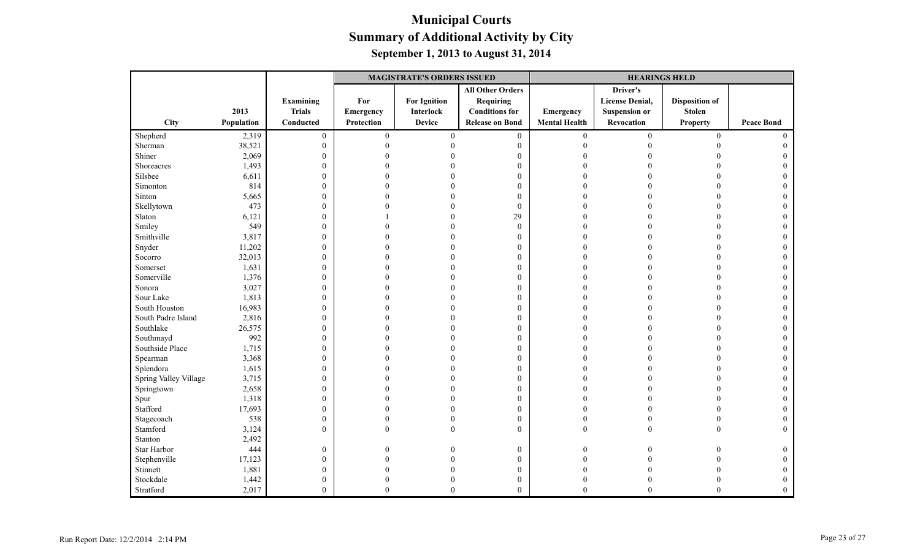# Municipal Courts
## Summary of Additional Activity by City
### September 1, 2013 to August 31, 2014

| City | 2013 Population | Examining Trials Conducted | MAGISTRATE'S ORDERS ISSUED: For Emergency Protection | For Ignition Interlock Device | All Other Orders Requiring Conditions for Release on Bond | HEARINGS HELD: Emergency Mental Health | Driver's License Denial, Suspension or Revocation | Disposition of Stolen Property | Peace Bond |
|---|---|---|---|---|---|---|---|---|---|
| Shepherd | 2,319 | 0 | 0 | 0 | 0 | 0 | 0 | 0 | 0 |
| Sherman | 38,521 | 0 | 0 | 0 | 0 | 0 | 0 | 0 | 0 |
| Shiner | 2,069 | 0 | 0 | 0 | 0 | 0 | 0 | 0 | 0 |
| Shoreacres | 1,493 | 0 | 0 | 0 | 0 | 0 | 0 | 0 | 0 |
| Silsbee | 6,611 | 0 | 0 | 0 | 0 | 0 | 0 | 0 | 0 |
| Simonton | 814 | 0 | 0 | 0 | 0 | 0 | 0 | 0 | 0 |
| Sinton | 5,665 | 0 | 0 | 0 | 0 | 0 | 0 | 0 | 0 |
| Skellytown | 473 | 0 | 0 | 0 | 0 | 0 | 0 | 0 | 0 |
| Slaton | 6,121 | 0 | 1 | 0 | 29 | 0 | 0 | 0 | 0 |
| Smiley | 549 | 0 | 0 | 0 | 0 | 0 | 0 | 0 | 0 |
| Smithville | 3,817 | 0 | 0 | 0 | 0 | 0 | 0 | 0 | 0 |
| Snyder | 11,202 | 0 | 0 | 0 | 0 | 0 | 0 | 0 | 0 |
| Socorro | 32,013 | 0 | 0 | 0 | 0 | 0 | 0 | 0 | 0 |
| Somerset | 1,631 | 0 | 0 | 0 | 0 | 0 | 0 | 0 | 0 |
| Somerville | 1,376 | 0 | 0 | 0 | 0 | 0 | 0 | 0 | 0 |
| Sonora | 3,027 | 0 | 0 | 0 | 0 | 0 | 0 | 0 | 0 |
| Sour Lake | 1,813 | 0 | 0 | 0 | 0 | 0 | 0 | 0 | 0 |
| South Houston | 16,983 | 0 | 0 | 0 | 0 | 0 | 0 | 0 | 0 |
| South Padre Island | 2,816 | 0 | 0 | 0 | 0 | 0 | 0 | 0 | 0 |
| Southlake | 26,575 | 0 | 0 | 0 | 0 | 0 | 0 | 0 | 0 |
| Southmayd | 992 | 0 | 0 | 0 | 0 | 0 | 0 | 0 | 0 |
| Southside Place | 1,715 | 0 | 0 | 0 | 0 | 0 | 0 | 0 | 0 |
| Spearman | 3,368 | 0 | 0 | 0 | 0 | 0 | 0 | 0 | 0 |
| Splendora | 1,615 | 0 | 0 | 0 | 0 | 0 | 0 | 0 | 0 |
| Spring Valley Village | 3,715 | 0 | 0 | 0 | 0 | 0 | 0 | 0 | 0 |
| Springtown | 2,658 | 0 | 0 | 0 | 0 | 0 | 0 | 0 | 0 |
| Spur | 1,318 | 0 | 0 | 0 | 0 | 0 | 0 | 0 | 0 |
| Stafford | 17,693 | 0 | 0 | 0 | 0 | 0 | 0 | 0 | 0 |
| Stagecoach | 538 | 0 | 0 | 0 | 0 | 0 | 0 | 0 | 0 |
| Stamford | 3,124 | 0 | 0 | 0 | 0 | 0 | 0 | 0 | 0 |
| Stanton | 2,492 | | | | | | | | |
| Star Harbor | 444 | 0 | 0 | 0 | 0 | 0 | 0 | 0 | 0 |
| Stephenville | 17,123 | 0 | 0 | 0 | 0 | 0 | 0 | 0 | 0 |
| Stinnett | 1,881 | 0 | 0 | 0 | 0 | 0 | 0 | 0 | 0 |
| Stockdale | 1,442 | 0 | 0 | 0 | 0 | 0 | 0 | 0 | 0 |
| Stratford | 2,017 | 0 | 0 | 0 | 0 | 0 | 0 | 0 | 0 |

Run Report Date: 12/2/2014 2:14 PM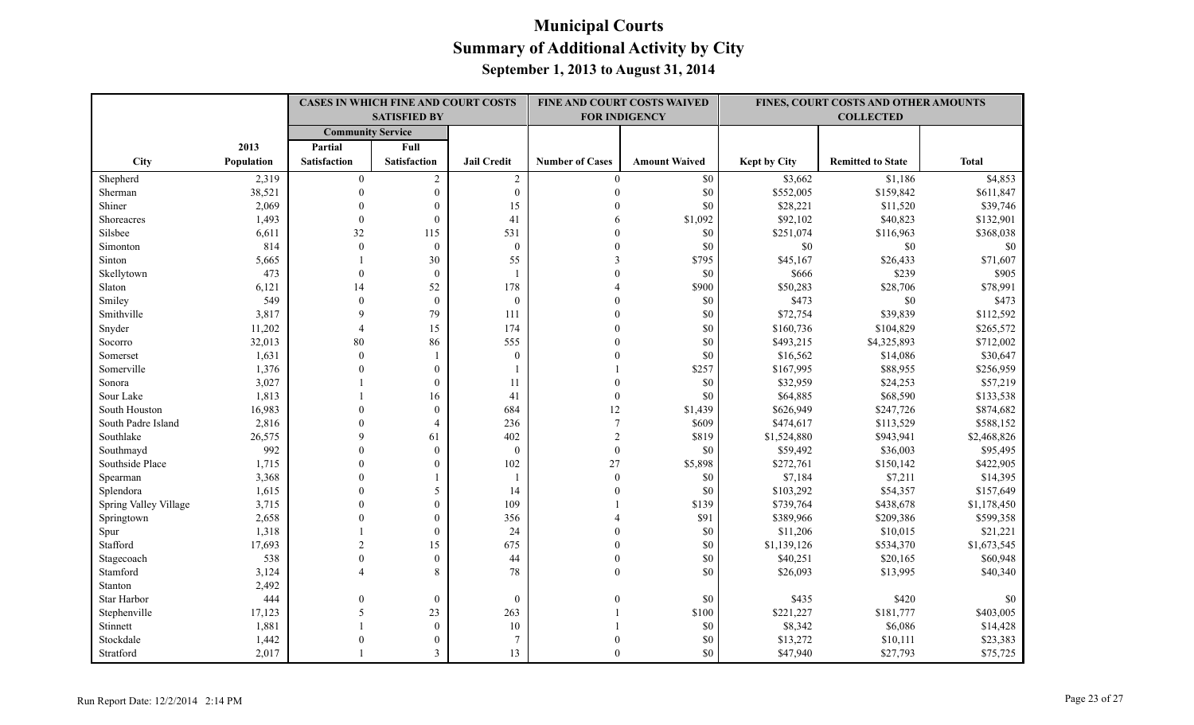# Municipal Courts
## Summary of Additional Activity by City
### September 1, 2013 to August 31, 2014

| | | CASES IN WHICH FINE AND COURT COSTS SATISFIED BY | | | FINE AND COURT COSTS WAIVED FOR INDIGENCY | | FINES, COURT COSTS AND OTHER AMOUNTS COLLECTED | | |
|---|---|---|---|---|---|---|---|---|---|
| | | Community Service | | | | | | | |
| City | 2013 Population | Partial Satisfaction | Full Satisfaction | Jail Credit | Number of Cases | Amount Waived | Kept by City | Remitted to State | Total |
| Shepherd | 2,319 | 0 | 2 | 2 | 0 | $0 | $3,662 | $1,186 | $4,853 |
| Sherman | 38,521 | 0 | 0 | 0 | 0 | $0 | $552,005 | $159,842 | $611,847 |
| Shiner | 2,069 | 0 | 0 | 15 | 0 | $0 | $28,221 | $11,520 | $39,746 |
| Shoreacres | 1,493 | 0 | 0 | 41 | 6 | $1,092 | $92,102 | $40,823 | $132,901 |
| Silsbee | 6,611 | 32 | 115 | 531 | 0 | $0 | $251,074 | $116,963 | $368,038 |
| Simonton | 814 | 0 | 0 | 0 | 0 | $0 | $0 | $0 | $0 |
| Sinton | 5,665 | 1 | 30 | 55 | 3 | $795 | $45,167 | $26,433 | $71,607 |
| Skellytown | 473 | 0 | 0 | 1 | 0 | $0 | $666 | $239 | $905 |
| Slaton | 6,121 | 14 | 52 | 178 | 4 | $900 | $50,283 | $28,706 | $78,991 |
| Smiley | 549 | 0 | 0 | 0 | 0 | $0 | $473 | $0 | $473 |
| Smithville | 3,817 | 9 | 79 | 111 | 0 | $0 | $72,754 | $39,839 | $112,592 |
| Snyder | 11,202 | 4 | 15 | 174 | 0 | $0 | $160,736 | $104,829 | $265,572 |
| Socorro | 32,013 | 80 | 86 | 555 | 0 | $0 | $493,215 | $4,325,893 | $712,002 |
| Somerset | 1,631 | 0 | 1 | 0 | 0 | $0 | $16,562 | $14,086 | $30,647 |
| Somerville | 1,376 | 0 | 0 | 1 | 1 | $257 | $167,995 | $88,955 | $256,959 |
| Sonora | 3,027 | 1 | 0 | 11 | 0 | $0 | $32,959 | $24,253 | $57,219 |
| Sour Lake | 1,813 | 1 | 16 | 41 | 0 | $0 | $64,885 | $68,590 | $133,538 |
| South Houston | 16,983 | 0 | 0 | 684 | 12 | $1,439 | $626,949 | $247,726 | $874,682 |
| South Padre Island | 2,816 | 0 | 4 | 236 | 7 | $609 | $474,617 | $113,529 | $588,152 |
| Southlake | 26,575 | 9 | 61 | 402 | 2 | $819 | $1,524,880 | $943,941 | $2,468,826 |
| Southmayd | 992 | 0 | 0 | 0 | 0 | $0 | $59,492 | $36,003 | $95,495 |
| Southside Place | 1,715 | 0 | 0 | 102 | 27 | $5,898 | $272,761 | $150,142 | $422,905 |
| Spearman | 3,368 | 0 | 1 | 1 | 0 | $0 | $7,184 | $7,211 | $14,395 |
| Splendora | 1,615 | 0 | 5 | 14 | 0 | $0 | $103,292 | $54,357 | $157,649 |
| Spring Valley Village | 3,715 | 0 | 0 | 109 | 1 | $139 | $739,764 | $438,678 | $1,178,450 |
| Springtown | 2,658 | 0 | 0 | 356 | 4 | $91 | $389,966 | $209,386 | $599,358 |
| Spur | 1,318 | 1 | 0 | 24 | 0 | $0 | $11,206 | $10,015 | $21,221 |
| Stafford | 17,693 | 2 | 15 | 675 | 0 | $0 | $1,139,126 | $534,370 | $1,673,545 |
| Stagecoach | 538 | 0 | 0 | 44 | 0 | $0 | $40,251 | $20,165 | $60,948 |
| Stamford | 3,124 | 4 | 8 | 78 | 0 | $0 | $26,093 | $13,995 | $40,340 |
| Stanton | 2,492 | | | | | | | | |
| Star Harbor | 444 | 0 | 0 | 0 | 0 | $0 | $435 | $420 | $0 |
| Stephenville | 17,123 | 5 | 23 | 263 | 1 | $100 | $221,227 | $181,777 | $403,005 |
| Stinnett | 1,881 | 1 | 0 | 10 | 1 | $0 | $8,342 | $6,086 | $14,428 |
| Stockdale | 1,442 | 0 | 0 | 7 | 0 | $0 | $13,272 | $10,111 | $23,383 |
| Stratford | 2,017 | 1 | 3 | 13 | 0 | $0 | $47,940 | $27,793 | $75,725 |

Run Report Date: 12/2/2014 2:14 PM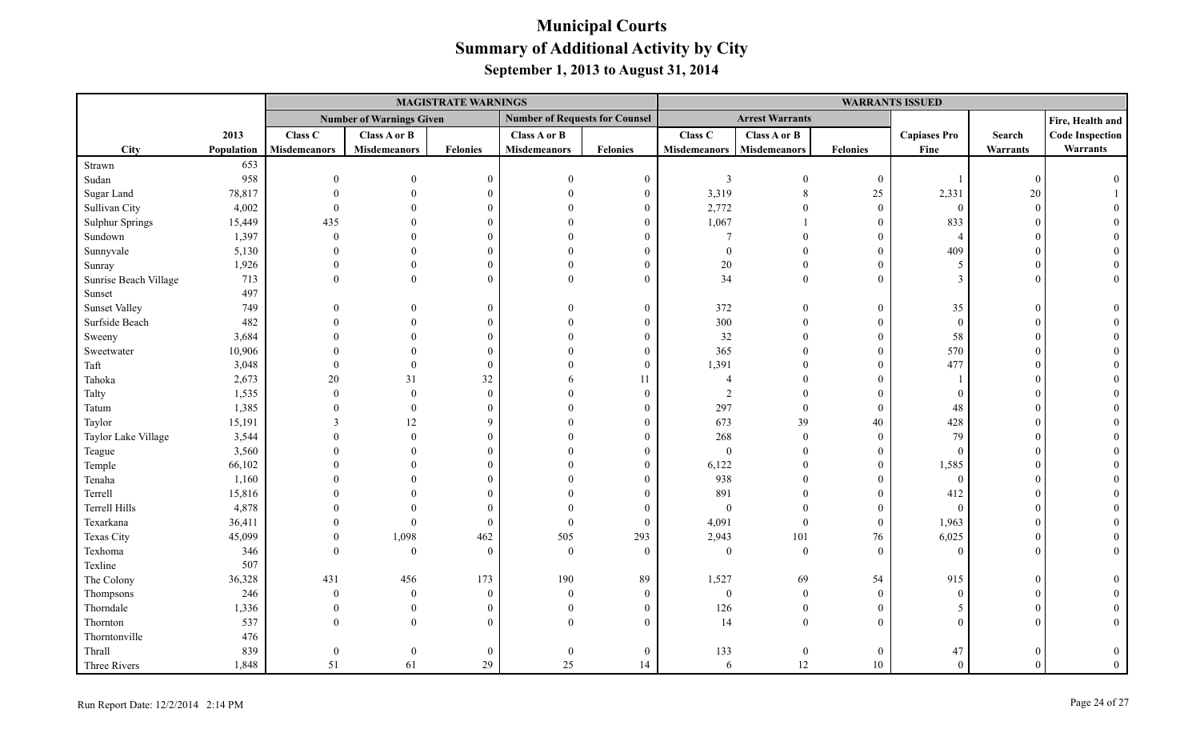# Municipal Courts
## Summary of Additional Activity by City
### September 1, 2013 to August 31, 2014

| | | MAGISTRATE WARNINGS | | | | | WARRANTS ISSUED | | | | | |
|---|---|---|---|---|---|---|---|---|---|---|---|---|
| | | Number of Warnings Given | | | Number of Requests for Counsel | | Arrest Warrants | | | | | Fire, Health and |
| City | 2013 Population | Class C Misdemeanors | Class A or B Misdemeanors | Felonies | Class A or B Misdemeanors | Felonies | Class C Misdemeanors | Class A or B Misdemeanors | Felonies | Capiases Pro Fine | Search Warrants | Code Inspection Warrants |
| Strawn | 653 | | | | | | | | | | | |
| Sudan | 958 | 0 | 0 | 0 | 0 | 0 | 3 | 0 | 0 | 1 | 0 | 0 |
| Sugar Land | 78,817 | 0 | 0 | 0 | 0 | 0 | 3,319 | 8 | 25 | 2,331 | 20 | 1 |
| Sullivan City | 4,002 | 0 | 0 | 0 | 0 | 0 | 2,772 | 0 | 0 | 0 | 0 | 0 |
| Sulphur Springs | 15,449 | 435 | 0 | 0 | 0 | 0 | 1,067 | 1 | 0 | 833 | 0 | 0 |
| Sundown | 1,397 | 0 | 0 | 0 | 0 | 0 | 7 | 0 | 0 | 4 | 0 | 0 |
| Sunnyvale | 5,130 | 0 | 0 | 0 | 0 | 0 | 0 | 0 | 0 | 409 | 0 | 0 |
| Sunray | 1,926 | 0 | 0 | 0 | 0 | 0 | 20 | 0 | 0 | 5 | 0 | 0 |
| Sunrise Beach Village | 713 | 0 | 0 | 0 | 0 | 0 | 34 | 0 | 0 | 3 | 0 | 0 |
| Sunset | 497 | | | | | | | | | | | |
| Sunset Valley | 749 | 0 | 0 | 0 | 0 | 0 | 372 | 0 | 0 | 35 | 0 | 0 |
| Surfside Beach | 482 | 0 | 0 | 0 | 0 | 0 | 300 | 0 | 0 | 0 | 0 | 0 |
| Sweeny | 3,684 | 0 | 0 | 0 | 0 | 0 | 32 | 0 | 0 | 58 | 0 | 0 |
| Sweetwater | 10,906 | 0 | 0 | 0 | 0 | 0 | 365 | 0 | 0 | 570 | 0 | 0 |
| Taft | 3,048 | 0 | 0 | 0 | 0 | 0 | 1,391 | 0 | 0 | 477 | 0 | 0 |
| Tahoka | 2,673 | 20 | 31 | 32 | 6 | 11 | 4 | 0 | 0 | 1 | 0 | 0 |
| Talty | 1,535 | 0 | 0 | 0 | 0 | 0 | 2 | 0 | 0 | 0 | 0 | 0 |
| Tatum | 1,385 | 0 | 0 | 0 | 0 | 0 | 297 | 0 | 0 | 48 | 0 | 0 |
| Taylor | 15,191 | 3 | 12 | 9 | 0 | 0 | 673 | 39 | 40 | 428 | 0 | 0 |
| Taylor Lake Village | 3,544 | 0 | 0 | 0 | 0 | 0 | 268 | 0 | 0 | 79 | 0 | 0 |
| Teague | 3,560 | 0 | 0 | 0 | 0 | 0 | 0 | 0 | 0 | 0 | 0 | 0 |
| Temple | 66,102 | 0 | 0 | 0 | 0 | 0 | 6,122 | 0 | 0 | 1,585 | 0 | 0 |
| Tenaha | 1,160 | 0 | 0 | 0 | 0 | 0 | 938 | 0 | 0 | 0 | 0 | 0 |
| Terrell | 15,816 | 0 | 0 | 0 | 0 | 0 | 891 | 0 | 0 | 412 | 0 | 0 |
| Terrell Hills | 4,878 | 0 | 0 | 0 | 0 | 0 | 0 | 0 | 0 | 0 | 0 | 0 |
| Texarkana | 36,411 | 0 | 0 | 0 | 0 | 0 | 4,091 | 0 | 0 | 1,963 | 0 | 0 |
| Texas City | 45,099 | 0 | 1,098 | 462 | 505 | 293 | 2,943 | 101 | 76 | 6,025 | 0 | 0 |
| Texhoma | 346 | 0 | 0 | 0 | 0 | 0 | 0 | 0 | 0 | 0 | 0 | 0 |
| Texline | 507 | | | | | | | | | | | |
| The Colony | 36,328 | 431 | 456 | 173 | 190 | 89 | 1,527 | 69 | 54 | 915 | 0 | 0 |
| Thompsons | 246 | 0 | 0 | 0 | 0 | 0 | 0 | 0 | 0 | 0 | 0 | 0 |
| Thorndale | 1,336 | 0 | 0 | 0 | 0 | 0 | 126 | 0 | 0 | 5 | 0 | 0 |
| Thornton | 537 | 0 | 0 | 0 | 0 | 0 | 14 | 0 | 0 | 0 | 0 | 0 |
| Thorntonville | 476 | | | | | | | | | | | |
| Thrall | 839 | 0 | 0 | 0 | 0 | 0 | 133 | 0 | 0 | 47 | 0 | 0 |
| Three Rivers | 1,848 | 51 | 61 | 29 | 25 | 14 | 6 | 12 | 10 | 0 | 0 | 0 |

Run Report Date: 12/2/2014 2:14 PM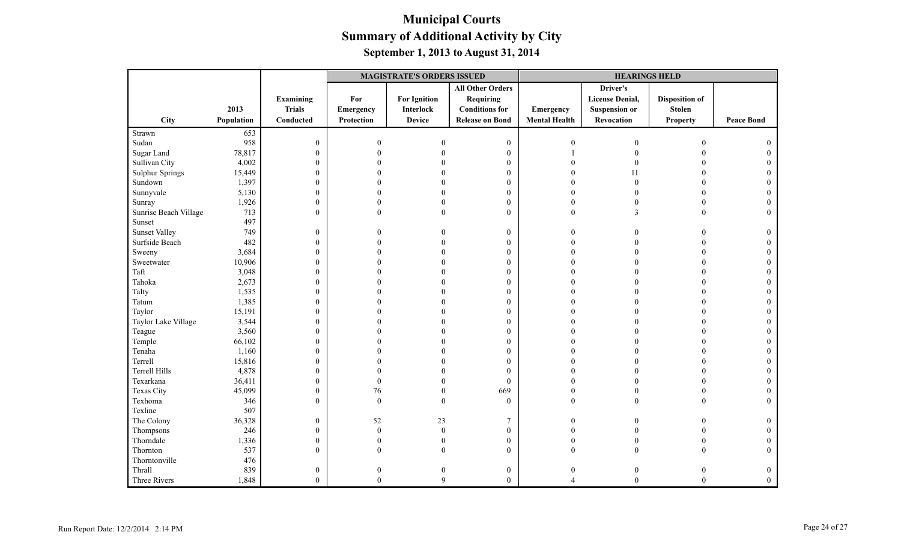# Municipal Courts
## Summary of Additional Activity by City
### September 1, 2013 to August 31, 2014

| | | | MAGISTRATE'S ORDERS ISSUED | | | HEARINGS HELD | | | |
|---|---|---|---|---|---|---|---|---|---|
| City | 2013 Population | Examining Trials Conducted | For Emergency Protection | For Ignition Interlock Device | All Other Orders Requiring Conditions for Release on Bond | Emergency Mental Health | Driver's License Denial, Suspension or Revocation | Disposition of Stolen Property | Peace Bond |
| Strawn | 653 | | | | | | | | |
| Sudan | 958 | 0 | 0 | 0 | 0 | 0 | 0 | 0 | 0 |
| Sugar Land | 78,817 | 0 | 0 | 0 | 0 | 1 | 0 | 0 | 0 |
| Sullivan City | 4,002 | 0 | 0 | 0 | 0 | 0 | 0 | 0 | 0 |
| Sulphur Springs | 15,449 | 0 | 0 | 0 | 0 | 0 | 11 | 0 | 0 |
| Sundown | 1,397 | 0 | 0 | 0 | 0 | 0 | 0 | 0 | 0 |
| Sunnyvale | 5,130 | 0 | 0 | 0 | 0 | 0 | 0 | 0 | 0 |
| Sunray | 1,926 | 0 | 0 | 0 | 0 | 0 | 0 | 0 | 0 |
| Sunrise Beach Village | 713 | 0 | 0 | 0 | 0 | 0 | 3 | 0 | 0 |
| Sunset | 497 | | | | | | | | |
| Sunset Valley | 749 | 0 | 0 | 0 | 0 | 0 | 0 | 0 | 0 |
| Surfside Beach | 482 | 0 | 0 | 0 | 0 | 0 | 0 | 0 | 0 |
| Sweeny | 3,684 | 0 | 0 | 0 | 0 | 0 | 0 | 0 | 0 |
| Sweetwater | 10,906 | 0 | 0 | 0 | 0 | 0 | 0 | 0 | 0 |
| Taft | 3,048 | 0 | 0 | 0 | 0 | 0 | 0 | 0 | 0 |
| Tahoka | 2,673 | 0 | 0 | 0 | 0 | 0 | 0 | 0 | 0 |
| Talty | 1,535 | 0 | 0 | 0 | 0 | 0 | 0 | 0 | 0 |
| Tatum | 1,385 | 0 | 0 | 0 | 0 | 0 | 0 | 0 | 0 |
| Taylor | 15,191 | 0 | 0 | 0 | 0 | 0 | 0 | 0 | 0 |
| Taylor Lake Village | 3,544 | 0 | 0 | 0 | 0 | 0 | 0 | 0 | 0 |
| Teague | 3,560 | 0 | 0 | 0 | 0 | 0 | 0 | 0 | 0 |
| Temple | 66,102 | 0 | 0 | 0 | 0 | 0 | 0 | 0 | 0 |
| Tenaha | 1,160 | 0 | 0 | 0 | 0 | 0 | 0 | 0 | 0 |
| Terrell | 15,816 | 0 | 0 | 0 | 0 | 0 | 0 | 0 | 0 |
| Terrell Hills | 4,878 | 0 | 0 | 0 | 0 | 0 | 0 | 0 | 0 |
| Texarkana | 36,411 | 0 | 0 | 0 | 0 | 0 | 0 | 0 | 0 |
| Texas City | 45,099 | 0 | 76 | 0 | 669 | 0 | 0 | 0 | 0 |
| Texhoma | 346 | 0 | 0 | 0 | 0 | 0 | 0 | 0 | 0 |
| Texline | 507 | | | | | | | | |
| The Colony | 36,328 | 0 | 52 | 23 | 7 | 0 | 0 | 0 | 0 |
| Thompsons | 246 | 0 | 0 | 0 | 0 | 0 | 0 | 0 | 0 |
| Thorndale | 1,336 | 0 | 0 | 0 | 0 | 0 | 0 | 0 | 0 |
| Thornton | 537 | 0 | 0 | 0 | 0 | 0 | 0 | 0 | 0 |
| Thorntonville | 476 | | | | | | | | |
| Thrall | 839 | 0 | 0 | 0 | 0 | 0 | 0 | 0 | 0 |
| Three Rivers | 1,848 | 0 | 0 | 9 | 0 | 4 | 0 | 0 | 0 |

Run Report Date: 12/2/2014 2:14 PM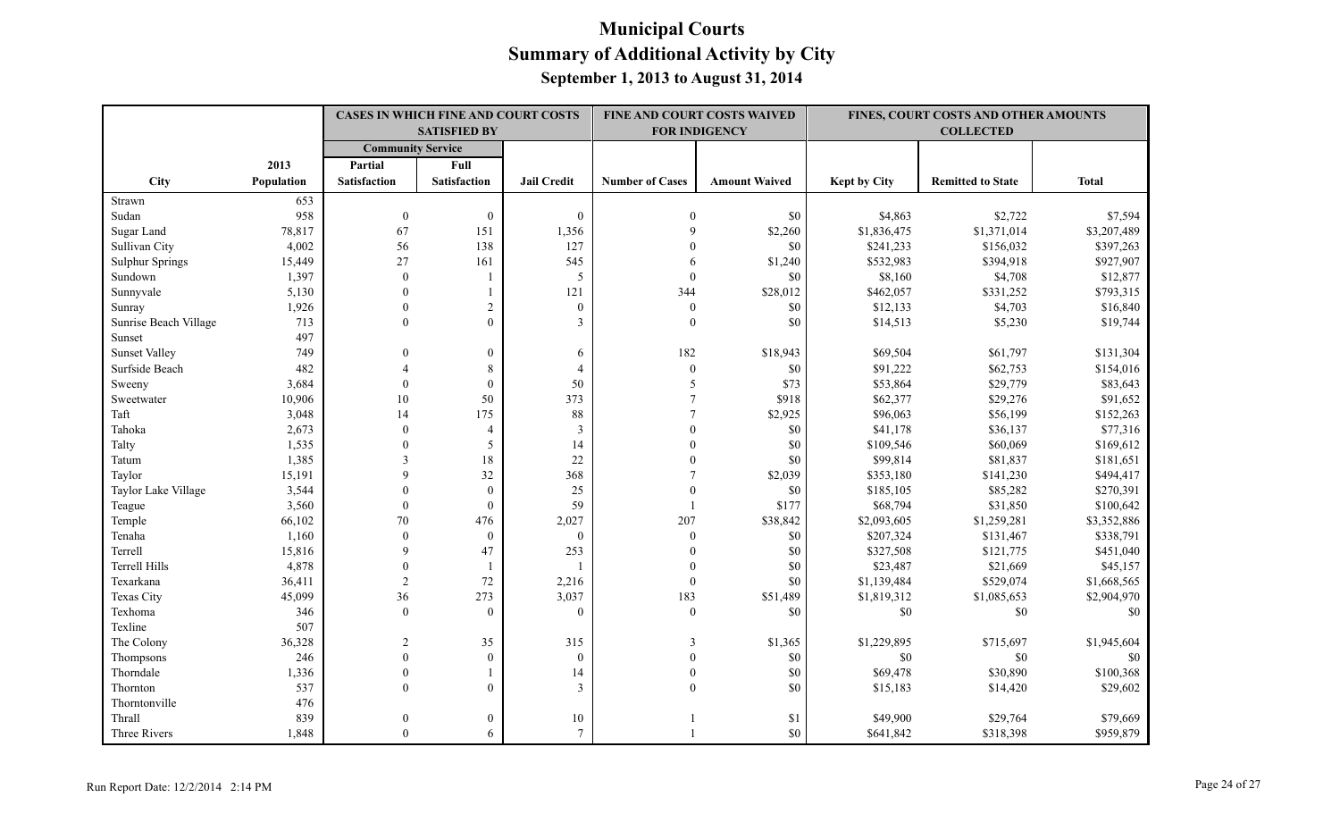# Municipal Courts
## Summary of Additional Activity by City
### September 1, 2013 to August 31, 2014

| City | 2013 Population | CASES IN WHICH FINE AND COURT COSTS SATISFIED BY: Community Service Partial Satisfaction | Community Service Full Satisfaction | Jail Credit | FINE AND COURT COSTS WAIVED FOR INDIGENCY: Number of Cases | Amount Waived | FINES, COURT COSTS AND OTHER AMOUNTS COLLECTED: Kept by City | Remitted to State | Total |
|---|---|---|---|---|---|---|---|---|---|
| Strawn | 653 | | | | | | | | |
| Sudan | 958 | 0 | 0 | 0 | 0 | $0 | $4,863 | $2,722 | $7,594 |
| Sugar Land | 78,817 | 67 | 151 | 1,356 | 9 | $2,260 | $1,836,475 | $1,371,014 | $3,207,489 |
| Sullivan City | 4,002 | 56 | 138 | 127 | 0 | $0 | $241,233 | $156,032 | $397,263 |
| Sulphur Springs | 15,449 | 27 | 161 | 545 | 6 | $1,240 | $532,983 | $394,918 | $927,907 |
| Sundown | 1,397 | 0 | 1 | 5 | 0 | $0 | $8,160 | $4,708 | $12,877 |
| Sunnyvale | 5,130 | 0 | 1 | 121 | 344 | $28,012 | $462,057 | $331,252 | $793,315 |
| Sunray | 1,926 | 0 | 2 | 0 | 0 | $0 | $12,133 | $4,703 | $16,840 |
| Sunrise Beach Village | 713 | 0 | 0 | 3 | 0 | $0 | $14,513 | $5,230 | $19,744 |
| Sunset | 497 | | | | | | | | |
| Sunset Valley | 749 | 0 | 0 | 6 | 182 | $18,943 | $69,504 | $61,797 | $131,304 |
| Surfside Beach | 482 | 4 | 8 | 4 | 0 | $0 | $91,222 | $62,753 | $154,016 |
| Sweeny | 3,684 | 0 | 0 | 50 | 5 | $73 | $53,864 | $29,779 | $83,643 |
| Sweetwater | 10,906 | 10 | 50 | 373 | 7 | $918 | $62,377 | $29,276 | $91,652 |
| Taft | 3,048 | 14 | 175 | 88 | 7 | $2,925 | $96,063 | $56,199 | $152,263 |
| Tahoka | 2,673 | 0 | 4 | 3 | 0 | $0 | $41,178 | $36,137 | $77,316 |
| Talty | 1,535 | 0 | 5 | 14 | 0 | $0 | $109,546 | $60,069 | $169,612 |
| Tatum | 1,385 | 3 | 18 | 22 | 0 | $0 | $99,814 | $81,837 | $181,651 |
| Taylor | 15,191 | 9 | 32 | 368 | 7 | $2,039 | $353,180 | $141,230 | $494,417 |
| Taylor Lake Village | 3,544 | 0 | 0 | 25 | 0 | $0 | $185,105 | $85,282 | $270,391 |
| Teague | 3,560 | 0 | 0 | 59 | 1 | $177 | $68,794 | $31,850 | $100,642 |
| Temple | 66,102 | 70 | 476 | 2,027 | 207 | $38,842 | $2,093,605 | $1,259,281 | $3,352,886 |
| Tenaha | 1,160 | 0 | 0 | 0 | 0 | $0 | $207,324 | $131,467 | $338,791 |
| Terrell | 15,816 | 9 | 47 | 253 | 0 | $0 | $327,508 | $121,775 | $451,040 |
| Terrell Hills | 4,878 | 0 | 1 | 1 | 0 | $0 | $23,487 | $21,669 | $45,157 |
| Texarkana | 36,411 | 2 | 72 | 2,216 | 0 | $0 | $1,139,484 | $529,074 | $1,668,565 |
| Texas City | 45,099 | 36 | 273 | 3,037 | 183 | $51,489 | $1,819,312 | $1,085,653 | $2,904,970 |
| Texhoma | 346 | 0 | 0 | 0 | 0 | $0 | $0 | $0 | $0 |
| Texline | 507 | | | | | | | | |
| The Colony | 36,328 | 2 | 35 | 315 | 3 | $1,365 | $1,229,895 | $715,697 | $1,945,604 |
| Thompsons | 246 | 0 | 0 | 0 | 0 | $0 | $0 | $0 | $0 |
| Thorndale | 1,336 | 0 | 1 | 14 | 0 | $0 | $69,478 | $30,890 | $100,368 |
| Thornton | 537 | 0 | 0 | 3 | 0 | $0 | $15,183 | $14,420 | $29,602 |
| Thorntonville | 476 | | | | | | | | |
| Thrall | 839 | 0 | 0 | 10 | 1 | $1 | $49,900 | $29,764 | $79,669 |
| Three Rivers | 1,848 | 0 | 6 | 7 | 1 | $0 | $641,842 | $318,398 | $959,879 |

Run Report Date: 12/2/2014 2:14 PM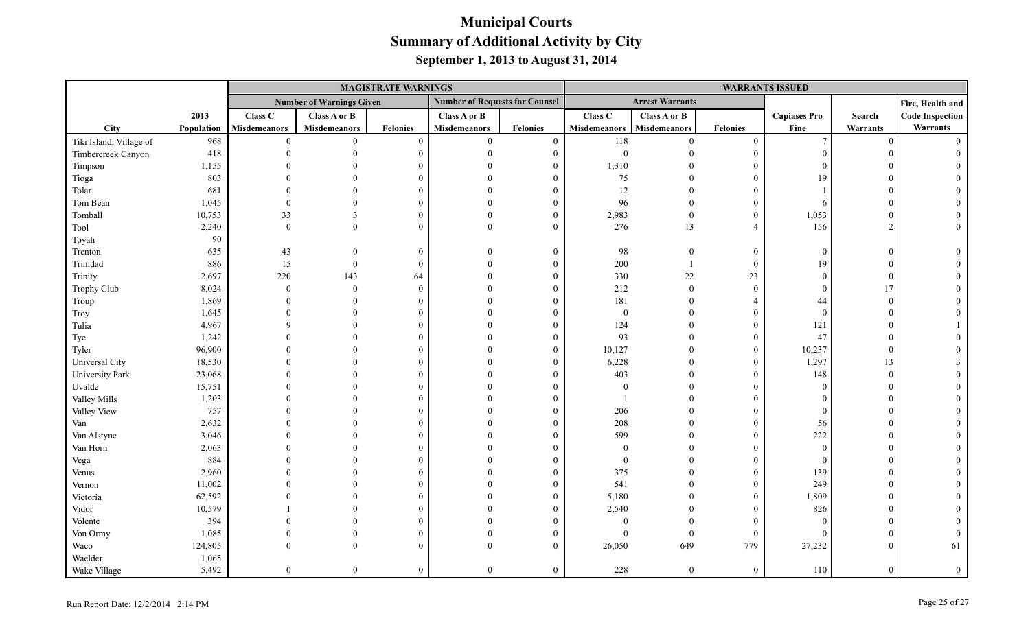# Municipal Courts

## Summary of Additional Activity by City

### September 1, 2013 to August 31, 2014

| | | MAGISTRATE WARNINGS | | | | | WARRANTS ISSUED | | | | | |
|---|---|---|---|---|---|---|---|---|---|---|---|---|
| | | Number of Warnings Given | | | Number of Requests for Counsel | | Arrest Warrants | | | | | Fire, Health and |
| City | 2013 Population | Class C Misdemeanors | Class A or B Misdemeanors | Felonies | Class A or B Misdemeanors | Felonies | Class C Misdemeanors | Class A or B Misdemeanors | Felonies | Capiases Pro Fine | Search Warrants | Code Inspection Warrants |
| Tiki Island, Village of | 968 | 0 | 0 | 0 | 0 | 0 | 118 | 0 | 0 | 7 | 0 | 0 |
| Timbercreek Canyon | 418 | 0 | 0 | 0 | 0 | 0 | 0 | 0 | 0 | 0 | 0 | 0 |
| Timpson | 1,155 | 0 | 0 | 0 | 0 | 0 | 1,310 | 0 | 0 | 0 | 0 | 0 |
| Tioga | 803 | 0 | 0 | 0 | 0 | 0 | 75 | 0 | 0 | 19 | 0 | 0 |
| Tolar | 681 | 0 | 0 | 0 | 0 | 0 | 12 | 0 | 0 | 1 | 0 | 0 |
| Tom Bean | 1,045 | 0 | 0 | 0 | 0 | 0 | 96 | 0 | 0 | 6 | 0 | 0 |
| Tomball | 10,753 | 33 | 3 | 0 | 0 | 0 | 2,983 | 0 | 0 | 1,053 | 0 | 0 |
| Tool | 2,240 | 0 | 0 | 0 | 0 | 0 | 276 | 13 | 4 | 156 | 2 | 0 |
| Toyah | 90 | | | | | | | | | | | |
| Trenton | 635 | 43 | 0 | 0 | 0 | 0 | 98 | 0 | 0 | 0 | 0 | 0 |
| Trinidad | 886 | 15 | 0 | 0 | 0 | 0 | 200 | 1 | 0 | 19 | 0 | 0 |
| Trinity | 2,697 | 220 | 143 | 64 | 0 | 0 | 330 | 22 | 23 | 0 | 0 | 0 |
| Trophy Club | 8,024 | 0 | 0 | 0 | 0 | 0 | 212 | 0 | 0 | 0 | 17 | 0 |
| Troup | 1,869 | 0 | 0 | 0 | 0 | 0 | 181 | 0 | 4 | 44 | 0 | 0 |
| Troy | 1,645 | 0 | 0 | 0 | 0 | 0 | 0 | 0 | 0 | 0 | 0 | 0 |
| Tulia | 4,967 | 9 | 0 | 0 | 0 | 0 | 124 | 0 | 0 | 121 | 0 | 1 |
| Tye | 1,242 | 0 | 0 | 0 | 0 | 0 | 93 | 0 | 0 | 47 | 0 | 0 |
| Tyler | 96,900 | 0 | 0 | 0 | 0 | 0 | 10,127 | 0 | 0 | 10,237 | 0 | 0 |
| Universal City | 18,530 | 0 | 0 | 0 | 0 | 0 | 6,228 | 0 | 0 | 1,297 | 13 | 3 |
| University Park | 23,068 | 0 | 0 | 0 | 0 | 0 | 403 | 0 | 0 | 148 | 0 | 0 |
| Uvalde | 15,751 | 0 | 0 | 0 | 0 | 0 | 0 | 0 | 0 | 0 | 0 | 0 |
| Valley Mills | 1,203 | 0 | 0 | 0 | 0 | 0 | 1 | 0 | 0 | 0 | 0 | 0 |
| Valley View | 757 | 0 | 0 | 0 | 0 | 0 | 206 | 0 | 0 | 0 | 0 | 0 |
| Van | 2,632 | 0 | 0 | 0 | 0 | 0 | 208 | 0 | 0 | 56 | 0 | 0 |
| Van Alstyne | 3,046 | 0 | 0 | 0 | 0 | 0 | 599 | 0 | 0 | 222 | 0 | 0 |
| Van Horn | 2,063 | 0 | 0 | 0 | 0 | 0 | 0 | 0 | 0 | 0 | 0 | 0 |
| Vega | 884 | 0 | 0 | 0 | 0 | 0 | 0 | 0 | 0 | 0 | 0 | 0 |
| Venus | 2,960 | 0 | 0 | 0 | 0 | 0 | 375 | 0 | 0 | 139 | 0 | 0 |
| Vernon | 11,002 | 0 | 0 | 0 | 0 | 0 | 541 | 0 | 0 | 249 | 0 | 0 |
| Victoria | 62,592 | 0 | 0 | 0 | 0 | 0 | 5,180 | 0 | 0 | 1,809 | 0 | 0 |
| Vidor | 10,579 | 1 | 0 | 0 | 0 | 0 | 2,540 | 0 | 0 | 826 | 0 | 0 |
| Volente | 394 | 0 | 0 | 0 | 0 | 0 | 0 | 0 | 0 | 0 | 0 | 0 |
| Von Ormy | 1,085 | 0 | 0 | 0 | 0 | 0 | 0 | 0 | 0 | 0 | 0 | 0 |
| Waco | 124,805 | 0 | 0 | 0 | 0 | 0 | 26,050 | 649 | 779 | 27,232 | 0 | 61 |
| Waelder | 1,065 | | | | | | | | | | | |
| Wake Village | 5,492 | 0 | 0 | 0 | 0 | 0 | 228 | 0 | 0 | 110 | 0 | 0 |

Run Report Date: 12/2/2014 2:14 PM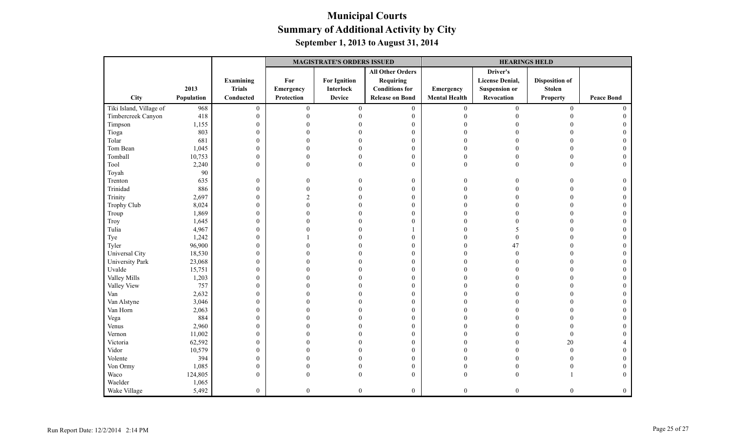# Municipal Courts
## Summary of Additional Activity by City
### September 1, 2013 to August 31, 2014

| | | | MAGISTRATE'S ORDERS ISSUED | | | HEARINGS HELD | | | |
|---|---|---|---|---|---|---|---|---|---|
| City | 2013 Population | Examining Trials Conducted | For Emergency Protection | For Ignition Interlock Device | All Other Orders Requiring Conditions for Release on Bond | Emergency Mental Health | Driver's License Denial, Suspension or Revocation | Disposition of Stolen Property | Peace Bond |
| Tiki Island, Village of | 968 | 0 | 0 | 0 | 0 | 0 | 0 | 0 | 0 |
| Timbercreek Canyon | 418 | 0 | 0 | 0 | 0 | 0 | 0 | 0 | 0 |
| Timpson | 1,155 | 0 | 0 | 0 | 0 | 0 | 0 | 0 | 0 |
| Tioga | 803 | 0 | 0 | 0 | 0 | 0 | 0 | 0 | 0 |
| Tolar | 681 | 0 | 0 | 0 | 0 | 0 | 0 | 0 | 0 |
| Tom Bean | 1,045 | 0 | 0 | 0 | 0 | 0 | 0 | 0 | 0 |
| Tomball | 10,753 | 0 | 0 | 0 | 0 | 0 | 0 | 0 | 0 |
| Tool | 2,240 | 0 | 0 | 0 | 0 | 0 | 0 | 0 | 0 |
| Toyah | 90 | | | | | | | | |
| Trenton | 635 | 0 | 0 | 0 | 0 | 0 | 0 | 0 | 0 |
| Trinidad | 886 | 0 | 0 | 0 | 0 | 0 | 0 | 0 | 0 |
| Trinity | 2,697 | 0 | 2 | 0 | 0 | 0 | 0 | 0 | 0 |
| Trophy Club | 8,024 | 0 | 0 | 0 | 0 | 0 | 0 | 0 | 0 |
| Troup | 1,869 | 0 | 0 | 0 | 0 | 0 | 0 | 0 | 0 |
| Troy | 1,645 | 0 | 0 | 0 | 0 | 0 | 0 | 0 | 0 |
| Tulia | 4,967 | 0 | 0 | 0 | 1 | 0 | 5 | 0 | 0 |
| Tye | 1,242 | 0 | 1 | 0 | 0 | 0 | 0 | 0 | 0 |
| Tyler | 96,900 | 0 | 0 | 0 | 0 | 0 | 47 | 0 | 0 |
| Universal City | 18,530 | 0 | 0 | 0 | 0 | 0 | 0 | 0 | 0 |
| University Park | 23,068 | 0 | 0 | 0 | 0 | 0 | 0 | 0 | 0 |
| Uvalde | 15,751 | 0 | 0 | 0 | 0 | 0 | 0 | 0 | 0 |
| Valley Mills | 1,203 | 0 | 0 | 0 | 0 | 0 | 0 | 0 | 0 |
| Valley View | 757 | 0 | 0 | 0 | 0 | 0 | 0 | 0 | 0 |
| Van | 2,632 | 0 | 0 | 0 | 0 | 0 | 0 | 0 | 0 |
| Van Alstyne | 3,046 | 0 | 0 | 0 | 0 | 0 | 0 | 0 | 0 |
| Van Horn | 2,063 | 0 | 0 | 0 | 0 | 0 | 0 | 0 | 0 |
| Vega | 884 | 0 | 0 | 0 | 0 | 0 | 0 | 0 | 0 |
| Venus | 2,960 | 0 | 0 | 0 | 0 | 0 | 0 | 0 | 0 |
| Vernon | 11,002 | 0 | 0 | 0 | 0 | 0 | 0 | 0 | 0 |
| Victoria | 62,592 | 0 | 0 | 0 | 0 | 0 | 0 | 20 | 4 |
| Vidor | 10,579 | 0 | 0 | 0 | 0 | 0 | 0 | 0 | 0 |
| Volente | 394 | 0 | 0 | 0 | 0 | 0 | 0 | 0 | 0 |
| Von Ormy | 1,085 | 0 | 0 | 0 | 0 | 0 | 0 | 0 | 0 |
| Waco | 124,805 | 0 | 0 | 0 | 0 | 0 | 0 | 1 | 0 |
| Waelder | 1,065 | | | | | | | | |
| Wake Village | 5,492 | 0 | 0 | 0 | 0 | 0 | 0 | 0 | 0 |

Run Report Date: 12/2/2014 2:14 PM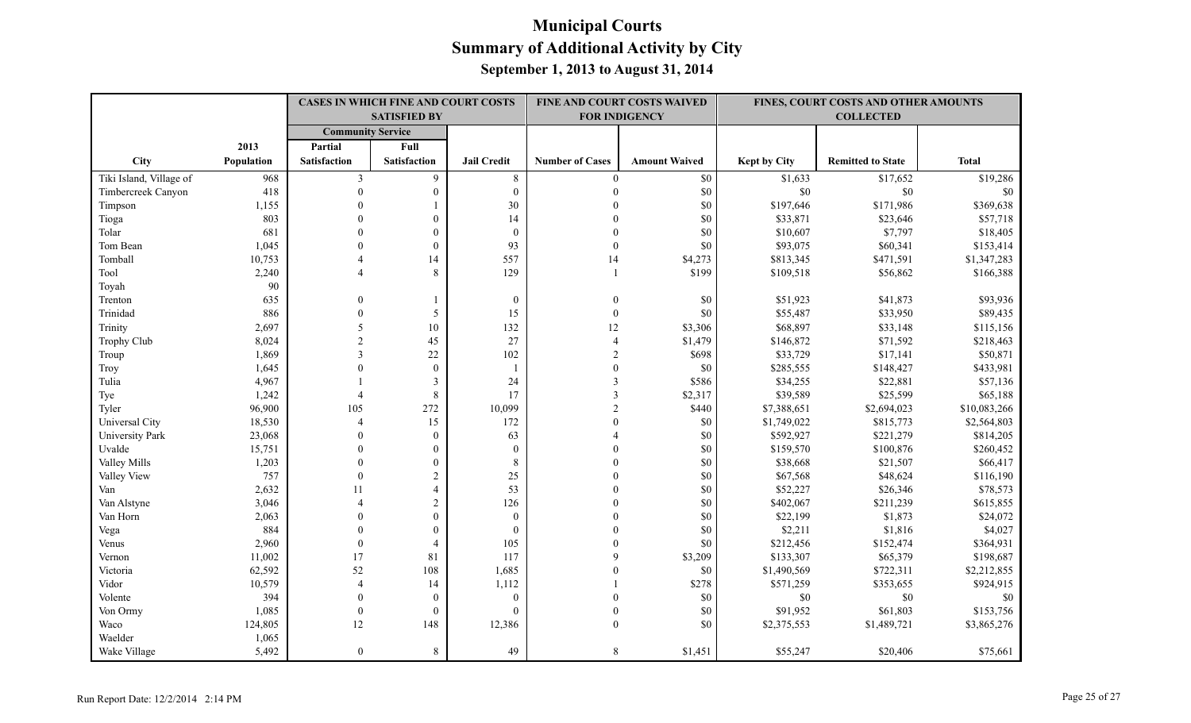# Municipal Courts
## Summary of Additional Activity by City
### September 1, 2013 to August 31, 2014

| | | CASES IN WHICH FINE AND COURT COSTS SATISFIED BY | | | FINE AND COURT COSTS WAIVED FOR INDIGENCY | | FINES, COURT COSTS AND OTHER AMOUNTS COLLECTED | | |
|---|---|---|---|---|---|---|---|---|---|
| | | Community Service | | | | | | | |
| City | 2013 Population | Partial Satisfaction | Full Satisfaction | Jail Credit | Number of Cases | Amount Waived | Kept by City | Remitted to State | Total |
| Tiki Island, Village of | 968 | 3 | 9 | 8 | 0 | $0 | $1,633 | $17,652 | $19,286 |
| Timbercreek Canyon | 418 | 0 | 0 | 0 | 0 | $0 | $0 | $0 | $0 |
| Timpson | 1,155 | 0 | 1 | 30 | 0 | $0 | $197,646 | $171,986 | $369,638 |
| Tioga | 803 | 0 | 0 | 14 | 0 | $0 | $33,871 | $23,646 | $57,718 |
| Tolar | 681 | 0 | 0 | 0 | 0 | $0 | $10,607 | $7,797 | $18,405 |
| Tom Bean | 1,045 | 0 | 0 | 93 | 0 | $0 | $93,075 | $60,341 | $153,414 |
| Tomball | 10,753 | 4 | 14 | 557 | 14 | $4,273 | $813,345 | $471,591 | $1,347,283 |
| Tool | 2,240 | 4 | 8 | 129 | 1 | $199 | $109,518 | $56,862 | $166,388 |
| Toyah | 90 | | | | | | | | |
| Trenton | 635 | 0 | 1 | 0 | 0 | $0 | $51,923 | $41,873 | $93,936 |
| Trinidad | 886 | 0 | 5 | 15 | 0 | $0 | $55,487 | $33,950 | $89,435 |
| Trinity | 2,697 | 5 | 10 | 132 | 12 | $3,306 | $68,897 | $33,148 | $115,156 |
| Trophy Club | 8,024 | 2 | 45 | 27 | 4 | $1,479 | $146,872 | $71,592 | $218,463 |
| Troup | 1,869 | 3 | 22 | 102 | 2 | $698 | $33,729 | $17,141 | $50,871 |
| Troy | 1,645 | 0 | 0 | 1 | 0 | $0 | $285,555 | $148,427 | $433,981 |
| Tulia | 4,967 | 1 | 3 | 24 | 3 | $586 | $34,255 | $22,881 | $57,136 |
| Tye | 1,242 | 4 | 8 | 17 | 3 | $2,317 | $39,589 | $25,599 | $65,188 |
| Tyler | 96,900 | 105 | 272 | 10,099 | 2 | $440 | $7,388,651 | $2,694,023 | $10,083,266 |
| Universal City | 18,530 | 4 | 15 | 172 | 0 | $0 | $1,749,022 | $815,773 | $2,564,803 |
| University Park | 23,068 | 0 | 0 | 63 | 4 | $0 | $592,927 | $221,279 | $814,205 |
| Uvalde | 15,751 | 0 | 0 | 0 | 0 | $0 | $159,570 | $100,876 | $260,452 |
| Valley Mills | 1,203 | 0 | 0 | 8 | 0 | $0 | $38,668 | $21,507 | $66,417 |
| Valley View | 757 | 0 | 2 | 25 | 0 | $0 | $67,568 | $48,624 | $116,190 |
| Van | 2,632 | 11 | 4 | 53 | 0 | $0 | $52,227 | $26,346 | $78,573 |
| Van Alstyne | 3,046 | 4 | 2 | 126 | 0 | $0 | $402,067 | $211,239 | $615,855 |
| Van Horn | 2,063 | 0 | 0 | 0 | 0 | $0 | $22,199 | $1,873 | $24,072 |
| Vega | 884 | 0 | 0 | 0 | 0 | $0 | $2,211 | $1,816 | $4,027 |
| Venus | 2,960 | 0 | 4 | 105 | 0 | $0 | $212,456 | $152,474 | $364,931 |
| Vernon | 11,002 | 17 | 81 | 117 | 9 | $3,209 | $133,307 | $65,379 | $198,687 |
| Victoria | 62,592 | 52 | 108 | 1,685 | 0 | $0 | $1,490,569 | $722,311 | $2,212,855 |
| Vidor | 10,579 | 4 | 14 | 1,112 | 1 | $278 | $571,259 | $353,655 | $924,915 |
| Volente | 394 | 0 | 0 | 0 | 0 | $0 | $0 | $0 | $0 |
| Von Ormy | 1,085 | 0 | 0 | 0 | 0 | $0 | $91,952 | $61,803 | $153,756 |
| Waco | 124,805 | 12 | 148 | 12,386 | 0 | $0 | $2,375,553 | $1,489,721 | $3,865,276 |
| Waelder | 1,065 | | | | | | | | |
| Wake Village | 5,492 | 0 | 8 | 49 | 8 | $1,451 | $55,247 | $20,406 | $75,661 |

Run Report Date: 12/2/2014 2:14 PM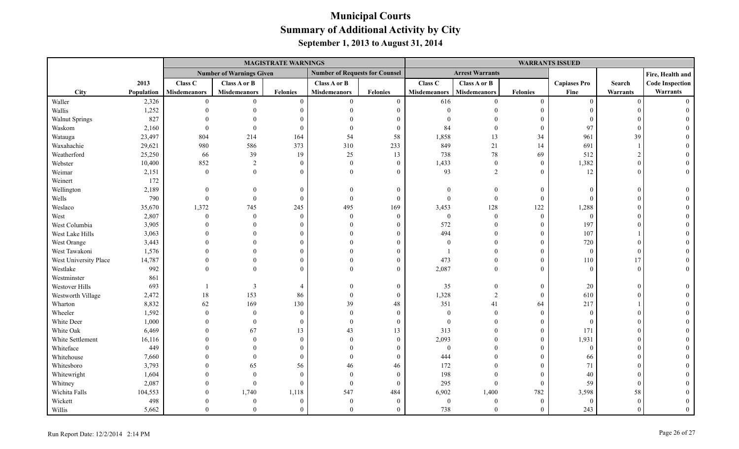# Municipal Courts
## Summary of Additional Activity by City
### September 1, 2013 to August 31, 2014

| | | MAGISTRATE WARNINGS | | | | | WARRANTS ISSUED | | | | | |
|---|---|---|---|---|---|---|---|---|---|---|---|---|
| | | Number of Warnings Given | | | Number of Requests for Counsel | | Arrest Warrants | | | | | Fire, Health and |
| City | 2013 Population | Class C Misdemeanors | Class A or B Misdemeanors | Felonies | Class A or B Misdemeanors | Felonies | Class C Misdemeanors | Class A or B Misdemeanors | Felonies | Capiases Pro Fine | Search Warrants | Code Inspection Warrants |
| Waller | 2,326 | 0 | 0 | 0 | 0 | 0 | 616 | 0 | 0 | 0 | 0 | 0 |
| Wallis | 1,252 | 0 | 0 | 0 | 0 | 0 | 0 | 0 | 0 | 0 | 0 | 0 |
| Walnut Springs | 827 | 0 | 0 | 0 | 0 | 0 | 0 | 0 | 0 | 0 | 0 | 0 |
| Waskom | 2,160 | 0 | 0 | 0 | 0 | 0 | 84 | 0 | 0 | 97 | 0 | 0 |
| Watauga | 23,497 | 804 | 214 | 164 | 54 | 58 | 1,858 | 13 | 34 | 961 | 39 | 0 |
| Waxahachie | 29,621 | 980 | 586 | 373 | 310 | 233 | 849 | 21 | 14 | 691 | 1 | 0 |
| Weatherford | 25,250 | 66 | 39 | 19 | 25 | 13 | 738 | 78 | 69 | 512 | 2 | 0 |
| Webster | 10,400 | 852 | 2 | 0 | 0 | 0 | 1,433 | 0 | 0 | 1,382 | 0 | 0 |
| Weimar | 2,151 | 0 | 0 | 0 | 0 | 0 | 93 | 2 | 0 | 12 | 0 | 0 |
| Weinert | 172 | | | | | | | | | | | |
| Wellington | 2,189 | 0 | 0 | 0 | 0 | 0 | 0 | 0 | 0 | 0 | 0 | 0 |
| Wells | 790 | 0 | 0 | 0 | 0 | 0 | 0 | 0 | 0 | 0 | 0 | 0 |
| Weslaco | 35,670 | 1,372 | 745 | 245 | 495 | 169 | 3,453 | 128 | 122 | 1,288 | 0 | 0 |
| West | 2,807 | 0 | 0 | 0 | 0 | 0 | 0 | 0 | 0 | 0 | 0 | 0 |
| West Columbia | 3,905 | 0 | 0 | 0 | 0 | 0 | 572 | 0 | 0 | 197 | 0 | 0 |
| West Lake Hills | 3,063 | 0 | 0 | 0 | 0 | 0 | 494 | 0 | 0 | 107 | 1 | 0 |
| West Orange | 3,443 | 0 | 0 | 0 | 0 | 0 | 0 | 0 | 0 | 720 | 0 | 0 |
| West Tawakoni | 1,576 | 0 | 0 | 0 | 0 | 0 | 1 | 0 | 0 | 0 | 0 | 0 |
| West University Place | 14,787 | 0 | 0 | 0 | 0 | 0 | 473 | 0 | 0 | 110 | 17 | 0 |
| Westlake | 992 | 0 | 0 | 0 | 0 | 0 | 2,087 | 0 | 0 | 0 | 0 | 0 |
| Westminster | 861 | | | | | | | | | | | |
| Westover Hills | 693 | 1 | 3 | 4 | 0 | 0 | 35 | 0 | 0 | 20 | 0 | 0 |
| Westworth Village | 2,472 | 18 | 153 | 86 | 0 | 0 | 1,328 | 2 | 0 | 610 | 0 | 0 |
| Wharton | 8,832 | 62 | 169 | 130 | 39 | 48 | 351 | 41 | 64 | 217 | 1 | 0 |
| Wheeler | 1,592 | 0 | 0 | 0 | 0 | 0 | 0 | 0 | 0 | 0 | 0 | 0 |
| White Deer | 1,000 | 0 | 0 | 0 | 0 | 0 | 0 | 0 | 0 | 0 | 0 | 0 |
| White Oak | 6,469 | 0 | 67 | 13 | 43 | 13 | 313 | 0 | 0 | 171 | 0 | 0 |
| White Settlement | 16,116 | 0 | 0 | 0 | 0 | 0 | 2,093 | 0 | 0 | 1,931 | 0 | 0 |
| Whiteface | 449 | 0 | 0 | 0 | 0 | 0 | 0 | 0 | 0 | 0 | 0 | 0 |
| Whitehouse | 7,660 | 0 | 0 | 0 | 0 | 0 | 444 | 0 | 0 | 66 | 0 | 0 |
| Whitesboro | 3,793 | 0 | 65 | 56 | 46 | 46 | 172 | 0 | 0 | 71 | 0 | 0 |
| Whitewright | 1,604 | 0 | 0 | 0 | 0 | 0 | 198 | 0 | 0 | 40 | 0 | 0 |
| Whitney | 2,087 | 0 | 0 | 0 | 0 | 0 | 295 | 0 | 0 | 59 | 0 | 0 |
| Wichita Falls | 104,553 | 0 | 1,740 | 1,118 | 547 | 484 | 6,902 | 1,400 | 782 | 3,598 | 58 | 0 |
| Wickett | 498 | 0 | 0 | 0 | 0 | 0 | 0 | 0 | 0 | 0 | 0 | 0 |
| Willis | 5,662 | 0 | 0 | 0 | 0 | 0 | 738 | 0 | 0 | 243 | 0 | 0 |

Run Report Date: 12/2/2014 2:14 PM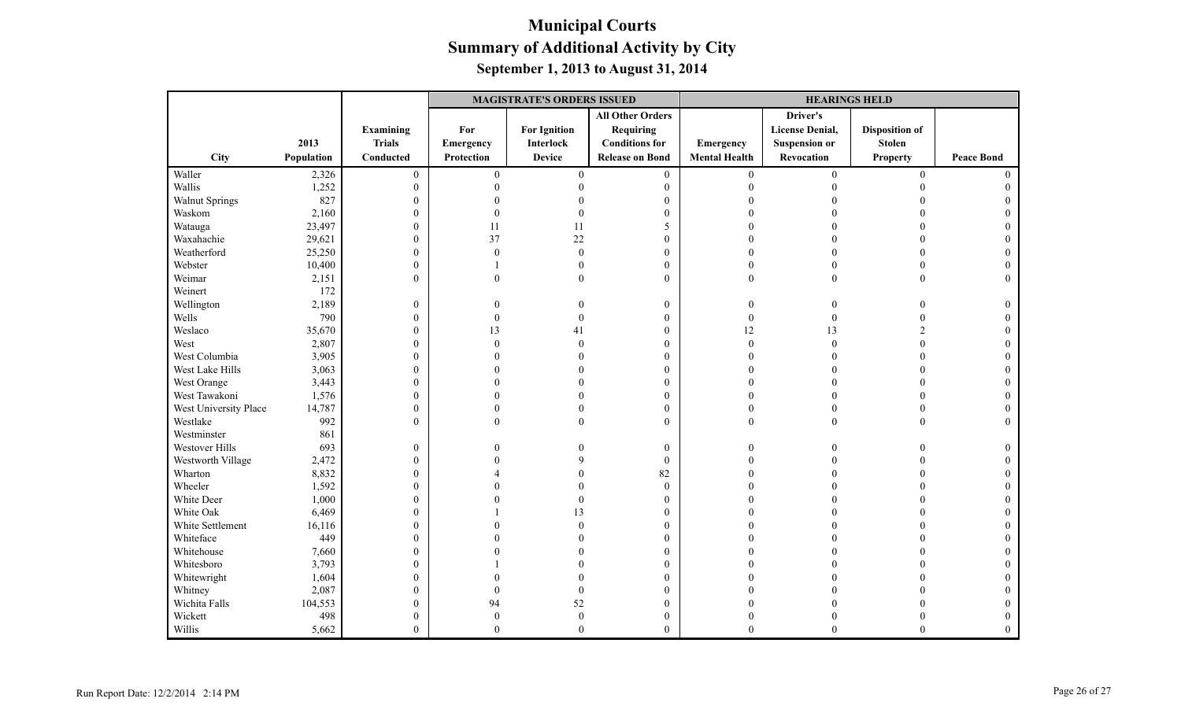# Municipal Courts
## Summary of Additional Activity by City
### September 1, 2013 to August 31, 2014

| City | 2013 Population | Examining Trials Conducted | MAGISTRATE'S ORDERS ISSUED: For Emergency Protection | For Ignition Interlock Device | All Other Orders Requiring Conditions for Release on Bond | HEARINGS HELD: Emergency Mental Health | Driver's License Denial, Suspension or Revocation | Disposition of Stolen Property | Peace Bond |
|---|---|---|---|---|---|---|---|---|---|
| Waller | 2,326 | 0 | 0 | 0 | 0 | 0 | 0 | 0 | 0 |
| Wallis | 1,252 | 0 | 0 | 0 | 0 | 0 | 0 | 0 | 0 |
| Walnut Springs | 827 | 0 | 0 | 0 | 0 | 0 | 0 | 0 | 0 |
| Waskom | 2,160 | 0 | 0 | 0 | 0 | 0 | 0 | 0 | 0 |
| Watauga | 23,497 | 0 | 11 | 11 | 5 | 0 | 0 | 0 | 0 |
| Waxahachie | 29,621 | 0 | 37 | 22 | 0 | 0 | 0 | 0 | 0 |
| Weatherford | 25,250 | 0 | 0 | 0 | 0 | 0 | 0 | 0 | 0 |
| Webster | 10,400 | 0 | 1 | 0 | 0 | 0 | 0 | 0 | 0 |
| Weimar | 2,151 | 0 | 0 | 0 | 0 | 0 | 0 | 0 | 0 |
| Weinert | 172 | | | | | | | | |
| Wellington | 2,189 | 0 | 0 | 0 | 0 | 0 | 0 | 0 | 0 |
| Wells | 790 | 0 | 0 | 0 | 0 | 0 | 0 | 0 | 0 |
| Weslaco | 35,670 | 0 | 13 | 41 | 0 | 12 | 13 | 2 | 0 |
| West | 2,807 | 0 | 0 | 0 | 0 | 0 | 0 | 0 | 0 |
| West Columbia | 3,905 | 0 | 0 | 0 | 0 | 0 | 0 | 0 | 0 |
| West Lake Hills | 3,063 | 0 | 0 | 0 | 0 | 0 | 0 | 0 | 0 |
| West Orange | 3,443 | 0 | 0 | 0 | 0 | 0 | 0 | 0 | 0 |
| West Tawakoni | 1,576 | 0 | 0 | 0 | 0 | 0 | 0 | 0 | 0 |
| West University Place | 14,787 | 0 | 0 | 0 | 0 | 0 | 0 | 0 | 0 |
| Westlake | 992 | 0 | 0 | 0 | 0 | 0 | 0 | 0 | 0 |
| Westminster | 861 | | | | | | | | |
| Westover Hills | 693 | 0 | 0 | 0 | 0 | 0 | 0 | 0 | 0 |
| Westworth Village | 2,472 | 0 | 0 | 9 | 0 | 0 | 0 | 0 | 0 |
| Wharton | 8,832 | 0 | 4 | 0 | 82 | 0 | 0 | 0 | 0 |
| Wheeler | 1,592 | 0 | 0 | 0 | 0 | 0 | 0 | 0 | 0 |
| White Deer | 1,000 | 0 | 0 | 0 | 0 | 0 | 0 | 0 | 0 |
| White Oak | 6,469 | 0 | 1 | 13 | 0 | 0 | 0 | 0 | 0 |
| White Settlement | 16,116 | 0 | 0 | 0 | 0 | 0 | 0 | 0 | 0 |
| Whiteface | 449 | 0 | 0 | 0 | 0 | 0 | 0 | 0 | 0 |
| Whitehouse | 7,660 | 0 | 0 | 0 | 0 | 0 | 0 | 0 | 0 |
| Whitesboro | 3,793 | 0 | 1 | 0 | 0 | 0 | 0 | 0 | 0 |
| Whitewright | 1,604 | 0 | 0 | 0 | 0 | 0 | 0 | 0 | 0 |
| Whitney | 2,087 | 0 | 0 | 0 | 0 | 0 | 0 | 0 | 0 |
| Wichita Falls | 104,553 | 0 | 94 | 52 | 0 | 0 | 0 | 0 | 0 |
| Wickett | 498 | 0 | 0 | 0 | 0 | 0 | 0 | 0 | 0 |
| Willis | 5,662 | 0 | 0 | 0 | 0 | 0 | 0 | 0 | 0 |

Run Report Date: 12/2/2014 2:14 PM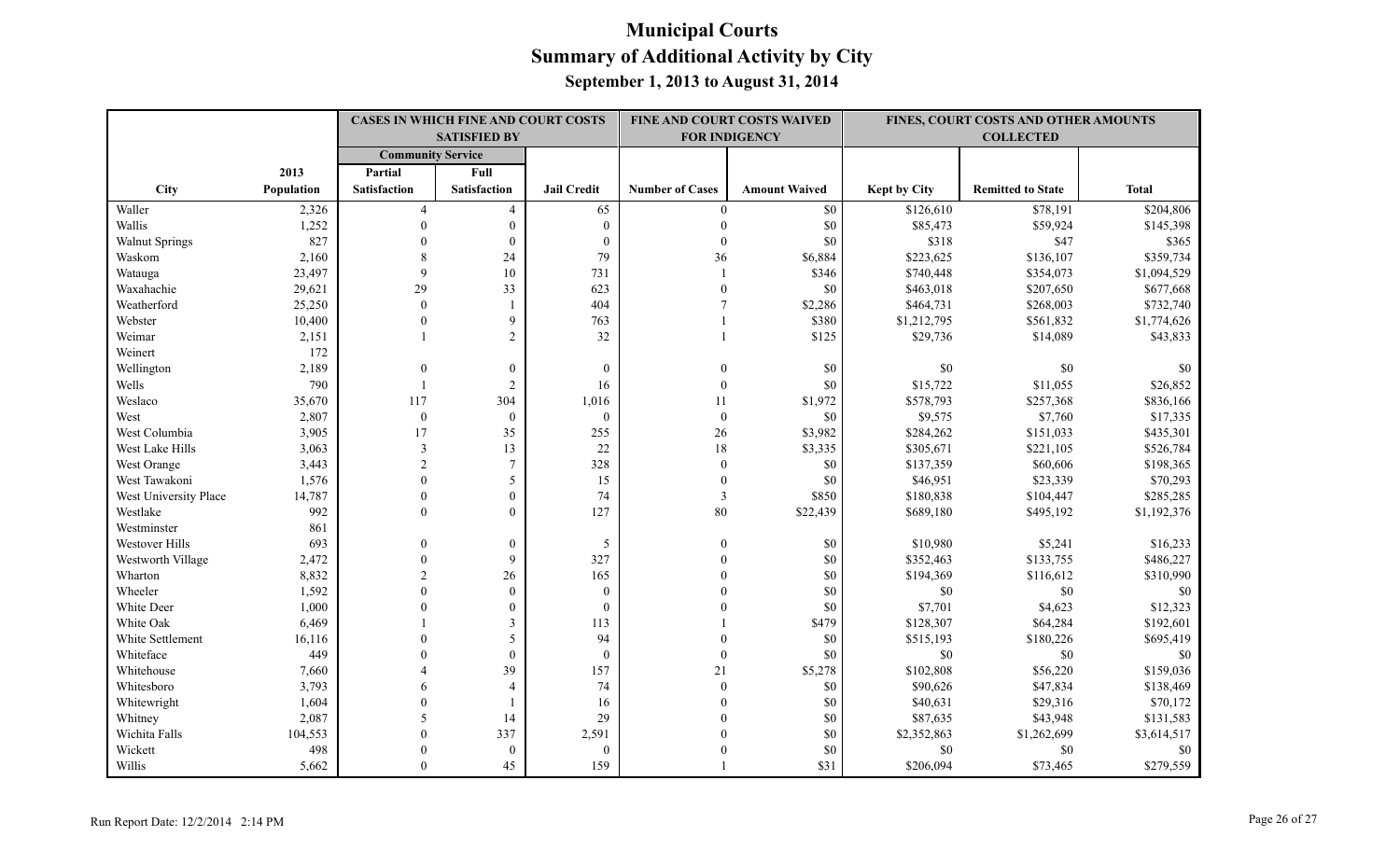# Municipal Courts
## Summary of Additional Activity by City
### September 1, 2013 to August 31, 2014

| | | CASES IN WHICH FINE AND COURT COSTS SATISFIED BY | | | FINE AND COURT COSTS WAIVED FOR INDIGENCY | | FINES, COURT COSTS AND OTHER AMOUNTS COLLECTED | | |
|---|---|---|---|---|---|---|---|---|---|
| | | Community Service | | | | | | | |
| City | 2013 Population | Partial Satisfaction | Full Satisfaction | Jail Credit | Number of Cases | Amount Waived | Kept by City | Remitted to State | Total |
| Waller | 2,326 | 4 | 4 | 65 | 0 | $0 | $126,610 | $78,191 | $204,806 |
| Wallis | 1,252 | 0 | 0 | 0 | 0 | $0 | $85,473 | $59,924 | $145,398 |
| Walnut Springs | 827 | 0 | 0 | 0 | 0 | $0 | $318 | $47 | $365 |
| Waskom | 2,160 | 8 | 24 | 79 | 36 | $6,884 | $223,625 | $136,107 | $359,734 |
| Watauga | 23,497 | 9 | 10 | 731 | 1 | $346 | $740,448 | $354,073 | $1,094,529 |
| Waxahachie | 29,621 | 29 | 33 | 623 | 0 | $0 | $463,018 | $207,650 | $677,668 |
| Weatherford | 25,250 | 0 | 1 | 404 | 7 | $2,286 | $464,731 | $268,003 | $732,740 |
| Webster | 10,400 | 0 | 9 | 763 | 1 | $380 | $1,212,795 | $561,832 | $1,774,626 |
| Weimar | 2,151 | 1 | 2 | 32 | 1 | $125 | $29,736 | $14,089 | $43,833 |
| Weinert | 172 | | | | | | | | |
| Wellington | 2,189 | 0 | 0 | 0 | 0 | $0 | $0 | $0 | $0 |
| Wells | 790 | 1 | 2 | 16 | 0 | $0 | $15,722 | $11,055 | $26,852 |
| Weslaco | 35,670 | 117 | 304 | 1,016 | 11 | $1,972 | $578,793 | $257,368 | $836,166 |
| West | 2,807 | 0 | 0 | 0 | 0 | $0 | $9,575 | $7,760 | $17,335 |
| West Columbia | 3,905 | 17 | 35 | 255 | 26 | $3,982 | $284,262 | $151,033 | $435,301 |
| West Lake Hills | 3,063 | 3 | 13 | 22 | 18 | $3,335 | $305,671 | $221,105 | $526,784 |
| West Orange | 3,443 | 2 | 7 | 328 | 0 | $0 | $137,359 | $60,606 | $198,365 |
| West Tawakoni | 1,576 | 0 | 5 | 15 | 0 | $0 | $46,951 | $23,339 | $70,293 |
| West University Place | 14,787 | 0 | 0 | 74 | 3 | $850 | $180,838 | $104,447 | $285,285 |
| Westlake | 992 | 0 | 0 | 127 | 80 | $22,439 | $689,180 | $495,192 | $1,192,376 |
| Westminster | 861 | | | | | | | | |
| Westover Hills | 693 | 0 | 0 | 5 | 0 | $0 | $10,980 | $5,241 | $16,233 |
| Westworth Village | 2,472 | 0 | 9 | 327 | 0 | $0 | $352,463 | $133,755 | $486,227 |
| Wharton | 8,832 | 2 | 26 | 165 | 0 | $0 | $194,369 | $116,612 | $310,990 |
| Wheeler | 1,592 | 0 | 0 | 0 | 0 | $0 | $0 | $0 | $0 |
| White Deer | 1,000 | 0 | 0 | 0 | 0 | $0 | $7,701 | $4,623 | $12,323 |
| White Oak | 6,469 | 1 | 3 | 113 | 1 | $479 | $128,307 | $64,284 | $192,601 |
| White Settlement | 16,116 | 0 | 5 | 94 | 0 | $0 | $515,193 | $180,226 | $695,419 |
| Whiteface | 449 | 0 | 0 | 0 | 0 | $0 | $0 | $0 | $0 |
| Whitehouse | 7,660 | 4 | 39 | 157 | 21 | $5,278 | $102,808 | $56,220 | $159,036 |
| Whitesboro | 3,793 | 6 | 4 | 74 | 0 | $0 | $90,626 | $47,834 | $138,469 |
| Whitewright | 1,604 | 0 | 1 | 16 | 0 | $0 | $40,631 | $29,316 | $70,172 |
| Whitney | 2,087 | 5 | 14 | 29 | 0 | $0 | $87,635 | $43,948 | $131,583 |
| Wichita Falls | 104,553 | 0 | 337 | 2,591 | 0 | $0 | $2,352,863 | $1,262,699 | $3,614,517 |
| Wickett | 498 | 0 | 0 | 0 | 0 | $0 | $0 | $0 | $0 |
| Willis | 5,662 | 0 | 45 | 159 | 1 | $31 | $206,094 | $73,465 | $279,559 |

Run Report Date: 12/2/2014 2:14 PM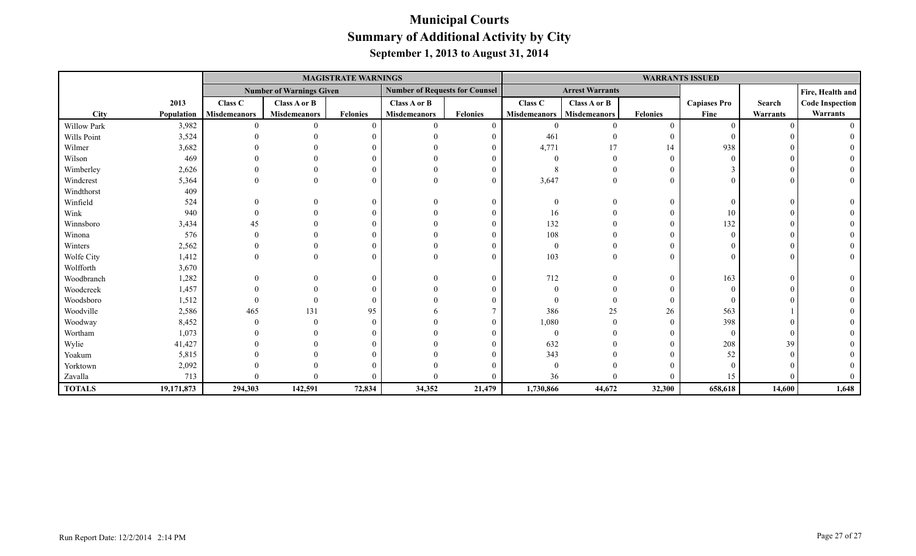# Municipal Courts
## Summary of Additional Activity by City
### September 1, 2013 to August 31, 2014

| | | MAGISTRATE WARNINGS | | | | | WARRANTS ISSUED | | | | | |
|---|---|---|---|---|---|---|---|---|---|---|---|---|
| | | Number of Warnings Given | | | Number of Requests for Counsel | | Arrest Warrants | | | | | Fire, Health and |
| City | 2013 Population | Class C Misdemeanors | Class A or B Misdemeanors | Felonies | Class A or B Misdemeanors | Felonies | Class C Misdemeanors | Class A or B Misdemeanors | Felonies | Capiases Pro Fine | Search Warrants | Code Inspection Warrants |
| Willow Park | 3,982 | 0 | 0 | 0 | 0 | 0 | 0 | 0 | 0 | 0 | 0 | 0 |
| Wills Point | 3,524 | 0 | 0 | 0 | 0 | 0 | 461 | 0 | 0 | 0 | 0 | 0 |
| Wilmer | 3,682 | 0 | 0 | 0 | 0 | 0 | 4,771 | 17 | 14 | 938 | 0 | 0 |
| Wilson | 469 | 0 | 0 | 0 | 0 | 0 | 0 | 0 | 0 | 0 | 0 | 0 |
| Wimberley | 2,626 | 0 | 0 | 0 | 0 | 0 | 8 | 0 | 0 | 3 | 0 | 0 |
| Windcrest | 5,364 | 0 | 0 | 0 | 0 | 0 | 3,647 | 0 | 0 | 0 | 0 | 0 |
| Windthorst | 409 | | | | | | | | | | | |
| Winfield | 524 | 0 | 0 | 0 | 0 | 0 | 0 | 0 | 0 | 0 | 0 | 0 |
| Wink | 940 | 0 | 0 | 0 | 0 | 0 | 16 | 0 | 0 | 10 | 0 | 0 |
| Winnsboro | 3,434 | 45 | 0 | 0 | 0 | 0 | 132 | 0 | 0 | 132 | 0 | 0 |
| Winona | 576 | 0 | 0 | 0 | 0 | 0 | 108 | 0 | 0 | 0 | 0 | 0 |
| Winters | 2,562 | 0 | 0 | 0 | 0 | 0 | 0 | 0 | 0 | 0 | 0 | 0 |
| Wolfe City | 1,412 | 0 | 0 | 0 | 0 | 0 | 103 | 0 | 0 | 0 | 0 | 0 |
| Wolfforth | 3,670 | | | | | | | | | | | |
| Woodbranch | 1,282 | 0 | 0 | 0 | 0 | 0 | 712 | 0 | 0 | 163 | 0 | 0 |
| Woodcreek | 1,457 | 0 | 0 | 0 | 0 | 0 | 0 | 0 | 0 | 0 | 0 | 0 |
| Woodsboro | 1,512 | 0 | 0 | 0 | 0 | 0 | 0 | 0 | 0 | 0 | 0 | 0 |
| Woodville | 2,586 | 465 | 131 | 95 | 6 | 7 | 386 | 25 | 26 | 563 | 1 | 0 |
| Woodway | 8,452 | 0 | 0 | 0 | 0 | 0 | 1,080 | 0 | 0 | 398 | 0 | 0 |
| Wortham | 1,073 | 0 | 0 | 0 | 0 | 0 | 0 | 0 | 0 | 0 | 0 | 0 |
| Wylie | 41,427 | 0 | 0 | 0 | 0 | 0 | 632 | 0 | 0 | 208 | 39 | 0 |
| Yoakum | 5,815 | 0 | 0 | 0 | 0 | 0 | 343 | 0 | 0 | 52 | 0 | 0 |
| Yorktown | 2,092 | 0 | 0 | 0 | 0 | 0 | 0 | 0 | 0 | 0 | 0 | 0 |
| Zavalla | 713 | 0 | 0 | 0 | 0 | 0 | 36 | 0 | 0 | 15 | 0 | 0 |
| **TOTALS** | **19,171,873** | **294,303** | **142,591** | **72,834** | **34,352** | **21,479** | **1,730,866** | **44,672** | **32,300** | **658,618** | **14,600** | **1,648** |

Run Report Date: 12/2/2014 2:14 PM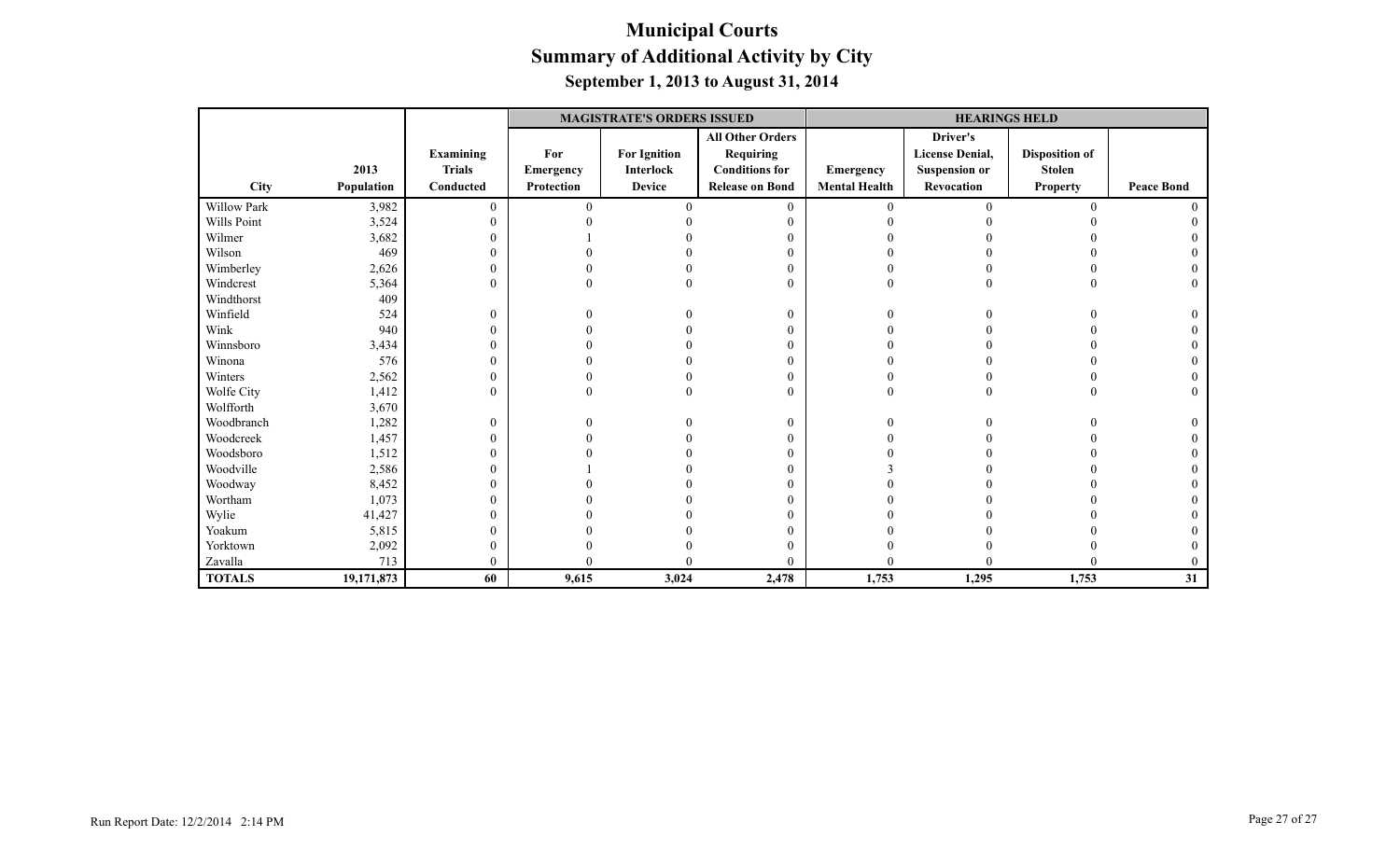# Municipal Courts
## Summary of Additional Activity by City
### September 1, 2013 to August 31, 2014

| | | | MAGISTRATE'S ORDERS ISSUED | | | HEARINGS HELD | | | |
|---|---|---|---|---|---|---|---|---|---|
| City | 2013 Population | Examining Trials Conducted | For Emergency Protection | For Ignition Interlock Device | All Other Orders Requiring Conditions for Release on Bond | Emergency Mental Health | Driver's License Denial, Suspension or Revocation | Disposition of Stolen Property | Peace Bond |
| Willow Park | 3,982 | 0 | 0 | 0 | 0 | 0 | 0 | 0 | 0 |
| Wills Point | 3,524 | 0 | 0 | 0 | 0 | 0 | 0 | 0 | 0 |
| Wilmer | 3,682 | 0 | 1 | 0 | 0 | 0 | 0 | 0 | 0 |
| Wilson | 469 | 0 | 0 | 0 | 0 | 0 | 0 | 0 | 0 |
| Wimberley | 2,626 | 0 | 0 | 0 | 0 | 0 | 0 | 0 | 0 |
| Windcrest | 5,364 | 0 | 0 | 0 | 0 | 0 | 0 | 0 | 0 |
| Windthorst | 409 | | | | | | | | |
| Winfield | 524 | 0 | 0 | 0 | 0 | 0 | 0 | 0 | 0 |
| Wink | 940 | 0 | 0 | 0 | 0 | 0 | 0 | 0 | 0 |
| Winnsboro | 3,434 | 0 | 0 | 0 | 0 | 0 | 0 | 0 | 0 |
| Winona | 576 | 0 | 0 | 0 | 0 | 0 | 0 | 0 | 0 |
| Winters | 2,562 | 0 | 0 | 0 | 0 | 0 | 0 | 0 | 0 |
| Wolfe City | 1,412 | 0 | 0 | 0 | 0 | 0 | 0 | 0 | 0 |
| Wolfforth | 3,670 | | | | | | | | |
| Woodbranch | 1,282 | 0 | 0 | 0 | 0 | 0 | 0 | 0 | 0 |
| Woodcreek | 1,457 | 0 | 0 | 0 | 0 | 0 | 0 | 0 | 0 |
| Woodsboro | 1,512 | 0 | 0 | 0 | 0 | 0 | 0 | 0 | 0 |
| Woodville | 2,586 | 0 | 1 | 0 | 0 | 3 | 0 | 0 | 0 |
| Woodway | 8,452 | 0 | 0 | 0 | 0 | 0 | 0 | 0 | 0 |
| Wortham | 1,073 | 0 | 0 | 0 | 0 | 0 | 0 | 0 | 0 |
| Wylie | 41,427 | 0 | 0 | 0 | 0 | 0 | 0 | 0 | 0 |
| Yoakum | 5,815 | 0 | 0 | 0 | 0 | 0 | 0 | 0 | 0 |
| Yorktown | 2,092 | 0 | 0 | 0 | 0 | 0 | 0 | 0 | 0 |
| Zavalla | 713 | 0 | 0 | 0 | 0 | 0 | 0 | 0 | 0 |
| **TOTALS** | **19,171,873** | **60** | **9,615** | **3,024** | **2,478** | **1,753** | **1,295** | **1,753** | **31** |

Run Report Date: 12/2/2014 2:14 PM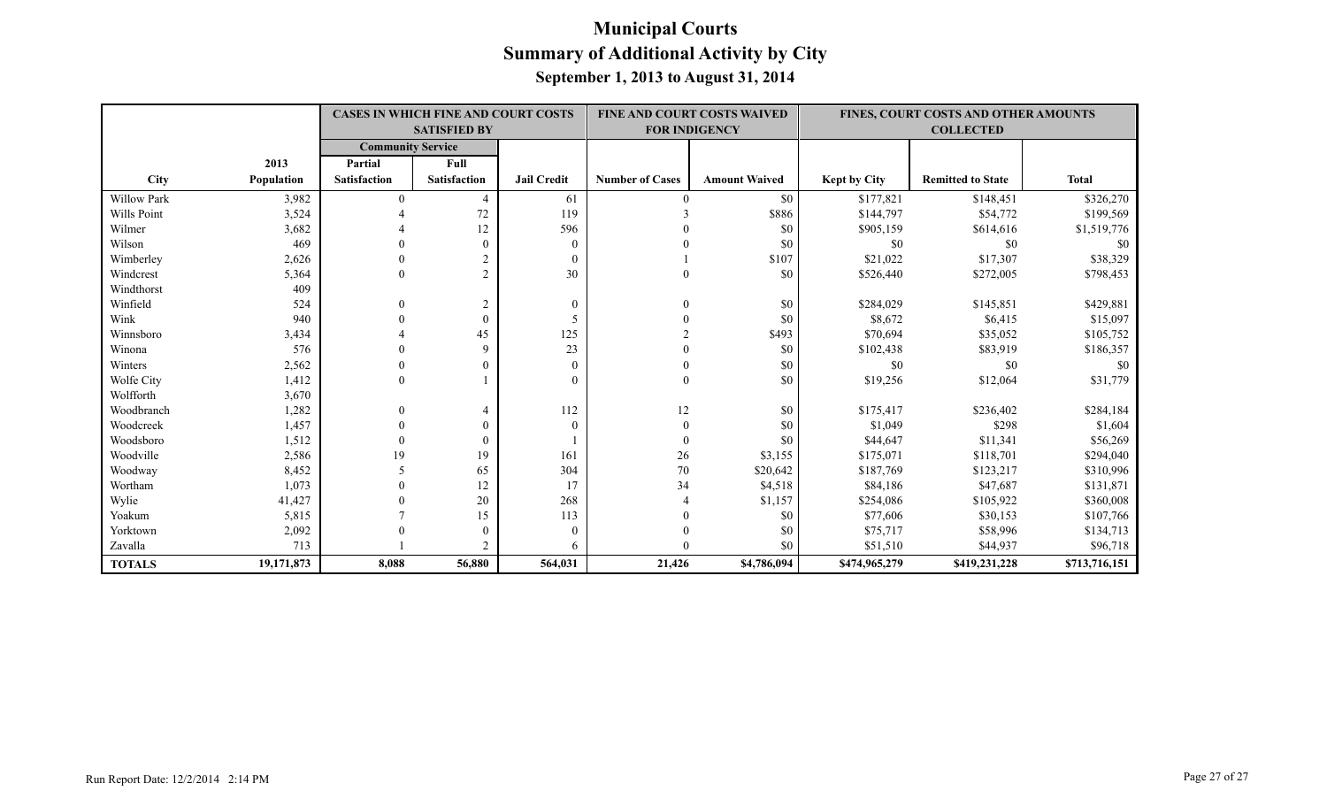# Municipal Courts
## Summary of Additional Activity by City
### September 1, 2013 to August 31, 2014

| | | CASES IN WHICH FINE AND COURT COSTS SATISFIED BY | | | FINE AND COURT COSTS WAIVED FOR INDIGENCY | | FINES, COURT COSTS AND OTHER AMOUNTS COLLECTED | | |
|---|---|---|---|---|---|---|---|---|---|
| | | Community Service | | | | | | | |
| City | 2013 Population | Partial Satisfaction | Full Satisfaction | Jail Credit | Number of Cases | Amount Waived | Kept by City | Remitted to State | Total |
| Willow Park | 3,982 | 0 | 4 | 61 | 0 | $0 | $177,821 | $148,451 | $326,270 |
| Wills Point | 3,524 | 4 | 72 | 119 | 3 | $886 | $144,797 | $54,772 | $199,569 |
| Wilmer | 3,682 | 4 | 12 | 596 | 0 | $0 | $905,159 | $614,616 | $1,519,776 |
| Wilson | 469 | 0 | 0 | 0 | 0 | $0 | $0 | $0 | $0 |
| Wimberley | 2,626 | 0 | 2 | 0 | 1 | $107 | $21,022 | $17,307 | $38,329 |
| Windcrest | 5,364 | 0 | 2 | 30 | 0 | $0 | $526,440 | $272,005 | $798,453 |
| Windthorst | 409 | | | | | | | | |
| Winfield | 524 | 0 | 2 | 0 | 0 | $0 | $284,029 | $145,851 | $429,881 |
| Wink | 940 | 0 | 0 | 5 | 0 | $0 | $8,672 | $6,415 | $15,097 |
| Winnsboro | 3,434 | 4 | 45 | 125 | 2 | $493 | $70,694 | $35,052 | $105,752 |
| Winona | 576 | 0 | 9 | 23 | 0 | $0 | $102,438 | $83,919 | $186,357 |
| Winters | 2,562 | 0 | 0 | 0 | 0 | $0 | $0 | $0 | $0 |
| Wolfe City | 1,412 | 0 | 1 | 0 | 0 | $0 | $19,256 | $12,064 | $31,779 |
| Wolfforth | 3,670 | | | | | | | | |
| Woodbranch | 1,282 | 0 | 4 | 112 | 12 | $0 | $175,417 | $236,402 | $284,184 |
| Woodcreek | 1,457 | 0 | 0 | 0 | 0 | $0 | $1,049 | $298 | $1,604 |
| Woodsboro | 1,512 | 0 | 0 | 1 | 0 | $0 | $44,647 | $11,341 | $56,269 |
| Woodville | 2,586 | 19 | 19 | 161 | 26 | $3,155 | $175,071 | $118,701 | $294,040 |
| Woodway | 8,452 | 5 | 65 | 304 | 70 | $20,642 | $187,769 | $123,217 | $310,996 |
| Wortham | 1,073 | 0 | 12 | 17 | 34 | $4,518 | $84,186 | $47,687 | $131,871 |
| Wylie | 41,427 | 0 | 20 | 268 | 4 | $1,157 | $254,086 | $105,922 | $360,008 |
| Yoakum | 5,815 | 7 | 15 | 113 | 0 | $0 | $77,606 | $30,153 | $107,766 |
| Yorktown | 2,092 | 0 | 0 | 0 | 0 | $0 | $75,717 | $58,996 | $134,713 |
| Zavalla | 713 | 1 | 2 | 6 | 0 | $0 | $51,510 | $44,937 | $96,718 |
| **TOTALS** | **19,171,873** | **8,088** | **56,880** | **564,031** | **21,426** | **$4,786,094** | **$474,965,279** | **$419,231,228** | **$713,716,151** |

Run Report Date: 12/2/2014 2:14 PM